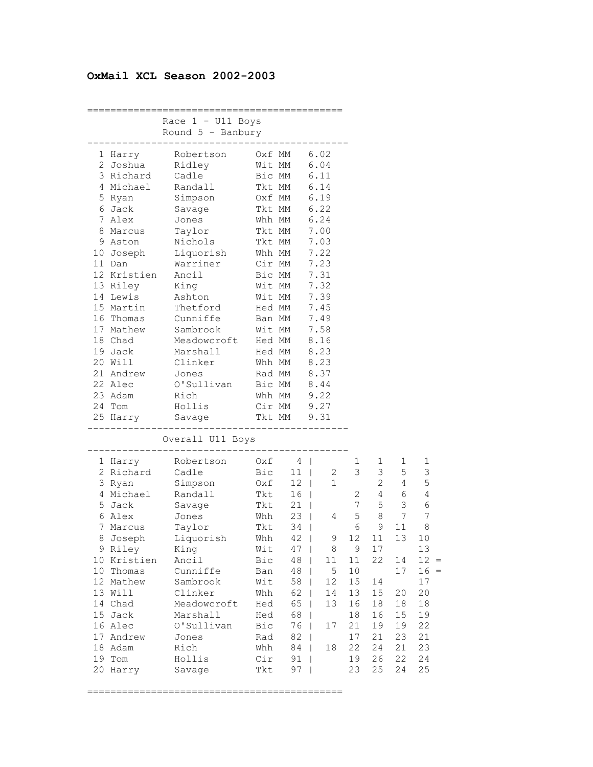# OxMail XCL Season 2002-2003

## Race 1 - U11 Boys
### Round 5 - Banbury

| Pos | First Name | Surname | Club | Time |
|---|---|---|---|---|
| 1 | Harry | Robertson | Oxf MM | 6.02 |
| 2 | Joshua | Ridley | Wit MM | 6.04 |
| 3 | Richard | Cadle | Bic MM | 6.11 |
| 4 | Michael | Randall | Tkt MM | 6.14 |
| 5 | Ryan | Simpson | Oxf MM | 6.19 |
| 6 | Jack | Savage | Tkt MM | 6.22 |
| 7 | Alex | Jones | Whh MM | 6.24 |
| 8 | Marcus | Taylor | Tkt MM | 7.00 |
| 9 | Aston | Nichols | Tkt MM | 7.03 |
| 10 | Joseph | Liquorish | Whh MM | 7.22 |
| 11 | Dan | Warriner | Cir MM | 7.23 |
| 12 | Kristien | Ancil | Bic MM | 7.31 |
| 13 | Riley | King | Wit MM | 7.32 |
| 14 | Lewis | Ashton | Wit MM | 7.39 |
| 15 | Martin | Thetford | Hed MM | 7.45 |
| 16 | Thomas | Cunniffe | Ban MM | 7.49 |
| 17 | Mathew | Sambrook | Wit MM | 7.58 |
| 18 | Chad | Meadowcroft | Hed MM | 8.16 |
| 19 | Jack | Marshall | Hed MM | 8.23 |
| 20 | Will | Clinker | Whh MM | 8.23 |
| 21 | Andrew | Jones | Rad MM | 8.37 |
| 22 | Alec | O'Sullivan | Bic MM | 8.44 |
| 23 | Adam | Rich | Whh MM | 9.22 |
| 24 | Tom | Hollis | Cir MM | 9.27 |
| 25 | Harry | Savage | Tkt MM | 9.31 |

## Overall U11 Boys

| Pos | First Name | Surname | Club | Total | R1 | R2 | R3 | R4 | R5 |
|---|---|---|---|---|---|---|---|---|---|
| 1 | Harry | Robertson | Oxf | 4 | | 1 | 1 | 1 | 1 |
| 2 | Richard | Cadle | Bic | 11 | 2 | 3 | 3 | 5 | 3 |
| 3 | Ryan | Simpson | Oxf | 12 | 1 | | 2 | 4 | 5 |
| 4 | Michael | Randall | Tkt | 16 | | 2 | 4 | 6 | 4 |
| 5 | Jack | Savage | Tkt | 21 | | 7 | 5 | 3 | 6 |
| 6 | Alex | Jones | Whh | 23 | 4 | 5 | 8 | 7 | 7 |
| 7 | Marcus | Taylor | Tkt | 34 | | 6 | 9 | 11 | 8 |
| 8 | Joseph | Liquorish | Whh | 42 | 9 | 12 | 11 | 13 | 10 |
| 9 | Riley | King | Wit | 47 | 8 | 9 | 17 | | 13 |
| 10 | Kristien | Ancil | Bic | 48 | 11 | 11 | 22 | 14 | 12 = |
| 10 | Thomas | Cunniffe | Ban | 48 | 5 | 10 | | 17 | 16 = |
| 12 | Mathew | Sambrook | Wit | 58 | 12 | 15 | 14 | | 17 |
| 13 | Will | Clinker | Whh | 62 | 14 | 13 | 15 | 20 | 20 |
| 14 | Chad | Meadowcroft | Hed | 65 | 13 | 16 | 18 | 18 | 18 |
| 15 | Jack | Marshall | Hed | 68 | | 18 | 16 | 15 | 19 |
| 16 | Alec | O'Sullivan | Bic | 76 | 17 | 21 | 19 | 19 | 22 |
| 17 | Andrew | Jones | Rad | 82 | | 17 | 21 | 23 | 21 |
| 18 | Adam | Rich | Whh | 84 | 18 | 22 | 24 | 21 | 23 |
| 19 | Tom | Hollis | Cir | 91 | | 19 | 26 | 22 | 24 |
| 20 | Harry | Savage | Tkt | 97 | | 23 | 25 | 24 | 25 |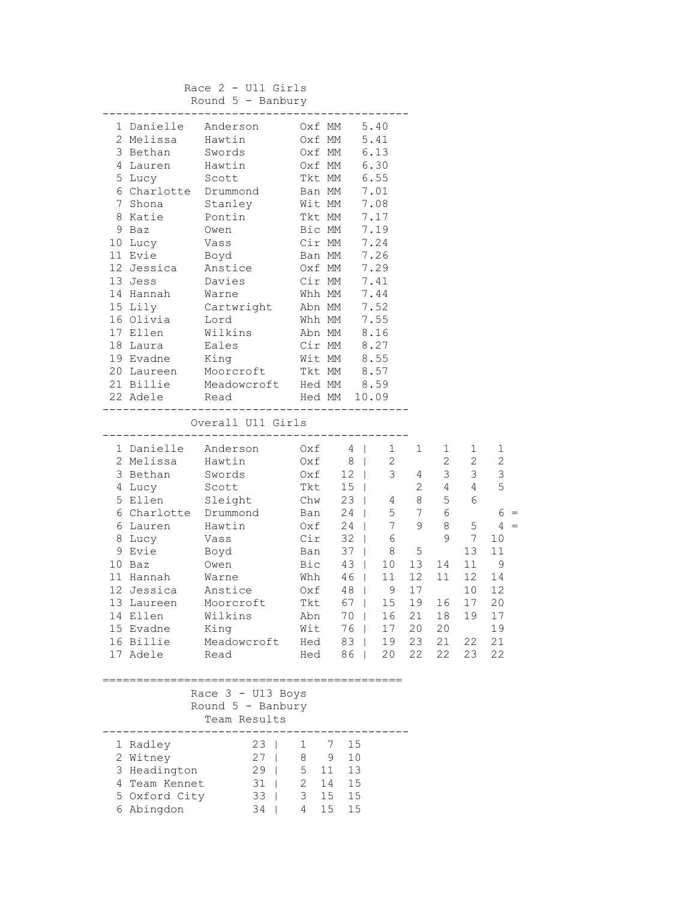## Race 2 - U11 Girls
### Round 5 - Banbury

| Pos | First Name | Surname | Club | Cat | Time |
|---|---|---|---|---|---|
| 1 | Danielle | Anderson | Oxf | MM | 5.40 |
| 2 | Melissa | Hawtin | Oxf | MM | 5.41 |
| 3 | Bethan | Swords | Oxf | MM | 6.13 |
| 4 | Lauren | Hawtin | Oxf | MM | 6.30 |
| 5 | Lucy | Scott | Tkt | MM | 6.55 |
| 6 | Charlotte | Drummond | Ban | MM | 7.01 |
| 7 | Shona | Stanley | Wit | MM | 7.08 |
| 8 | Katie | Pontin | Tkt | MM | 7.17 |
| 9 | Baz | Owen | Bic | MM | 7.19 |
| 10 | Lucy | Vass | Cir | MM | 7.24 |
| 11 | Evie | Boyd | Ban | MM | 7.26 |
| 12 | Jessica | Anstice | Oxf | MM | 7.29 |
| 13 | Jess | Davies | Cir | MM | 7.41 |
| 14 | Hannah | Warne | Whh | MM | 7.44 |
| 15 | Lily | Cartwright | Abn | MM | 7.52 |
| 16 | Olivia | Lord | Whh | MM | 7.55 |
| 17 | Ellen | Wilkins | Abn | MM | 8.16 |
| 18 | Laura | Eales | Cir | MM | 8.27 |
| 19 | Evadne | King | Wit | MM | 8.55 |
| 20 | Laureen | Moorcroft | Tkt | MM | 8.57 |
| 21 | Billie | Meadowcroft | Hed | MM | 8.59 |
| 22 | Adele | Read | Hed | MM | 10.09 |

### Overall U11 Girls

| Pos | First Name | Surname | Club | Total | R1 | R2 | R3 | R4 | R5 | |
|---|---|---|---|---|---|---|---|---|---|---|
| 1 | Danielle | Anderson | Oxf | 4 | 1 | 1 | 1 | 1 | 1 | |
| 2 | Melissa | Hawtin | Oxf | 8 | 2 | | 2 | 2 | 2 | |
| 3 | Bethan | Swords | Oxf | 12 | 3 | 4 | 3 | 3 | 3 | |
| 4 | Lucy | Scott | Tkt | 15 | | 2 | 4 | 4 | 5 | |
| 5 | Ellen | Sleight | Chw | 23 | 4 | 8 | 5 | 6 | | |
| 6 | Charlotte | Drummond | Ban | 24 | 5 | 7 | 6 | | 6 | = |
| 6 | Lauren | Hawtin | Oxf | 24 | 7 | 9 | 8 | 5 | 4 | = |
| 8 | Lucy | Vass | Cir | 32 | 6 | | 9 | 7 | 10 | |
| 9 | Evie | Boyd | Ban | 37 | 8 | 5 | | 13 | 11 | |
| 10 | Baz | Owen | Bic | 43 | 10 | 13 | 14 | 11 | 9 | |
| 11 | Hannah | Warne | Whh | 46 | 11 | 12 | 11 | 12 | 14 | |
| 12 | Jessica | Anstice | Oxf | 48 | 9 | 17 | | 10 | 12 | |
| 13 | Laureen | Moorcroft | Tkt | 67 | 15 | 19 | 16 | 17 | 20 | |
| 14 | Ellen | Wilkins | Abn | 70 | 16 | 21 | 18 | 19 | 17 | |
| 15 | Evadne | King | Wit | 76 | 17 | 20 | 20 | | 19 | |
| 16 | Billie | Meadowcroft | Hed | 83 | 19 | 23 | 21 | 22 | 21 | |
| 17 | Adele | Read | Hed | 86 | 20 | 22 | 22 | 23 | 22 | |

## Race 3 - U13 Boys
### Round 5 - Banbury
### Team Results

| Pos | Team | Total | | | |
|---|---|---|---|---|---|
| 1 | Radley | 23 | 1 | 7 | 15 |
| 2 | Witney | 27 | 8 | 9 | 10 |
| 3 | Headington | 29 | 5 | 11 | 13 |
| 4 | Team Kennet | 31 | 2 | 14 | 15 |
| 5 | Oxford City | 33 | 3 | 15 | 15 |
| 6 | Abingdon | 34 | 4 | 15 | 15 |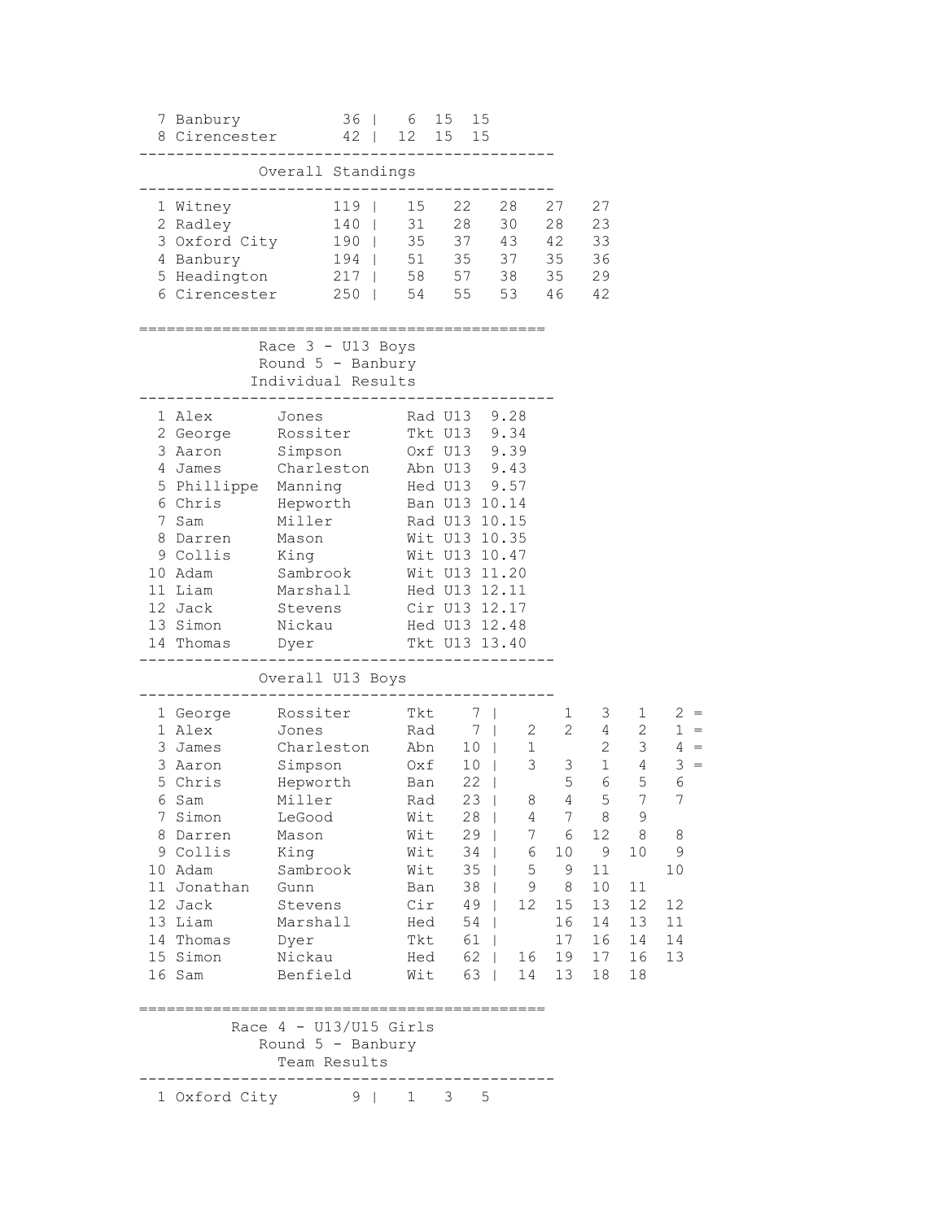| Pos | Team | Total | | | |
|---|---|---|---|---|---|
| 7 | Banbury | 36 | 6 | 15 | 15 |
| 8 | Cirencester | 42 | 12 | 15 | 15 |

## Overall Standings

| Pos | Team | Total | | | | | |
|---|---|---|---|---|---|---|---|
| 1 | Witney | 119 | 15 | 22 | 28 | 27 | 27 |
| 2 | Radley | 140 | 31 | 28 | 30 | 28 | 23 |
| 3 | Oxford City | 190 | 35 | 37 | 43 | 42 | 33 |
| 4 | Banbury | 194 | 51 | 35 | 37 | 35 | 36 |
| 5 | Headington | 217 | 58 | 57 | 38 | 35 | 29 |
| 6 | Cirencester | 250 | 54 | 55 | 53 | 46 | 42 |

## Race 3 - U13 Boys
### Round 5 - Banbury
### Individual Results

| Pos | First Name | Surname | Club | Cat | Time |
|---|---|---|---|---|---|
| 1 | Alex | Jones | Rad | U13 | 9.28 |
| 2 | George | Rossiter | Tkt | U13 | 9.34 |
| 3 | Aaron | Simpson | Oxf | U13 | 9.39 |
| 4 | James | Charleston | Abn | U13 | 9.43 |
| 5 | Phillippe | Manning | Hed | U13 | 9.57 |
| 6 | Chris | Hepworth | Ban | U13 | 10.14 |
| 7 | Sam | Miller | Rad | U13 | 10.15 |
| 8 | Darren | Mason | Wit | U13 | 10.35 |
| 9 | Collis | King | Wit | U13 | 10.47 |
| 10 | Adam | Sambrook | Wit | U13 | 11.20 |
| 11 | Liam | Marshall | Hed | U13 | 12.11 |
| 12 | Jack | Stevens | Cir | U13 | 12.17 |
| 13 | Simon | Nickau | Hed | U13 | 12.48 |
| 14 | Thomas | Dyer | Tkt | U13 | 13.40 |

## Overall U13 Boys

| Pos | First Name | Surname | Club | Total | | | | | | |
|---|---|---|---|---|---|---|---|---|---|---|
| 1 | George | Rossiter | Tkt | 7 | | 1 | 3 | 1 | 2 | = |
| 1 | Alex | Jones | Rad | 7 | 2 | 2 | 4 | 2 | 1 | = |
| 3 | James | Charleston | Abn | 10 | 1 | | 2 | 3 | 4 | = |
| 3 | Aaron | Simpson | Oxf | 10 | 3 | 3 | 1 | 4 | 3 | = |
| 5 | Chris | Hepworth | Ban | 22 | | 5 | 6 | 5 | 6 | |
| 6 | Sam | Miller | Rad | 23 | 8 | 4 | 5 | 7 | 7 | |
| 7 | Simon | LeGood | Wit | 28 | 4 | 7 | 8 | 9 | | |
| 8 | Darren | Mason | Wit | 29 | 7 | 6 | 12 | 8 | 8 | |
| 9 | Collis | King | Wit | 34 | 6 | 10 | 9 | 10 | 9 | |
| 10 | Adam | Sambrook | Wit | 35 | 5 | 9 | 11 | | 10 | |
| 11 | Jonathan | Gunn | Ban | 38 | 9 | 8 | 10 | 11 | | |
| 12 | Jack | Stevens | Cir | 49 | 12 | 15 | 13 | 12 | 12 | |
| 13 | Liam | Marshall | Hed | 54 | | 16 | 14 | 13 | 11 | |
| 14 | Thomas | Dyer | Tkt | 61 | | 17 | 16 | 14 | 14 | |
| 15 | Simon | Nickau | Hed | 62 | 16 | 19 | 17 | 16 | 13 | |
| 16 | Sam | Benfield | Wit | 63 | 14 | 13 | 18 | 18 | | |

## Race 4 - U13/U15 Girls
### Round 5 - Banbury
### Team Results

| Pos | Team | Total | | | |
|---|---|---|---|---|---|
| 1 | Oxford City | 9 | 1 | 3 | 5 |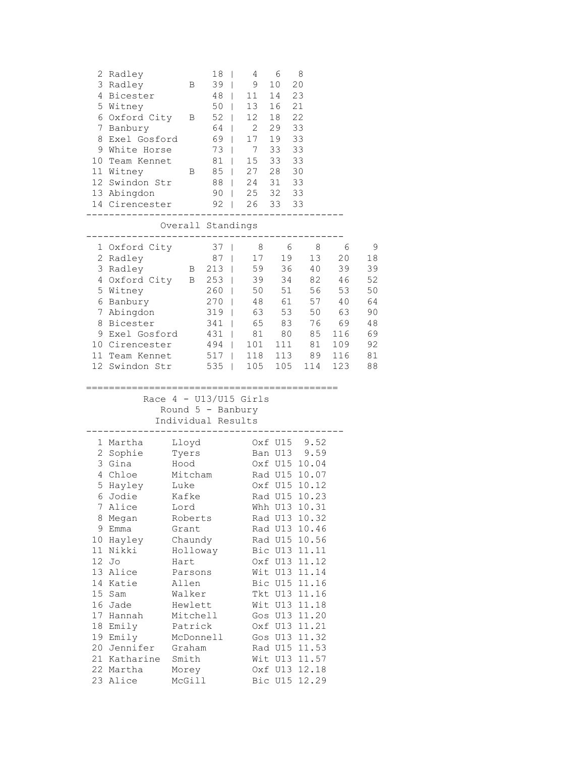| Pos | Team | | Total | | | |
|---|---|---|---|---|---|---|
| 2 | Radley | | 18 | 4 | 6 | 8 |
| 3 | Radley | B | 39 | 9 | 10 | 20 |
| 4 | Bicester | | 48 | 11 | 14 | 23 |
| 5 | Witney | | 50 | 13 | 16 | 21 |
| 6 | Oxford City | B | 52 | 12 | 18 | 22 |
| 7 | Banbury | | 64 | 2 | 29 | 33 |
| 8 | Exel Gosford | | 69 | 17 | 19 | 33 |
| 9 | White Horse | | 73 | 7 | 33 | 33 |
| 10 | Team Kennet | | 81 | 15 | 33 | 33 |
| 11 | Witney | B | 85 | 27 | 28 | 30 |
| 12 | Swindon Str | | 88 | 24 | 31 | 33 |
| 13 | Abingdon | | 90 | 25 | 32 | 33 |
| 14 | Cirencester | | 92 | 26 | 33 | 33 |

## Overall Standings

| Pos | Team | | Total | | | | | |
|---|---|---|---|---|---|---|---|---|
| 1 | Oxford City | | 37 | 8 | 6 | 8 | 6 | 9 |
| 2 | Radley | | 87 | 17 | 19 | 13 | 20 | 18 |
| 3 | Radley | B | 213 | 59 | 36 | 40 | 39 | 39 |
| 4 | Oxford City | B | 253 | 39 | 34 | 82 | 46 | 52 |
| 5 | Witney | | 260 | 50 | 51 | 56 | 53 | 50 |
| 6 | Banbury | | 270 | 48 | 61 | 57 | 40 | 64 |
| 7 | Abingdon | | 319 | 63 | 53 | 50 | 63 | 90 |
| 8 | Bicester | | 341 | 65 | 83 | 76 | 69 | 48 |
| 9 | Exel Gosford | | 431 | 81 | 80 | 85 | 116 | 69 |
| 10 | Cirencester | | 494 | 101 | 111 | 81 | 109 | 92 |
| 11 | Team Kennet | | 517 | 118 | 113 | 89 | 116 | 81 |
| 12 | Swindon Str | | 535 | 105 | 105 | 114 | 123 | 88 |

## Race 4 - U13/U15 Girls
### Round 5 - Banbury
### Individual Results

| Pos | First Name | Surname | Club | Cat | Time |
|---|---|---|---|---|---|
| 1 | Martha | Lloyd | Oxf | U15 | 9.52 |
| 2 | Sophie | Tyers | Ban | U13 | 9.59 |
| 3 | Gina | Hood | Oxf | U15 | 10.04 |
| 4 | Chloe | Mitcham | Rad | U15 | 10.07 |
| 5 | Hayley | Luke | Oxf | U15 | 10.12 |
| 6 | Jodie | Kafke | Rad | U15 | 10.23 |
| 7 | Alice | Lord | Whh | U13 | 10.31 |
| 8 | Megan | Roberts | Rad | U13 | 10.32 |
| 9 | Emma | Grant | Rad | U13 | 10.46 |
| 10 | Hayley | Chaundy | Rad | U15 | 10.56 |
| 11 | Nikki | Holloway | Bic | U13 | 11.11 |
| 12 | Jo | Hart | Oxf | U13 | 11.12 |
| 13 | Alice | Parsons | Wit | U13 | 11.14 |
| 14 | Katie | Allen | Bic | U15 | 11.16 |
| 15 | Sam | Walker | Tkt | U13 | 11.16 |
| 16 | Jade | Hewlett | Wit | U13 | 11.18 |
| 17 | Hannah | Mitchell | Gos | U13 | 11.20 |
| 18 | Emily | Patrick | Oxf | U13 | 11.21 |
| 19 | Emily | McDonnell | Gos | U13 | 11.32 |
| 20 | Jennifer | Graham | Rad | U15 | 11.53 |
| 21 | Katharine | Smith | Wit | U13 | 11.57 |
| 22 | Martha | Morey | Oxf | U13 | 12.18 |
| 23 | Alice | McGill | Bic | U15 | 12.29 |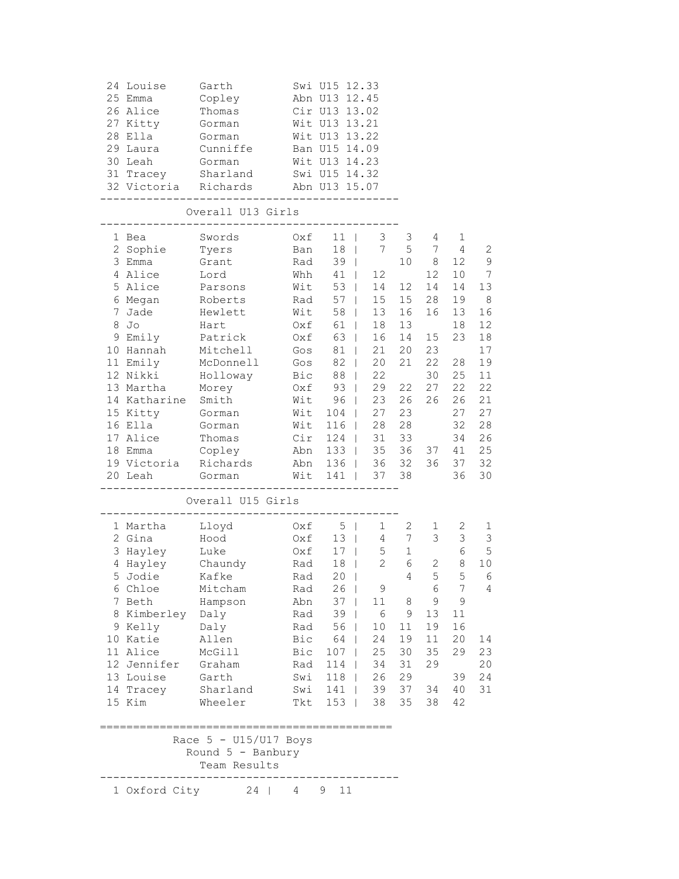| Pos | First Name | Surname | Club | Cat | Time |
|---|---|---|---|---|---|
| 24 | Louise | Garth | Swi | U15 | 12.33 |
| 25 | Emma | Copley | Abn | U13 | 12.45 |
| 26 | Alice | Thomas | Cir | U13 | 13.02 |
| 27 | Kitty | Gorman | Wit | U13 | 13.21 |
| 28 | Ella | Gorman | Wit | U13 | 13.22 |
| 29 | Laura | Cunniffe | Ban | U15 | 14.09 |
| 30 | Leah | Gorman | Wit | U13 | 14.23 |
| 31 | Tracey | Sharland | Swi | U15 | 14.32 |
| 32 | Victoria | Richards | Abn | U13 | 15.07 |

## Overall U13 Girls

| Pos | First Name | Surname | Club | Total | | | | | |
|---|---|---|---|---|---|---|---|---|---|
| 1 | Bea | Swords | Oxf | 11 | 3 | 3 | 4 | 1 | |
| 2 | Sophie | Tyers | Ban | 18 | 7 | 5 | 7 | 4 | 2 |
| 3 | Emma | Grant | Rad | 39 | | 10 | 8 | 12 | 9 |
| 4 | Alice | Lord | Whh | 41 | 12 | | 12 | 10 | 7 |
| 5 | Alice | Parsons | Wit | 53 | 14 | 12 | 14 | 14 | 13 |
| 6 | Megan | Roberts | Rad | 57 | 15 | 15 | 28 | 19 | 8 |
| 7 | Jade | Hewlett | Wit | 58 | 13 | 16 | 16 | 13 | 16 |
| 8 | Jo | Hart | Oxf | 61 | 18 | 13 | | 18 | 12 |
| 9 | Emily | Patrick | Oxf | 63 | 16 | 14 | 15 | 23 | 18 |
| 10 | Hannah | Mitchell | Gos | 81 | 21 | 20 | 23 | | 17 |
| 11 | Emily | McDonnell | Gos | 82 | 20 | 21 | 22 | 28 | 19 |
| 12 | Nikki | Holloway | Bic | 88 | 22 | | 30 | 25 | 11 |
| 13 | Martha | Morey | Oxf | 93 | 29 | 22 | 27 | 22 | 22 |
| 14 | Katharine | Smith | Wit | 96 | 23 | 26 | 26 | 26 | 21 |
| 15 | Kitty | Gorman | Wit | 104 | 27 | 23 | | 27 | 27 |
| 16 | Ella | Gorman | Wit | 116 | 28 | 28 | | 32 | 28 |
| 17 | Alice | Thomas | Cir | 124 | 31 | 33 | | 34 | 26 |
| 18 | Emma | Copley | Abn | 133 | 35 | 36 | 37 | 41 | 25 |
| 19 | Victoria | Richards | Abn | 136 | 36 | 32 | 36 | 37 | 32 |
| 20 | Leah | Gorman | Wit | 141 | 37 | 38 | | 36 | 30 |

## Overall U15 Girls

| Pos | First Name | Surname | Club | Total | | | | | |
|---|---|---|---|---|---|---|---|---|---|
| 1 | Martha | Lloyd | Oxf | 5 | 1 | 2 | 1 | 2 | 1 |
| 2 | Gina | Hood | Oxf | 13 | 4 | 7 | 3 | 3 | 3 |
| 3 | Hayley | Luke | Oxf | 17 | 5 | 1 | | 6 | 5 |
| 4 | Hayley | Chaundy | Rad | 18 | 2 | 6 | 2 | 8 | 10 |
| 5 | Jodie | Kafke | Rad | 20 | | 4 | 5 | 5 | 6 |
| 6 | Chloe | Mitcham | Rad | 26 | 9 | | 6 | 7 | 4 |
| 7 | Beth | Hampson | Abn | 37 | 11 | 8 | 9 | 9 | |
| 8 | Kimberley | Daly | Rad | 39 | 6 | 9 | 13 | 11 | |
| 9 | Kelly | Daly | Rad | 56 | 10 | 11 | 19 | 16 | |
| 10 | Katie | Allen | Bic | 64 | 24 | 19 | 11 | 20 | 14 |
| 11 | Alice | McGill | Bic | 107 | 25 | 30 | 35 | 29 | 23 |
| 12 | Jennifer | Graham | Rad | 114 | 34 | 31 | 29 | | 20 |
| 13 | Louise | Garth | Swi | 118 | 26 | 29 | | 39 | 24 |
| 14 | Tracey | Sharland | Swi | 141 | 39 | 37 | 34 | 40 | 31 |
| 15 | Kim | Wheeler | Tkt | 153 | 38 | 35 | 38 | 42 | |

## Race 5 - U15/U17 Boys
### Round 5 - Banbury
### Team Results

| Pos | Team | Total | | | |
|---|---|---|---|---|---|
| 1 | Oxford City | 24 | 4 | 9 | 11 |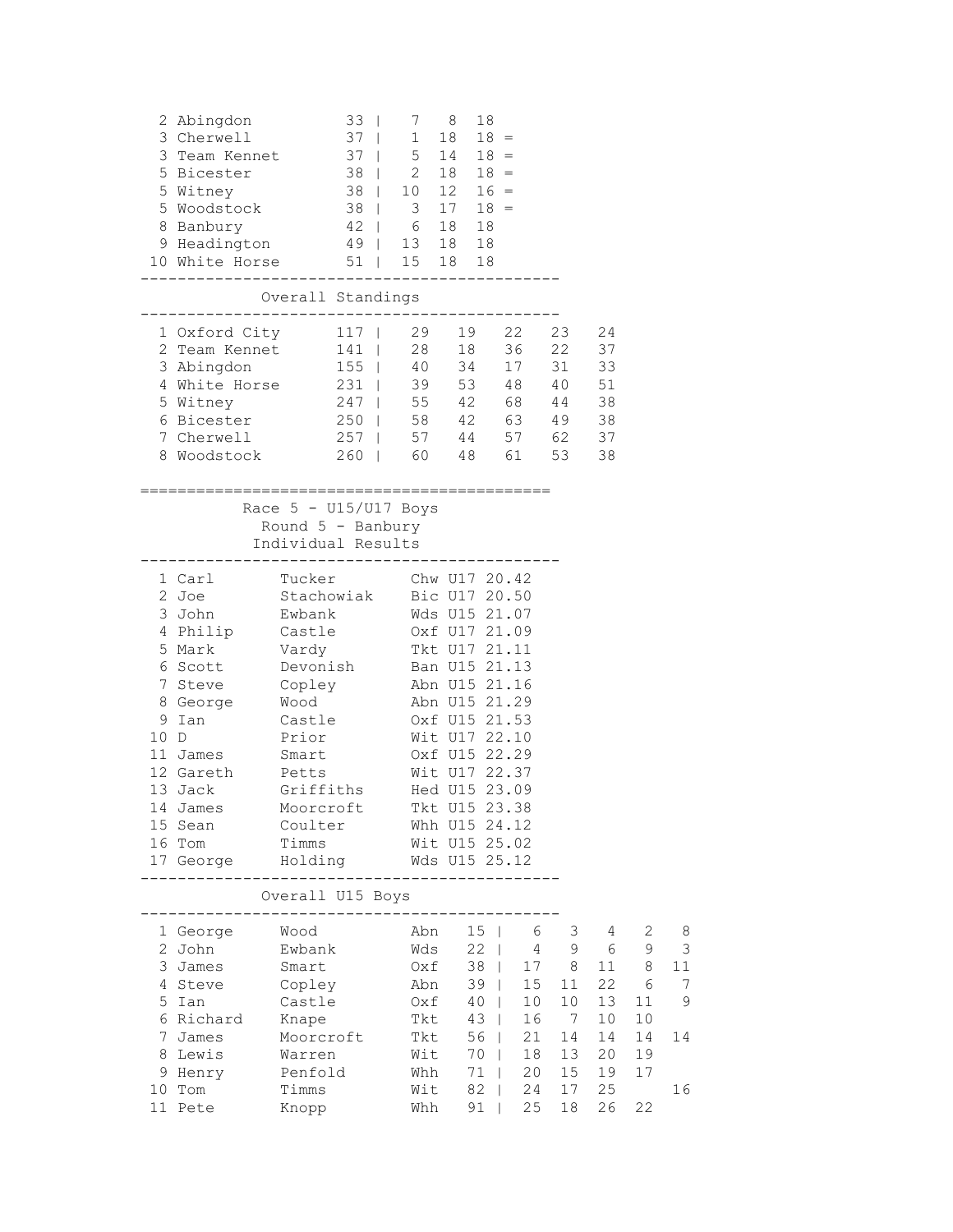| Pos | Team | Total | | | | |
|---|---|---|---|---|---|---|
| 2 | Abingdon | 33 | 7 | 8 | 18 | |
| 3 | Cherwell | 37 | 1 | 18 | 18 | = |
| 3 | Team Kennet | 37 | 5 | 14 | 18 | = |
| 5 | Bicester | 38 | 2 | 18 | 18 | = |
| 5 | Witney | 38 | 10 | 12 | 16 | = |
| 5 | Woodstock | 38 | 3 | 17 | 18 | = |
| 8 | Banbury | 42 | 6 | 18 | 18 | |
| 9 | Headington | 49 | 13 | 18 | 18 | |
| 10 | White Horse | 51 | 15 | 18 | 18 | |

### Overall Standings

| Pos | Team | Total | | | | | |
|---|---|---|---|---|---|---|---|
| 1 | Oxford City | 117 | 29 | 19 | 22 | 23 | 24 |
| 2 | Team Kennet | 141 | 28 | 18 | 36 | 22 | 37 |
| 3 | Abingdon | 155 | 40 | 34 | 17 | 31 | 33 |
| 4 | White Horse | 231 | 39 | 53 | 48 | 40 | 51 |
| 5 | Witney | 247 | 55 | 42 | 68 | 44 | 38 |
| 6 | Bicester | 250 | 58 | 42 | 63 | 49 | 38 |
| 7 | Cherwell | 257 | 57 | 44 | 57 | 62 | 37 |
| 8 | Woodstock | 260 | 60 | 48 | 61 | 53 | 38 |

## Race 5 - U15/U17 Boys

### Round 5 - Banbury

### Individual Results

| Pos | First Name | Surname | Club | Cat | Time |
|---|---|---|---|---|---|
| 1 | Carl | Tucker | Chw | U17 | 20.42 |
| 2 | Joe | Stachowiak | Bic | U17 | 20.50 |
| 3 | John | Ewbank | Wds | U15 | 21.07 |
| 4 | Philip | Castle | Oxf | U17 | 21.09 |
| 5 | Mark | Vardy | Tkt | U17 | 21.11 |
| 6 | Scott | Devonish | Ban | U15 | 21.13 |
| 7 | Steve | Copley | Abn | U15 | 21.16 |
| 8 | George | Wood | Abn | U15 | 21.29 |
| 9 | Ian | Castle | Oxf | U15 | 21.53 |
| 10 | D | Prior | Wit | U17 | 22.10 |
| 11 | James | Smart | Oxf | U15 | 22.29 |
| 12 | Gareth | Petts | Wit | U17 | 22.37 |
| 13 | Jack | Griffiths | Hed | U15 | 23.09 |
| 14 | James | Moorcroft | Tkt | U15 | 23.38 |
| 15 | Sean | Coulter | Whh | U15 | 24.12 |
| 16 | Tom | Timms | Wit | U15 | 25.02 |
| 17 | George | Holding | Wds | U15 | 25.12 |

### Overall U15 Boys

| Pos | First Name | Surname | Club | Total | | | | | |
|---|---|---|---|---|---|---|---|---|---|
| 1 | George | Wood | Abn | 15 | 6 | 3 | 4 | 2 | 8 |
| 2 | John | Ewbank | Wds | 22 | 4 | 9 | 6 | 9 | 3 |
| 3 | James | Smart | Oxf | 38 | 17 | 8 | 11 | 8 | 11 |
| 4 | Steve | Copley | Abn | 39 | 15 | 11 | 22 | 6 | 7 |
| 5 | Ian | Castle | Oxf | 40 | 10 | 10 | 13 | 11 | 9 |
| 6 | Richard | Knape | Tkt | 43 | 16 | 7 | 10 | 10 | |
| 7 | James | Moorcroft | Tkt | 56 | 21 | 14 | 14 | 14 | 14 |
| 8 | Lewis | Warren | Wit | 70 | 18 | 13 | 20 | 19 | |
| 9 | Henry | Penfold | Whh | 71 | 20 | 15 | 19 | 17 | |
| 10 | Tom | Timms | Wit | 82 | 24 | 17 | 25 | | 16 |
| 11 | Pete | Knopp | Whh | 91 | 25 | 18 | 26 | 22 | |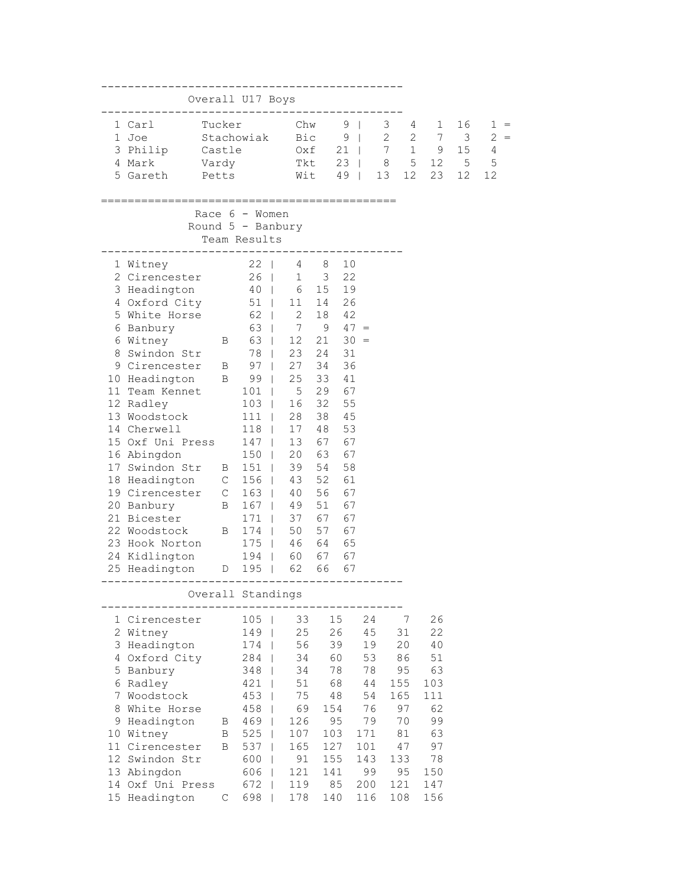## Overall U17 Boys

| Pos | First | Last | Club | Total | R1 | R2 | R3 | R4 | R5 | |
|---|---|---|---|---|---|---|---|---|---|---|
| 1 | Carl | Tucker | Chw | 9 | 3 | 4 | 1 | 16 | 1 | = |
| 1 | Joe | Stachowiak | Bic | 9 | 2 | 2 | 7 | 3 | 2 | = |
| 3 | Philip | Castle | Oxf | 21 | 7 | 1 | 9 | 15 | 4 | |
| 4 | Mark | Vardy | Tkt | 23 | 8 | 5 | 12 | 5 | 5 | |
| 5 | Gareth | Petts | Wit | 49 | 13 | 12 | 23 | 12 | 12 | |

## Race 6 - Women
### Round 5 - Banbury
### Team Results

| Pos | Team | | Total | 1st | 2nd | 3rd | |
|---|---|---|---|---|---|---|---|
| 1 | Witney | | 22 | 4 | 8 | 10 | |
| 2 | Cirencester | | 26 | 1 | 3 | 22 | |
| 3 | Headington | | 40 | 6 | 15 | 19 | |
| 4 | Oxford City | | 51 | 11 | 14 | 26 | |
| 5 | White Horse | | 62 | 2 | 18 | 42 | |
| 6 | Banbury | | 63 | 7 | 9 | 47 | = |
| 6 | Witney | B | 63 | 12 | 21 | 30 | = |
| 8 | Swindon Str | | 78 | 23 | 24 | 31 | |
| 9 | Cirencester | B | 97 | 27 | 34 | 36 | |
| 10 | Headington | B | 99 | 25 | 33 | 41 | |
| 11 | Team Kennet | | 101 | 5 | 29 | 67 | |
| 12 | Radley | | 103 | 16 | 32 | 55 | |
| 13 | Woodstock | | 111 | 28 | 38 | 45 | |
| 14 | Cherwell | | 118 | 17 | 48 | 53 | |
| 15 | Oxf Uni Press | | 147 | 13 | 67 | 67 | |
| 16 | Abingdon | | 150 | 20 | 63 | 67 | |
| 17 | Swindon Str | B | 151 | 39 | 54 | 58 | |
| 18 | Headington | C | 156 | 43 | 52 | 61 | |
| 19 | Cirencester | C | 163 | 40 | 56 | 67 | |
| 20 | Banbury | B | 167 | 49 | 51 | 67 | |
| 21 | Bicester | | 171 | 37 | 67 | 67 | |
| 22 | Woodstock | B | 174 | 50 | 57 | 67 | |
| 23 | Hook Norton | | 175 | 46 | 64 | 65 | |
| 24 | Kidlington | | 194 | 60 | 67 | 67 | |
| 25 | Headington | D | 195 | 62 | 66 | 67 | |

## Overall Standings

| Pos | Team | | Total | R1 | R2 | R3 | R4 | R5 |
|---|---|---|---|---|---|---|---|---|
| 1 | Cirencester | | 105 | 33 | 15 | 24 | 7 | 26 |
| 2 | Witney | | 149 | 25 | 26 | 45 | 31 | 22 |
| 3 | Headington | | 174 | 56 | 39 | 19 | 20 | 40 |
| 4 | Oxford City | | 284 | 34 | 60 | 53 | 86 | 51 |
| 5 | Banbury | | 348 | 34 | 78 | 78 | 95 | 63 |
| 6 | Radley | | 421 | 51 | 68 | 44 | 155 | 103 |
| 7 | Woodstock | | 453 | 75 | 48 | 54 | 165 | 111 |
| 8 | White Horse | | 458 | 69 | 154 | 76 | 97 | 62 |
| 9 | Headington | B | 469 | 126 | 95 | 79 | 70 | 99 |
| 10 | Witney | B | 525 | 107 | 103 | 171 | 81 | 63 |
| 11 | Cirencester | B | 537 | 165 | 127 | 101 | 47 | 97 |
| 12 | Swindon Str | | 600 | 91 | 155 | 143 | 133 | 78 |
| 13 | Abingdon | | 606 | 121 | 141 | 99 | 95 | 150 |
| 14 | Oxf Uni Press | | 672 | 119 | 85 | 200 | 121 | 147 |
| 15 | Headington | C | 698 | 178 | 140 | 116 | 108 | 156 |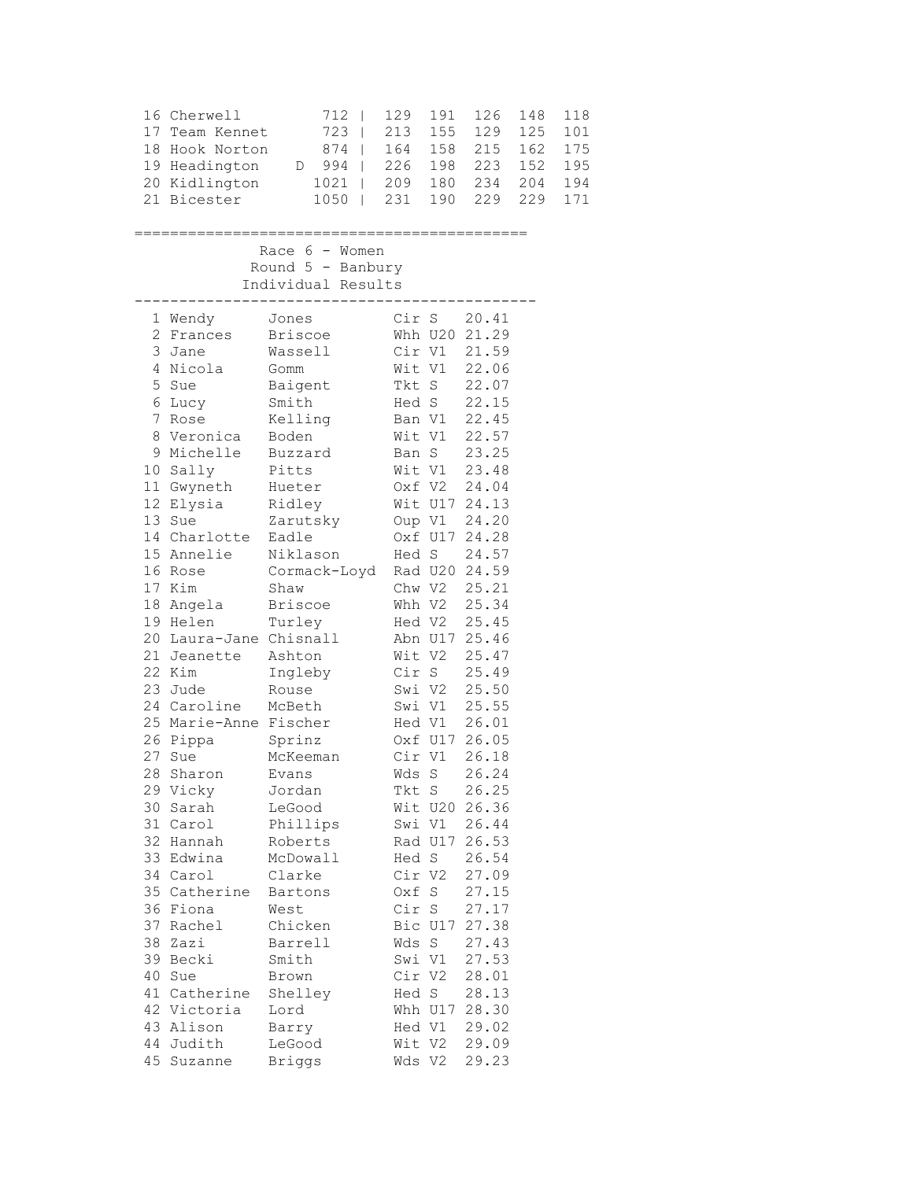| Pos | Team | | Total | | | | | |
|---|---|---|---|---|---|---|---|---|
| 16 | Cherwell | | 712 | 129 | 191 | 126 | 148 | 118 |
| 17 | Team Kennet | | 723 | 213 | 155 | 129 | 125 | 101 |
| 18 | Hook Norton | | 874 | 164 | 158 | 215 | 162 | 175 |
| 19 | Headington | D | 994 | 226 | 198 | 223 | 152 | 195 |
| 20 | Kidlington | | 1021 | 209 | 180 | 234 | 204 | 194 |
| 21 | Bicester | | 1050 | 231 | 190 | 229 | 229 | 171 |

---

## Race 6 - Women
## Round 5 - Banbury
## Individual Results

| Pos | First Name | Surname | Club | Cat | Time |
|---|---|---|---|---|---|
| 1 | Wendy | Jones | Cir | S | 20.41 |
| 2 | Frances | Briscoe | Whh | U20 | 21.29 |
| 3 | Jane | Wassell | Cir | V1 | 21.59 |
| 4 | Nicola | Gomm | Wit | V1 | 22.06 |
| 5 | Sue | Baigent | Tkt | S | 22.07 |
| 6 | Lucy | Smith | Hed | S | 22.15 |
| 7 | Rose | Kelling | Ban | V1 | 22.45 |
| 8 | Veronica | Boden | Wit | V1 | 22.57 |
| 9 | Michelle | Buzzard | Ban | S | 23.25 |
| 10 | Sally | Pitts | Wit | V1 | 23.48 |
| 11 | Gwyneth | Hueter | Oxf | V2 | 24.04 |
| 12 | Elysia | Ridley | Wit | U17 | 24.13 |
| 13 | Sue | Zarutsky | Oup | V1 | 24.20 |
| 14 | Charlotte | Eadle | Oxf | U17 | 24.28 |
| 15 | Annelie | Niklason | Hed | S | 24.57 |
| 16 | Rose | Cormack-Loyd | Rad | U20 | 24.59 |
| 17 | Kim | Shaw | Chw | V2 | 25.21 |
| 18 | Angela | Briscoe | Whh | V2 | 25.34 |
| 19 | Helen | Turley | Hed | V2 | 25.45 |
| 20 | Laura-Jane | Chisnall | Abn | U17 | 25.46 |
| 21 | Jeanette | Ashton | Wit | V2 | 25.47 |
| 22 | Kim | Ingleby | Cir | S | 25.49 |
| 23 | Jude | Rouse | Swi | V2 | 25.50 |
| 24 | Caroline | McBeth | Swi | V1 | 25.55 |
| 25 | Marie-Anne | Fischer | Hed | V1 | 26.01 |
| 26 | Pippa | Sprinz | Oxf | U17 | 26.05 |
| 27 | Sue | McKeeman | Cir | V1 | 26.18 |
| 28 | Sharon | Evans | Wds | S | 26.24 |
| 29 | Vicky | Jordan | Tkt | S | 26.25 |
| 30 | Sarah | LeGood | Wit | U20 | 26.36 |
| 31 | Carol | Phillips | Swi | V1 | 26.44 |
| 32 | Hannah | Roberts | Rad | U17 | 26.53 |
| 33 | Edwina | McDowall | Hed | S | 26.54 |
| 34 | Carol | Clarke | Cir | V2 | 27.09 |
| 35 | Catherine | Bartons | Oxf | S | 27.15 |
| 36 | Fiona | West | Cir | S | 27.17 |
| 37 | Rachel | Chicken | Bic | U17 | 27.38 |
| 38 | Zazi | Barrell | Wds | S | 27.43 |
| 39 | Becki | Smith | Swi | V1 | 27.53 |
| 40 | Sue | Brown | Cir | V2 | 28.01 |
| 41 | Catherine | Shelley | Hed | S | 28.13 |
| 42 | Victoria | Lord | Whh | U17 | 28.30 |
| 43 | Alison | Barry | Hed | V1 | 29.02 |
| 44 | Judith | LeGood | Wit | V2 | 29.09 |
| 45 | Suzanne | Briggs | Wds | V2 | 29.23 |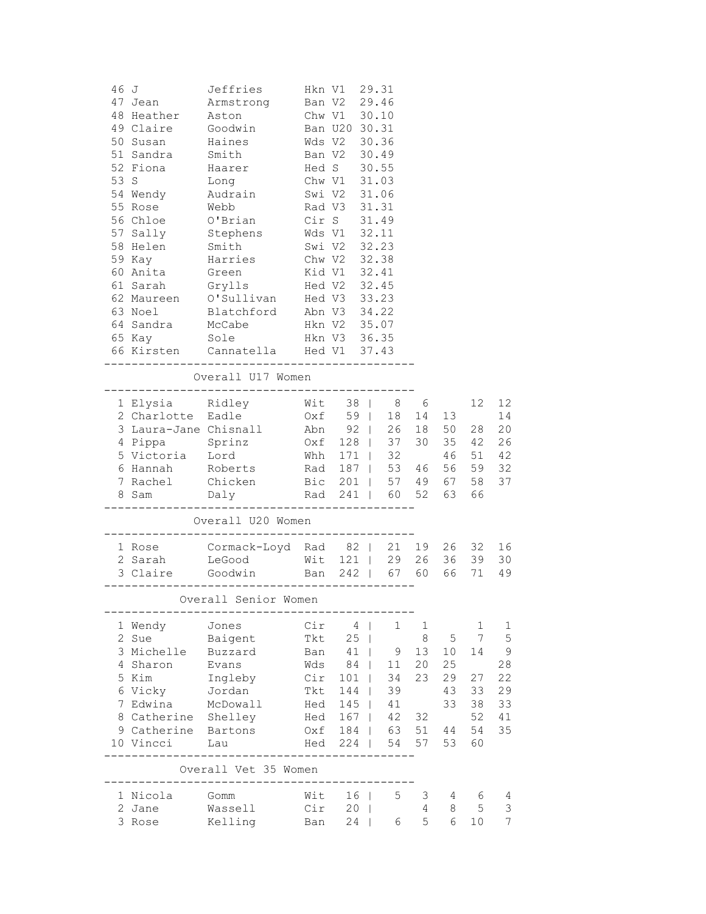| Pos | First | Last | Club | Cat | Time |
|---|---|---|---|---|---|
| 46 | J | Jeffries | Hkn | V1 | 29.31 |
| 47 | Jean | Armstrong | Ban | V2 | 29.46 |
| 48 | Heather | Aston | Chw | V1 | 30.10 |
| 49 | Claire | Goodwin | Ban | U20 | 30.31 |
| 50 | Susan | Haines | Wds | V2 | 30.36 |
| 51 | Sandra | Smith | Ban | V2 | 30.49 |
| 52 | Fiona | Haarer | Hed | S | 30.55 |
| 53 | S | Long | Chw | V1 | 31.03 |
| 54 | Wendy | Audrain | Swi | V2 | 31.06 |
| 55 | Rose | Webb | Rad | V3 | 31.31 |
| 56 | Chloe | O'Brian | Cir | S | 31.49 |
| 57 | Sally | Stephens | Wds | V1 | 32.11 |
| 58 | Helen | Smith | Swi | V2 | 32.23 |
| 59 | Kay | Harries | Chw | V2 | 32.38 |
| 60 | Anita | Green | Kid | V1 | 32.41 |
| 61 | Sarah | Grylls | Hed | V2 | 32.45 |
| 62 | Maureen | O'Sullivan | Hed | V3 | 33.23 |
| 63 | Noel | Blatchford | Abn | V3 | 34.22 |
| 64 | Sandra | McCabe | Hkn | V2 | 35.07 |
| 65 | Kay | Sole | Hkn | V3 | 36.35 |
| 66 | Kirsten | Cannatella | Hed | V1 | 37.43 |

## Overall U17 Women

| Pos | First | Last | Club | Total | | | | | |
|---|---|---|---|---|---|---|---|---|---|
| 1 | Elysia | Ridley | Wit | 38 | 8 | 6 | | 12 | 12 |
| 2 | Charlotte | Eadle | Oxf | 59 | 18 | 14 | 13 | | 14 |
| 3 | Laura-Jane | Chisnall | Abn | 92 | 26 | 18 | 50 | 28 | 20 |
| 4 | Pippa | Sprinz | Oxf | 128 | 37 | 30 | 35 | 42 | 26 |
| 5 | Victoria | Lord | Whh | 171 | 32 | | 46 | 51 | 42 |
| 6 | Hannah | Roberts | Rad | 187 | 53 | 46 | 56 | 59 | 32 |
| 7 | Rachel | Chicken | Bic | 201 | 57 | 49 | 67 | 58 | 37 |
| 8 | Sam | Daly | Rad | 241 | 60 | 52 | 63 | 66 | |

## Overall U20 Women

| Pos | First | Last | Club | Total | | | | | |
|---|---|---|---|---|---|---|---|---|---|
| 1 | Rose | Cormack-Loyd | Rad | 82 | 21 | 19 | 26 | 32 | 16 |
| 2 | Sarah | LeGood | Wit | 121 | 29 | 26 | 36 | 39 | 30 |
| 3 | Claire | Goodwin | Ban | 242 | 67 | 60 | 66 | 71 | 49 |

## Overall Senior Women

| Pos | First | Last | Club | Total | | | | | |
|---|---|---|---|---|---|---|---|---|---|
| 1 | Wendy | Jones | Cir | 4 | 1 | 1 | | 1 | 1 |
| 2 | Sue | Baigent | Tkt | 25 | | 8 | 5 | 7 | 5 |
| 3 | Michelle | Buzzard | Ban | 41 | 9 | 13 | 10 | 14 | 9 |
| 4 | Sharon | Evans | Wds | 84 | 11 | 20 | 25 | | 28 |
| 5 | Kim | Ingleby | Cir | 101 | 34 | 23 | 29 | 27 | 22 |
| 6 | Vicky | Jordan | Tkt | 144 | 39 | | 43 | 33 | 29 |
| 7 | Edwina | McDowall | Hed | 145 | 41 | | 33 | 38 | 33 |
| 8 | Catherine | Shelley | Hed | 167 | 42 | 32 | | 52 | 41 |
| 9 | Catherine | Bartons | Oxf | 184 | 63 | 51 | 44 | 54 | 35 |
| 10 | Vincci | Lau | Hed | 224 | 54 | 57 | 53 | 60 | |

## Overall Vet 35 Women

| Pos | First | Last | Club | Total | | | | | |
|---|---|---|---|---|---|---|---|---|---|
| 1 | Nicola | Gomm | Wit | 16 | 5 | 3 | 4 | 6 | 4 |
| 2 | Jane | Wassell | Cir | 20 | | 4 | 8 | 5 | 3 |
| 3 | Rose | Kelling | Ban | 24 | 6 | 5 | 6 | 10 | 7 |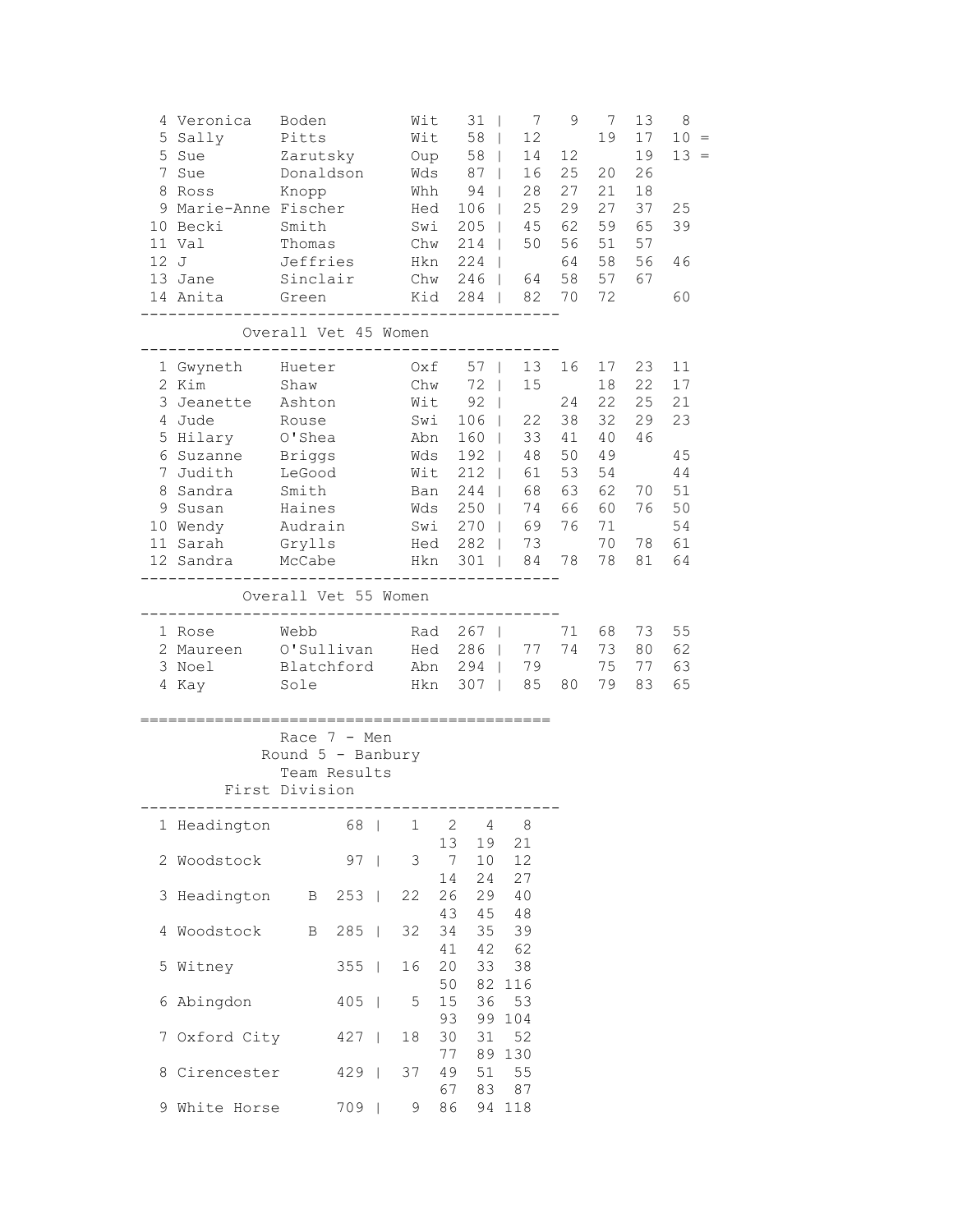| Pos | First Name | Surname | Club | Total | | R1 | R2 | R3 | R4 | R5 | |
|---|---|---|---|---|---|---|---|---|---|---|---|
| 4 | Veronica | Boden | Wit | 31 | \| | 7 | 9 | 7 | 13 | 8 | |
| 5 | Sally | Pitts | Wit | 58 | \| | 12 | | 19 | 17 | 10 | = |
| 5 | Sue | Zarutsky | Oup | 58 | \| | 14 | 12 | | 19 | 13 | = |
| 7 | Sue | Donaldson | Wds | 87 | \| | 16 | 25 | 20 | 26 | | |
| 8 | Ross | Knopp | Whh | 94 | \| | 28 | 27 | 21 | 18 | | |
| 9 | Marie-Anne | Fischer | Hed | 106 | \| | 25 | 29 | 27 | 37 | 25 | |
| 10 | Becki | Smith | Swi | 205 | \| | 45 | 62 | 59 | 65 | 39 | |
| 11 | Val | Thomas | Chw | 214 | \| | 50 | 56 | 51 | 57 | | |
| 12 | J | Jeffries | Hkn | 224 | \| | | 64 | 58 | 56 | 46 | |
| 13 | Jane | Sinclair | Chw | 246 | \| | 64 | 58 | 57 | 67 | | |
| 14 | Anita | Green | Kid | 284 | \| | 82 | 70 | 72 | | 60 | |

## Overall Vet 45 Women

| Pos | First Name | Surname | Club | Total | | R1 | R2 | R3 | R4 | R5 |
|---|---|---|---|---|---|---|---|---|---|---|
| 1 | Gwyneth | Hueter | Oxf | 57 | \| | 13 | 16 | 17 | 23 | 11 |
| 2 | Kim | Shaw | Chw | 72 | \| | 15 | | 18 | 22 | 17 |
| 3 | Jeanette | Ashton | Wit | 92 | \| | | 24 | 22 | 25 | 21 |
| 4 | Jude | Rouse | Swi | 106 | \| | 22 | 38 | 32 | 29 | 23 |
| 5 | Hilary | O'Shea | Abn | 160 | \| | 33 | 41 | 40 | 46 | |
| 6 | Suzanne | Briggs | Wds | 192 | \| | 48 | 50 | 49 | | 45 |
| 7 | Judith | LeGood | Wit | 212 | \| | 61 | 53 | 54 | | 44 |
| 8 | Sandra | Smith | Ban | 244 | \| | 68 | 63 | 62 | 70 | 51 |
| 9 | Susan | Haines | Wds | 250 | \| | 74 | 66 | 60 | 76 | 50 |
| 10 | Wendy | Audrain | Swi | 270 | \| | 69 | 76 | 71 | | 54 |
| 11 | Sarah | Grylls | Hed | 282 | \| | 73 | | 70 | 78 | 61 |
| 12 | Sandra | McCabe | Hkn | 301 | \| | 84 | 78 | 78 | 81 | 64 |

## Overall Vet 55 Women

| Pos | First Name | Surname | Club | Total | | R1 | R2 | R3 | R4 | R5 |
|---|---|---|---|---|---|---|---|---|---|---|
| 1 | Rose | Webb | Rad | 267 | \| | | 71 | 68 | 73 | 55 |
| 2 | Maureen | O'Sullivan | Hed | 286 | \| | 77 | 74 | 73 | 80 | 62 |
| 3 | Noel | Blatchford | Abn | 294 | \| | 79 | | 75 | 77 | 63 |
| 4 | Kay | Sole | Hkn | 307 | \| | 85 | 80 | 79 | 83 | 65 |

============================================

# Race 7 - Men

## Round 5 - Banbury

### Team Results

### First Division

| Pos | Team | | Total | | Positions |
|---|---|---|---|---|---|
| 1 | Headington | | 68 | \| | 1 2 4 8 13 19 21 |
| 2 | Woodstock | | 97 | \| | 3 7 10 12 14 24 27 |
| 3 | Headington | B | 253 | \| | 22 26 29 40 43 45 48 |
| 4 | Woodstock | B | 285 | \| | 32 34 35 39 41 42 62 |
| 5 | Witney | | 355 | \| | 16 20 33 38 50 82 116 |
| 6 | Abingdon | | 405 | \| | 5 15 36 53 93 99 104 |
| 7 | Oxford City | | 427 | \| | 18 30 31 52 77 89 130 |
| 8 | Cirencester | | 429 | \| | 37 49 51 55 67 83 87 |
| 9 | White Horse | | 709 | \| | 9 86 94 118 |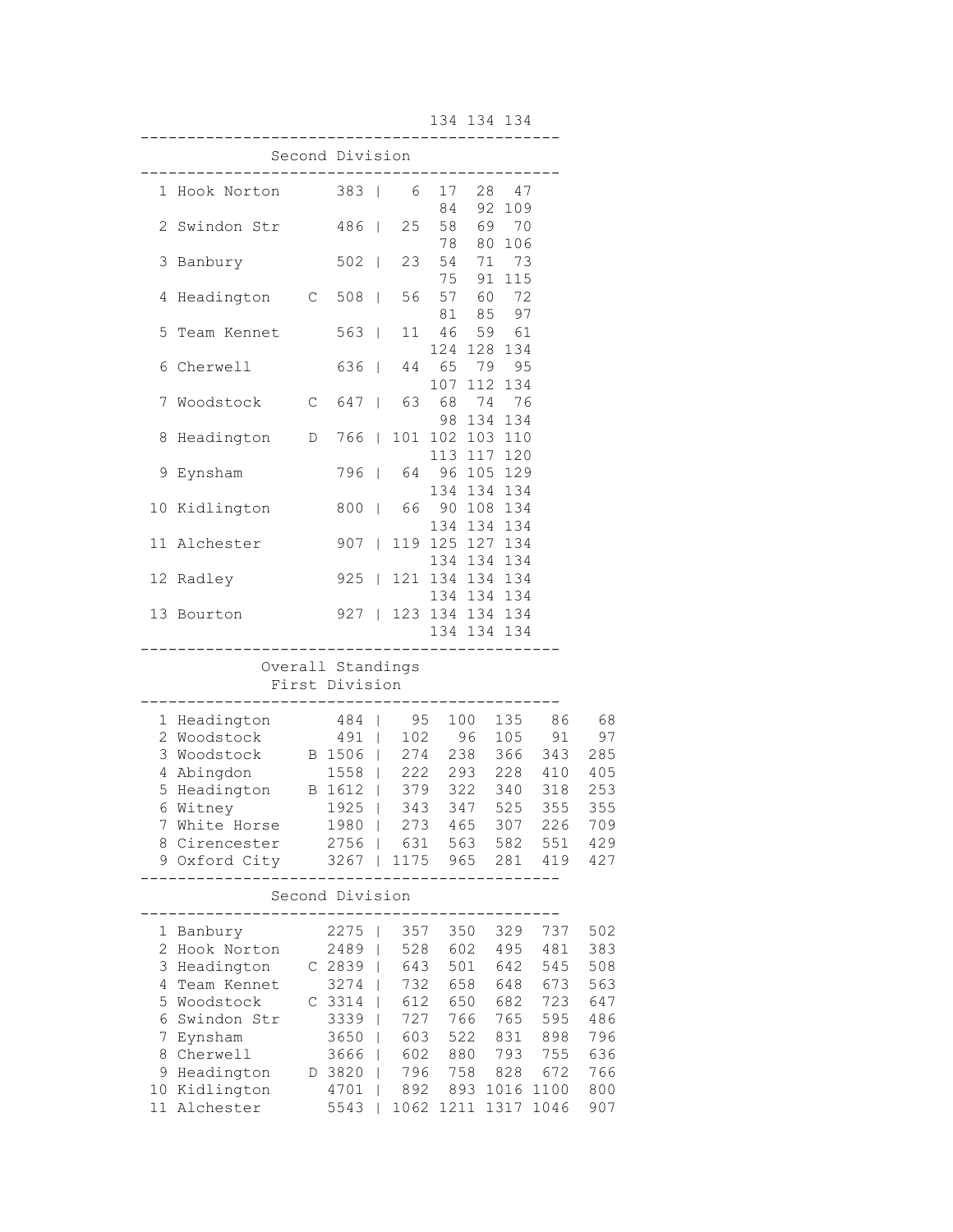134 134 134

## Second Division

| Pos | Team | | Total | | | | | |
|---|---|---|---|---|---|---|---|---|
| 1 | Hook Norton | | 383 | 6 | 17 | 28 | 47 | |
| | | | | | 84 | 92 | 109 | |
| 2 | Swindon Str | | 486 | 25 | 58 | 69 | 70 | |
| | | | | | 78 | 80 | 106 | |
| 3 | Banbury | | 502 | 23 | 54 | 71 | 73 | |
| | | | | | 75 | 91 | 115 | |
| 4 | Headington | C | 508 | 56 | 57 | 60 | 72 | |
| | | | | | 81 | 85 | 97 | |
| 5 | Team Kennet | | 563 | 11 | 46 | 59 | 61 | |
| | | | | | 124 | 128 | 134 | |
| 6 | Cherwell | | 636 | 44 | 65 | 79 | 95 | |
| | | | | | 107 | 112 | 134 | |
| 7 | Woodstock | C | 647 | 63 | 68 | 74 | 76 | |
| | | | | | 98 | 134 | 134 | |
| 8 | Headington | D | 766 | 101 | 102 | 103 | 110 | |
| | | | | | 113 | 117 | 120 | |
| 9 | Eynsham | | 796 | 64 | 96 | 105 | 129 | |
| | | | | | 134 | 134 | 134 | |
| 10 | Kidlington | | 800 | 66 | 90 | 108 | 134 | |
| | | | | | 134 | 134 | 134 | |
| 11 | Alchester | | 907 | 119 | 125 | 127 | 134 | |
| | | | | | 134 | 134 | 134 | |
| 12 | Radley | | 925 | 121 | 134 | 134 | 134 | |
| | | | | | 134 | 134 | 134 | |
| 13 | Bourton | | 927 | 123 | 134 | 134 | 134 | |
| | | | | | 134 | 134 | 134 | |

## Overall Standings

### First Division

| Pos | Team | | Total | | | | | |
|---|---|---|---|---|---|---|---|---|
| 1 | Headington | | 484 | 95 | 100 | 135 | 86 | 68 |
| 2 | Woodstock | | 491 | 102 | 96 | 105 | 91 | 97 |
| 3 | Woodstock | B | 1506 | 274 | 238 | 366 | 343 | 285 |
| 4 | Abingdon | | 1558 | 222 | 293 | 228 | 410 | 405 |
| 5 | Headington | B | 1612 | 379 | 322 | 340 | 318 | 253 |
| 6 | Witney | | 1925 | 343 | 347 | 525 | 355 | 355 |
| 7 | White Horse | | 1980 | 273 | 465 | 307 | 226 | 709 |
| 8 | Cirencester | | 2756 | 631 | 563 | 582 | 551 | 429 |
| 9 | Oxford City | | 3267 | 1175 | 965 | 281 | 419 | 427 |

### Second Division

| Pos | Team | | Total | | | | | |
|---|---|---|---|---|---|---|---|---|
| 1 | Banbury | | 2275 | 357 | 350 | 329 | 737 | 502 |
| 2 | Hook Norton | | 2489 | 528 | 602 | 495 | 481 | 383 |
| 3 | Headington | C | 2839 | 643 | 501 | 642 | 545 | 508 |
| 4 | Team Kennet | | 3274 | 732 | 658 | 648 | 673 | 563 |
| 5 | Woodstock | C | 3314 | 612 | 650 | 682 | 723 | 647 |
| 6 | Swindon Str | | 3339 | 727 | 766 | 765 | 595 | 486 |
| 7 | Eynsham | | 3650 | 603 | 522 | 831 | 898 | 796 |
| 8 | Cherwell | | 3666 | 602 | 880 | 793 | 755 | 636 |
| 9 | Headington | D | 3820 | 796 | 758 | 828 | 672 | 766 |
| 10 | Kidlington | | 4701 | 892 | 893 | 1016 | 1100 | 800 |
| 11 | Alchester | | 5543 | 1062 | 1211 | 1317 | 1046 | 907 |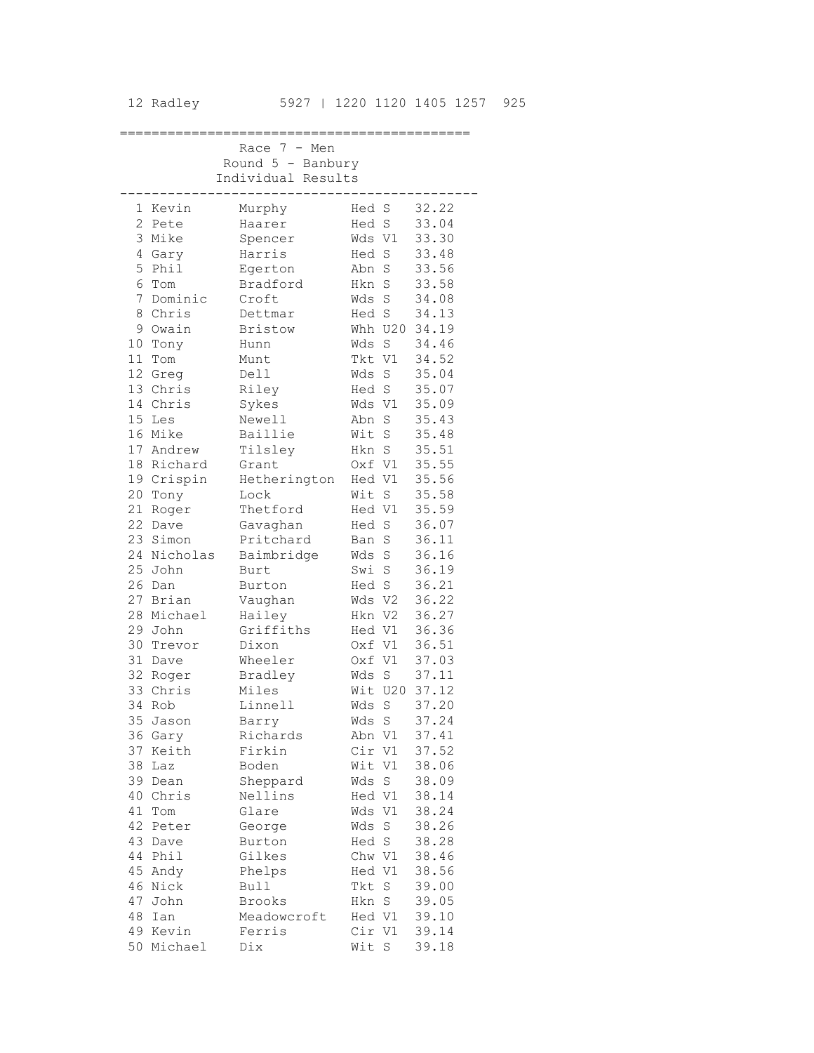12 Radley 5927 | 1220 1120 1405 1257 925

## Race 7 - Men
### Round 5 - Banbury
### Individual Results

| Pos | First Name | Surname | Club | Cat | Time |
|---|---|---|---|---|---|
| 1 | Kevin | Murphy | Hed | S | 32.22 |
| 2 | Pete | Haarer | Hed | S | 33.04 |
| 3 | Mike | Spencer | Wds | V1 | 33.30 |
| 4 | Gary | Harris | Hed | S | 33.48 |
| 5 | Phil | Egerton | Abn | S | 33.56 |
| 6 | Tom | Bradford | Hkn | S | 33.58 |
| 7 | Dominic | Croft | Wds | S | 34.08 |
| 8 | Chris | Dettmar | Hed | S | 34.13 |
| 9 | Owain | Bristow | Whh | U20 | 34.19 |
| 10 | Tony | Hunn | Wds | S | 34.46 |
| 11 | Tom | Munt | Tkt | V1 | 34.52 |
| 12 | Greg | Dell | Wds | S | 35.04 |
| 13 | Chris | Riley | Hed | S | 35.07 |
| 14 | Chris | Sykes | Wds | V1 | 35.09 |
| 15 | Les | Newell | Abn | S | 35.43 |
| 16 | Mike | Baillie | Wit | S | 35.48 |
| 17 | Andrew | Tilsley | Hkn | S | 35.51 |
| 18 | Richard | Grant | Oxf | V1 | 35.55 |
| 19 | Crispin | Hetherington | Hed | V1 | 35.56 |
| 20 | Tony | Lock | Wit | S | 35.58 |
| 21 | Roger | Thetford | Hed | V1 | 35.59 |
| 22 | Dave | Gavaghan | Hed | S | 36.07 |
| 23 | Simon | Pritchard | Ban | S | 36.11 |
| 24 | Nicholas | Baimbridge | Wds | S | 36.16 |
| 25 | John | Burt | Swi | S | 36.19 |
| 26 | Dan | Burton | Hed | S | 36.21 |
| 27 | Brian | Vaughan | Wds | V2 | 36.22 |
| 28 | Michael | Hailey | Hkn | V2 | 36.27 |
| 29 | John | Griffiths | Hed | V1 | 36.36 |
| 30 | Trevor | Dixon | Oxf | V1 | 36.51 |
| 31 | Dave | Wheeler | Oxf | V1 | 37.03 |
| 32 | Roger | Bradley | Wds | S | 37.11 |
| 33 | Chris | Miles | Wit | U20 | 37.12 |
| 34 | Rob | Linnell | Wds | S | 37.20 |
| 35 | Jason | Barry | Wds | S | 37.24 |
| 36 | Gary | Richards | Abn | V1 | 37.41 |
| 37 | Keith | Firkin | Cir | V1 | 37.52 |
| 38 | Laz | Boden | Wit | V1 | 38.06 |
| 39 | Dean | Sheppard | Wds | S | 38.09 |
| 40 | Chris | Nellins | Hed | V1 | 38.14 |
| 41 | Tom | Glare | Wds | V1 | 38.24 |
| 42 | Peter | George | Wds | S | 38.26 |
| 43 | Dave | Burton | Hed | S | 38.28 |
| 44 | Phil | Gilkes | Chw | V1 | 38.46 |
| 45 | Andy | Phelps | Hed | V1 | 38.56 |
| 46 | Nick | Bull | Tkt | S | 39.00 |
| 47 | John | Brooks | Hkn | S | 39.05 |
| 48 | Ian | Meadowcroft | Hed | V1 | 39.10 |
| 49 | Kevin | Ferris | Cir | V1 | 39.14 |
| 50 | Michael | Dix | Wit | S | 39.18 |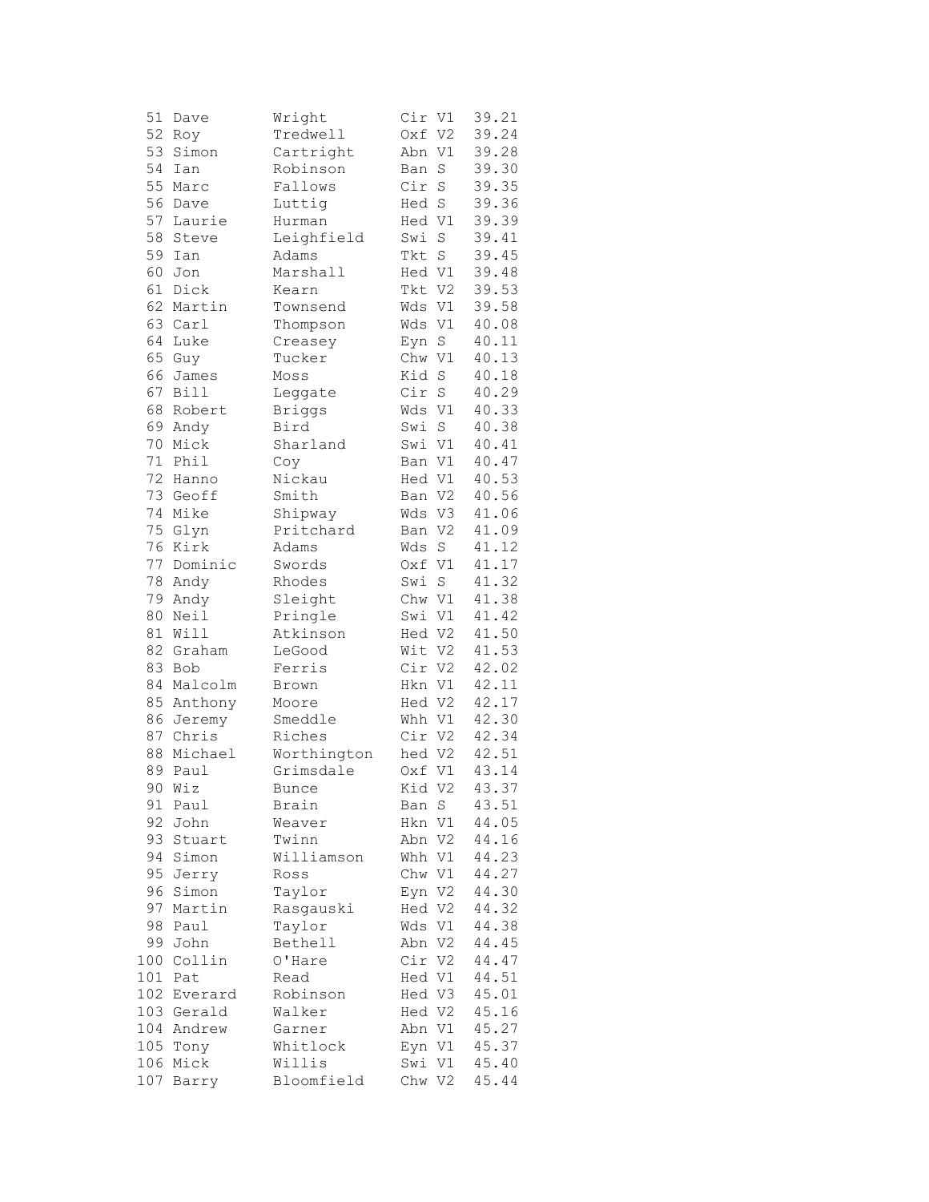| | | | | | |
|---|---|---|---|---|---|
| 51 | Dave | Wright | Cir | V1 | 39.21 |
| 52 | Roy | Tredwell | Oxf | V2 | 39.24 |
| 53 | Simon | Cartright | Abn | V1 | 39.28 |
| 54 | Ian | Robinson | Ban | S | 39.30 |
| 55 | Marc | Fallows | Cir | S | 39.35 |
| 56 | Dave | Luttig | Hed | S | 39.36 |
| 57 | Laurie | Hurman | Hed | V1 | 39.39 |
| 58 | Steve | Leighfield | Swi | S | 39.41 |
| 59 | Ian | Adams | Tkt | S | 39.45 |
| 60 | Jon | Marshall | Hed | V1 | 39.48 |
| 61 | Dick | Kearn | Tkt | V2 | 39.53 |
| 62 | Martin | Townsend | Wds | V1 | 39.58 |
| 63 | Carl | Thompson | Wds | V1 | 40.08 |
| 64 | Luke | Creasey | Eyn | S | 40.11 |
| 65 | Guy | Tucker | Chw | V1 | 40.13 |
| 66 | James | Moss | Kid | S | 40.18 |
| 67 | Bill | Leggate | Cir | S | 40.29 |
| 68 | Robert | Briggs | Wds | V1 | 40.33 |
| 69 | Andy | Bird | Swi | S | 40.38 |
| 70 | Mick | Sharland | Swi | V1 | 40.41 |
| 71 | Phil | Coy | Ban | V1 | 40.47 |
| 72 | Hanno | Nickau | Hed | V1 | 40.53 |
| 73 | Geoff | Smith | Ban | V2 | 40.56 |
| 74 | Mike | Shipway | Wds | V3 | 41.06 |
| 75 | Glyn | Pritchard | Ban | V2 | 41.09 |
| 76 | Kirk | Adams | Wds | S | 41.12 |
| 77 | Dominic | Swords | Oxf | V1 | 41.17 |
| 78 | Andy | Rhodes | Swi | S | 41.32 |
| 79 | Andy | Sleight | Chw | V1 | 41.38 |
| 80 | Neil | Pringle | Swi | V1 | 41.42 |
| 81 | Will | Atkinson | Hed | V2 | 41.50 |
| 82 | Graham | LeGood | Wit | V2 | 41.53 |
| 83 | Bob | Ferris | Cir | V2 | 42.02 |
| 84 | Malcolm | Brown | Hkn | V1 | 42.11 |
| 85 | Anthony | Moore | Hed | V2 | 42.17 |
| 86 | Jeremy | Smeddle | Whh | V1 | 42.30 |
| 87 | Chris | Riches | Cir | V2 | 42.34 |
| 88 | Michael | Worthington | hed | V2 | 42.51 |
| 89 | Paul | Grimsdale | Oxf | V1 | 43.14 |
| 90 | Wiz | Bunce | Kid | V2 | 43.37 |
| 91 | Paul | Brain | Ban | S | 43.51 |
| 92 | John | Weaver | Hkn | V1 | 44.05 |
| 93 | Stuart | Twinn | Abn | V2 | 44.16 |
| 94 | Simon | Williamson | Whh | V1 | 44.23 |
| 95 | Jerry | Ross | Chw | V1 | 44.27 |
| 96 | Simon | Taylor | Eyn | V2 | 44.30 |
| 97 | Martin | Rasgauski | Hed | V2 | 44.32 |
| 98 | Paul | Taylor | Wds | V1 | 44.38 |
| 99 | John | Bethell | Abn | V2 | 44.45 |
| 100 | Collin | O'Hare | Cir | V2 | 44.47 |
| 101 | Pat | Read | Hed | V1 | 44.51 |
| 102 | Everard | Robinson | Hed | V3 | 45.01 |
| 103 | Gerald | Walker | Hed | V2 | 45.16 |
| 104 | Andrew | Garner | Abn | V1 | 45.27 |
| 105 | Tony | Whitlock | Eyn | V1 | 45.37 |
| 106 | Mick | Willis | Swi | V1 | 45.40 |
| 107 | Barry | Bloomfield | Chw | V2 | 45.44 |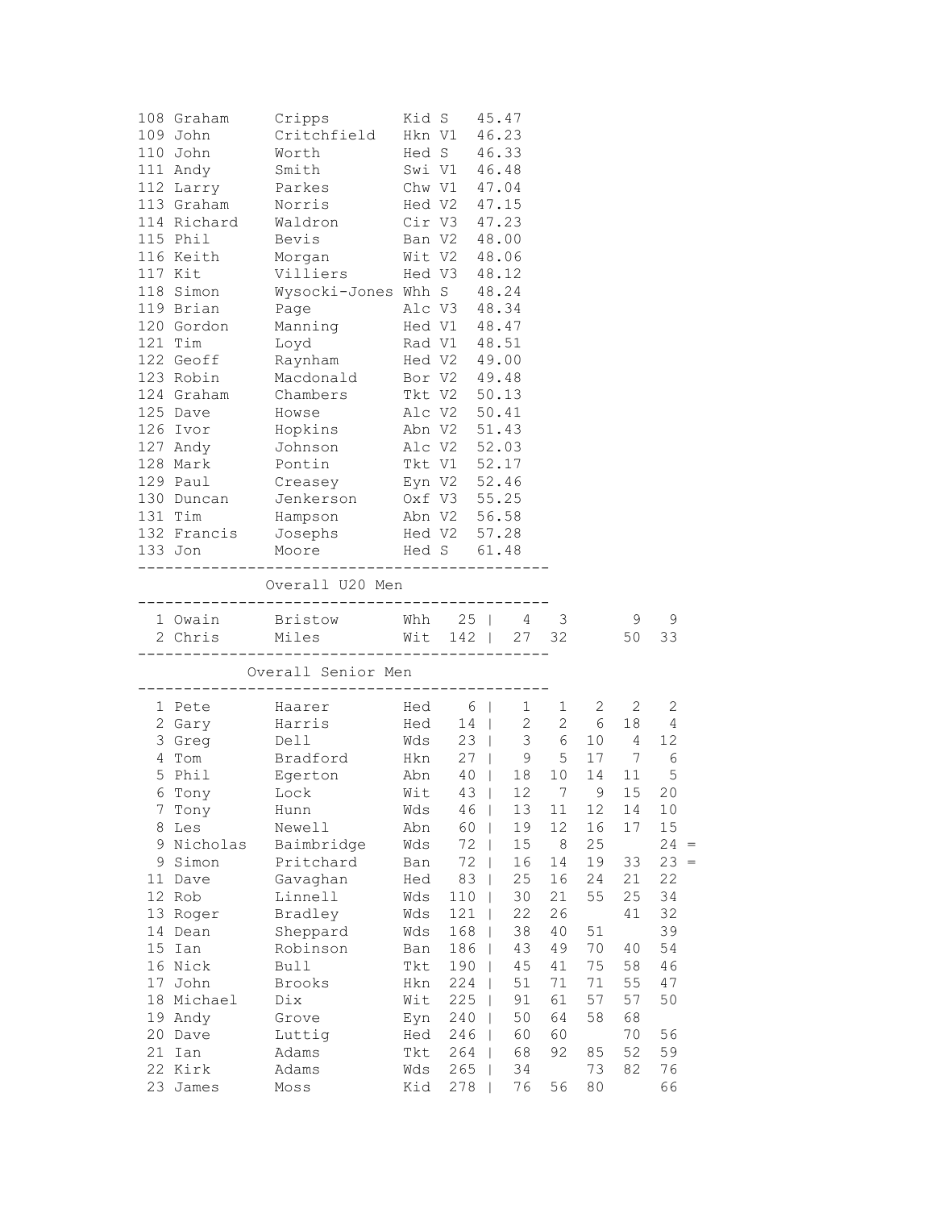| Pos | First | Surname | Club | Cat | Time |
|---|---|---|---|---|---|
| 108 | Graham | Cripps | Kid | S | 45.47 |
| 109 | John | Critchfield | Hkn | V1 | 46.23 |
| 110 | John | Worth | Hed | S | 46.33 |
| 111 | Andy | Smith | Swi | V1 | 46.48 |
| 112 | Larry | Parkes | Chw | V1 | 47.04 |
| 113 | Graham | Norris | Hed | V2 | 47.15 |
| 114 | Richard | Waldron | Cir | V3 | 47.23 |
| 115 | Phil | Bevis | Ban | V2 | 48.00 |
| 116 | Keith | Morgan | Wit | V2 | 48.06 |
| 117 | Kit | Villiers | Hed | V3 | 48.12 |
| 118 | Simon | Wysocki-Jones | Whh | S | 48.24 |
| 119 | Brian | Page | Alc | V3 | 48.34 |
| 120 | Gordon | Manning | Hed | V1 | 48.47 |
| 121 | Tim | Loyd | Rad | V1 | 48.51 |
| 122 | Geoff | Raynham | Hed | V2 | 49.00 |
| 123 | Robin | Macdonald | Bor | V2 | 49.48 |
| 124 | Graham | Chambers | Tkt | V2 | 50.13 |
| 125 | Dave | Howse | Alc | V2 | 50.41 |
| 126 | Ivor | Hopkins | Abn | V2 | 51.43 |
| 127 | Andy | Johnson | Alc | V2 | 52.03 |
| 128 | Mark | Pontin | Tkt | V1 | 52.17 |
| 129 | Paul | Creasey | Eyn | V2 | 52.46 |
| 130 | Duncan | Jenkerson | Oxf | V3 | 55.25 |
| 131 | Tim | Hampson | Abn | V2 | 56.58 |
| 132 | Francis | Josephs | Hed | V2 | 57.28 |
| 133 | Jon | Moore | Hed | S | 61.48 |

## Overall U20 Men

| Pos | First | Surname | Club | Total | | | | | | |
|---|---|---|---|---|---|---|---|---|---|---|
| 1 | Owain | Bristow | Whh | 25 | 4 | 3 | | 9 | 9 | |
| 2 | Chris | Miles | Wit | 142 | 27 | 32 | | 50 | 33 | |

## Overall Senior Men

| Pos | First | Surname | Club | Total | | | | | | |
|---|---|---|---|---|---|---|---|---|---|---|
| 1 | Pete | Haarer | Hed | 6 | 1 | 1 | 2 | 2 | 2 | |
| 2 | Gary | Harris | Hed | 14 | 2 | 2 | 6 | 18 | 4 | |
| 3 | Greg | Dell | Wds | 23 | 3 | 6 | 10 | 4 | 12 | |
| 4 | Tom | Bradford | Hkn | 27 | 9 | 5 | 17 | 7 | 6 | |
| 5 | Phil | Egerton | Abn | 40 | 18 | 10 | 14 | 11 | 5 | |
| 6 | Tony | Lock | Wit | 43 | 12 | 7 | 9 | 15 | 20 | |
| 7 | Tony | Hunn | Wds | 46 | 13 | 11 | 12 | 14 | 10 | |
| 8 | Les | Newell | Abn | 60 | 19 | 12 | 16 | 17 | 15 | |
| 9 | Nicholas | Baimbridge | Wds | 72 | 15 | 8 | 25 | | 24 | = |
| 9 | Simon | Pritchard | Ban | 72 | 16 | 14 | 19 | 33 | 23 | = |
| 11 | Dave | Gavaghan | Hed | 83 | 25 | 16 | 24 | 21 | 22 | |
| 12 | Rob | Linnell | Wds | 110 | 30 | 21 | 55 | 25 | 34 | |
| 13 | Roger | Bradley | Wds | 121 | 22 | 26 | | 41 | 32 | |
| 14 | Dean | Sheppard | Wds | 168 | 38 | 40 | 51 | | 39 | |
| 15 | Ian | Robinson | Ban | 186 | 43 | 49 | 70 | 40 | 54 | |
| 16 | Nick | Bull | Tkt | 190 | 45 | 41 | 75 | 58 | 46 | |
| 17 | John | Brooks | Hkn | 224 | 51 | 71 | 71 | 55 | 47 | |
| 18 | Michael | Dix | Wit | 225 | 91 | 61 | 57 | 57 | 50 | |
| 19 | Andy | Grove | Eyn | 240 | 50 | 64 | 58 | 68 | | |
| 20 | Dave | Luttig | Hed | 246 | 60 | 60 | | 70 | 56 | |
| 21 | Ian | Adams | Tkt | 264 | 68 | 92 | 85 | 52 | 59 | |
| 22 | Kirk | Adams | Wds | 265 | 34 | | 73 | 82 | 76 | |
| 23 | James | Moss | Kid | 278 | 76 | 56 | 80 | | 66 | |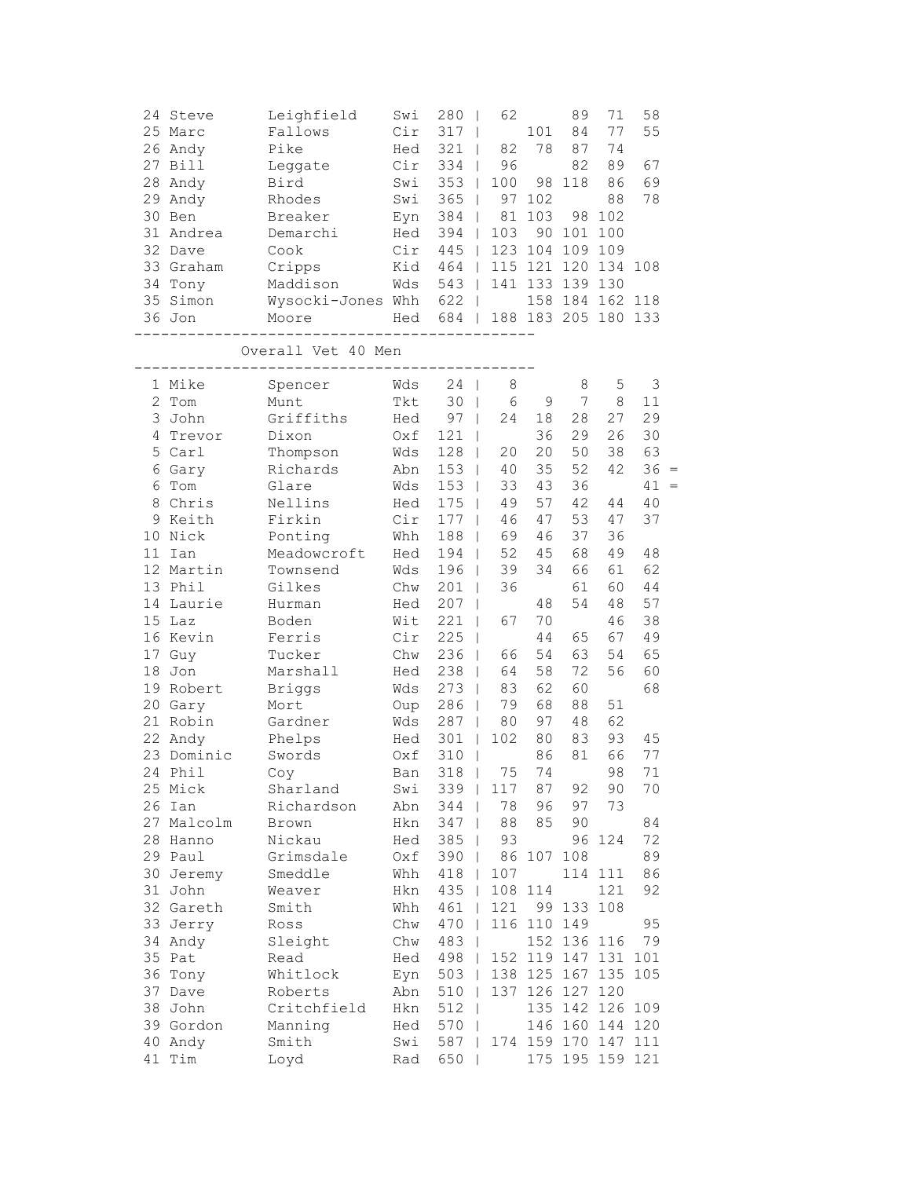| Pos | First | Last | Club | Total | R1 | R2 | R3 | R4 | R5 | |
|---|---|---|---|---|---|---|---|---|---|---|
| 24 | Steve | Leighfield | Swi | 280 | 62 | | 89 | 71 | 58 | |
| 25 | Marc | Fallows | Cir | 317 | | 101 | 84 | 77 | 55 | |
| 26 | Andy | Pike | Hed | 321 | 82 | 78 | 87 | 74 | | |
| 27 | Bill | Leggate | Cir | 334 | 96 | | 82 | 89 | 67 | |
| 28 | Andy | Bird | Swi | 353 | 100 | 98 | 118 | 86 | 69 | |
| 29 | Andy | Rhodes | Swi | 365 | 97 | 102 | | 88 | 78 | |
| 30 | Ben | Breaker | Eyn | 384 | 81 | 103 | 98 | 102 | | |
| 31 | Andrea | Demarchi | Hed | 394 | 103 | 90 | 101 | 100 | | |
| 32 | Dave | Cook | Cir | 445 | 123 | 104 | 109 | 109 | | |
| 33 | Graham | Cripps | Kid | 464 | 115 | 121 | 120 | 134 | 108 | |
| 34 | Tony | Maddison | Wds | 543 | 141 | 133 | 139 | 130 | | |
| 35 | Simon | Wysocki-Jones | Whh | 622 | | 158 | 184 | 162 | 118 | |
| 36 | Jon | Moore | Hed | 684 | 188 | 183 | 205 | 180 | 133 | |

## Overall Vet 40 Men

| Pos | First | Last | Club | Total | R1 | R2 | R3 | R4 | R5 | |
|---|---|---|---|---|---|---|---|---|---|---|
| 1 | Mike | Spencer | Wds | 24 | 8 | | 8 | 5 | 3 | |
| 2 | Tom | Munt | Tkt | 30 | 6 | 9 | 7 | 8 | 11 | |
| 3 | John | Griffiths | Hed | 97 | 24 | 18 | 28 | 27 | 29 | |
| 4 | Trevor | Dixon | Oxf | 121 | | 36 | 29 | 26 | 30 | |
| 5 | Carl | Thompson | Wds | 128 | 20 | 20 | 50 | 38 | 63 | |
| 6 | Gary | Richards | Abn | 153 | 40 | 35 | 52 | 42 | 36 | = |
| 6 | Tom | Glare | Wds | 153 | 33 | 43 | 36 | | 41 | = |
| 8 | Chris | Nellins | Hed | 175 | 49 | 57 | 42 | 44 | 40 | |
| 9 | Keith | Firkin | Cir | 177 | 46 | 47 | 53 | 47 | 37 | |
| 10 | Nick | Ponting | Whh | 188 | 69 | 46 | 37 | 36 | | |
| 11 | Ian | Meadowcroft | Hed | 194 | 52 | 45 | 68 | 49 | 48 | |
| 12 | Martin | Townsend | Wds | 196 | 39 | 34 | 66 | 61 | 62 | |
| 13 | Phil | Gilkes | Chw | 201 | 36 | | 61 | 60 | 44 | |
| 14 | Laurie | Hurman | Hed | 207 | | 48 | 54 | 48 | 57 | |
| 15 | Laz | Boden | Wit | 221 | 67 | 70 | | 46 | 38 | |
| 16 | Kevin | Ferris | Cir | 225 | | 44 | 65 | 67 | 49 | |
| 17 | Guy | Tucker | Chw | 236 | 66 | 54 | 63 | 54 | 65 | |
| 18 | Jon | Marshall | Hed | 238 | 64 | 58 | 72 | 56 | 60 | |
| 19 | Robert | Briggs | Wds | 273 | 83 | 62 | 60 | | 68 | |
| 20 | Gary | Mort | Oup | 286 | 79 | 68 | 88 | 51 | | |
| 21 | Robin | Gardner | Wds | 287 | 80 | 97 | 48 | 62 | | |
| 22 | Andy | Phelps | Hed | 301 | 102 | 80 | 83 | 93 | 45 | |
| 23 | Dominic | Swords | Oxf | 310 | | 86 | 81 | 66 | 77 | |
| 24 | Phil | Coy | Ban | 318 | 75 | 74 | | 98 | 71 | |
| 25 | Mick | Sharland | Swi | 339 | 117 | 87 | 92 | 90 | 70 | |
| 26 | Ian | Richardson | Abn | 344 | 78 | 96 | 97 | 73 | | |
| 27 | Malcolm | Brown | Hkn | 347 | 88 | 85 | 90 | | 84 | |
| 28 | Hanno | Nickau | Hed | 385 | 93 | | 96 | 124 | 72 | |
| 29 | Paul | Grimsdale | Oxf | 390 | 86 | 107 | 108 | | 89 | |
| 30 | Jeremy | Smeddle | Whh | 418 | 107 | | 114 | 111 | 86 | |
| 31 | John | Weaver | Hkn | 435 | 108 | 114 | | 121 | 92 | |
| 32 | Gareth | Smith | Whh | 461 | 121 | 99 | 133 | 108 | | |
| 33 | Jerry | Ross | Chw | 470 | 116 | 110 | 149 | | 95 | |
| 34 | Andy | Sleight | Chw | 483 | | 152 | 136 | 116 | 79 | |
| 35 | Pat | Read | Hed | 498 | 152 | 119 | 147 | 131 | 101 | |
| 36 | Tony | Whitlock | Eyn | 503 | 138 | 125 | 167 | 135 | 105 | |
| 37 | Dave | Roberts | Abn | 510 | 137 | 126 | 127 | 120 | | |
| 38 | John | Critchfield | Hkn | 512 | | 135 | 142 | 126 | 109 | |
| 39 | Gordon | Manning | Hed | 570 | | 146 | 160 | 144 | 120 | |
| 40 | Andy | Smith | Swi | 587 | 174 | 159 | 170 | 147 | 111 | |
| 41 | Tim | Loyd | Rad | 650 | | 175 | 195 | 159 | 121 | |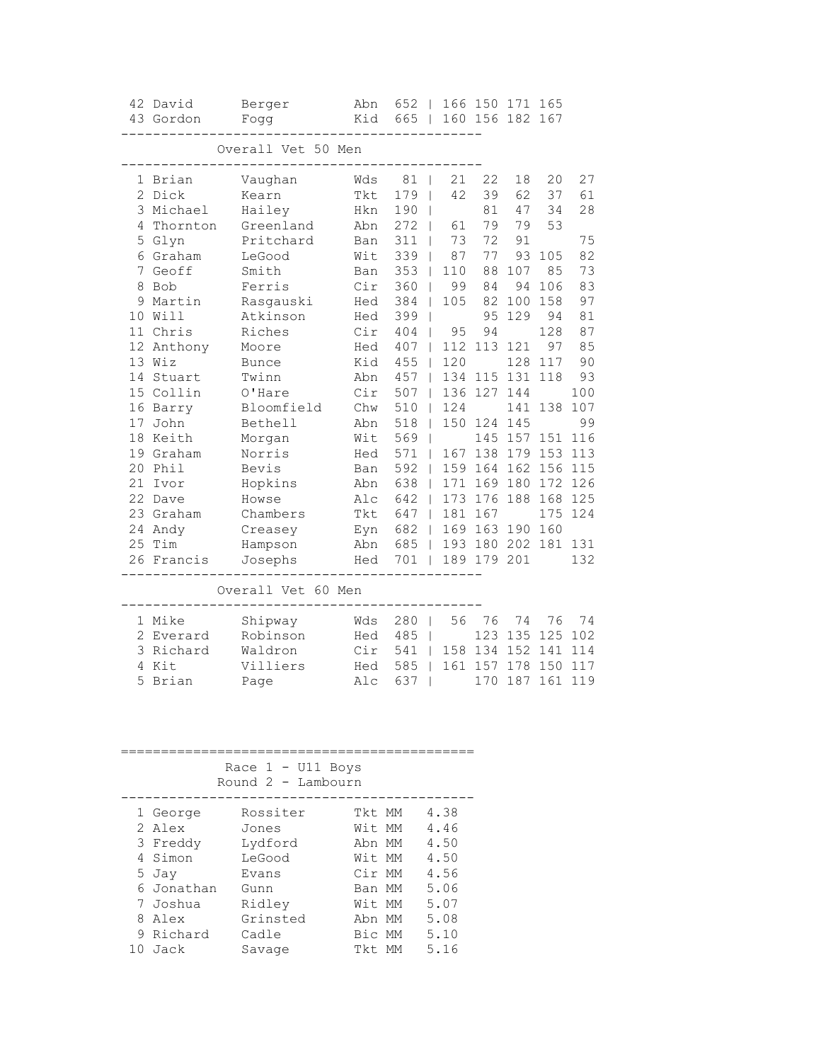| Pos | First | Last | Club | Total | R1 | R2 | R3 | R4 | R5 |
|---|---|---|---|---|---|---|---|---|---|
| 42 | David | Berger | Abn | 652 | 166 | 150 | 171 | 165 | |
| 43 | Gordon | Fogg | Kid | 665 | 160 | 156 | 182 | 167 | |

## Overall Vet 50 Men

| Pos | First | Last | Club | Total | R1 | R2 | R3 | R4 | R5 |
|---|---|---|---|---|---|---|---|---|---|
| 1 | Brian | Vaughan | Wds | 81 | 21 | 22 | 18 | 20 | 27 |
| 2 | Dick | Kearn | Tkt | 179 | 42 | 39 | 62 | 37 | 61 |
| 3 | Michael | Hailey | Hkn | 190 | | 81 | 47 | 34 | 28 |
| 4 | Thornton | Greenland | Abn | 272 | 61 | 79 | 79 | 53 | |
| 5 | Glyn | Pritchard | Ban | 311 | 73 | 72 | 91 | | 75 |
| 6 | Graham | LeGood | Wit | 339 | 87 | 77 | 93 | 105 | 82 |
| 7 | Geoff | Smith | Ban | 353 | 110 | 88 | 107 | 85 | 73 |
| 8 | Bob | Ferris | Cir | 360 | 99 | 84 | 94 | 106 | 83 |
| 9 | Martin | Rasgauski | Hed | 384 | 105 | 82 | 100 | 158 | 97 |
| 10 | Will | Atkinson | Hed | 399 | | 95 | 129 | 94 | 81 |
| 11 | Chris | Riches | Cir | 404 | 95 | 94 | | 128 | 87 |
| 12 | Anthony | Moore | Hed | 407 | 112 | 113 | 121 | 97 | 85 |
| 13 | Wiz | Bunce | Kid | 455 | 120 | | 128 | 117 | 90 |
| 14 | Stuart | Twinn | Abn | 457 | 134 | 115 | 131 | 118 | 93 |
| 15 | Collin | O'Hare | Cir | 507 | 136 | 127 | 144 | | 100 |
| 16 | Barry | Bloomfield | Chw | 510 | 124 | | 141 | 138 | 107 |
| 17 | John | Bethell | Abn | 518 | 150 | 124 | 145 | | 99 |
| 18 | Keith | Morgan | Wit | 569 | | 145 | 157 | 151 | 116 |
| 19 | Graham | Norris | Hed | 571 | 167 | 138 | 179 | 153 | 113 |
| 20 | Phil | Bevis | Ban | 592 | 159 | 164 | 162 | 156 | 115 |
| 21 | Ivor | Hopkins | Abn | 638 | 171 | 169 | 180 | 172 | 126 |
| 22 | Dave | Howse | Alc | 642 | 173 | 176 | 188 | 168 | 125 |
| 23 | Graham | Chambers | Tkt | 647 | 181 | 167 | | 175 | 124 |
| 24 | Andy | Creasey | Eyn | 682 | 169 | 163 | 190 | 160 | |
| 25 | Tim | Hampson | Abn | 685 | 193 | 180 | 202 | 181 | 131 |
| 26 | Francis | Josephs | Hed | 701 | 189 | 179 | 201 | | 132 |

## Overall Vet 60 Men

| Pos | First | Last | Club | Total | R1 | R2 | R3 | R4 | R5 |
|---|---|---|---|---|---|---|---|---|---|
| 1 | Mike | Shipway | Wds | 280 | 56 | 76 | 74 | 76 | 74 |
| 2 | Everard | Robinson | Hed | 485 | | 123 | 135 | 125 | 102 |
| 3 | Richard | Waldron | Cir | 541 | 158 | 134 | 152 | 141 | 114 |
| 4 | Kit | Villiers | Hed | 585 | 161 | 157 | 178 | 150 | 117 |
| 5 | Brian | Page | Alc | 637 | | 170 | 187 | 161 | 119 |

## Race 1 - U11 Boys
### Round 2 - Lambourn

| Pos | First | Last | Club | Cat | Time |
|---|---|---|---|---|---|
| 1 | George | Rossiter | Tkt | MM | 4.38 |
| 2 | Alex | Jones | Wit | MM | 4.46 |
| 3 | Freddy | Lydford | Abn | MM | 4.50 |
| 4 | Simon | LeGood | Wit | MM | 4.50 |
| 5 | Jay | Evans | Cir | MM | 4.56 |
| 6 | Jonathan | Gunn | Ban | MM | 5.06 |
| 7 | Joshua | Ridley | Wit | MM | 5.07 |
| 8 | Alex | Grinsted | Abn | MM | 5.08 |
| 9 | Richard | Cadle | Bic | MM | 5.10 |
| 10 | Jack | Savage | Tkt | MM | 5.16 |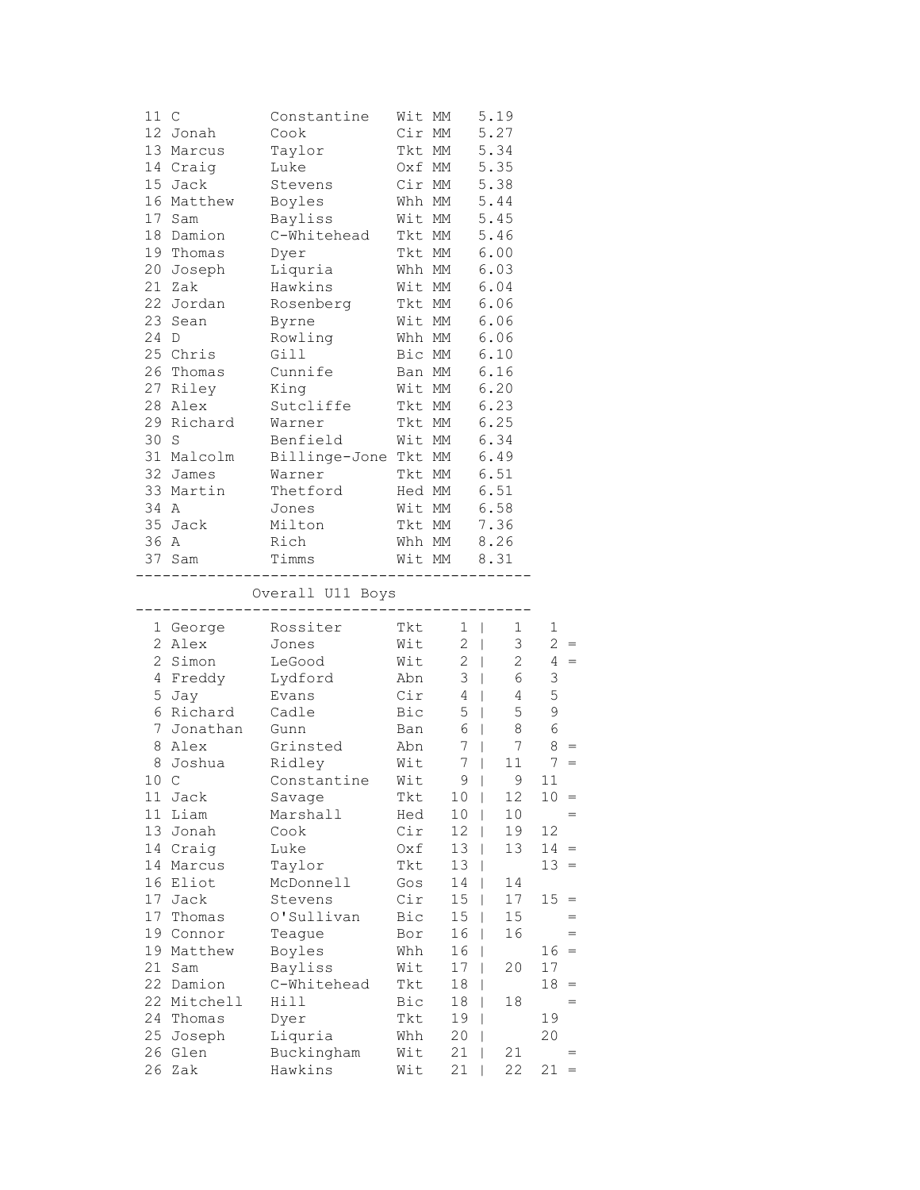| | | | | | |
|---|---|---|---|---|---|
| 11 | C | Constantine | Wit | MM | 5.19 |
| 12 | Jonah | Cook | Cir | MM | 5.27 |
| 13 | Marcus | Taylor | Tkt | MM | 5.34 |
| 14 | Craig | Luke | Oxf | MM | 5.35 |
| 15 | Jack | Stevens | Cir | MM | 5.38 |
| 16 | Matthew | Boyles | Whh | MM | 5.44 |
| 17 | Sam | Bayliss | Wit | MM | 5.45 |
| 18 | Damion | C-Whitehead | Tkt | MM | 5.46 |
| 19 | Thomas | Dyer | Tkt | MM | 6.00 |
| 20 | Joseph | Liquria | Whh | MM | 6.03 |
| 21 | Zak | Hawkins | Wit | MM | 6.04 |
| 22 | Jordan | Rosenberg | Tkt | MM | 6.06 |
| 23 | Sean | Byrne | Wit | MM | 6.06 |
| 24 | D | Rowling | Whh | MM | 6.06 |
| 25 | Chris | Gill | Bic | MM | 6.10 |
| 26 | Thomas | Cunnife | Ban | MM | 6.16 |
| 27 | Riley | King | Wit | MM | 6.20 |
| 28 | Alex | Sutcliffe | Tkt | MM | 6.23 |
| 29 | Richard | Warner | Tkt | MM | 6.25 |
| 30 | S | Benfield | Wit | MM | 6.34 |
| 31 | Malcolm | Billinge-Jone | Tkt | MM | 6.49 |
| 32 | James | Warner | Tkt | MM | 6.51 |
| 33 | Martin | Thetford | Hed | MM | 6.51 |
| 34 | A | Jones | Wit | MM | 6.58 |
| 35 | Jack | Milton | Tkt | MM | 7.36 |
| 36 | A | Rich | Whh | MM | 8.26 |
| 37 | Sam | Timms | Wit | MM | 8.31 |

## Overall U11 Boys

| | | | | | | | |
|---|---|---|---|---|---|---|---|
| 1 | George | Rossiter | Tkt | 1 | 1 | 1 | |
| 2 | Alex | Jones | Wit | 2 | 3 | 2 | = |
| 2 | Simon | LeGood | Wit | 2 | 2 | 4 | = |
| 4 | Freddy | Lydford | Abn | 3 | 6 | 3 | |
| 5 | Jay | Evans | Cir | 4 | 4 | 5 | |
| 6 | Richard | Cadle | Bic | 5 | 5 | 9 | |
| 7 | Jonathan | Gunn | Ban | 6 | 8 | 6 | |
| 8 | Alex | Grinsted | Abn | 7 | 7 | 8 | = |
| 8 | Joshua | Ridley | Wit | 7 | 11 | 7 | = |
| 10 | C | Constantine | Wit | 9 | 9 | 11 | |
| 11 | Jack | Savage | Tkt | 10 | 12 | 10 | = |
| 11 | Liam | Marshall | Hed | 10 | 10 | | = |
| 13 | Jonah | Cook | Cir | 12 | 19 | 12 | |
| 14 | Craig | Luke | Oxf | 13 | 13 | 14 | = |
| 14 | Marcus | Taylor | Tkt | 13 | | 13 | = |
| 16 | Eliot | McDonnell | Gos | 14 | 14 | | |
| 17 | Jack | Stevens | Cir | 15 | 17 | 15 | = |
| 17 | Thomas | O'Sullivan | Bic | 15 | 15 | | = |
| 19 | Connor | Teague | Bor | 16 | 16 | | = |
| 19 | Matthew | Boyles | Whh | 16 | | 16 | = |
| 21 | Sam | Bayliss | Wit | 17 | 20 | 17 | |
| 22 | Damion | C-Whitehead | Tkt | 18 | | 18 | = |
| 22 | Mitchell | Hill | Bic | 18 | 18 | | = |
| 24 | Thomas | Dyer | Tkt | 19 | | 19 | |
| 25 | Joseph | Liquria | Whh | 20 | | 20 | |
| 26 | Glen | Buckingham | Wit | 21 | 21 | | = |
| 26 | Zak | Hawkins | Wit | 21 | 22 | 21 | = |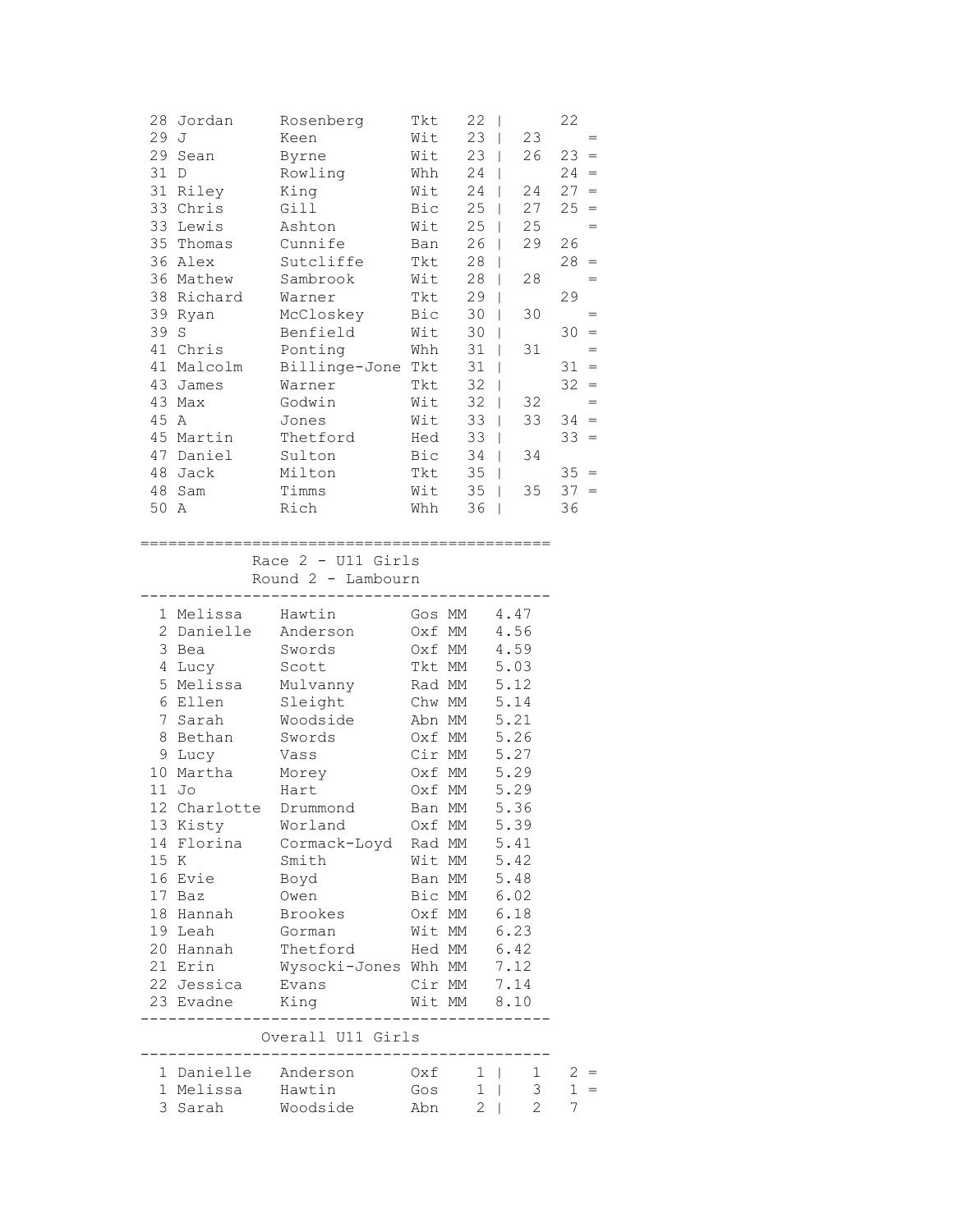| Pos | First | Surname | Club | Total | R1 | R2 | Tie |
|---|---|---|---|---|---|---|---|
| 28 | Jordan | Rosenberg | Tkt | 22 \| | | 22 | |
| 29 | J | Keen | Wit | 23 \| | 23 | | = |
| 29 | Sean | Byrne | Wit | 23 \| | 26 | 23 | = |
| 31 | D | Rowling | Whh | 24 \| | | 24 | = |
| 31 | Riley | King | Wit | 24 \| | 24 | 27 | = |
| 33 | Chris | Gill | Bic | 25 \| | 27 | 25 | = |
| 33 | Lewis | Ashton | Wit | 25 \| | 25 | | = |
| 35 | Thomas | Cunnife | Ban | 26 \| | 29 | 26 | |
| 36 | Alex | Sutcliffe | Tkt | 28 \| | | 28 | = |
| 36 | Mathew | Sambrook | Wit | 28 \| | 28 | | = |
| 38 | Richard | Warner | Tkt | 29 \| | | 29 | |
| 39 | Ryan | McCloskey | Bic | 30 \| | 30 | | = |
| 39 | S | Benfield | Wit | 30 \| | | 30 | = |
| 41 | Chris | Ponting | Whh | 31 \| | 31 | | = |
| 41 | Malcolm | Billinge-Jone | Tkt | 31 \| | | 31 | = |
| 43 | James | Warner | Tkt | 32 \| | | 32 | = |
| 43 | Max | Godwin | Wit | 32 \| | 32 | | = |
| 45 | A | Jones | Wit | 33 \| | 33 | 34 | = |
| 45 | Martin | Thetford | Hed | 33 \| | | 33 | = |
| 47 | Daniel | Sulton | Bic | 34 \| | 34 | | |
| 48 | Jack | Milton | Tkt | 35 \| | | 35 | = |
| 48 | Sam | Timms | Wit | 35 \| | 35 | 37 | = |
| 50 | A | Rich | Whh | 36 \| | | 36 | |

============================================

Race 2 - U11 Girls
Round 2 - Lambourn

| Pos | First | Surname | Club | Cat | Time |
|---|---|---|---|---|---|
| 1 | Melissa | Hawtin | Gos | MM | 4.47 |
| 2 | Danielle | Anderson | Oxf | MM | 4.56 |
| 3 | Bea | Swords | Oxf | MM | 4.59 |
| 4 | Lucy | Scott | Tkt | MM | 5.03 |
| 5 | Melissa | Mulvanny | Rad | MM | 5.12 |
| 6 | Ellen | Sleight | Chw | MM | 5.14 |
| 7 | Sarah | Woodside | Abn | MM | 5.21 |
| 8 | Bethan | Swords | Oxf | MM | 5.26 |
| 9 | Lucy | Vass | Cir | MM | 5.27 |
| 10 | Martha | Morey | Oxf | MM | 5.29 |
| 11 | Jo | Hart | Oxf | MM | 5.29 |
| 12 | Charlotte | Drummond | Ban | MM | 5.36 |
| 13 | Kisty | Worland | Oxf | MM | 5.39 |
| 14 | Florina | Cormack-Loyd | Rad | MM | 5.41 |
| 15 | K | Smith | Wit | MM | 5.42 |
| 16 | Evie | Boyd | Ban | MM | 5.48 |
| 17 | Baz | Owen | Bic | MM | 6.02 |
| 18 | Hannah | Brookes | Oxf | MM | 6.18 |
| 19 | Leah | Gorman | Wit | MM | 6.23 |
| 20 | Hannah | Thetford | Hed | MM | 6.42 |
| 21 | Erin | Wysocki-Jones | Whh | MM | 7.12 |
| 22 | Jessica | Evans | Cir | MM | 7.14 |
| 23 | Evadne | King | Wit | MM | 8.10 |

Overall U11 Girls

| Pos | First | Surname | Club | Total | R1 | R2 | Tie |
|---|---|---|---|---|---|---|---|
| 1 | Danielle | Anderson | Oxf | 1 \| | 1 | 2 | = |
| 1 | Melissa | Hawtin | Gos | 1 \| | 3 | 1 | = |
| 3 | Sarah | Woodside | Abn | 2 \| | 2 | 7 | |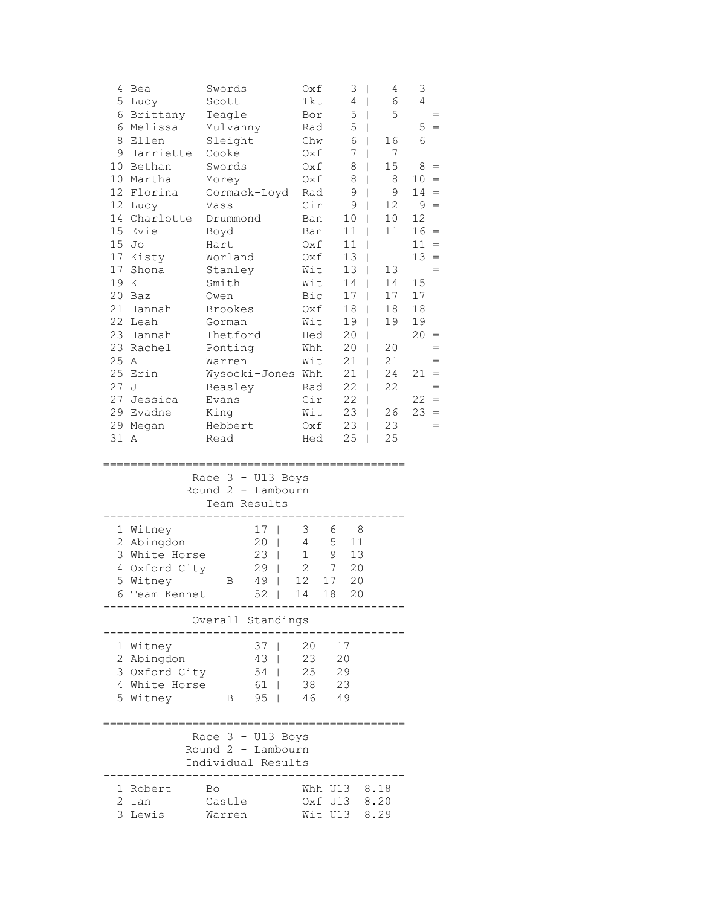| Pos | First | Last | Club | Pts | | | |
|---|---|---|---|---|---|---|---|
| 4 | Bea | Swords | Oxf | 3 | 4 | 3 | |
| 5 | Lucy | Scott | Tkt | 4 | 6 | 4 | |
| 6 | Brittany | Teagle | Bor | 5 | 5 | | = |
| 6 | Melissa | Mulvanny | Rad | 5 | | 5 | = |
| 8 | Ellen | Sleight | Chw | 6 | 16 | 6 | |
| 9 | Harriette | Cooke | Oxf | 7 | 7 | | |
| 10 | Bethan | Swords | Oxf | 8 | 15 | 8 | = |
| 10 | Martha | Morey | Oxf | 8 | 8 | 10 | = |
| 12 | Florina | Cormack-Loyd | Rad | 9 | 9 | 14 | = |
| 12 | Lucy | Vass | Cir | 9 | 12 | 9 | = |
| 14 | Charlotte | Drummond | Ban | 10 | 10 | 12 | |
| 15 | Evie | Boyd | Ban | 11 | 11 | 16 | = |
| 15 | Jo | Hart | Oxf | 11 | | 11 | = |
| 17 | Kisty | Worland | Oxf | 13 | | 13 | = |
| 17 | Shona | Stanley | Wit | 13 | 13 | | = |
| 19 | K | Smith | Wit | 14 | 14 | 15 | |
| 20 | Baz | Owen | Bic | 17 | 17 | 17 | |
| 21 | Hannah | Brookes | Oxf | 18 | 18 | 18 | |
| 22 | Leah | Gorman | Wit | 19 | 19 | 19 | |
| 23 | Hannah | Thetford | Hed | 20 | | 20 | = |
| 23 | Rachel | Ponting | Whh | 20 | 20 | | = |
| 25 | A | Warren | Wit | 21 | 21 | | = |
| 25 | Erin | Wysocki-Jones | Whh | 21 | 24 | 21 | = |
| 27 | J | Beasley | Rad | 22 | 22 | | = |
| 27 | Jessica | Evans | Cir | 22 | | 22 | = |
| 29 | Evadne | King | Wit | 23 | 26 | 23 | = |
| 29 | Megan | Hebbert | Oxf | 23 | 23 | | = |
| 31 | A | Read | Hed | 25 | 25 | | |

## Race 3 - U13 Boys
### Round 2 - Lambourn
### Team Results

| Pos | Team | | Pts | | | |
|---|---|---|---|---|---|---|
| 1 | Witney | | 17 | 3 | 6 | 8 |
| 2 | Abingdon | | 20 | 4 | 5 | 11 |
| 3 | White Horse | | 23 | 1 | 9 | 13 |
| 4 | Oxford City | | 29 | 2 | 7 | 20 |
| 5 | Witney | B | 49 | 12 | 17 | 20 |
| 6 | Team Kennet | | 52 | 14 | 18 | 20 |

### Overall Standings

| Pos | Team | | Pts | | |
|---|---|---|---|---|---|
| 1 | Witney | | 37 | 20 | 17 |
| 2 | Abingdon | | 43 | 23 | 20 |
| 3 | Oxford City | | 54 | 25 | 29 |
| 4 | White Horse | | 61 | 38 | 23 |
| 5 | Witney | B | 95 | 46 | 49 |

## Race 3 - U13 Boys
### Round 2 - Lambourn
### Individual Results

| Pos | First | Last | Club | Cat | Time |
|---|---|---|---|---|---|
| 1 | Robert | Bo | Whh | U13 | 8.18 |
| 2 | Ian | Castle | Oxf | U13 | 8.20 |
| 3 | Lewis | Warren | Wit | U13 | 8.29 |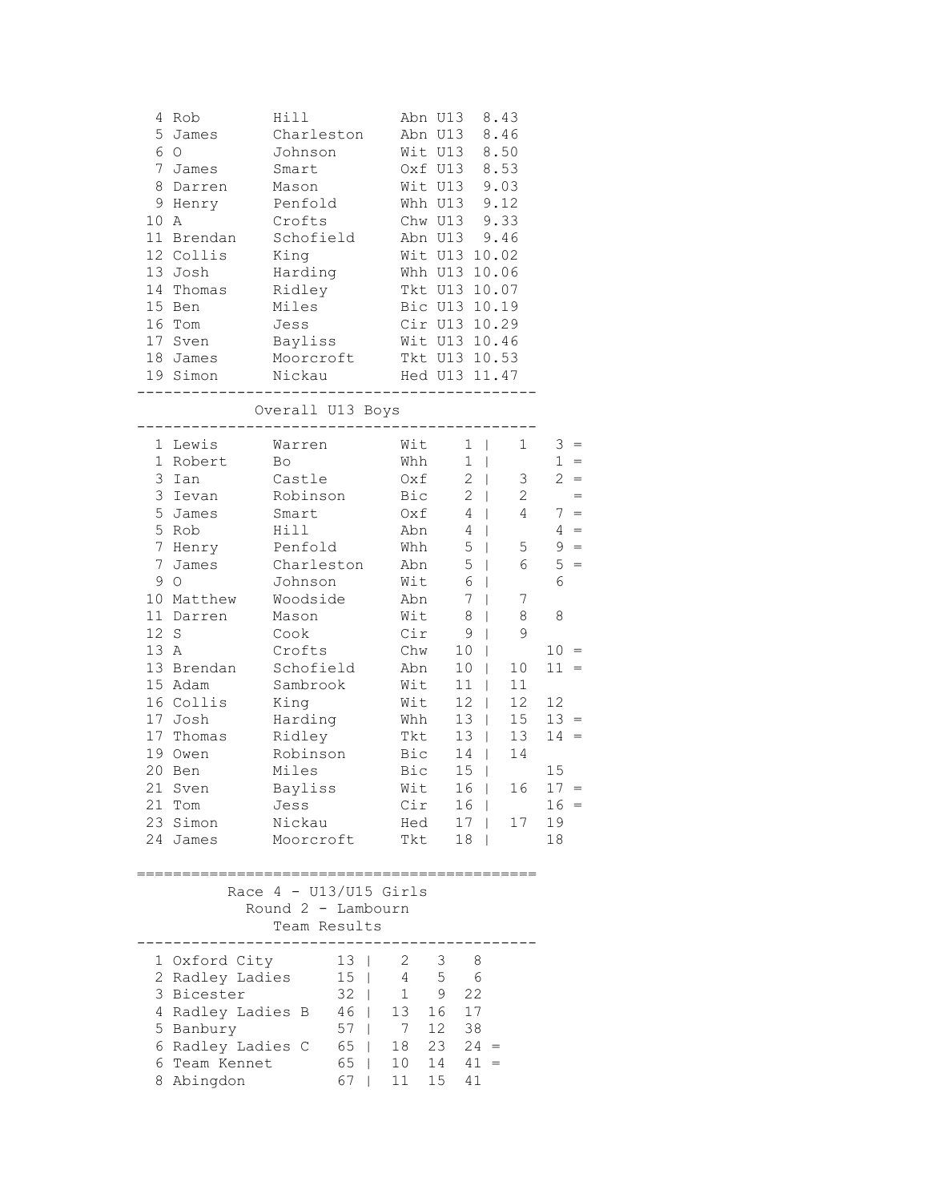| Pos | First Name | Surname | Club | Cat | Time |
|---|---|---|---|---|---|
| 4 | Rob | Hill | Abn | U13 | 8.43 |
| 5 | James | Charleston | Abn | U13 | 8.46 |
| 6 | O | Johnson | Wit | U13 | 8.50 |
| 7 | James | Smart | Oxf | U13 | 8.53 |
| 8 | Darren | Mason | Wit | U13 | 9.03 |
| 9 | Henry | Penfold | Whh | U13 | 9.12 |
| 10 | A | Crofts | Chw | U13 | 9.33 |
| 11 | Brendan | Schofield | Abn | U13 | 9.46 |
| 12 | Collis | King | Wit | U13 | 10.02 |
| 13 | Josh | Harding | Whh | U13 | 10.06 |
| 14 | Thomas | Ridley | Tkt | U13 | 10.07 |
| 15 | Ben | Miles | Bic | U13 | 10.19 |
| 16 | Tom | Jess | Cir | U13 | 10.29 |
| 17 | Sven | Bayliss | Wit | U13 | 10.46 |
| 18 | James | Moorcroft | Tkt | U13 | 10.53 |
| 19 | Simon | Nickau | Hed | U13 | 11.47 |

## Overall U13 Boys

| Pos | First Name | Surname | Club | Score | Round 1 | Round 2 | |
|---|---|---|---|---|---|---|---|
| 1 | Lewis | Warren | Wit | 1 | 1 | 3 | = |
| 1 | Robert | Bo | Whh | 1 | | 1 | = |
| 3 | Ian | Castle | Oxf | 2 | 3 | 2 | = |
| 3 | Ievan | Robinson | Bic | 2 | 2 | | = |
| 5 | James | Smart | Oxf | 4 | 4 | 7 | = |
| 5 | Rob | Hill | Abn | 4 | | 4 | = |
| 7 | Henry | Penfold | Whh | 5 | 5 | 9 | = |
| 7 | James | Charleston | Abn | 5 | 6 | 5 | = |
| 9 | O | Johnson | Wit | 6 | | 6 | |
| 10 | Matthew | Woodside | Abn | 7 | 7 | | |
| 11 | Darren | Mason | Wit | 8 | 8 | 8 | |
| 12 | S | Cook | Cir | 9 | 9 | | |
| 13 | A | Crofts | Chw | 10 | | 10 | = |
| 13 | Brendan | Schofield | Abn | 10 | 10 | 11 | = |
| 15 | Adam | Sambrook | Wit | 11 | 11 | | |
| 16 | Collis | King | Wit | 12 | 12 | 12 | |
| 17 | Josh | Harding | Whh | 13 | 15 | 13 | = |
| 17 | Thomas | Ridley | Tkt | 13 | 13 | 14 | = |
| 19 | Owen | Robinson | Bic | 14 | 14 | | |
| 20 | Ben | Miles | Bic | 15 | | 15 | |
| 21 | Sven | Bayliss | Wit | 16 | 16 | 17 | = |
| 21 | Tom | Jess | Cir | 16 | | 16 | = |
| 23 | Simon | Nickau | Hed | 17 | 17 | 19 | |
| 24 | James | Moorcroft | Tkt | 18 | | 18 | |

## Race 4 - U13/U15 Girls
### Round 2 - Lambourn
### Team Results

| Pos | Team | Total | 1st | 2nd | 3rd | |
|---|---|---|---|---|---|---|
| 1 | Oxford City | 13 | 2 | 3 | 8 | |
| 2 | Radley Ladies | 15 | 4 | 5 | 6 | |
| 3 | Bicester | 32 | 1 | 9 | 22 | |
| 4 | Radley Ladies B | 46 | 13 | 16 | 17 | |
| 5 | Banbury | 57 | 7 | 12 | 38 | |
| 6 | Radley Ladies C | 65 | 18 | 23 | 24 | = |
| 6 | Team Kennet | 65 | 10 | 14 | 41 | = |
| 8 | Abingdon | 67 | 11 | 15 | 41 | |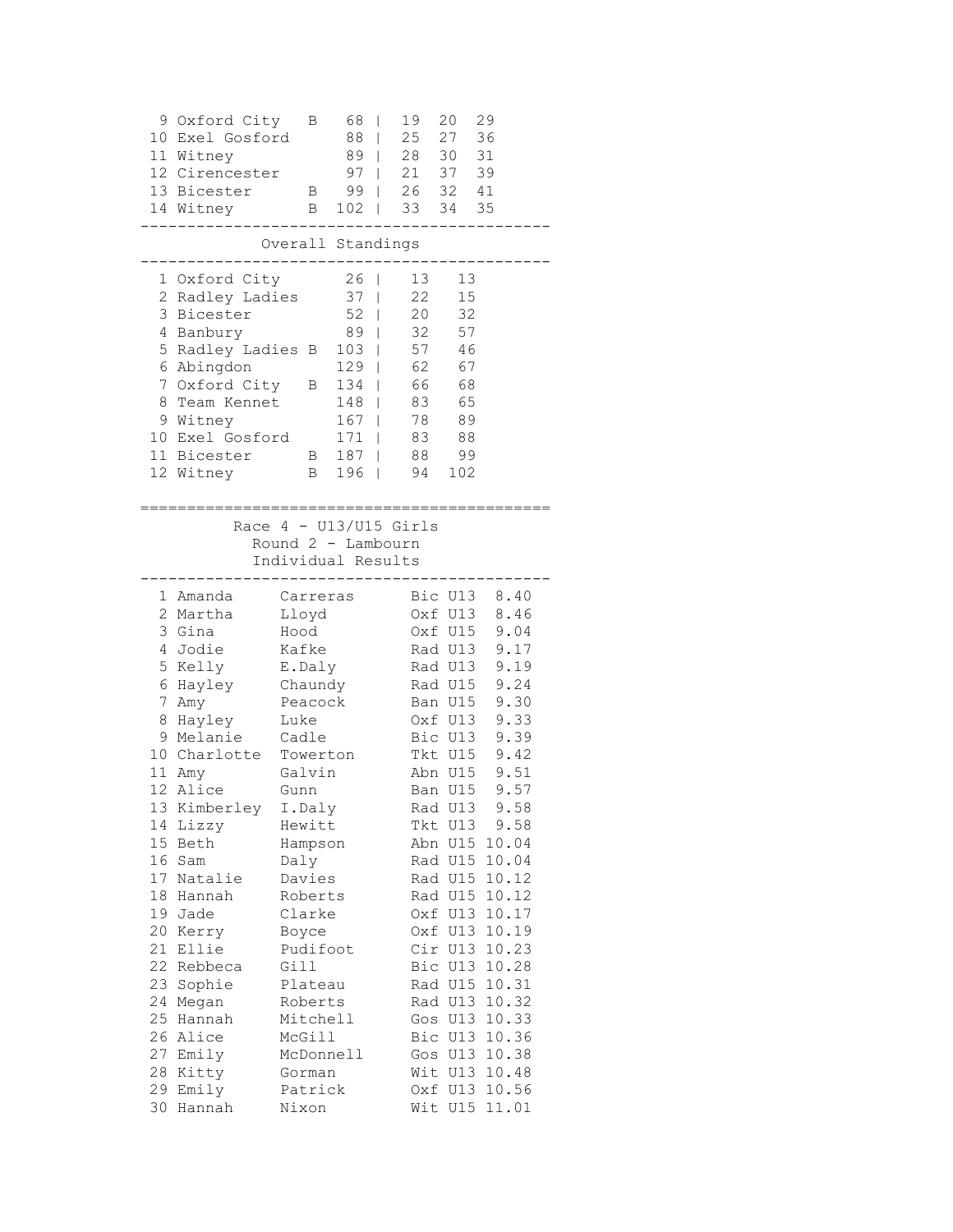| | | | | | | |
|---|---|---|---|---|---|---|
| 9 | Oxford City | B | 68 | 19 | 20 | 29 |
| 10 | Exel Gosford | | 88 | 25 | 27 | 36 |
| 11 | Witney | | 89 | 28 | 30 | 31 |
| 12 | Cirencester | | 97 | 21 | 37 | 39 |
| 13 | Bicester | B | 99 | 26 | 32 | 41 |
| 14 | Witney | B | 102 | 33 | 34 | 35 |

## Overall Standings

| | | | | | |
|---|---|---|---|---|---|
| 1 | Oxford City | | 26 | 13 | 13 |
| 2 | Radley Ladies | | 37 | 22 | 15 |
| 3 | Bicester | | 52 | 20 | 32 |
| 4 | Banbury | | 89 | 32 | 57 |
| 5 | Radley Ladies | B | 103 | 57 | 46 |
| 6 | Abingdon | | 129 | 62 | 67 |
| 7 | Oxford City | B | 134 | 66 | 68 |
| 8 | Team Kennet | | 148 | 83 | 65 |
| 9 | Witney | | 167 | 78 | 89 |
| 10 | Exel Gosford | | 171 | 83 | 88 |
| 11 | Bicester | B | 187 | 88 | 99 |
| 12 | Witney | B | 196 | 94 | 102 |

# Race 4 - U13/U15 Girls

## Round 2 - Lambourn

### Individual Results

| | | | | | |
|---|---|---|---|---|---|
| 1 | Amanda | Carreras | Bic | U13 | 8.40 |
| 2 | Martha | Lloyd | Oxf | U13 | 8.46 |
| 3 | Gina | Hood | Oxf | U15 | 9.04 |
| 4 | Jodie | Kafke | Rad | U13 | 9.17 |
| 5 | Kelly | E.Daly | Rad | U13 | 9.19 |
| 6 | Hayley | Chaundy | Rad | U15 | 9.24 |
| 7 | Amy | Peacock | Ban | U15 | 9.30 |
| 8 | Hayley | Luke | Oxf | U13 | 9.33 |
| 9 | Melanie | Cadle | Bic | U13 | 9.39 |
| 10 | Charlotte | Towerton | Tkt | U15 | 9.42 |
| 11 | Amy | Galvin | Abn | U15 | 9.51 |
| 12 | Alice | Gunn | Ban | U15 | 9.57 |
| 13 | Kimberley | I.Daly | Rad | U13 | 9.58 |
| 14 | Lizzy | Hewitt | Tkt | U13 | 9.58 |
| 15 | Beth | Hampson | Abn | U15 | 10.04 |
| 16 | Sam | Daly | Rad | U15 | 10.04 |
| 17 | Natalie | Davies | Rad | U15 | 10.12 |
| 18 | Hannah | Roberts | Rad | U15 | 10.12 |
| 19 | Jade | Clarke | Oxf | U13 | 10.17 |
| 20 | Kerry | Boyce | Oxf | U13 | 10.19 |
| 21 | Ellie | Pudifoot | Cir | U13 | 10.23 |
| 22 | Rebbeca | Gill | Bic | U13 | 10.28 |
| 23 | Sophie | Plateau | Rad | U15 | 10.31 |
| 24 | Megan | Roberts | Rad | U13 | 10.32 |
| 25 | Hannah | Mitchell | Gos | U13 | 10.33 |
| 26 | Alice | McGill | Bic | U13 | 10.36 |
| 27 | Emily | McDonnell | Gos | U13 | 10.38 |
| 28 | Kitty | Gorman | Wit | U13 | 10.48 |
| 29 | Emily | Patrick | Oxf | U13 | 10.56 |
| 30 | Hannah | Nixon | Wit | U15 | 11.01 |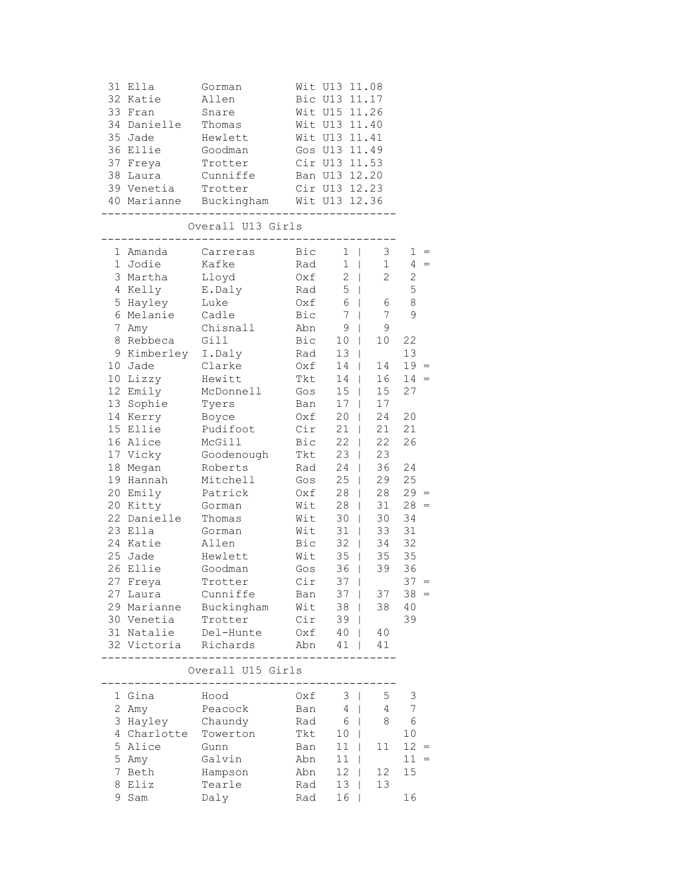| Pos | First Name | Surname | Club | Age | Time |
|---|---|---|---|---|---|
| 31 | Ella | Gorman | Wit | U13 | 11.08 |
| 32 | Katie | Allen | Bic | U13 | 11.17 |
| 33 | Fran | Snare | Wit | U15 | 11.26 |
| 34 | Danielle | Thomas | Wit | U13 | 11.40 |
| 35 | Jade | Hewlett | Wit | U13 | 11.41 |
| 36 | Ellie | Goodman | Gos | U13 | 11.49 |
| 37 | Freya | Trotter | Cir | U13 | 11.53 |
| 38 | Laura | Cunniffe | Ban | U13 | 12.20 |
| 39 | Venetia | Trotter | Cir | U13 | 12.23 |
| 40 | Marianne | Buckingham | Wit | U13 | 12.36 |

## Overall U13 Girls

| Pos | First Name | Surname | Club | | | | |
|---|---|---|---|---|---|---|---|
| 1 | Amanda | Carreras | Bic | 1 | 3 | 1 | = |
| 1 | Jodie | Kafke | Rad | 1 | 1 | 4 | = |
| 3 | Martha | Lloyd | Oxf | 2 | 2 | 2 | |
| 4 | Kelly | E.Daly | Rad | 5 | | 5 | |
| 5 | Hayley | Luke | Oxf | 6 | 6 | 8 | |
| 6 | Melanie | Cadle | Bic | 7 | 7 | 9 | |
| 7 | Amy | Chisnall | Abn | 9 | 9 | | |
| 8 | Rebbeca | Gill | Bic | 10 | 10 | 22 | |
| 9 | Kimberley | I.Daly | Rad | 13 | | 13 | |
| 10 | Jade | Clarke | Oxf | 14 | 14 | 19 | = |
| 10 | Lizzy | Hewitt | Tkt | 14 | 16 | 14 | = |
| 12 | Emily | McDonnell | Gos | 15 | 15 | 27 | |
| 13 | Sophie | Tyers | Ban | 17 | 17 | | |
| 14 | Kerry | Boyce | Oxf | 20 | 24 | 20 | |
| 15 | Ellie | Pudifoot | Cir | 21 | 21 | 21 | |
| 16 | Alice | McGill | Bic | 22 | 22 | 26 | |
| 17 | Vicky | Goodenough | Tkt | 23 | 23 | | |
| 18 | Megan | Roberts | Rad | 24 | 36 | 24 | |
| 19 | Hannah | Mitchell | Gos | 25 | 29 | 25 | |
| 20 | Emily | Patrick | Oxf | 28 | 28 | 29 | = |
| 20 | Kitty | Gorman | Wit | 28 | 31 | 28 | = |
| 22 | Danielle | Thomas | Wit | 30 | 30 | 34 | |
| 23 | Ella | Gorman | Wit | 31 | 33 | 31 | |
| 24 | Katie | Allen | Bic | 32 | 34 | 32 | |
| 25 | Jade | Hewlett | Wit | 35 | 35 | 35 | |
| 26 | Ellie | Goodman | Gos | 36 | 39 | 36 | |
| 27 | Freya | Trotter | Cir | 37 | | 37 | = |
| 27 | Laura | Cunniffe | Ban | 37 | 37 | 38 | = |
| 29 | Marianne | Buckingham | Wit | 38 | 38 | 40 | |
| 30 | Venetia | Trotter | Cir | 39 | | 39 | |
| 31 | Natalie | Del-Hunte | Oxf | 40 | 40 | | |
| 32 | Victoria | Richards | Abn | 41 | 41 | | |

## Overall U15 Girls

| Pos | First Name | Surname | Club | | | | |
|---|---|---|---|---|---|---|---|
| 1 | Gina | Hood | Oxf | 3 | 5 | 3 | |
| 2 | Amy | Peacock | Ban | 4 | 4 | 7 | |
| 3 | Hayley | Chaundy | Rad | 6 | 8 | 6 | |
| 4 | Charlotte | Towerton | Tkt | 10 | | 10 | |
| 5 | Alice | Gunn | Ban | 11 | 11 | 12 | = |
| 5 | Amy | Galvin | Abn | 11 | | 11 | = |
| 7 | Beth | Hampson | Abn | 12 | 12 | 15 | |
| 8 | Eliz | Tearle | Rad | 13 | 13 | | |
| 9 | Sam | Daly | Rad | 16 | | 16 | |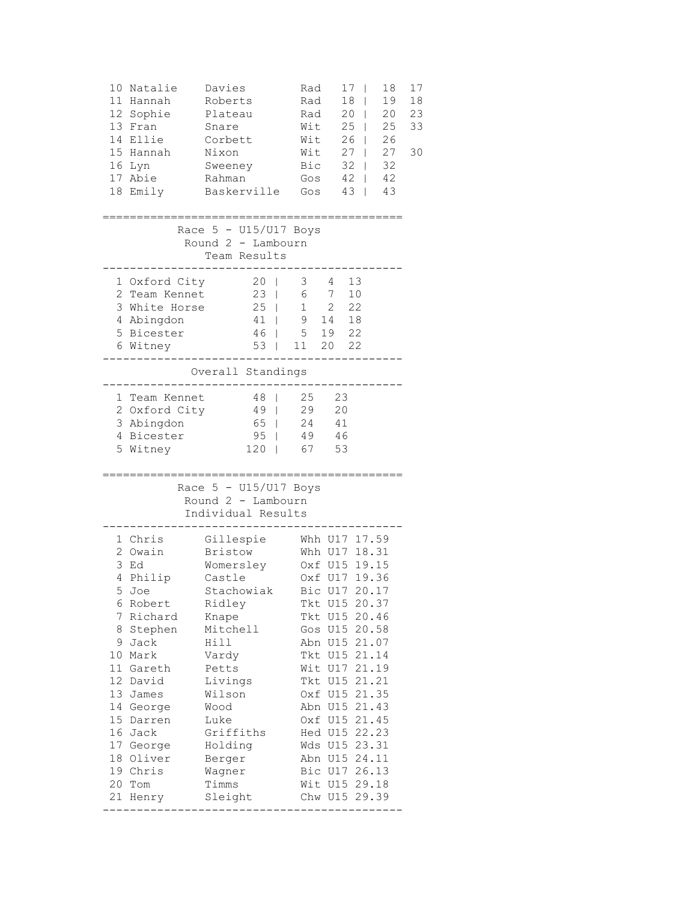| Pos | First | Last | Club | Pts | | | |
|---|---|---|---|---|---|---|---|
| 10 | Natalie | Davies | Rad | 17 | 18 | 17 |
| 11 | Hannah | Roberts | Rad | 18 | 19 | 18 |
| 12 | Sophie | Plateau | Rad | 20 | 20 | 23 |
| 13 | Fran | Snare | Wit | 25 | 25 | 33 |
| 14 | Ellie | Corbett | Wit | 26 | 26 | |
| 15 | Hannah | Nixon | Wit | 27 | 27 | 30 |
| 16 | Lyn | Sweeney | Bic | 32 | 32 | |
| 17 | Abie | Rahman | Gos | 42 | 42 | |
| 18 | Emily | Baskerville | Gos | 43 | 43 | |

## Race 5 - U15/U17 Boys
### Round 2 - Lambourn
### Team Results

| Pos | Team | Total | | | |
|---|---|---|---|---|---|
| 1 | Oxford City | 20 | 3 | 4 | 13 |
| 2 | Team Kennet | 23 | 6 | 7 | 10 |
| 3 | White Horse | 25 | 1 | 2 | 22 |
| 4 | Abingdon | 41 | 9 | 14 | 18 |
| 5 | Bicester | 46 | 5 | 19 | 22 |
| 6 | Witney | 53 | 11 | 20 | 22 |

### Overall Standings

| Pos | Team | Total | | |
|---|---|---|---|---|
| 1 | Team Kennet | 48 | 25 | 23 |
| 2 | Oxford City | 49 | 29 | 20 |
| 3 | Abingdon | 65 | 24 | 41 |
| 4 | Bicester | 95 | 49 | 46 |
| 5 | Witney | 120 | 67 | 53 |

## Race 5 - U15/U17 Boys
### Round 2 - Lambourn
### Individual Results

| Pos | First | Last | Club | Cat | Time |
|---|---|---|---|---|---|
| 1 | Chris | Gillespie | Whh | U17 | 17.59 |
| 2 | Owain | Bristow | Whh | U17 | 18.31 |
| 3 | Ed | Womersley | Oxf | U15 | 19.15 |
| 4 | Philip | Castle | Oxf | U17 | 19.36 |
| 5 | Joe | Stachowiak | Bic | U17 | 20.17 |
| 6 | Robert | Ridley | Tkt | U15 | 20.37 |
| 7 | Richard | Knape | Tkt | U15 | 20.46 |
| 8 | Stephen | Mitchell | Gos | U15 | 20.58 |
| 9 | Jack | Hill | Abn | U15 | 21.07 |
| 10 | Mark | Vardy | Tkt | U15 | 21.14 |
| 11 | Gareth | Petts | Wit | U17 | 21.19 |
| 12 | David | Livings | Tkt | U15 | 21.21 |
| 13 | James | Wilson | Oxf | U15 | 21.35 |
| 14 | George | Wood | Abn | U15 | 21.43 |
| 15 | Darren | Luke | Oxf | U15 | 21.45 |
| 16 | Jack | Griffiths | Hed | U15 | 22.23 |
| 17 | George | Holding | Wds | U15 | 23.31 |
| 18 | Oliver | Berger | Abn | U15 | 24.11 |
| 19 | Chris | Wagner | Bic | U17 | 26.13 |
| 20 | Tom | Timms | Wit | U15 | 29.18 |
| 21 | Henry | Sleight | Chw | U15 | 29.39 |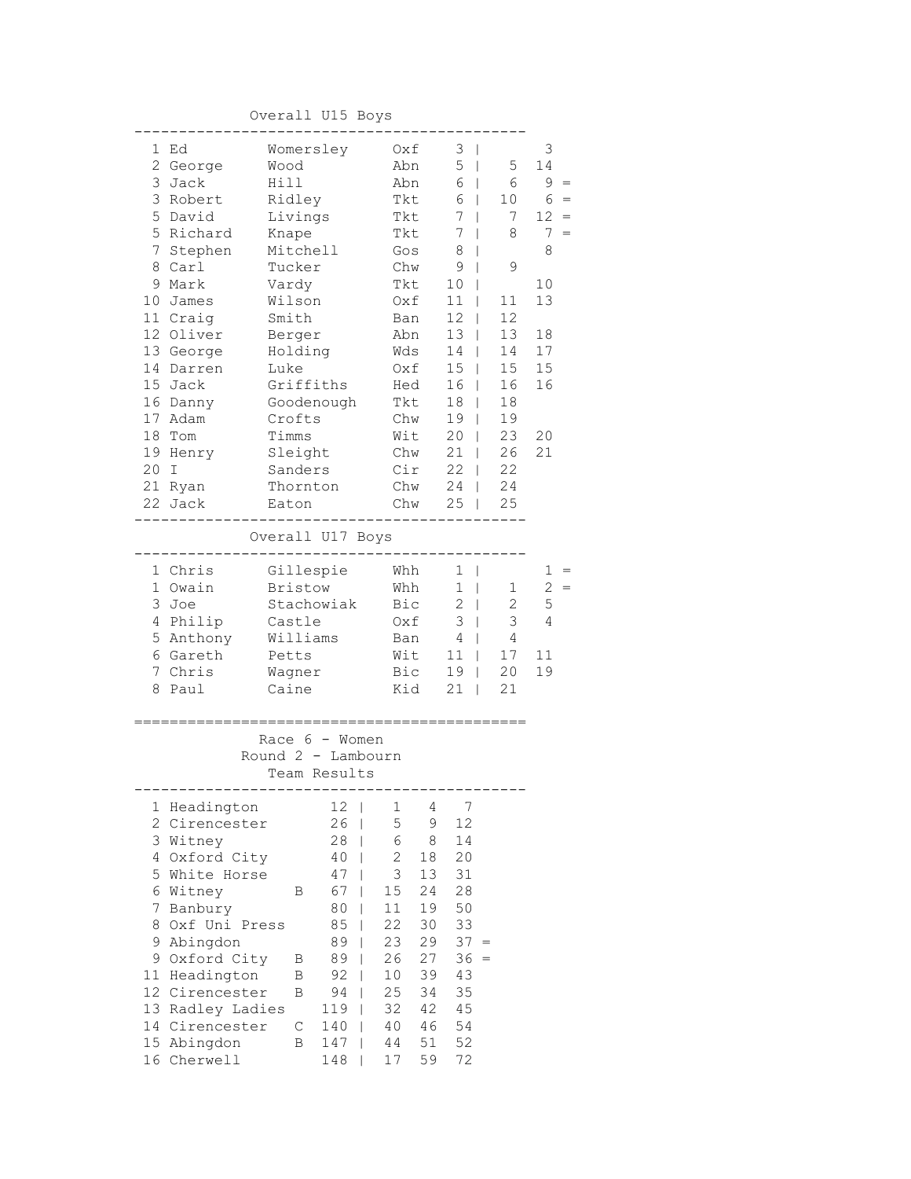### Overall U15 Boys

| Pos | First | Last | Club | Total | | | |
|---|---|---|---|---|---|---|---|
| 1 | Ed | Womersley | Oxf | 3 | | 3 | |
| 2 | George | Wood | Abn | 5 | 5 | 14 | |
| 3 | Jack | Hill | Abn | 6 | 6 | 9 | = |
| 3 | Robert | Ridley | Tkt | 6 | 10 | 6 | = |
| 5 | David | Livings | Tkt | 7 | 7 | 12 | = |
| 5 | Richard | Knape | Tkt | 7 | 8 | 7 | = |
| 7 | Stephen | Mitchell | Gos | 8 | | 8 | |
| 8 | Carl | Tucker | Chw | 9 | 9 | | |
| 9 | Mark | Vardy | Tkt | 10 | | 10 | |
| 10 | James | Wilson | Oxf | 11 | 11 | 13 | |
| 11 | Craig | Smith | Ban | 12 | 12 | | |
| 12 | Oliver | Berger | Abn | 13 | 13 | 18 | |
| 13 | George | Holding | Wds | 14 | 14 | 17 | |
| 14 | Darren | Luke | Oxf | 15 | 15 | 15 | |
| 15 | Jack | Griffiths | Hed | 16 | 16 | 16 | |
| 16 | Danny | Goodenough | Tkt | 18 | 18 | | |
| 17 | Adam | Crofts | Chw | 19 | 19 | | |
| 18 | Tom | Timms | Wit | 20 | 23 | 20 | |
| 19 | Henry | Sleight | Chw | 21 | 26 | 21 | |
| 20 | I | Sanders | Cir | 22 | 22 | | |
| 21 | Ryan | Thornton | Chw | 24 | 24 | | |
| 22 | Jack | Eaton | Chw | 25 | 25 | | |

### Overall U17 Boys

| Pos | First | Last | Club | Total | | | |
|---|---|---|---|---|---|---|---|
| 1 | Chris | Gillespie | Whh | 1 | | 1 | = |
| 1 | Owain | Bristow | Whh | 1 | 1 | 2 | = |
| 3 | Joe | Stachowiak | Bic | 2 | 2 | 5 | |
| 4 | Philip | Castle | Oxf | 3 | 3 | 4 | |
| 5 | Anthony | Williams | Ban | 4 | 4 | | |
| 6 | Gareth | Petts | Wit | 11 | 17 | 11 | |
| 7 | Chris | Wagner | Bic | 19 | 20 | 19 | |
| 8 | Paul | Caine | Kid | 21 | 21 | | |

## Race 6 - Women
### Round 2 - Lambourn
### Team Results

| Pos | Team | | Total | | | | |
|---|---|---|---|---|---|---|---|
| 1 | Headington | | 12 | 1 | 4 | 7 | |
| 2 | Cirencester | | 26 | 5 | 9 | 12 | |
| 3 | Witney | | 28 | 6 | 8 | 14 | |
| 4 | Oxford City | | 40 | 2 | 18 | 20 | |
| 5 | White Horse | | 47 | 3 | 13 | 31 | |
| 6 | Witney | B | 67 | 15 | 24 | 28 | |
| 7 | Banbury | | 80 | 11 | 19 | 50 | |
| 8 | Oxf Uni Press | | 85 | 22 | 30 | 33 | |
| 9 | Abingdon | | 89 | 23 | 29 | 37 | = |
| 9 | Oxford City | B | 89 | 26 | 27 | 36 | = |
| 11 | Headington | B | 92 | 10 | 39 | 43 | |
| 12 | Cirencester | B | 94 | 25 | 34 | 35 | |
| 13 | Radley Ladies | | 119 | 32 | 42 | 45 | |
| 14 | Cirencester | C | 140 | 40 | 46 | 54 | |
| 15 | Abingdon | B | 147 | 44 | 51 | 52 | |
| 16 | Cherwell | | 148 | 17 | 59 | 72 | |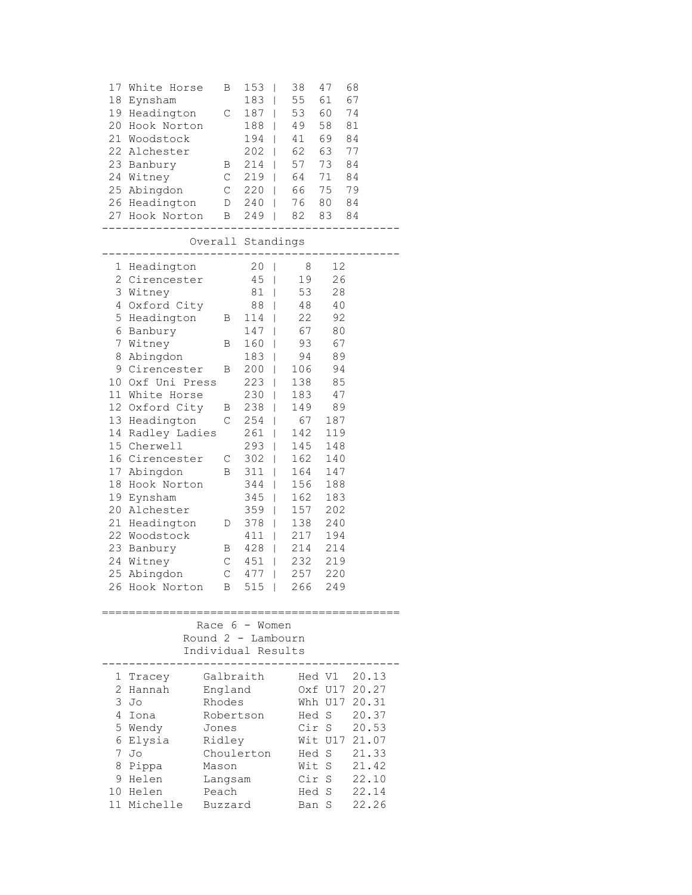| Pos | Team | | Total | | | | |
|---|---|---|---|---|---|---|---|
| 17 | White Horse | B | 153 | \| | 38 | 47 | 68 |
| 18 | Eynsham | | 183 | \| | 55 | 61 | 67 |
| 19 | Headington | C | 187 | \| | 53 | 60 | 74 |
| 20 | Hook Norton | | 188 | \| | 49 | 58 | 81 |
| 21 | Woodstock | | 194 | \| | 41 | 69 | 84 |
| 22 | Alchester | | 202 | \| | 62 | 63 | 77 |
| 23 | Banbury | B | 214 | \| | 57 | 73 | 84 |
| 24 | Witney | C | 219 | \| | 64 | 71 | 84 |
| 25 | Abingdon | C | 220 | \| | 66 | 75 | 79 |
| 26 | Headington | D | 240 | \| | 76 | 80 | 84 |
| 27 | Hook Norton | B | 249 | \| | 82 | 83 | 84 |

## Overall Standings

| Pos | Team | | Total | | | |
|---|---|---|---|---|---|---|
| 1 | Headington | | 20 | \| | 8 | 12 |
| 2 | Cirencester | | 45 | \| | 19 | 26 |
| 3 | Witney | | 81 | \| | 53 | 28 |
| 4 | Oxford City | | 88 | \| | 48 | 40 |
| 5 | Headington | B | 114 | \| | 22 | 92 |
| 6 | Banbury | | 147 | \| | 67 | 80 |
| 7 | Witney | B | 160 | \| | 93 | 67 |
| 8 | Abingdon | | 183 | \| | 94 | 89 |
| 9 | Cirencester | B | 200 | \| | 106 | 94 |
| 10 | Oxf Uni Press | | 223 | \| | 138 | 85 |
| 11 | White Horse | | 230 | \| | 183 | 47 |
| 12 | Oxford City | B | 238 | \| | 149 | 89 |
| 13 | Headington | C | 254 | \| | 67 | 187 |
| 14 | Radley Ladies | | 261 | \| | 142 | 119 |
| 15 | Cherwell | | 293 | \| | 145 | 148 |
| 16 | Cirencester | C | 302 | \| | 162 | 140 |
| 17 | Abingdon | B | 311 | \| | 164 | 147 |
| 18 | Hook Norton | | 344 | \| | 156 | 188 |
| 19 | Eynsham | | 345 | \| | 162 | 183 |
| 20 | Alchester | | 359 | \| | 157 | 202 |
| 21 | Headington | D | 378 | \| | 138 | 240 |
| 22 | Woodstock | | 411 | \| | 217 | 194 |
| 23 | Banbury | B | 428 | \| | 214 | 214 |
| 24 | Witney | C | 451 | \| | 232 | 219 |
| 25 | Abingdon | C | 477 | \| | 257 | 220 |
| 26 | Hook Norton | B | 515 | \| | 266 | 249 |

## Race 6 - Women
### Round 2 - Lambourn
### Individual Results

| Pos | First Name | Surname | Club | Cat | Time |
|---|---|---|---|---|---|
| 1 | Tracey | Galbraith | Hed | V1 | 20.13 |
| 2 | Hannah | England | Oxf | U17 | 20.27 |
| 3 | Jo | Rhodes | Whh | U17 | 20.31 |
| 4 | Iona | Robertson | Hed | S | 20.37 |
| 5 | Wendy | Jones | Cir | S | 20.53 |
| 6 | Elysia | Ridley | Wit | U17 | 21.07 |
| 7 | Jo | Choulerton | Hed | S | 21.33 |
| 8 | Pippa | Mason | Wit | S | 21.42 |
| 9 | Helen | Langsam | Cir | S | 22.10 |
| 10 | Helen | Peach | Hed | S | 22.14 |
| 11 | Michelle | Buzzard | Ban | S | 22.26 |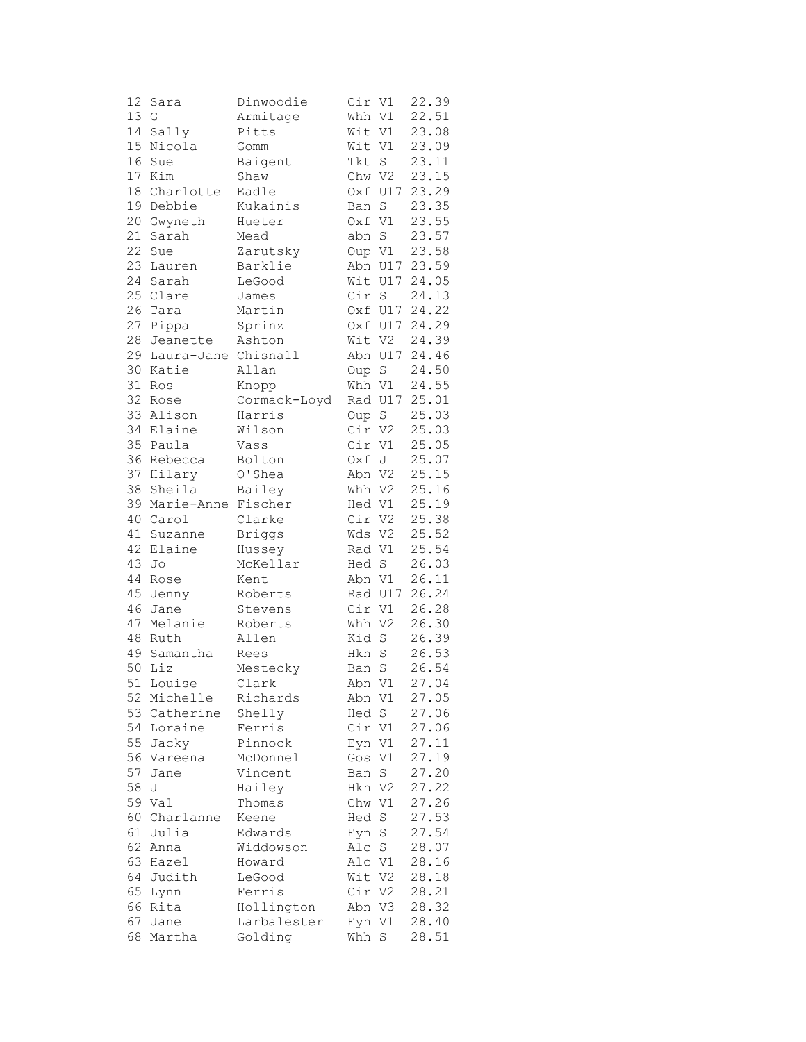| | | | | | |
|---|---|---|---|---|---|
| 12 | Sara | Dinwoodie | Cir | V1 | 22.39 |
| 13 | G | Armitage | Whh | V1 | 22.51 |
| 14 | Sally | Pitts | Wit | V1 | 23.08 |
| 15 | Nicola | Gomm | Wit | V1 | 23.09 |
| 16 | Sue | Baigent | Tkt | S | 23.11 |
| 17 | Kim | Shaw | Chw | V2 | 23.15 |
| 18 | Charlotte | Eadle | Oxf | U17 | 23.29 |
| 19 | Debbie | Kukainis | Ban | S | 23.35 |
| 20 | Gwyneth | Hueter | Oxf | V1 | 23.55 |
| 21 | Sarah | Mead | abn | S | 23.57 |
| 22 | Sue | Zarutsky | Oup | V1 | 23.58 |
| 23 | Lauren | Barklie | Abn | U17 | 23.59 |
| 24 | Sarah | LeGood | Wit | U17 | 24.05 |
| 25 | Clare | James | Cir | S | 24.13 |
| 26 | Tara | Martin | Oxf | U17 | 24.22 |
| 27 | Pippa | Sprinz | Oxf | U17 | 24.29 |
| 28 | Jeanette | Ashton | Wit | V2 | 24.39 |
| 29 | Laura-Jane | Chisnall | Abn | U17 | 24.46 |
| 30 | Katie | Allan | Oup | S | 24.50 |
| 31 | Ros | Knopp | Whh | V1 | 24.55 |
| 32 | Rose | Cormack-Loyd | Rad | U17 | 25.01 |
| 33 | Alison | Harris | Oup | S | 25.03 |
| 34 | Elaine | Wilson | Cir | V2 | 25.03 |
| 35 | Paula | Vass | Cir | V1 | 25.05 |
| 36 | Rebecca | Bolton | Oxf | J | 25.07 |
| 37 | Hilary | O'Shea | Abn | V2 | 25.15 |
| 38 | Sheila | Bailey | Whh | V2 | 25.16 |
| 39 | Marie-Anne | Fischer | Hed | V1 | 25.19 |
| 40 | Carol | Clarke | Cir | V2 | 25.38 |
| 41 | Suzanne | Briggs | Wds | V2 | 25.52 |
| 42 | Elaine | Hussey | Rad | V1 | 25.54 |
| 43 | Jo | McKellar | Hed | S | 26.03 |
| 44 | Rose | Kent | Abn | V1 | 26.11 |
| 45 | Jenny | Roberts | Rad | U17 | 26.24 |
| 46 | Jane | Stevens | Cir | V1 | 26.28 |
| 47 | Melanie | Roberts | Whh | V2 | 26.30 |
| 48 | Ruth | Allen | Kid | S | 26.39 |
| 49 | Samantha | Rees | Hkn | S | 26.53 |
| 50 | Liz | Mestecky | Ban | S | 26.54 |
| 51 | Louise | Clark | Abn | V1 | 27.04 |
| 52 | Michelle | Richards | Abn | V1 | 27.05 |
| 53 | Catherine | Shelly | Hed | S | 27.06 |
| 54 | Loraine | Ferris | Cir | V1 | 27.06 |
| 55 | Jacky | Pinnock | Eyn | V1 | 27.11 |
| 56 | Vareena | McDonnel | Gos | V1 | 27.19 |
| 57 | Jane | Vincent | Ban | S | 27.20 |
| 58 | J | Hailey | Hkn | V2 | 27.22 |
| 59 | Val | Thomas | Chw | V1 | 27.26 |
| 60 | Charlanne | Keene | Hed | S | 27.53 |
| 61 | Julia | Edwards | Eyn | S | 27.54 |
| 62 | Anna | Widdowson | Alc | S | 28.07 |
| 63 | Hazel | Howard | Alc | V1 | 28.16 |
| 64 | Judith | LeGood | Wit | V2 | 28.18 |
| 65 | Lynn | Ferris | Cir | V2 | 28.21 |
| 66 | Rita | Hollington | Abn | V3 | 28.32 |
| 67 | Jane | Larbalester | Eyn | V1 | 28.40 |
| 68 | Martha | Golding | Whh | S | 28.51 |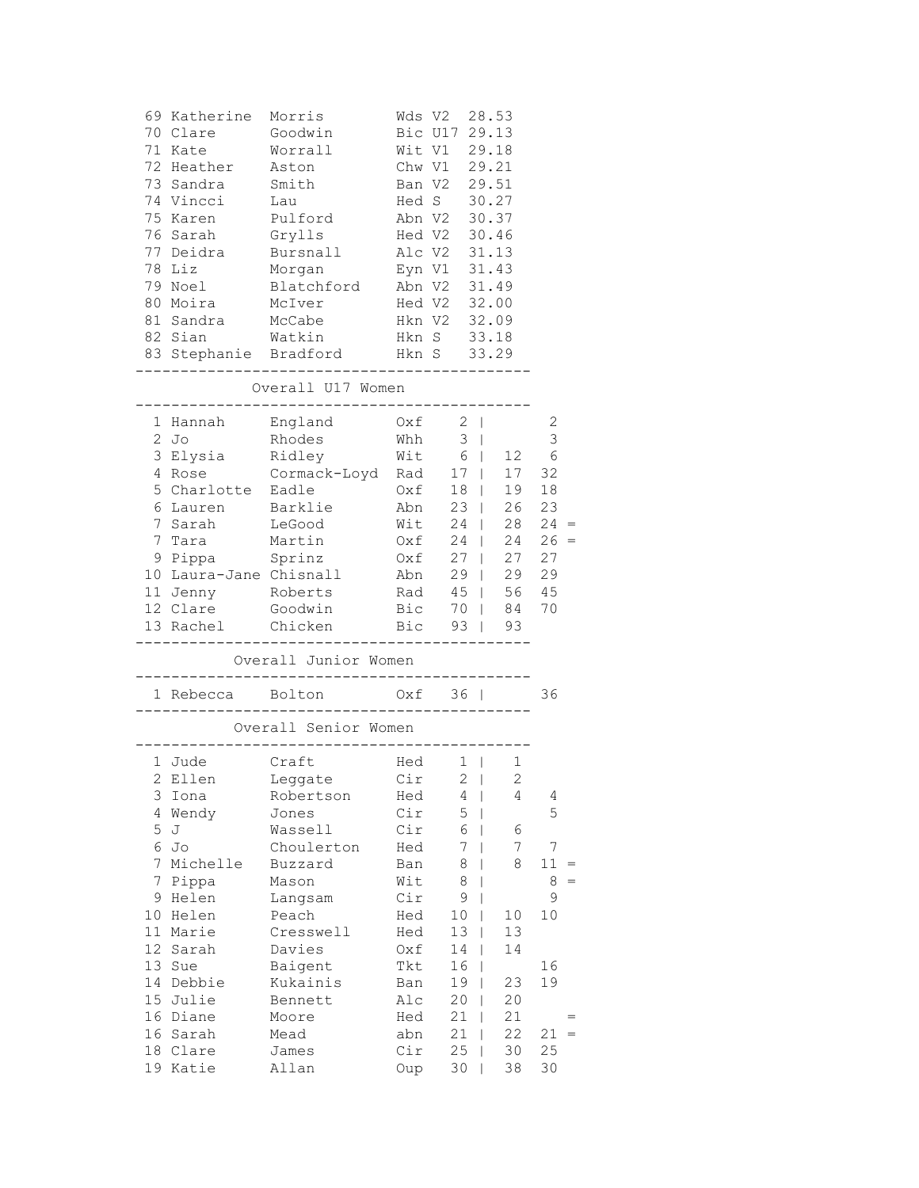| Pos | First | Last | Club | Cat | Time |
|---|---|---|---|---|---|
| 69 | Katherine | Morris | Wds | V2 | 28.53 |
| 70 | Clare | Goodwin | Bic | U17 | 29.13 |
| 71 | Kate | Worrall | Wit | V1 | 29.18 |
| 72 | Heather | Aston | Chw | V1 | 29.21 |
| 73 | Sandra | Smith | Ban | V2 | 29.51 |
| 74 | Vincci | Lau | Hed | S | 30.27 |
| 75 | Karen | Pulford | Abn | V2 | 30.37 |
| 76 | Sarah | Grylls | Hed | V2 | 30.46 |
| 77 | Deidra | Bursnall | Alc | V2 | 31.13 |
| 78 | Liz | Morgan | Eyn | V1 | 31.43 |
| 79 | Noel | Blatchford | Abn | V2 | 31.49 |
| 80 | Moira | McIver | Hed | V2 | 32.00 |
| 81 | Sandra | McCabe | Hkn | V2 | 32.09 |
| 82 | Sian | Watkin | Hkn | S | 33.18 |
| 83 | Stephanie | Bradford | Hkn | S | 33.29 |

## Overall U17 Women

| Pos | First | Last | Club | Total | | | |
|---|---|---|---|---|---|---|---|
| 1 | Hannah | England | Oxf | 2 | | 2 | |
| 2 | Jo | Rhodes | Whh | 3 | | 3 | |
| 3 | Elysia | Ridley | Wit | 6 | 12 | 6 | |
| 4 | Rose | Cormack-Loyd | Rad | 17 | 17 | 32 | |
| 5 | Charlotte | Eadle | Oxf | 18 | 19 | 18 | |
| 6 | Lauren | Barklie | Abn | 23 | 26 | 23 | |
| 7 | Sarah | LeGood | Wit | 24 | 28 | 24 | = |
| 7 | Tara | Martin | Oxf | 24 | 24 | 26 | = |
| 9 | Pippa | Sprinz | Oxf | 27 | 27 | 27 | |
| 10 | Laura-Jane | Chisnall | Abn | 29 | 29 | 29 | |
| 11 | Jenny | Roberts | Rad | 45 | 56 | 45 | |
| 12 | Clare | Goodwin | Bic | 70 | 84 | 70 | |
| 13 | Rachel | Chicken | Bic | 93 | 93 | | |

## Overall Junior Women

| Pos | First | Last | Club | Total | | | |
|---|---|---|---|---|---|---|---|
| 1 | Rebecca | Bolton | Oxf | 36 | | 36 | |

## Overall Senior Women

| Pos | First | Last | Club | Total | | | |
|---|---|---|---|---|---|---|---|
| 1 | Jude | Craft | Hed | 1 | 1 | | |
| 2 | Ellen | Leggate | Cir | 2 | 2 | | |
| 3 | Iona | Robertson | Hed | 4 | 4 | 4 | |
| 4 | Wendy | Jones | Cir | 5 | | 5 | |
| 5 | J | Wassell | Cir | 6 | 6 | | |
| 6 | Jo | Choulerton | Hed | 7 | 7 | 7 | |
| 7 | Michelle | Buzzard | Ban | 8 | 8 | 11 | = |
| 7 | Pippa | Mason | Wit | 8 | | 8 | = |
| 9 | Helen | Langsam | Cir | 9 | | 9 | |
| 10 | Helen | Peach | Hed | 10 | 10 | 10 | |
| 11 | Marie | Cresswell | Hed | 13 | 13 | | |
| 12 | Sarah | Davies | Oxf | 14 | 14 | | |
| 13 | Sue | Baigent | Tkt | 16 | | 16 | |
| 14 | Debbie | Kukainis | Ban | 19 | 23 | 19 | |
| 15 | Julie | Bennett | Alc | 20 | 20 | | |
| 16 | Diane | Moore | Hed | 21 | 21 | | = |
| 16 | Sarah | Mead | abn | 21 | 22 | 21 | = |
| 18 | Clare | James | Cir | 25 | 30 | 25 | |
| 19 | Katie | Allan | Oup | 30 | 38 | 30 | |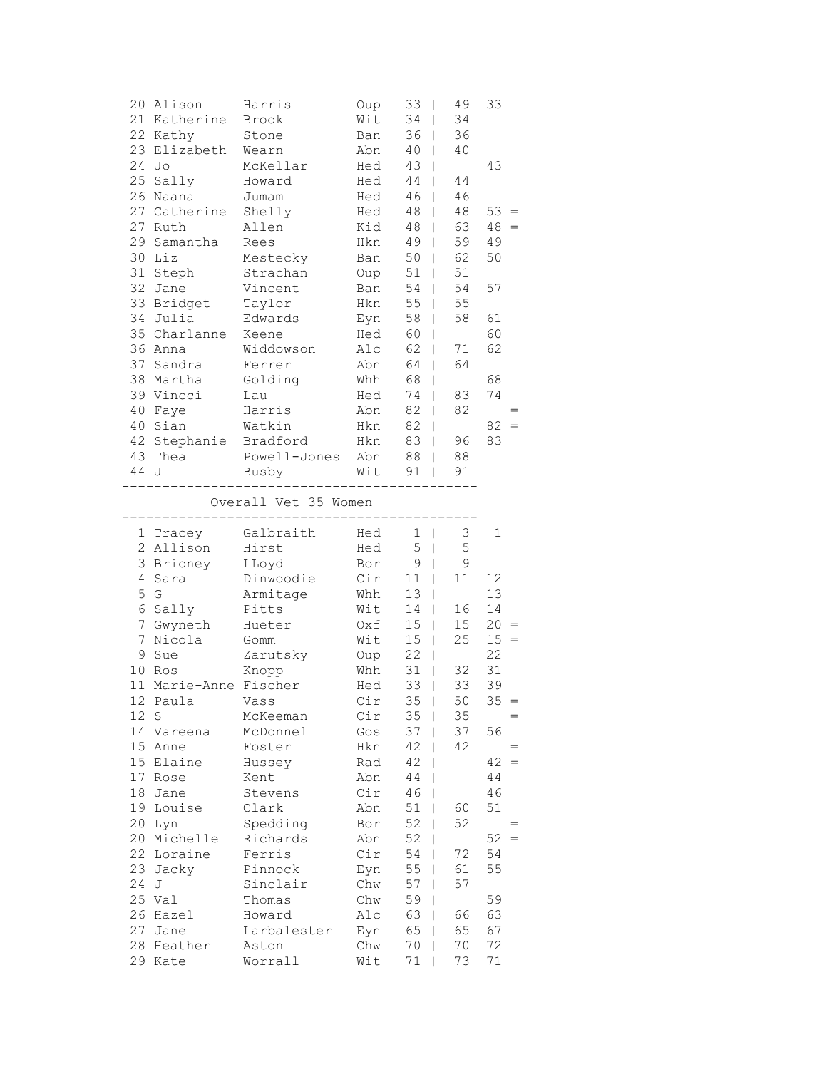| | | | | | | | | |
|---|---|---|---|---|---|---|---|---|
| 20 | Alison | Harris | Oup | 33 | \| | 49 | 33 | |
| 21 | Katherine | Brook | Wit | 34 | \| | 34 | | |
| 22 | Kathy | Stone | Ban | 36 | \| | 36 | | |
| 23 | Elizabeth | Wearn | Abn | 40 | \| | 40 | | |
| 24 | Jo | McKellar | Hed | 43 | \| | | 43 | |
| 25 | Sally | Howard | Hed | 44 | \| | 44 | | |
| 26 | Naana | Jumam | Hed | 46 | \| | 46 | | |
| 27 | Catherine | Shelly | Hed | 48 | \| | 48 | 53 | = |
| 27 | Ruth | Allen | Kid | 48 | \| | 63 | 48 | = |
| 29 | Samantha | Rees | Hkn | 49 | \| | 59 | 49 | |
| 30 | Liz | Mestecky | Ban | 50 | \| | 62 | 50 | |
| 31 | Steph | Strachan | Oup | 51 | \| | 51 | | |
| 32 | Jane | Vincent | Ban | 54 | \| | 54 | 57 | |
| 33 | Bridget | Taylor | Hkn | 55 | \| | 55 | | |
| 34 | Julia | Edwards | Eyn | 58 | \| | 58 | 61 | |
| 35 | Charlanne | Keene | Hed | 60 | \| | | 60 | |
| 36 | Anna | Widdowson | Alc | 62 | \| | 71 | 62 | |
| 37 | Sandra | Ferrer | Abn | 64 | \| | 64 | | |
| 38 | Martha | Golding | Whh | 68 | \| | | 68 | |
| 39 | Vincci | Lau | Hed | 74 | \| | 83 | 74 | |
| 40 | Faye | Harris | Abn | 82 | \| | 82 | | = |
| 40 | Sian | Watkin | Hkn | 82 | \| | | 82 | = |
| 42 | Stephanie | Bradford | Hkn | 83 | \| | 96 | 83 | |
| 43 | Thea | Powell-Jones | Abn | 88 | \| | 88 | | |
| 44 | J | Busby | Wit | 91 | \| | 91 | | |

## Overall Vet 35 Women

| | | | | | | | | |
|---|---|---|---|---|---|---|---|---|
| 1 | Tracey | Galbraith | Hed | 1 | \| | 3 | 1 | |
| 2 | Allison | Hirst | Hed | 5 | \| | 5 | | |
| 3 | Brioney | LLoyd | Bor | 9 | \| | 9 | | |
| 4 | Sara | Dinwoodie | Cir | 11 | \| | 11 | 12 | |
| 5 | G | Armitage | Whh | 13 | \| | | 13 | |
| 6 | Sally | Pitts | Wit | 14 | \| | 16 | 14 | |
| 7 | Gwyneth | Hueter | Oxf | 15 | \| | 15 | 20 | = |
| 7 | Nicola | Gomm | Wit | 15 | \| | 25 | 15 | = |
| 9 | Sue | Zarutsky | Oup | 22 | \| | | 22 | |
| 10 | Ros | Knopp | Whh | 31 | \| | 32 | 31 | |
| 11 | Marie-Anne | Fischer | Hed | 33 | \| | 33 | 39 | |
| 12 | Paula | Vass | Cir | 35 | \| | 50 | 35 | = |
| 12 | S | McKeeman | Cir | 35 | \| | 35 | | = |
| 14 | Vareena | McDonnel | Gos | 37 | \| | 37 | 56 | |
| 15 | Anne | Foster | Hkn | 42 | \| | 42 | | = |
| 15 | Elaine | Hussey | Rad | 42 | \| | | 42 | = |
| 17 | Rose | Kent | Abn | 44 | \| | | 44 | |
| 18 | Jane | Stevens | Cir | 46 | \| | | 46 | |
| 19 | Louise | Clark | Abn | 51 | \| | 60 | 51 | |
| 20 | Lyn | Spedding | Bor | 52 | \| | 52 | | = |
| 20 | Michelle | Richards | Abn | 52 | \| | | 52 | = |
| 22 | Loraine | Ferris | Cir | 54 | \| | 72 | 54 | |
| 23 | Jacky | Pinnock | Eyn | 55 | \| | 61 | 55 | |
| 24 | J | Sinclair | Chw | 57 | \| | 57 | | |
| 25 | Val | Thomas | Chw | 59 | \| | | 59 | |
| 26 | Hazel | Howard | Alc | 63 | \| | 66 | 63 | |
| 27 | Jane | Larbalester | Eyn | 65 | \| | 65 | 67 | |
| 28 | Heather | Aston | Chw | 70 | \| | 70 | 72 | |
| 29 | Kate | Worrall | Wit | 71 | \| | 73 | 71 | |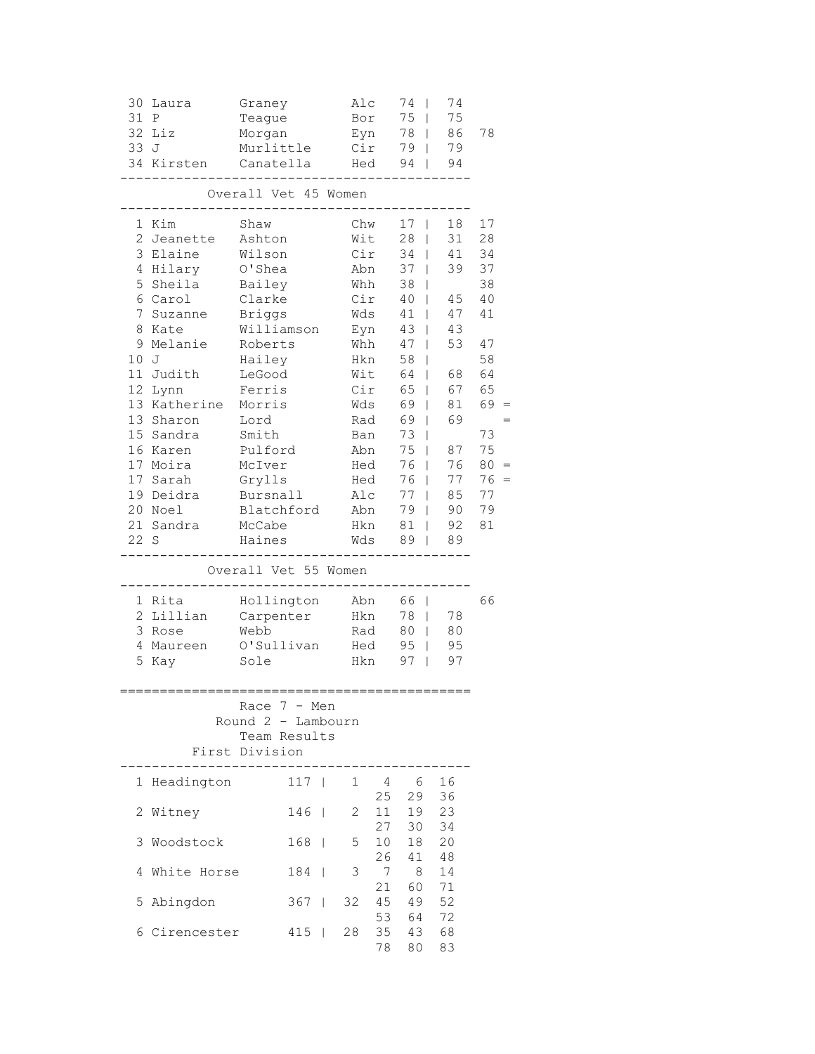| Pos | First | Last | Club | Total | | R1 | R2 |
|---|---|---|---|---|---|---|---|
| 30 | Laura | Graney | Alc | 74 | \| | 74 | |
| 31 | P | Teague | Bor | 75 | \| | 75 | |
| 32 | Liz | Morgan | Eyn | 78 | \| | 86 | 78 |
| 33 | J | Murlittle | Cir | 79 | \| | 79 | |
| 34 | Kirsten | Canatella | Hed | 94 | \| | 94 | |

## Overall Vet 45 Women

| Pos | First | Last | Club | Total | | R1 | R2 | |
|---|---|---|---|---|---|---|---|---|
| 1 | Kim | Shaw | Chw | 17 | \| | 18 | 17 | |
| 2 | Jeanette | Ashton | Wit | 28 | \| | 31 | 28 | |
| 3 | Elaine | Wilson | Cir | 34 | \| | 41 | 34 | |
| 4 | Hilary | O'Shea | Abn | 37 | \| | 39 | 37 | |
| 5 | Sheila | Bailey | Whh | 38 | \| | | 38 | |
| 6 | Carol | Clarke | Cir | 40 | \| | 45 | 40 | |
| 7 | Suzanne | Briggs | Wds | 41 | \| | 47 | 41 | |
| 8 | Kate | Williamson | Eyn | 43 | \| | 43 | | |
| 9 | Melanie | Roberts | Whh | 47 | \| | 53 | 47 | |
| 10 | J | Hailey | Hkn | 58 | \| | | 58 | |
| 11 | Judith | LeGood | Wit | 64 | \| | 68 | 64 | |
| 12 | Lynn | Ferris | Cir | 65 | \| | 67 | 65 | |
| 13 | Katherine | Morris | Wds | 69 | \| | 81 | 69 | = |
| 13 | Sharon | Lord | Rad | 69 | \| | 69 | | = |
| 15 | Sandra | Smith | Ban | 73 | \| | | 73 | |
| 16 | Karen | Pulford | Abn | 75 | \| | 87 | 75 | |
| 17 | Moira | McIver | Hed | 76 | \| | 76 | 80 | = |
| 17 | Sarah | Grylls | Hed | 76 | \| | 77 | 76 | = |
| 19 | Deidra | Bursnall | Alc | 77 | \| | 85 | 77 | |
| 20 | Noel | Blatchford | Abn | 79 | \| | 90 | 79 | |
| 21 | Sandra | McCabe | Hkn | 81 | \| | 92 | 81 | |
| 22 | S | Haines | Wds | 89 | \| | 89 | | |

## Overall Vet 55 Women

| Pos | First | Last | Club | Total | | R1 | R2 |
|---|---|---|---|---|---|---|---|
| 1 | Rita | Hollington | Abn | 66 | \| | | 66 |
| 2 | Lillian | Carpenter | Hkn | 78 | \| | 78 | |
| 3 | Rose | Webb | Rad | 80 | \| | 80 | |
| 4 | Maureen | O'Sullivan | Hed | 95 | \| | 95 | |
| 5 | Kay | Sole | Hkn | 97 | \| | 97 | |

# Race 7 - Men
## Round 2 - Lambourn
### Team Results
### First Division

| Pos | Team | Total | | Positions |
|---|---|---|---|---|
| 1 | Headington | 117 | \| | 1 4 6 16 25 29 36 |
| 2 | Witney | 146 | \| | 2 11 19 23 27 30 34 |
| 3 | Woodstock | 168 | \| | 5 10 18 20 26 41 48 |
| 4 | White Horse | 184 | \| | 3 7 8 14 21 60 71 |
| 5 | Abingdon | 367 | \| | 32 45 49 52 53 64 72 |
| 6 | Cirencester | 415 | \| | 28 35 43 68 78 80 83 |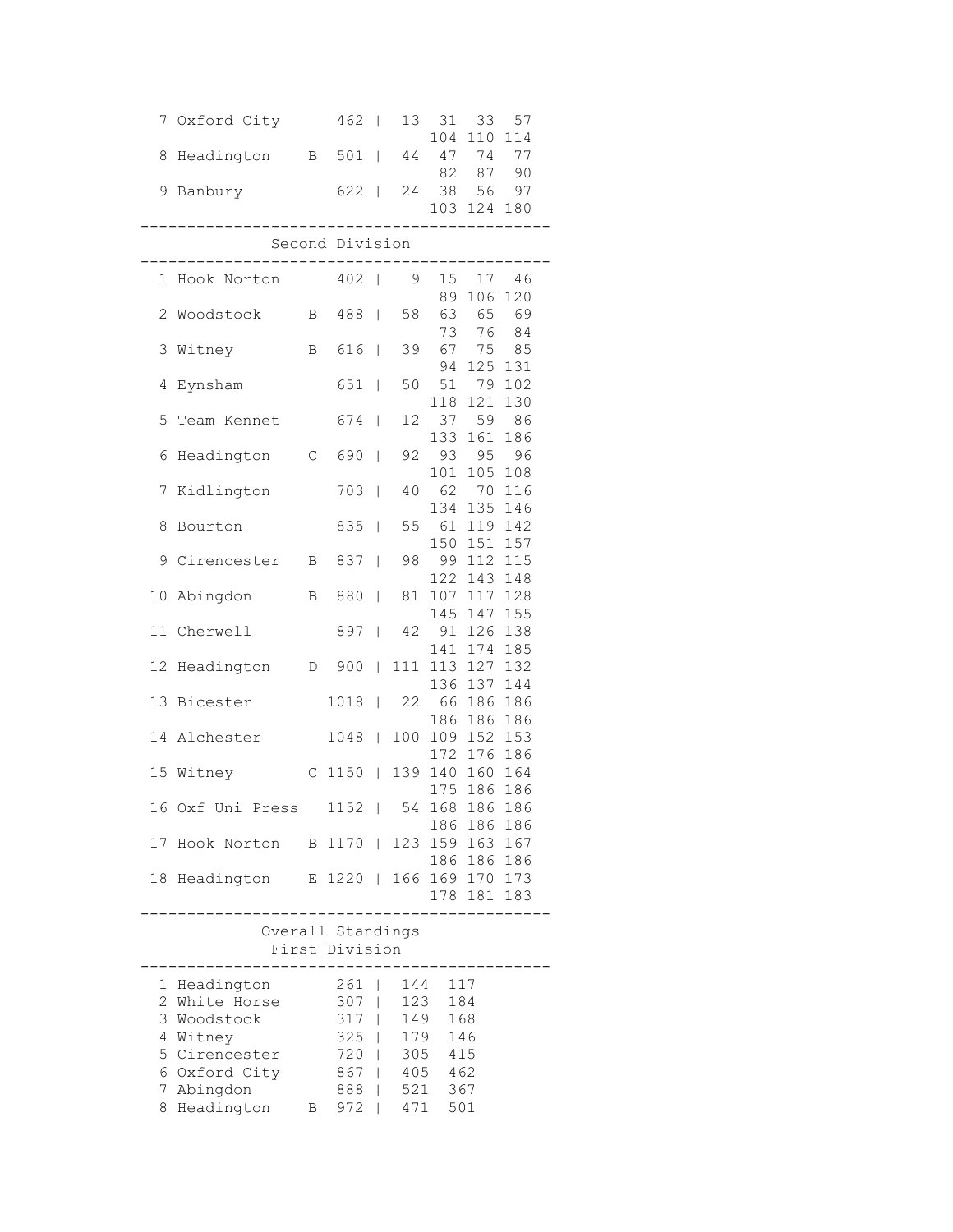```
 7 Oxford City      462 |  13  31  33  57
                               104 110 114
 8 Headington    B  501 |  44  47  74  77
                                82  87  90
 9 Banbury          622 |  24  38  56  97
                               103 124 180
-------------------------------------------
             Second Division
-------------------------------------------
 1 Hook Norton      402 |   9  15  17  46
                                89 106 120
 2 Woodstock     B  488 |  58  63  65  69
                                73  76  84
 3 Witney        B  616 |  39  67  75  85
                                94 125 131
 4 Eynsham          651 |  50  51  79 102
                               118 121 130
 5 Team Kennet      674 |  12  37  59  86
                               133 161 186
 6 Headington    C  690 |  92  93  95  96
                               101 105 108
 7 Kidlington       703 |  40  62  70 116
                               134 135 146
 8 Bourton          835 |  55  61 119 142
                               150 151 157
 9 Cirencester   B  837 |  98  99 112 115
                               122 143 148
10 Abingdon      B  880 |  81 107 117 128
                               145 147 155
11 Cherwell         897 |  42  91 126 138
                               141 174 185
12 Headington    D  900 | 111 113 127 132
                               136 137 144
13 Bicester        1018 |  22  66 186 186
                               186 186 186
14 Alchester       1048 | 100 109 152 153
                               172 176 186
15 Witney        C 1150 | 139 140 160 164
                               175 186 186
16 Oxf Uni Press   1152 |  54 168 186 186
                               186 186 186
17 Hook Norton   B 1170 | 123 159 163 167
                               186 186 186
18 Headington    E 1220 | 166 169 170 173
                               178 181 183
-------------------------------------------
            Overall Standings
             First Division
-------------------------------------------
 1 Headington       261 |  144  117
 2 White Horse      307 |  123  184
 3 Woodstock        317 |  149  168
 4 Witney           325 |  179  146
 5 Cirencester      720 |  305  415
 6 Oxford City      867 |  405  462
 7 Abingdon         888 |  521  367
 8 Headington    B  972 |  471  501
```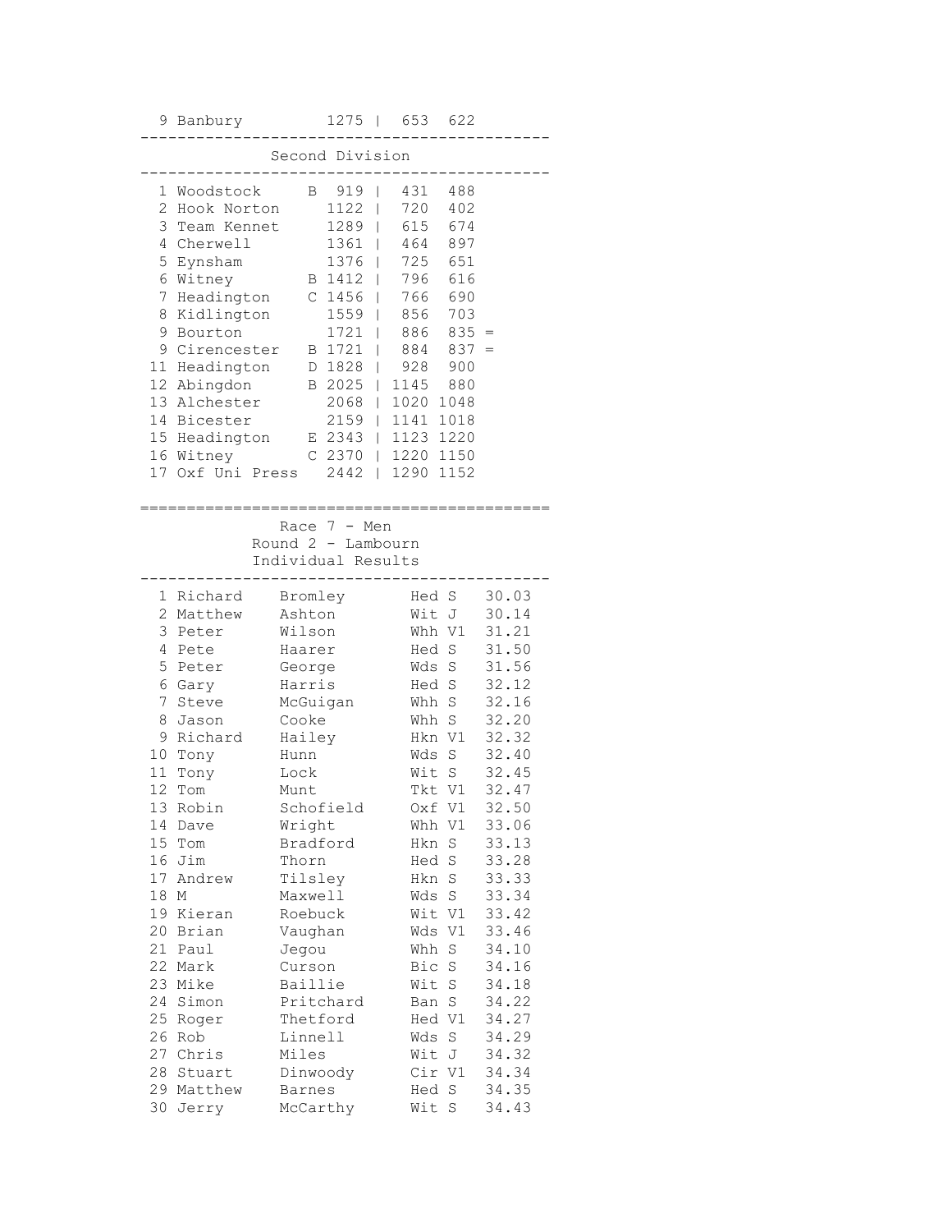| Pos | Team | | Total | | Score 1 | Score 2 | |
|---|---|---|---|---|---|---|---|
| 9 | Banbury | | 1275 | | 653 | 622 | |

## Second Division

| Pos | Team | | Total | | Score 1 | Score 2 | |
|---|---|---|---|---|---|---|---|
| 1 | Woodstock | B | 919 | | 431 | 488 | |
| 2 | Hook Norton | | 1122 | | 720 | 402 | |
| 3 | Team Kennet | | 1289 | | 615 | 674 | |
| 4 | Cherwell | | 1361 | | 464 | 897 | |
| 5 | Eynsham | | 1376 | | 725 | 651 | |
| 6 | Witney | B | 1412 | | 796 | 616 | |
| 7 | Headington | C | 1456 | | 766 | 690 | |
| 8 | Kidlington | | 1559 | | 856 | 703 | |
| 9 | Bourton | | 1721 | | 886 | 835 | = |
| 9 | Cirencester | B | 1721 | | 884 | 837 | = |
| 11 | Headington | D | 1828 | | 928 | 900 | |
| 12 | Abingdon | B | 2025 | | 1145 | 880 | |
| 13 | Alchester | | 2068 | | 1020 | 1048 | |
| 14 | Bicester | | 2159 | | 1141 | 1018 | |
| 15 | Headington | E | 2343 | | 1123 | 1220 | |
| 16 | Witney | C | 2370 | | 1220 | 1150 | |
| 17 | Oxf Uni Press | | 2442 | | 1290 | 1152 | |

## Race 7 - Men
### Round 2 - Lambourn
### Individual Results

| Pos | First Name | Surname | Club | Cat | Time |
|---|---|---|---|---|---|
| 1 | Richard | Bromley | Hed | S | 30.03 |
| 2 | Matthew | Ashton | Wit | J | 30.14 |
| 3 | Peter | Wilson | Whh | V1 | 31.21 |
| 4 | Pete | Haarer | Hed | S | 31.50 |
| 5 | Peter | George | Wds | S | 31.56 |
| 6 | Gary | Harris | Hed | S | 32.12 |
| 7 | Steve | McGuigan | Whh | S | 32.16 |
| 8 | Jason | Cooke | Whh | S | 32.20 |
| 9 | Richard | Hailey | Hkn | V1 | 32.32 |
| 10 | Tony | Hunn | Wds | S | 32.40 |
| 11 | Tony | Lock | Wit | S | 32.45 |
| 12 | Tom | Munt | Tkt | V1 | 32.47 |
| 13 | Robin | Schofield | Oxf | V1 | 32.50 |
| 14 | Dave | Wright | Whh | V1 | 33.06 |
| 15 | Tom | Bradford | Hkn | S | 33.13 |
| 16 | Jim | Thorn | Hed | S | 33.28 |
| 17 | Andrew | Tilsley | Hkn | S | 33.33 |
| 18 | M | Maxwell | Wds | S | 33.34 |
| 19 | Kieran | Roebuck | Wit | V1 | 33.42 |
| 20 | Brian | Vaughan | Wds | V1 | 33.46 |
| 21 | Paul | Jegou | Whh | S | 34.10 |
| 22 | Mark | Curson | Bic | S | 34.16 |
| 23 | Mike | Baillie | Wit | S | 34.18 |
| 24 | Simon | Pritchard | Ban | S | 34.22 |
| 25 | Roger | Thetford | Hed | V1 | 34.27 |
| 26 | Rob | Linnell | Wds | S | 34.29 |
| 27 | Chris | Miles | Wit | J | 34.32 |
| 28 | Stuart | Dinwoody | Cir | V1 | 34.34 |
| 29 | Matthew | Barnes | Hed | S | 34.35 |
| 30 | Jerry | McCarthy | Wit | S | 34.43 |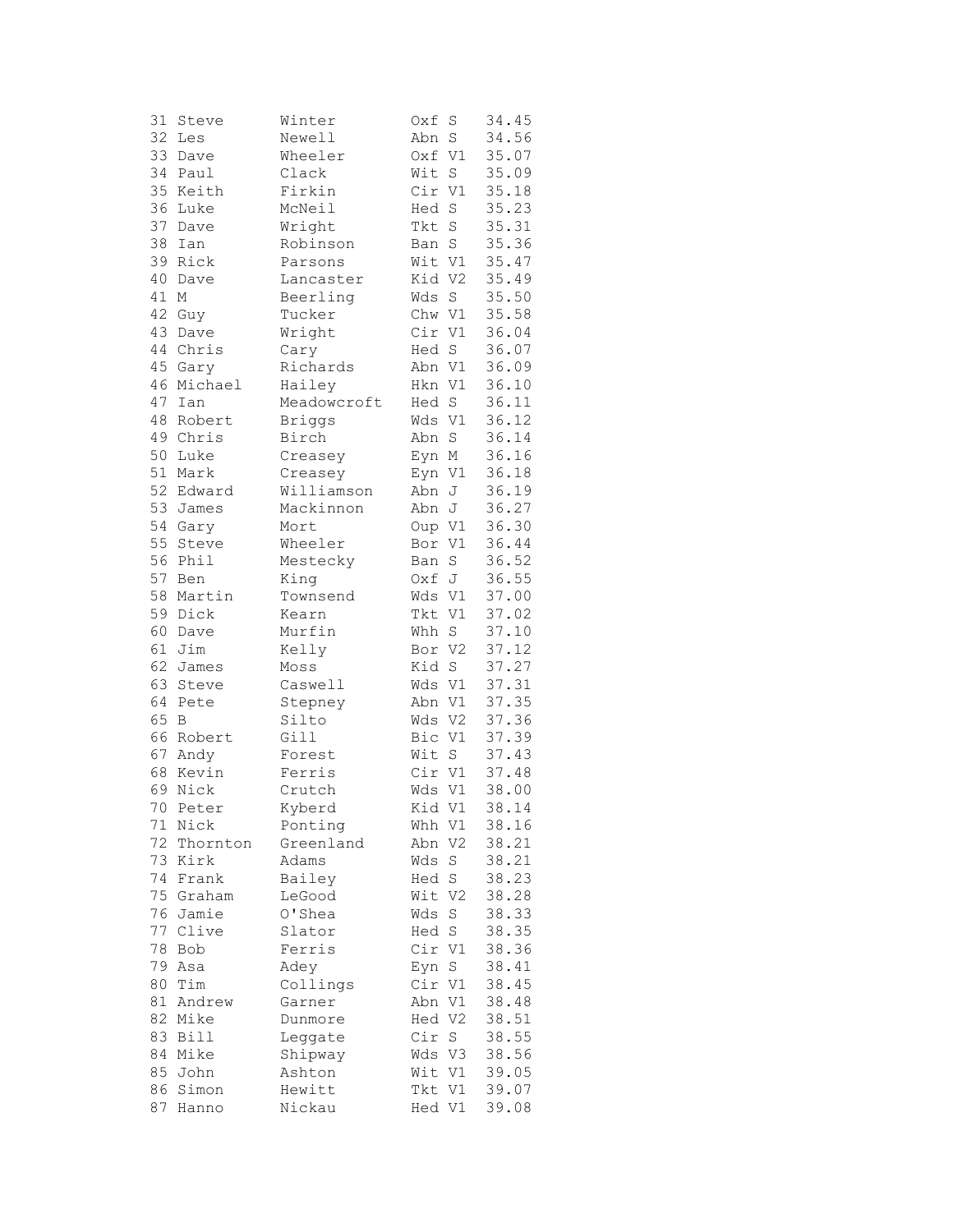| | | | | | |
|---|---|---|---|---|---|
| 31 | Steve | Winter | Oxf | S | 34.45 |
| 32 | Les | Newell | Abn | S | 34.56 |
| 33 | Dave | Wheeler | Oxf | V1 | 35.07 |
| 34 | Paul | Clack | Wit | S | 35.09 |
| 35 | Keith | Firkin | Cir | V1 | 35.18 |
| 36 | Luke | McNeil | Hed | S | 35.23 |
| 37 | Dave | Wright | Tkt | S | 35.31 |
| 38 | Ian | Robinson | Ban | S | 35.36 |
| 39 | Rick | Parsons | Wit | V1 | 35.47 |
| 40 | Dave | Lancaster | Kid | V2 | 35.49 |
| 41 | M | Beerling | Wds | S | 35.50 |
| 42 | Guy | Tucker | Chw | V1 | 35.58 |
| 43 | Dave | Wright | Cir | V1 | 36.04 |
| 44 | Chris | Cary | Hed | S | 36.07 |
| 45 | Gary | Richards | Abn | V1 | 36.09 |
| 46 | Michael | Hailey | Hkn | V1 | 36.10 |
| 47 | Ian | Meadowcroft | Hed | S | 36.11 |
| 48 | Robert | Briggs | Wds | V1 | 36.12 |
| 49 | Chris | Birch | Abn | S | 36.14 |
| 50 | Luke | Creasey | Eyn | M | 36.16 |
| 51 | Mark | Creasey | Eyn | V1 | 36.18 |
| 52 | Edward | Williamson | Abn | J | 36.19 |
| 53 | James | Mackinnon | Abn | J | 36.27 |
| 54 | Gary | Mort | Oup | V1 | 36.30 |
| 55 | Steve | Wheeler | Bor | V1 | 36.44 |
| 56 | Phil | Mestecky | Ban | S | 36.52 |
| 57 | Ben | King | Oxf | J | 36.55 |
| 58 | Martin | Townsend | Wds | V1 | 37.00 |
| 59 | Dick | Kearn | Tkt | V1 | 37.02 |
| 60 | Dave | Murfin | Whh | S | 37.10 |
| 61 | Jim | Kelly | Bor | V2 | 37.12 |
| 62 | James | Moss | Kid | S | 37.27 |
| 63 | Steve | Caswell | Wds | V1 | 37.31 |
| 64 | Pete | Stepney | Abn | V1 | 37.35 |
| 65 | B | Silto | Wds | V2 | 37.36 |
| 66 | Robert | Gill | Bic | V1 | 37.39 |
| 67 | Andy | Forest | Wit | S | 37.43 |
| 68 | Kevin | Ferris | Cir | V1 | 37.48 |
| 69 | Nick | Crutch | Wds | V1 | 38.00 |
| 70 | Peter | Kyberd | Kid | V1 | 38.14 |
| 71 | Nick | Ponting | Whh | V1 | 38.16 |
| 72 | Thornton | Greenland | Abn | V2 | 38.21 |
| 73 | Kirk | Adams | Wds | S | 38.21 |
| 74 | Frank | Bailey | Hed | S | 38.23 |
| 75 | Graham | LeGood | Wit | V2 | 38.28 |
| 76 | Jamie | O'Shea | Wds | S | 38.33 |
| 77 | Clive | Slator | Hed | S | 38.35 |
| 78 | Bob | Ferris | Cir | V1 | 38.36 |
| 79 | Asa | Adey | Eyn | S | 38.41 |
| 80 | Tim | Collings | Cir | V1 | 38.45 |
| 81 | Andrew | Garner | Abn | V1 | 38.48 |
| 82 | Mike | Dunmore | Hed | V2 | 38.51 |
| 83 | Bill | Leggate | Cir | S | 38.55 |
| 84 | Mike | Shipway | Wds | V3 | 38.56 |
| 85 | John | Ashton | Wit | V1 | 39.05 |
| 86 | Simon | Hewitt | Tkt | V1 | 39.07 |
| 87 | Hanno | Nickau | Hed | V1 | 39.08 |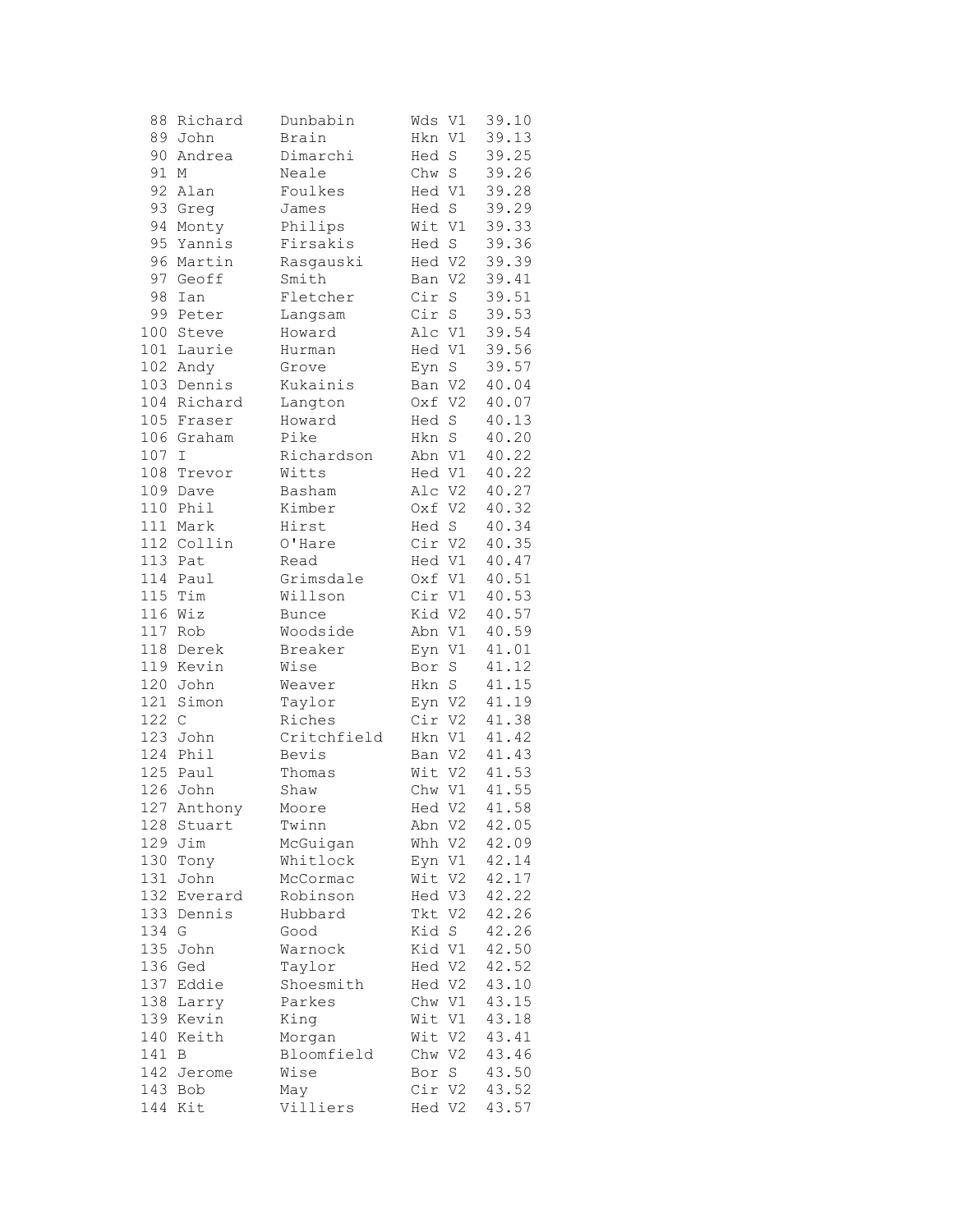| | | | | | |
|---|---|---|---|---|---|
| 88 | Richard | Dunbabin | Wds | V1 | 39.10 |
| 89 | John | Brain | Hkn | V1 | 39.13 |
| 90 | Andrea | Dimarchi | Hed | S | 39.25 |
| 91 | M | Neale | Chw | S | 39.26 |
| 92 | Alan | Foulkes | Hed | V1 | 39.28 |
| 93 | Greg | James | Hed | S | 39.29 |
| 94 | Monty | Philips | Wit | V1 | 39.33 |
| 95 | Yannis | Firsakis | Hed | S | 39.36 |
| 96 | Martin | Rasgauski | Hed | V2 | 39.39 |
| 97 | Geoff | Smith | Ban | V2 | 39.41 |
| 98 | Ian | Fletcher | Cir | S | 39.51 |
| 99 | Peter | Langsam | Cir | S | 39.53 |
| 100 | Steve | Howard | Alc | V1 | 39.54 |
| 101 | Laurie | Hurman | Hed | V1 | 39.56 |
| 102 | Andy | Grove | Eyn | S | 39.57 |
| 103 | Dennis | Kukainis | Ban | V2 | 40.04 |
| 104 | Richard | Langton | Oxf | V2 | 40.07 |
| 105 | Fraser | Howard | Hed | S | 40.13 |
| 106 | Graham | Pike | Hkn | S | 40.20 |
| 107 | I | Richardson | Abn | V1 | 40.22 |
| 108 | Trevor | Witts | Hed | V1 | 40.22 |
| 109 | Dave | Basham | Alc | V2 | 40.27 |
| 110 | Phil | Kimber | Oxf | V2 | 40.32 |
| 111 | Mark | Hirst | Hed | S | 40.34 |
| 112 | Collin | O'Hare | Cir | V2 | 40.35 |
| 113 | Pat | Read | Hed | V1 | 40.47 |
| 114 | Paul | Grimsdale | Oxf | V1 | 40.51 |
| 115 | Tim | Willson | Cir | V1 | 40.53 |
| 116 | Wiz | Bunce | Kid | V2 | 40.57 |
| 117 | Rob | Woodside | Abn | V1 | 40.59 |
| 118 | Derek | Breaker | Eyn | V1 | 41.01 |
| 119 | Kevin | Wise | Bor | S | 41.12 |
| 120 | John | Weaver | Hkn | S | 41.15 |
| 121 | Simon | Taylor | Eyn | V2 | 41.19 |
| 122 | C | Riches | Cir | V2 | 41.38 |
| 123 | John | Critchfield | Hkn | V1 | 41.42 |
| 124 | Phil | Bevis | Ban | V2 | 41.43 |
| 125 | Paul | Thomas | Wit | V2 | 41.53 |
| 126 | John | Shaw | Chw | V1 | 41.55 |
| 127 | Anthony | Moore | Hed | V2 | 41.58 |
| 128 | Stuart | Twinn | Abn | V2 | 42.05 |
| 129 | Jim | McGuigan | Whh | V2 | 42.09 |
| 130 | Tony | Whitlock | Eyn | V1 | 42.14 |
| 131 | John | McCormac | Wit | V2 | 42.17 |
| 132 | Everard | Robinson | Hed | V3 | 42.22 |
| 133 | Dennis | Hubbard | Tkt | V2 | 42.26 |
| 134 | G | Good | Kid | S | 42.26 |
| 135 | John | Warnock | Kid | V1 | 42.50 |
| 136 | Ged | Taylor | Hed | V2 | 42.52 |
| 137 | Eddie | Shoesmith | Hed | V2 | 43.10 |
| 138 | Larry | Parkes | Chw | V1 | 43.15 |
| 139 | Kevin | King | Wit | V1 | 43.18 |
| 140 | Keith | Morgan | Wit | V2 | 43.41 |
| 141 | B | Bloomfield | Chw | V2 | 43.46 |
| 142 | Jerome | Wise | Bor | S | 43.50 |
| 143 | Bob | May | Cir | V2 | 43.52 |
| 144 | Kit | Villiers | Hed | V2 | 43.57 |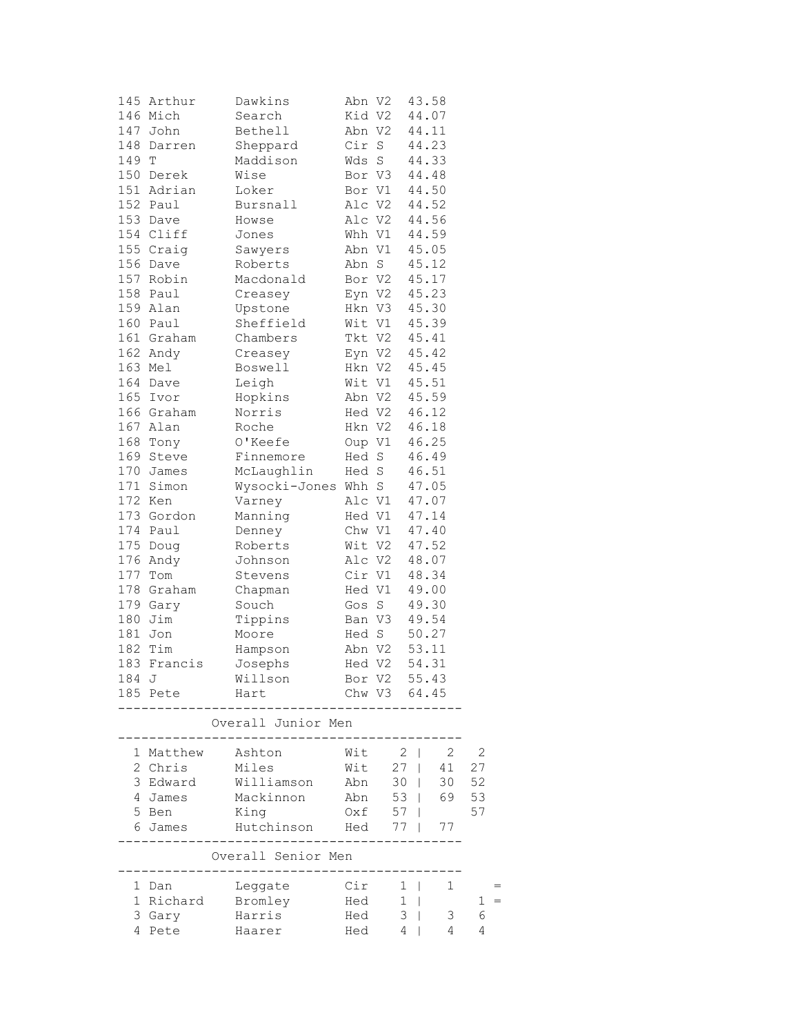| Pos | First | Last | Club | Cat | Time |
|---|---|---|---|---|---|
| 145 | Arthur | Dawkins | Abn | V2 | 43.58 |
| 146 | Mich | Search | Kid | V2 | 44.07 |
| 147 | John | Bethell | Abn | V2 | 44.11 |
| 148 | Darren | Sheppard | Cir | S | 44.23 |
| 149 | T | Maddison | Wds | S | 44.33 |
| 150 | Derek | Wise | Bor | V3 | 44.48 |
| 151 | Adrian | Loker | Bor | V1 | 44.50 |
| 152 | Paul | Bursnall | Alc | V2 | 44.52 |
| 153 | Dave | Howse | Alc | V2 | 44.56 |
| 154 | Cliff | Jones | Whh | V1 | 44.59 |
| 155 | Craig | Sawyers | Abn | V1 | 45.05 |
| 156 | Dave | Roberts | Abn | S | 45.12 |
| 157 | Robin | Macdonald | Bor | V2 | 45.17 |
| 158 | Paul | Creasey | Eyn | V2 | 45.23 |
| 159 | Alan | Upstone | Hkn | V3 | 45.30 |
| 160 | Paul | Sheffield | Wit | V1 | 45.39 |
| 161 | Graham | Chambers | Tkt | V2 | 45.41 |
| 162 | Andy | Creasey | Eyn | V2 | 45.42 |
| 163 | Mel | Boswell | Hkn | V2 | 45.45 |
| 164 | Dave | Leigh | Wit | V1 | 45.51 |
| 165 | Ivor | Hopkins | Abn | V2 | 45.59 |
| 166 | Graham | Norris | Hed | V2 | 46.12 |
| 167 | Alan | Roche | Hkn | V2 | 46.18 |
| 168 | Tony | O'Keefe | Oup | V1 | 46.25 |
| 169 | Steve | Finnemore | Hed | S | 46.49 |
| 170 | James | McLaughlin | Hed | S | 46.51 |
| 171 | Simon | Wysocki-Jones | Whh | S | 47.05 |
| 172 | Ken | Varney | Alc | V1 | 47.07 |
| 173 | Gordon | Manning | Hed | V1 | 47.14 |
| 174 | Paul | Denney | Chw | V1 | 47.40 |
| 175 | Doug | Roberts | Wit | V2 | 47.52 |
| 176 | Andy | Johnson | Alc | V2 | 48.07 |
| 177 | Tom | Stevens | Cir | V1 | 48.34 |
| 178 | Graham | Chapman | Hed | V1 | 49.00 |
| 179 | Gary | Souch | Gos | S | 49.30 |
| 180 | Jim | Tippins | Ban | V3 | 49.54 |
| 181 | Jon | Moore | Hed | S | 50.27 |
| 182 | Tim | Hampson | Abn | V2 | 53.11 |
| 183 | Francis | Josephs | Hed | V2 | 54.31 |
| 184 | J | Willson | Bor | V2 | 55.43 |
| 185 | Pete | Hart | Chw | V3 | 64.45 |

## Overall Junior Men

| Pos | First | Last | Club | | | | |
|---|---|---|---|---|---|---|---|
| 1 | Matthew | Ashton | Wit | 2 | 2 | 2 | |
| 2 | Chris | Miles | Wit | 27 | 41 | 27 | |
| 3 | Edward | Williamson | Abn | 30 | 30 | 52 | |
| 4 | James | Mackinnon | Abn | 53 | 69 | 53 | |
| 5 | Ben | King | Oxf | 57 | | 57 | |
| 6 | James | Hutchinson | Hed | 77 | 77 | | |

## Overall Senior Men

| Pos | First | Last | Club | | | | |
|---|---|---|---|---|---|---|---|
| 1 | Dan | Leggate | Cir | 1 | 1 | | = |
| 1 | Richard | Bromley | Hed | 1 | | 1 | = |
| 3 | Gary | Harris | Hed | 3 | 3 | 6 | |
| 4 | Pete | Haarer | Hed | 4 | 4 | 4 | |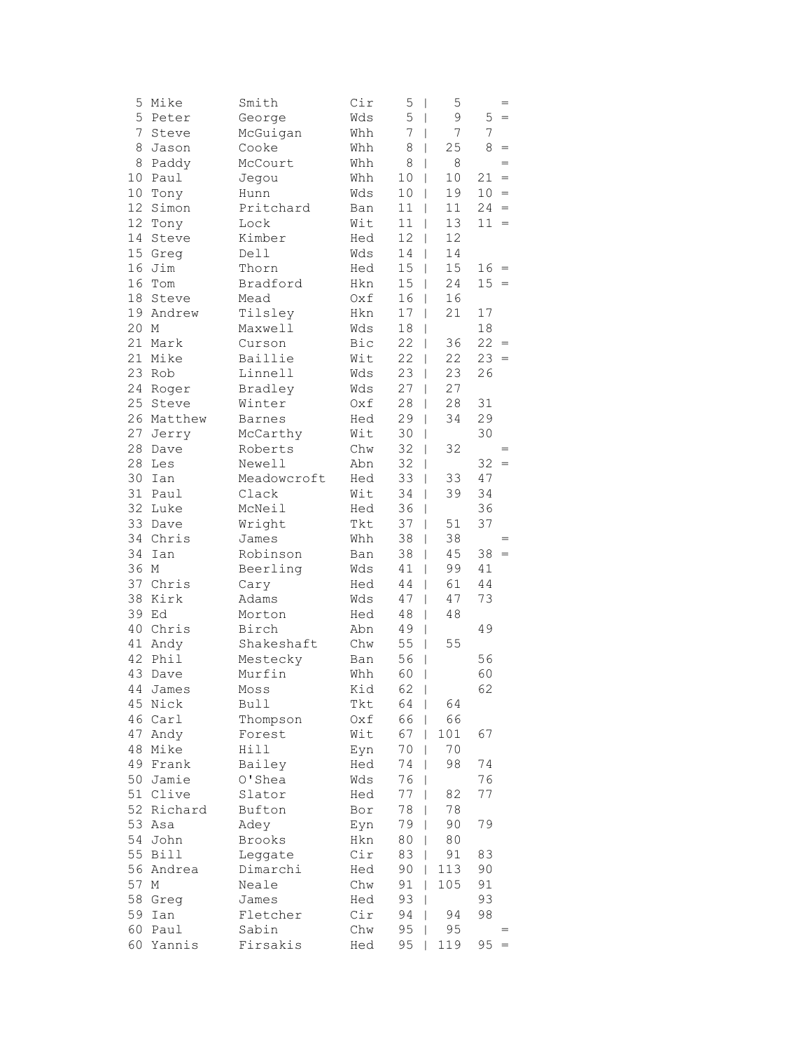| | | | | | | | |
|---|---|---|---|---|---|---|---|
| 5 | Mike | Smith | Cir | 5 | 5 | | = |
| 5 | Peter | George | Wds | 5 | 9 | 5 | = |
| 7 | Steve | McGuigan | Whh | 7 | 7 | 7 | |
| 8 | Jason | Cooke | Whh | 8 | 25 | 8 | = |
| 8 | Paddy | McCourt | Whh | 8 | 8 | | = |
| 10 | Paul | Jegou | Whh | 10 | 10 | 21 | = |
| 10 | Tony | Hunn | Wds | 10 | 19 | 10 | = |
| 12 | Simon | Pritchard | Ban | 11 | 11 | 24 | = |
| 12 | Tony | Lock | Wit | 11 | 13 | 11 | = |
| 14 | Steve | Kimber | Hed | 12 | 12 | | |
| 15 | Greg | Dell | Wds | 14 | 14 | | |
| 16 | Jim | Thorn | Hed | 15 | 15 | 16 | = |
| 16 | Tom | Bradford | Hkn | 15 | 24 | 15 | = |
| 18 | Steve | Mead | Oxf | 16 | 16 | | |
| 19 | Andrew | Tilsley | Hkn | 17 | 21 | 17 | |
| 20 | M | Maxwell | Wds | 18 | | 18 | |
| 21 | Mark | Curson | Bic | 22 | 36 | 22 | = |
| 21 | Mike | Baillie | Wit | 22 | 22 | 23 | = |
| 23 | Rob | Linnell | Wds | 23 | 23 | 26 | |
| 24 | Roger | Bradley | Wds | 27 | 27 | | |
| 25 | Steve | Winter | Oxf | 28 | 28 | 31 | |
| 26 | Matthew | Barnes | Hed | 29 | 34 | 29 | |
| 27 | Jerry | McCarthy | Wit | 30 | | 30 | |
| 28 | Dave | Roberts | Chw | 32 | 32 | | = |
| 28 | Les | Newell | Abn | 32 | | 32 | = |
| 30 | Ian | Meadowcroft | Hed | 33 | 33 | 47 | |
| 31 | Paul | Clack | Wit | 34 | 39 | 34 | |
| 32 | Luke | McNeil | Hed | 36 | | 36 | |
| 33 | Dave | Wright | Tkt | 37 | 51 | 37 | |
| 34 | Chris | James | Whh | 38 | 38 | | = |
| 34 | Ian | Robinson | Ban | 38 | 45 | 38 | = |
| 36 | M | Beerling | Wds | 41 | 99 | 41 | |
| 37 | Chris | Cary | Hed | 44 | 61 | 44 | |
| 38 | Kirk | Adams | Wds | 47 | 47 | 73 | |
| 39 | Ed | Morton | Hed | 48 | 48 | | |
| 40 | Chris | Birch | Abn | 49 | | 49 | |
| 41 | Andy | Shakeshaft | Chw | 55 | 55 | | |
| 42 | Phil | Mestecky | Ban | 56 | | 56 | |
| 43 | Dave | Murfin | Whh | 60 | | 60 | |
| 44 | James | Moss | Kid | 62 | | 62 | |
| 45 | Nick | Bull | Tkt | 64 | 64 | | |
| 46 | Carl | Thompson | Oxf | 66 | 66 | | |
| 47 | Andy | Forest | Wit | 67 | 101 | 67 | |
| 48 | Mike | Hill | Eyn | 70 | 70 | | |
| 49 | Frank | Bailey | Hed | 74 | 98 | 74 | |
| 50 | Jamie | O'Shea | Wds | 76 | | 76 | |
| 51 | Clive | Slator | Hed | 77 | 82 | 77 | |
| 52 | Richard | Bufton | Bor | 78 | 78 | | |
| 53 | Asa | Adey | Eyn | 79 | 90 | 79 | |
| 54 | John | Brooks | Hkn | 80 | 80 | | |
| 55 | Bill | Leggate | Cir | 83 | 91 | 83 | |
| 56 | Andrea | Dimarchi | Hed | 90 | 113 | 90 | |
| 57 | M | Neale | Chw | 91 | 105 | 91 | |
| 58 | Greg | James | Hed | 93 | | 93 | |
| 59 | Ian | Fletcher | Cir | 94 | 94 | 98 | |
| 60 | Paul | Sabin | Chw | 95 | 95 | | = |
| 60 | Yannis | Firsakis | Hed | 95 | 119 | 95 | = |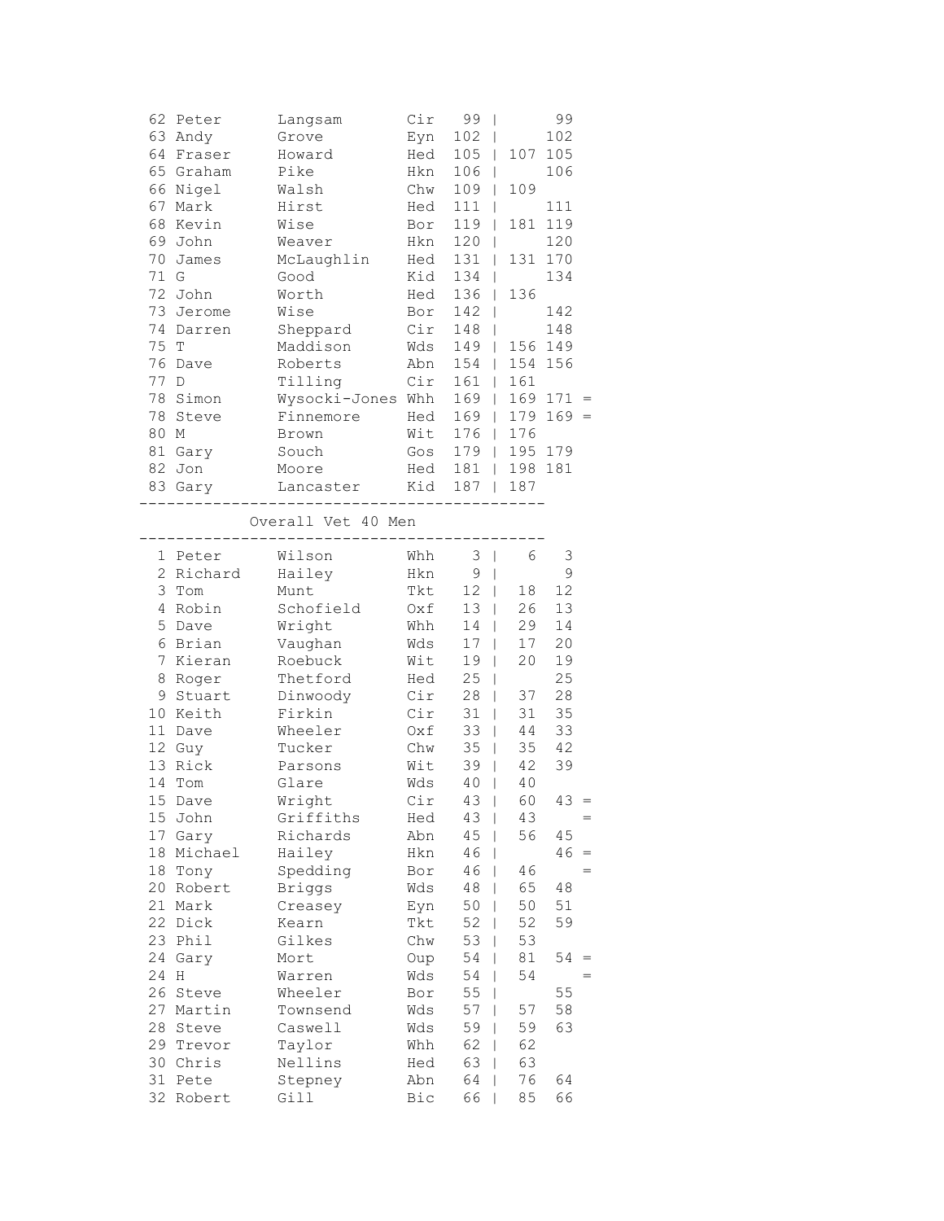```
 62 Peter      Langsam       Cir   99 |       99
 63 Andy       Grove         Eyn  102 |      102
 64 Fraser     Howard        Hed  105 | 107 105
 65 Graham     Pike          Hkn  106 |      106
 66 Nigel      Walsh         Chw  109 | 109
 67 Mark       Hirst         Hed  111 |      111
 68 Kevin      Wise          Bor  119 | 181 119
 69 John       Weaver        Hkn  120 |      120
 70 James      McLaughlin    Hed  131 | 131 170
 71 G          Good          Kid  134 |      134
 72 John       Worth         Hed  136 | 136
 73 Jerome     Wise          Bor  142 |      142
 74 Darren     Sheppard      Cir  148 |      148
 75 T          Maddison      Wds  149 | 156 149
 76 Dave       Roberts       Abn  154 | 154 156
 77 D          Tilling       Cir  161 | 161
 78 Simon      Wysocki-Jones Whh  169 | 169 171 =
 78 Steve      Finnemore     Hed  169 | 179 169 =
 80 M          Brown         Wit  176 | 176
 81 Gary       Souch         Gos  179 | 195 179
 82 Jon        Moore         Hed  181 | 198 181
 83 Gary       Lancaster     Kid  187 | 187
---------------------------------------------
            Overall Vet 40 Men
---------------------------------------------
  1 Peter      Wilson        Whh    3 |   6   3
  2 Richard    Hailey        Hkn    9 |       9
  3 Tom        Munt          Tkt   12 |  18  12
  4 Robin      Schofield     Oxf   13 |  26  13
  5 Dave       Wright        Whh   14 |  29  14
  6 Brian      Vaughan       Wds   17 |  17  20
  7 Kieran     Roebuck       Wit   19 |  20  19
  8 Roger      Thetford      Hed   25 |      25
  9 Stuart     Dinwoody      Cir   28 |  37  28
 10 Keith      Firkin        Cir   31 |  31  35
 11 Dave       Wheeler       Oxf   33 |  44  33
 12 Guy        Tucker        Chw   35 |  35  42
 13 Rick       Parsons       Wit   39 |  42  39
 14 Tom        Glare         Wds   40 |  40
 15 Dave       Wright        Cir   43 |  60  43 =
 15 John       Griffiths     Hed   43 |  43     =
 17 Gary       Richards      Abn   45 |  56  45
 18 Michael    Hailey        Hkn   46 |      46 =
 18 Tony       Spedding      Bor   46 |  46     =
 20 Robert     Briggs        Wds   48 |  65  48
 21 Mark       Creasey       Eyn   50 |  50  51
 22 Dick       Kearn         Tkt   52 |  52  59
 23 Phil       Gilkes        Chw   53 |  53
 24 Gary       Mort          Oup   54 |  81  54 =
 24 H          Warren        Wds   54 |  54     =
 26 Steve      Wheeler       Bor   55 |      55
 27 Martin     Townsend      Wds   57 |  57  58
 28 Steve      Caswell       Wds   59 |  59  63
 29 Trevor     Taylor        Whh   62 |  62
 30 Chris      Nellins       Hed   63 |  63
 31 Pete       Stepney       Abn   64 |  76  64
 32 Robert     Gill          Bic   66 |  85  66
```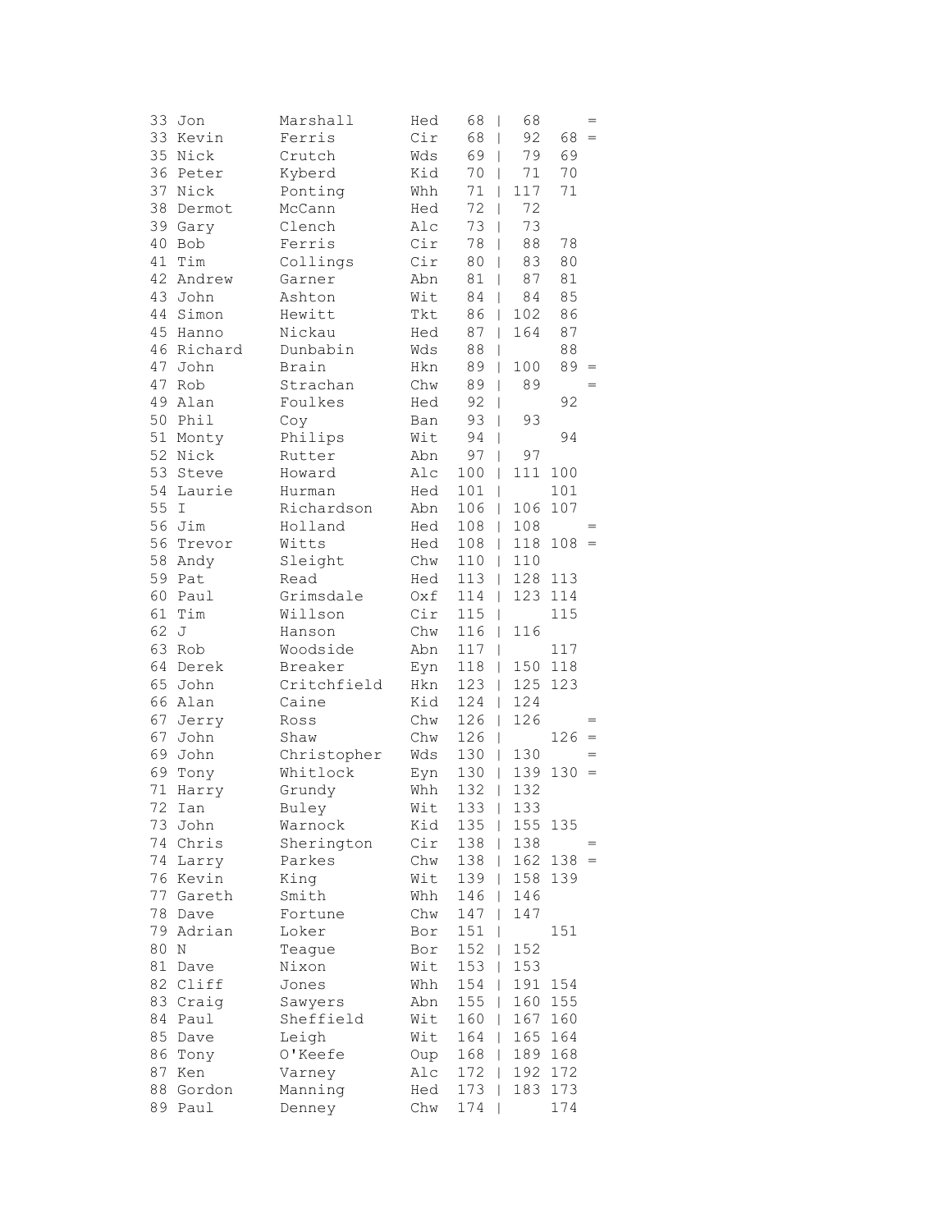| | | | | | | | |
|---|---|---|---|---|---|---|---|
| 33 | Jon | Marshall | Hed | 68 | 68 | | = |
| 33 | Kevin | Ferris | Cir | 68 | 92 | 68 | = |
| 35 | Nick | Crutch | Wds | 69 | 79 | 69 | |
| 36 | Peter | Kyberd | Kid | 70 | 71 | 70 | |
| 37 | Nick | Ponting | Whh | 71 | 117 | 71 | |
| 38 | Dermot | McCann | Hed | 72 | 72 | | |
| 39 | Gary | Clench | Alc | 73 | 73 | | |
| 40 | Bob | Ferris | Cir | 78 | 88 | 78 | |
| 41 | Tim | Collings | Cir | 80 | 83 | 80 | |
| 42 | Andrew | Garner | Abn | 81 | 87 | 81 | |
| 43 | John | Ashton | Wit | 84 | 84 | 85 | |
| 44 | Simon | Hewitt | Tkt | 86 | 102 | 86 | |
| 45 | Hanno | Nickau | Hed | 87 | 164 | 87 | |
| 46 | Richard | Dunbabin | Wds | 88 | | 88 | |
| 47 | John | Brain | Hkn | 89 | 100 | 89 | = |
| 47 | Rob | Strachan | Chw | 89 | 89 | | = |
| 49 | Alan | Foulkes | Hed | 92 | | 92 | |
| 50 | Phil | Coy | Ban | 93 | 93 | | |
| 51 | Monty | Philips | Wit | 94 | | 94 | |
| 52 | Nick | Rutter | Abn | 97 | 97 | | |
| 53 | Steve | Howard | Alc | 100 | 111 | 100 | |
| 54 | Laurie | Hurman | Hed | 101 | | 101 | |
| 55 | I | Richardson | Abn | 106 | 106 | 107 | |
| 56 | Jim | Holland | Hed | 108 | 108 | | = |
| 56 | Trevor | Witts | Hed | 108 | 118 | 108 | = |
| 58 | Andy | Sleight | Chw | 110 | 110 | | |
| 59 | Pat | Read | Hed | 113 | 128 | 113 | |
| 60 | Paul | Grimsdale | Oxf | 114 | 123 | 114 | |
| 61 | Tim | Willson | Cir | 115 | | 115 | |
| 62 | J | Hanson | Chw | 116 | 116 | | |
| 63 | Rob | Woodside | Abn | 117 | | 117 | |
| 64 | Derek | Breaker | Eyn | 118 | 150 | 118 | |
| 65 | John | Critchfield | Hkn | 123 | 125 | 123 | |
| 66 | Alan | Caine | Kid | 124 | 124 | | |
| 67 | Jerry | Ross | Chw | 126 | 126 | | = |
| 67 | John | Shaw | Chw | 126 | | 126 | = |
| 69 | John | Christopher | Wds | 130 | 130 | | = |
| 69 | Tony | Whitlock | Eyn | 130 | 139 | 130 | = |
| 71 | Harry | Grundy | Whh | 132 | 132 | | |
| 72 | Ian | Buley | Wit | 133 | 133 | | |
| 73 | John | Warnock | Kid | 135 | 155 | 135 | |
| 74 | Chris | Sherington | Cir | 138 | 138 | | = |
| 74 | Larry | Parkes | Chw | 138 | 162 | 138 | = |
| 76 | Kevin | King | Wit | 139 | 158 | 139 | |
| 77 | Gareth | Smith | Whh | 146 | 146 | | |
| 78 | Dave | Fortune | Chw | 147 | 147 | | |
| 79 | Adrian | Loker | Bor | 151 | | 151 | |
| 80 | N | Teague | Bor | 152 | 152 | | |
| 81 | Dave | Nixon | Wit | 153 | 153 | | |
| 82 | Cliff | Jones | Whh | 154 | 191 | 154 | |
| 83 | Craig | Sawyers | Abn | 155 | 160 | 155 | |
| 84 | Paul | Sheffield | Wit | 160 | 167 | 160 | |
| 85 | Dave | Leigh | Wit | 164 | 165 | 164 | |
| 86 | Tony | O'Keefe | Oup | 168 | 189 | 168 | |
| 87 | Ken | Varney | Alc | 172 | 192 | 172 | |
| 88 | Gordon | Manning | Hed | 173 | 183 | 173 | |
| 89 | Paul | Denney | Chw | 174 | | 174 | |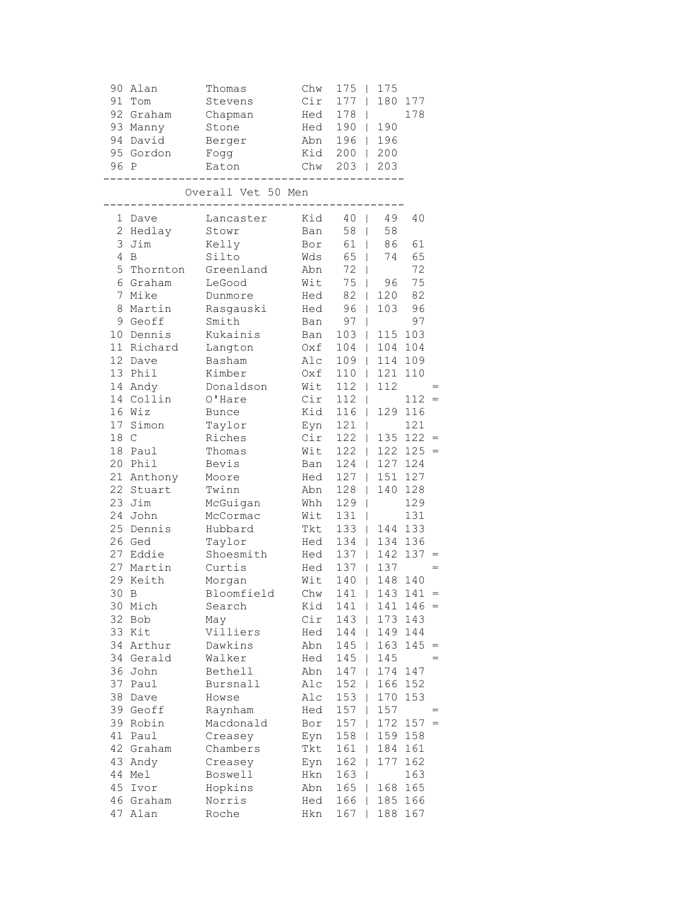| Pos | First | Last | Club | Total | | Race 1 | Race 2 | |
|---|---|---|---|---|---|---|---|---|
| 90 | Alan | Thomas | Chw | 175 | \| | 175 | | |
| 91 | Tom | Stevens | Cir | 177 | \| | 180 | 177 | |
| 92 | Graham | Chapman | Hed | 178 | \| | | 178 | |
| 93 | Manny | Stone | Hed | 190 | \| | 190 | | |
| 94 | David | Berger | Abn | 196 | \| | 196 | | |
| 95 | Gordon | Fogg | Kid | 200 | \| | 200 | | |
| 96 | P | Eaton | Chw | 203 | \| | 203 | | |

## Overall Vet 50 Men

| Pos | First | Last | Club | Total | | Race 1 | Race 2 | |
|---|---|---|---|---|---|---|---|---|
| 1 | Dave | Lancaster | Kid | 40 | \| | 49 | 40 | |
| 2 | Hedlay | Stowr | Ban | 58 | \| | 58 | | |
| 3 | Jim | Kelly | Bor | 61 | \| | 86 | 61 | |
| 4 | B | Silto | Wds | 65 | \| | 74 | 65 | |
| 5 | Thornton | Greenland | Abn | 72 | \| | | 72 | |
| 6 | Graham | LeGood | Wit | 75 | \| | 96 | 75 | |
| 7 | Mike | Dunmore | Hed | 82 | \| | 120 | 82 | |
| 8 | Martin | Rasgauski | Hed | 96 | \| | 103 | 96 | |
| 9 | Geoff | Smith | Ban | 97 | \| | | 97 | |
| 10 | Dennis | Kukainis | Ban | 103 | \| | 115 | 103 | |
| 11 | Richard | Langton | Oxf | 104 | \| | 104 | 104 | |
| 12 | Dave | Basham | Alc | 109 | \| | 114 | 109 | |
| 13 | Phil | Kimber | Oxf | 110 | \| | 121 | 110 | |
| 14 | Andy | Donaldson | Wit | 112 | \| | 112 | | = |
| 14 | Collin | O'Hare | Cir | 112 | \| | | 112 | = |
| 16 | Wiz | Bunce | Kid | 116 | \| | 129 | 116 | |
| 17 | Simon | Taylor | Eyn | 121 | \| | | 121 | |
| 18 | C | Riches | Cir | 122 | \| | 135 | 122 | = |
| 18 | Paul | Thomas | Wit | 122 | \| | 122 | 125 | = |
| 20 | Phil | Bevis | Ban | 124 | \| | 127 | 124 | |
| 21 | Anthony | Moore | Hed | 127 | \| | 151 | 127 | |
| 22 | Stuart | Twinn | Abn | 128 | \| | 140 | 128 | |
| 23 | Jim | McGuigan | Whh | 129 | \| | | 129 | |
| 24 | John | McCormac | Wit | 131 | \| | | 131 | |
| 25 | Dennis | Hubbard | Tkt | 133 | \| | 144 | 133 | |
| 26 | Ged | Taylor | Hed | 134 | \| | 134 | 136 | |
| 27 | Eddie | Shoesmith | Hed | 137 | \| | 142 | 137 | = |
| 27 | Martin | Curtis | Hed | 137 | \| | 137 | | = |
| 29 | Keith | Morgan | Wit | 140 | \| | 148 | 140 | |
| 30 | B | Bloomfield | Chw | 141 | \| | 143 | 141 | = |
| 30 | Mich | Search | Kid | 141 | \| | 141 | 146 | = |
| 32 | Bob | May | Cir | 143 | \| | 173 | 143 | |
| 33 | Kit | Villiers | Hed | 144 | \| | 149 | 144 | |
| 34 | Arthur | Dawkins | Abn | 145 | \| | 163 | 145 | = |
| 34 | Gerald | Walker | Hed | 145 | \| | 145 | | = |
| 36 | John | Bethell | Abn | 147 | \| | 174 | 147 | |
| 37 | Paul | Bursnall | Alc | 152 | \| | 166 | 152 | |
| 38 | Dave | Howse | Alc | 153 | \| | 170 | 153 | |
| 39 | Geoff | Raynham | Hed | 157 | \| | 157 | | = |
| 39 | Robin | Macdonald | Bor | 157 | \| | 172 | 157 | = |
| 41 | Paul | Creasey | Eyn | 158 | \| | 159 | 158 | |
| 42 | Graham | Chambers | Tkt | 161 | \| | 184 | 161 | |
| 43 | Andy | Creasey | Eyn | 162 | \| | 177 | 162 | |
| 44 | Mel | Boswell | Hkn | 163 | \| | | 163 | |
| 45 | Ivor | Hopkins | Abn | 165 | \| | 168 | 165 | |
| 46 | Graham | Norris | Hed | 166 | \| | 185 | 166 | |
| 47 | Alan | Roche | Hkn | 167 | \| | 188 | 167 | |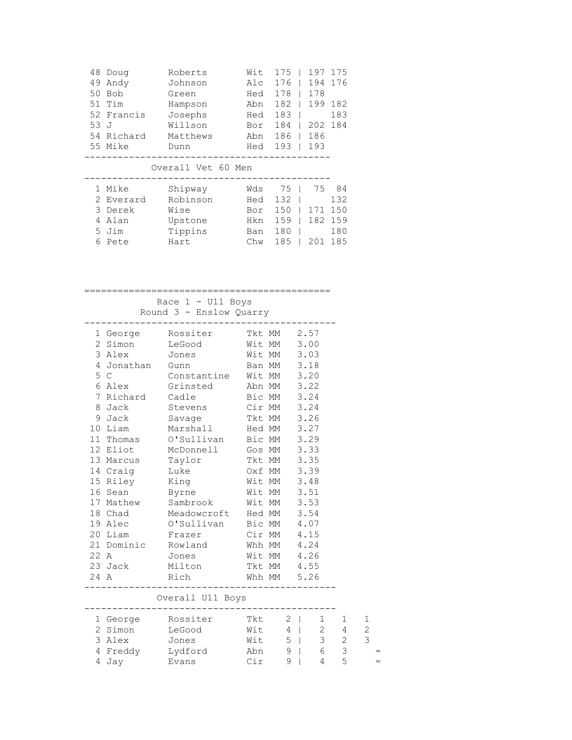| Pos | First Name | Surname | Club | Total | R1 | R2 |
|---|---|---|---|---|---|---|
| 48 | Doug | Roberts | Wit | 175 | 197 | 175 |
| 49 | Andy | Johnson | Alc | 176 | 194 | 176 |
| 50 | Bob | Green | Hed | 178 | 178 | |
| 51 | Tim | Hampson | Abn | 182 | 199 | 182 |
| 52 | Francis | Josephs | Hed | 183 | | 183 |
| 53 | J | Willson | Bor | 184 | 202 | 184 |
| 54 | Richard | Matthews | Abn | 186 | 186 | |
| 55 | Mike | Dunn | Hed | 193 | 193 | |

## Overall Vet 60 Men

| Pos | First Name | Surname | Club | Total | R1 | R2 |
|---|---|---|---|---|---|---|
| 1 | Mike | Shipway | Wds | 75 | 75 | 84 |
| 2 | Everard | Robinson | Hed | 132 | | 132 |
| 3 | Derek | Wise | Bor | 150 | 171 | 150 |
| 4 | Alan | Upstone | Hkn | 159 | 182 | 159 |
| 5 | Jim | Tippins | Ban | 180 | | 180 |
| 6 | Pete | Hart | Chw | 185 | 201 | 185 |

## Race 1 - U11 Boys

### Round 3 - Enslow Quarry

| Pos | First Name | Surname | Club | Cat | Time |
|---|---|---|---|---|---|
| 1 | George | Rossiter | Tkt | MM | 2.57 |
| 2 | Simon | LeGood | Wit | MM | 3.00 |
| 3 | Alex | Jones | Wit | MM | 3.03 |
| 4 | Jonathan | Gunn | Ban | MM | 3.18 |
| 5 | C | Constantine | Wit | MM | 3.20 |
| 6 | Alex | Grinsted | Abn | MM | 3.22 |
| 7 | Richard | Cadle | Bic | MM | 3.24 |
| 8 | Jack | Stevens | Cir | MM | 3.24 |
| 9 | Jack | Savage | Tkt | MM | 3.26 |
| 10 | Liam | Marshall | Hed | MM | 3.27 |
| 11 | Thomas | O'Sullivan | Bic | MM | 3.29 |
| 12 | Eliot | McDonnell | Gos | MM | 3.33 |
| 13 | Marcus | Taylor | Tkt | MM | 3.35 |
| 14 | Craig | Luke | Oxf | MM | 3.39 |
| 15 | Riley | King | Wit | MM | 3.48 |
| 16 | Sean | Byrne | Wit | MM | 3.51 |
| 17 | Mathew | Sambrook | Wit | MM | 3.53 |
| 18 | Chad | Meadowcroft | Hed | MM | 3.54 |
| 19 | Alec | O'Sullivan | Bic | MM | 4.07 |
| 20 | Liam | Frazer | Cir | MM | 4.15 |
| 21 | Dominic | Rowland | Whh | MM | 4.24 |
| 22 | A | Jones | Wit | MM | 4.26 |
| 23 | Jack | Milton | Tkt | MM | 4.55 |
| 24 | A | Rich | Whh | MM | 5.26 |

## Overall U11 Boys

| Pos | First Name | Surname | Club | Total | R1 | R2 | R3 | |
|---|---|---|---|---|---|---|---|---|
| 1 | George | Rossiter | Tkt | 2 | 1 | 1 | 1 | |
| 2 | Simon | LeGood | Wit | 4 | 2 | 4 | 2 | |
| 3 | Alex | Jones | Wit | 5 | 3 | 2 | 3 | |
| 4 | Freddy | Lydford | Abn | 9 | 6 | 3 | | = |
| 4 | Jay | Evans | Cir | 9 | 4 | 5 | | = |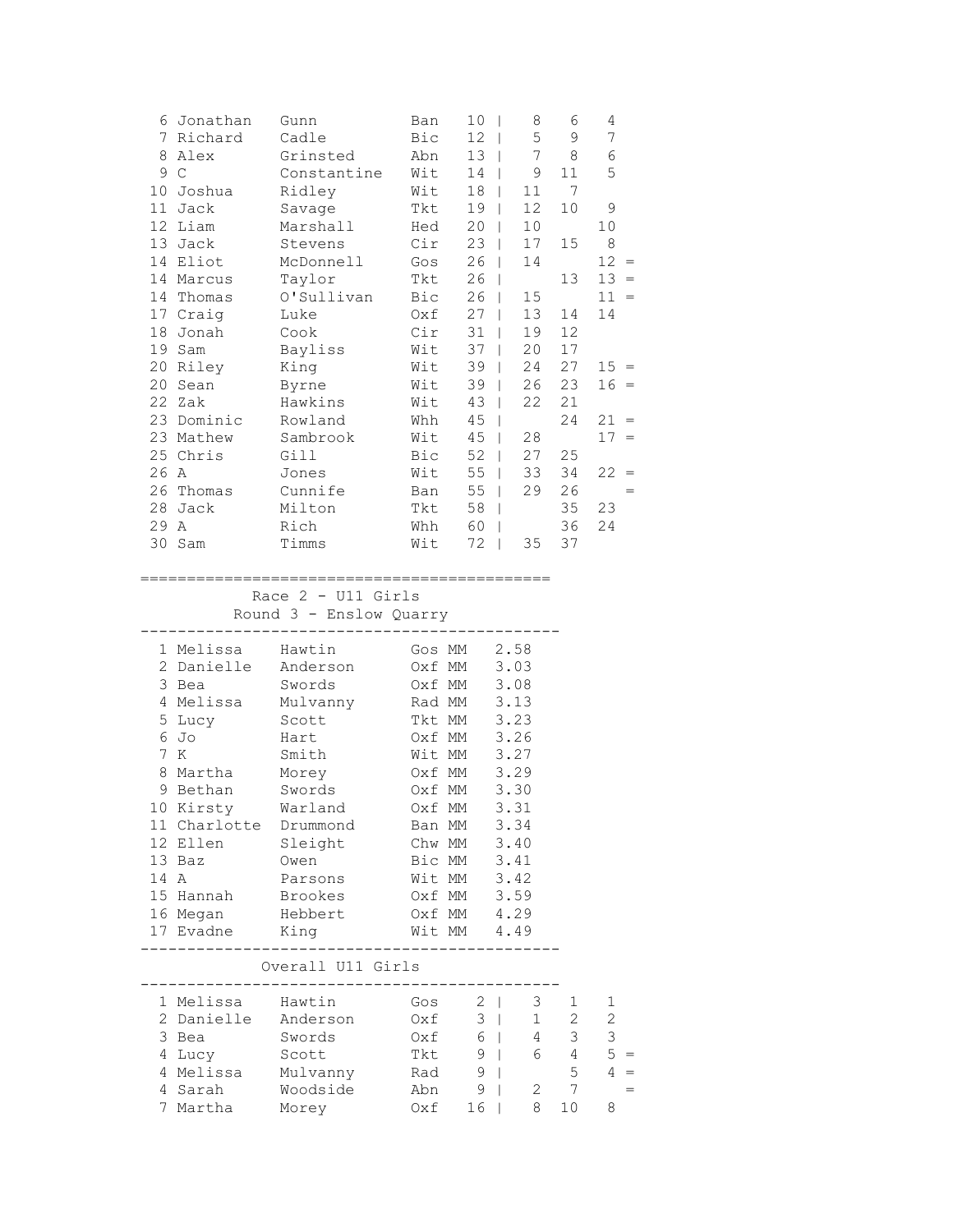| | | | | | | | | | |
|---|---|---|---|---|---|---|---|---|---|
| 6 | Jonathan | Gunn | Ban | 10 | \| | 8 | 6 | 4 | |
| 7 | Richard | Cadle | Bic | 12 | \| | 5 | 9 | 7 | |
| 8 | Alex | Grinsted | Abn | 13 | \| | 7 | 8 | 6 | |
| 9 | C | Constantine | Wit | 14 | \| | 9 | 11 | 5 | |
| 10 | Joshua | Ridley | Wit | 18 | \| | 11 | 7 | | |
| 11 | Jack | Savage | Tkt | 19 | \| | 12 | 10 | 9 | |
| 12 | Liam | Marshall | Hed | 20 | \| | 10 | | 10 | |
| 13 | Jack | Stevens | Cir | 23 | \| | 17 | 15 | 8 | |
| 14 | Eliot | McDonnell | Gos | 26 | \| | 14 | | 12 | = |
| 14 | Marcus | Taylor | Tkt | 26 | \| | | 13 | 13 | = |
| 14 | Thomas | O'Sullivan | Bic | 26 | \| | 15 | | 11 | = |
| 17 | Craig | Luke | Oxf | 27 | \| | 13 | 14 | 14 | |
| 18 | Jonah | Cook | Cir | 31 | \| | 19 | 12 | | |
| 19 | Sam | Bayliss | Wit | 37 | \| | 20 | 17 | | |
| 20 | Riley | King | Wit | 39 | \| | 24 | 27 | 15 | = |
| 20 | Sean | Byrne | Wit | 39 | \| | 26 | 23 | 16 | = |
| 22 | Zak | Hawkins | Wit | 43 | \| | 22 | 21 | | |
| 23 | Dominic | Rowland | Whh | 45 | \| | | 24 | 21 | = |
| 23 | Mathew | Sambrook | Wit | 45 | \| | 28 | | 17 | = |
| 25 | Chris | Gill | Bic | 52 | \| | 27 | 25 | | |
| 26 | A | Jones | Wit | 55 | \| | 33 | 34 | 22 | = |
| 26 | Thomas | Cunnife | Ban | 55 | \| | 29 | 26 | | = |
| 28 | Jack | Milton | Tkt | 58 | \| | | 35 | 23 | |
| 29 | A | Rich | Whh | 60 | \| | | 36 | 24 | |
| 30 | Sam | Timms | Wit | 72 | \| | 35 | 37 | | |

=============================================

## Race 2 - U11 Girls

### Round 3 - Enslow Quarry

| | | | | | |
|---|---|---|---|---|---|
| 1 | Melissa | Hawtin | Gos | MM | 2.58 |
| 2 | Danielle | Anderson | Oxf | MM | 3.03 |
| 3 | Bea | Swords | Oxf | MM | 3.08 |
| 4 | Melissa | Mulvanny | Rad | MM | 3.13 |
| 5 | Lucy | Scott | Tkt | MM | 3.23 |
| 6 | Jo | Hart | Oxf | MM | 3.26 |
| 7 | K | Smith | Wit | MM | 3.27 |
| 8 | Martha | Morey | Oxf | MM | 3.29 |
| 9 | Bethan | Swords | Oxf | MM | 3.30 |
| 10 | Kirsty | Warland | Oxf | MM | 3.31 |
| 11 | Charlotte | Drummond | Ban | MM | 3.34 |
| 12 | Ellen | Sleight | Chw | MM | 3.40 |
| 13 | Baz | Owen | Bic | MM | 3.41 |
| 14 | A | Parsons | Wit | MM | 3.42 |
| 15 | Hannah | Brookes | Oxf | MM | 3.59 |
| 16 | Megan | Hebbert | Oxf | MM | 4.29 |
| 17 | Evadne | King | Wit | MM | 4.49 |

### Overall U11 Girls

| | | | | | | | | | |
|---|---|---|---|---|---|---|---|---|---|
| 1 | Melissa | Hawtin | Gos | 2 | \| | 3 | 1 | 1 | |
| 2 | Danielle | Anderson | Oxf | 3 | \| | 1 | 2 | 2 | |
| 3 | Bea | Swords | Oxf | 6 | \| | 4 | 3 | 3 | |
| 4 | Lucy | Scott | Tkt | 9 | \| | 6 | 4 | 5 | = |
| 4 | Melissa | Mulvanny | Rad | 9 | \| | | 5 | 4 | = |
| 4 | Sarah | Woodside | Abn | 9 | \| | 2 | 7 | | = |
| 7 | Martha | Morey | Oxf | 16 | \| | 8 | 10 | 8 | |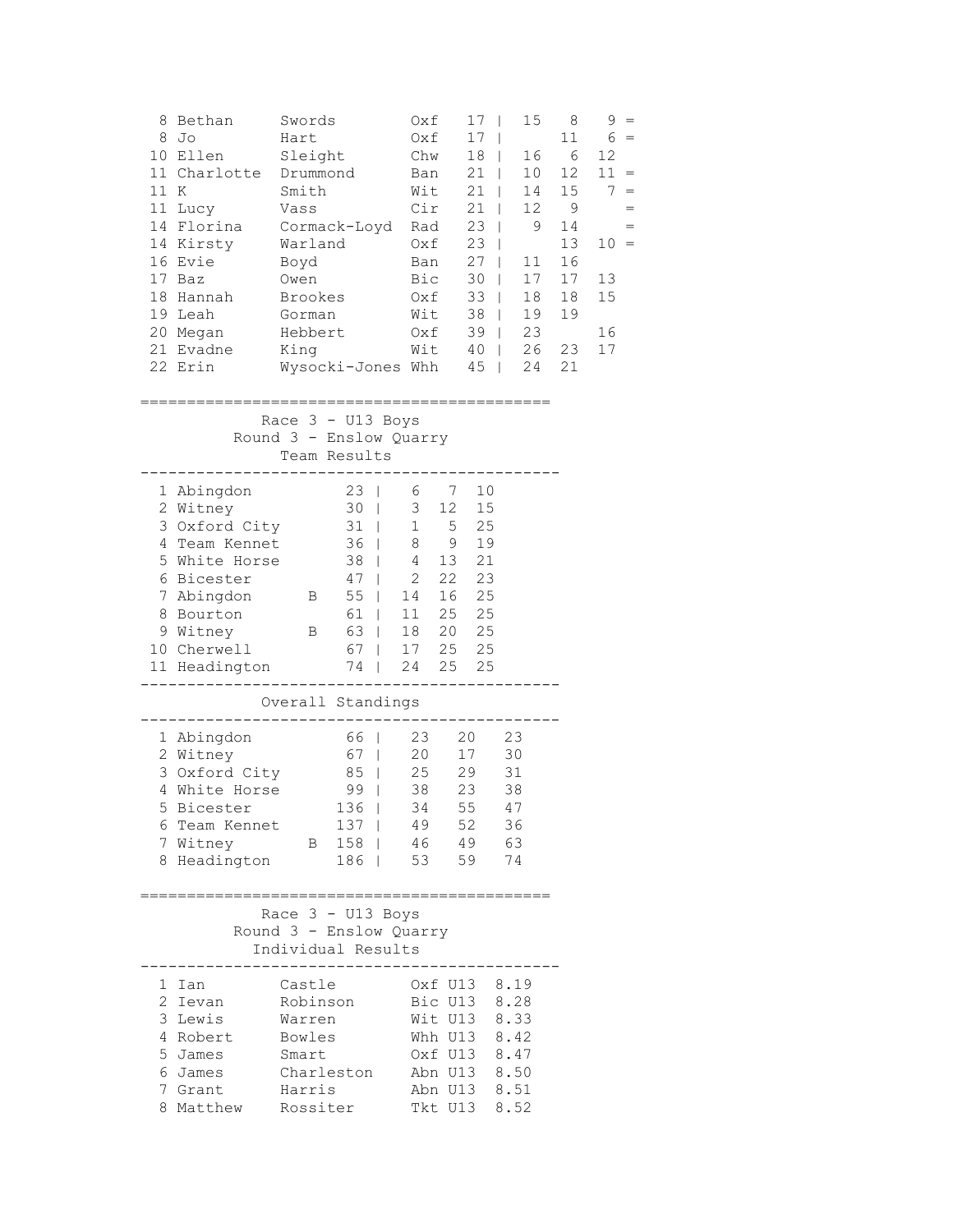| Pos | First Name | Surname | Club | Total | R1 | R2 | R3 | |
|---|---|---|---|---|---|---|---|---|
| 8 | Bethan | Swords | Oxf | 17 | 15 | 8 | 9 | = |
| 8 | Jo | Hart | Oxf | 17 | | 11 | 6 | = |
| 10 | Ellen | Sleight | Chw | 18 | 16 | 6 | 12 | |
| 11 | Charlotte | Drummond | Ban | 21 | 10 | 12 | 11 | = |
| 11 | K | Smith | Wit | 21 | 14 | 15 | 7 | = |
| 11 | Lucy | Vass | Cir | 21 | 12 | 9 | | = |
| 14 | Florina | Cormack-Loyd | Rad | 23 | 9 | 14 | | = |
| 14 | Kirsty | Warland | Oxf | 23 | | 13 | 10 | = |
| 16 | Evie | Boyd | Ban | 27 | 11 | 16 | | |
| 17 | Baz | Owen | Bic | 30 | 17 | 17 | 13 | |
| 18 | Hannah | Brookes | Oxf | 33 | 18 | 18 | 15 | |
| 19 | Leah | Gorman | Wit | 38 | 19 | 19 | | |
| 20 | Megan | Hebbert | Oxf | 39 | 23 | | 16 | |
| 21 | Evadne | King | Wit | 40 | 26 | 23 | 17 | |
| 22 | Erin | Wysocki-Jones | Whh | 45 | 24 | 21 | | |

## Race 3 - U13 Boys
### Round 3 - Enslow Quarry
### Team Results

| Pos | Team | | Total | | | |
|---|---|---|---|---|---|---|
| 1 | Abingdon | | 23 | 6 | 7 | 10 |
| 2 | Witney | | 30 | 3 | 12 | 15 |
| 3 | Oxford City | | 31 | 1 | 5 | 25 |
| 4 | Team Kennet | | 36 | 8 | 9 | 19 |
| 5 | White Horse | | 38 | 4 | 13 | 21 |
| 6 | Bicester | | 47 | 2 | 22 | 23 |
| 7 | Abingdon | B | 55 | 14 | 16 | 25 |
| 8 | Bourton | | 61 | 11 | 25 | 25 |
| 9 | Witney | B | 63 | 18 | 20 | 25 |
| 10 | Cherwell | | 67 | 17 | 25 | 25 |
| 11 | Headington | | 74 | 24 | 25 | 25 |

### Overall Standings

| Pos | Team | | Total | R1 | R2 | R3 |
|---|---|---|---|---|---|---|
| 1 | Abingdon | | 66 | 23 | 20 | 23 |
| 2 | Witney | | 67 | 20 | 17 | 30 |
| 3 | Oxford City | | 85 | 25 | 29 | 31 |
| 4 | White Horse | | 99 | 38 | 23 | 38 |
| 5 | Bicester | | 136 | 34 | 55 | 47 |
| 6 | Team Kennet | | 137 | 49 | 52 | 36 |
| 7 | Witney | B | 158 | 46 | 49 | 63 |
| 8 | Headington | | 186 | 53 | 59 | 74 |

## Race 3 - U13 Boys
### Round 3 - Enslow Quarry
### Individual Results

| Pos | First Name | Surname | Club | Cat | Time |
|---|---|---|---|---|---|
| 1 | Ian | Castle | Oxf | U13 | 8.19 |
| 2 | Ievan | Robinson | Bic | U13 | 8.28 |
| 3 | Lewis | Warren | Wit | U13 | 8.33 |
| 4 | Robert | Bowles | Whh | U13 | 8.42 |
| 5 | James | Smart | Oxf | U13 | 8.47 |
| 6 | James | Charleston | Abn | U13 | 8.50 |
| 7 | Grant | Harris | Abn | U13 | 8.51 |
| 8 | Matthew | Rossiter | Tkt | U13 | 8.52 |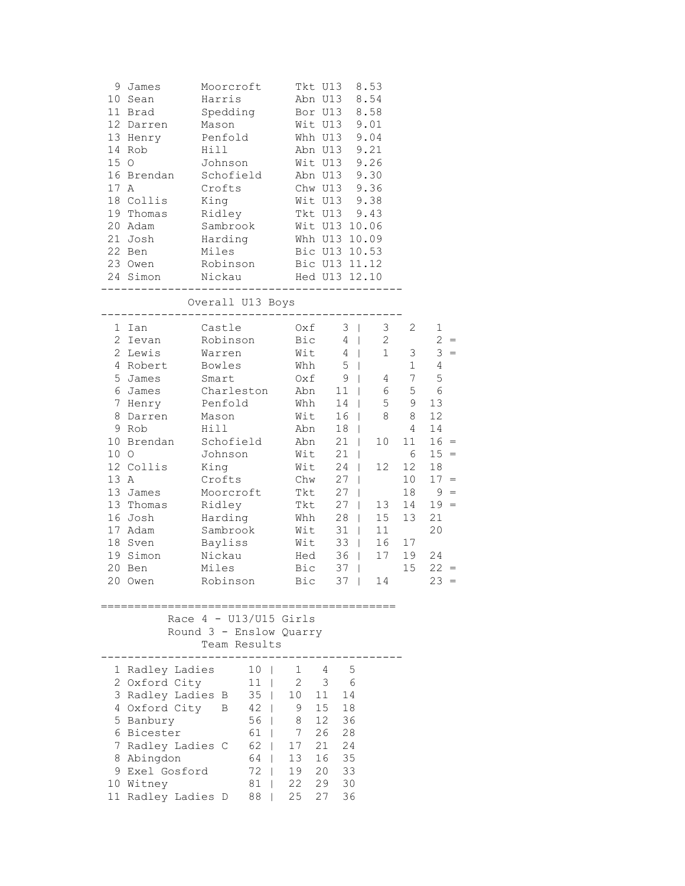| Pos | First | Last | Club | Cat | Time |
|---|---|---|---|---|---|
| 9 | James | Moorcroft | Tkt | U13 | 8.53 |
| 10 | Sean | Harris | Abn | U13 | 8.54 |
| 11 | Brad | Spedding | Bor | U13 | 8.58 |
| 12 | Darren | Mason | Wit | U13 | 9.01 |
| 13 | Henry | Penfold | Whh | U13 | 9.04 |
| 14 | Rob | Hill | Abn | U13 | 9.21 |
| 15 | O | Johnson | Wit | U13 | 9.26 |
| 16 | Brendan | Schofield | Abn | U13 | 9.30 |
| 17 | A | Crofts | Chw | U13 | 9.36 |
| 18 | Collis | King | Wit | U13 | 9.38 |
| 19 | Thomas | Ridley | Tkt | U13 | 9.43 |
| 20 | Adam | Sambrook | Wit | U13 | 10.06 |
| 21 | Josh | Harding | Whh | U13 | 10.09 |
| 22 | Ben | Miles | Bic | U13 | 10.53 |
| 23 | Owen | Robinson | Bic | U13 | 11.12 |
| 24 | Simon | Nickau | Hed | U13 | 12.10 |

## Overall U13 Boys

| Pos | First | Last | Club | Total | | | | |
|---|---|---|---|---|---|---|---|---|
| 1 | Ian | Castle | Oxf | 3 | 3 | 2 | 1 | |
| 2 | Ievan | Robinson | Bic | 4 | 2 | | 2 | = |
| 2 | Lewis | Warren | Wit | 4 | 1 | 3 | 3 | = |
| 4 | Robert | Bowles | Whh | 5 | | 1 | 4 | |
| 5 | James | Smart | Oxf | 9 | 4 | 7 | 5 | |
| 6 | James | Charleston | Abn | 11 | 6 | 5 | 6 | |
| 7 | Henry | Penfold | Whh | 14 | 5 | 9 | 13 | |
| 8 | Darren | Mason | Wit | 16 | 8 | 8 | 12 | |
| 9 | Rob | Hill | Abn | 18 | | 4 | 14 | |
| 10 | Brendan | Schofield | Abn | 21 | 10 | 11 | 16 | = |
| 10 | O | Johnson | Wit | 21 | | 6 | 15 | = |
| 12 | Collis | King | Wit | 24 | 12 | 12 | 18 | |
| 13 | A | Crofts | Chw | 27 | | 10 | 17 | = |
| 13 | James | Moorcroft | Tkt | 27 | | 18 | 9 | = |
| 13 | Thomas | Ridley | Tkt | 27 | 13 | 14 | 19 | = |
| 16 | Josh | Harding | Whh | 28 | 15 | 13 | 21 | |
| 17 | Adam | Sambrook | Wit | 31 | 11 | | 20 | |
| 18 | Sven | Bayliss | Wit | 33 | 16 | 17 | | |
| 19 | Simon | Nickau | Hed | 36 | 17 | 19 | 24 | |
| 20 | Ben | Miles | Bic | 37 | | 15 | 22 | = |
| 20 | Owen | Robinson | Bic | 37 | 14 | | 23 | = |

## Race 4 - U13/U15 Girls
### Round 3 - Enslow Quarry
### Team Results

| Pos | Team | Total | | | |
|---|---|---|---|---|---|
| 1 | Radley Ladies | 10 | 1 | 4 | 5 |
| 2 | Oxford City | 11 | 2 | 3 | 6 |
| 3 | Radley Ladies B | 35 | 10 | 11 | 14 |
| 4 | Oxford City B | 42 | 9 | 15 | 18 |
| 5 | Banbury | 56 | 8 | 12 | 36 |
| 6 | Bicester | 61 | 7 | 26 | 28 |
| 7 | Radley Ladies C | 62 | 17 | 21 | 24 |
| 8 | Abingdon | 64 | 13 | 16 | 35 |
| 9 | Exel Gosford | 72 | 19 | 20 | 33 |
| 10 | Witney | 81 | 22 | 29 | 30 |
| 11 | Radley Ladies D | 88 | 25 | 27 | 36 |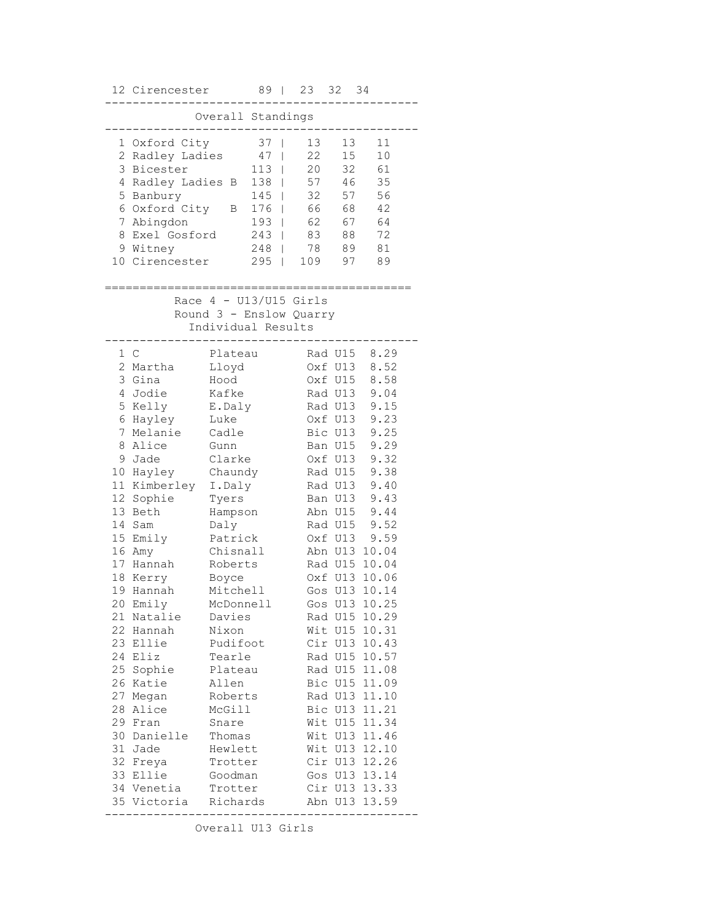| | | | | | |
|---|---|---|---|---|---|
| 12 | Cirencester | 89 | 23 | 32 | 34 |

## Overall Standings

| Pos | Team | Total | | | |
|---|---|---|---|---|---|
| 1 | Oxford City | 37 | 13 | 13 | 11 |
| 2 | Radley Ladies | 47 | 22 | 15 | 10 |
| 3 | Bicester | 113 | 20 | 32 | 61 |
| 4 | Radley Ladies B | 138 | 57 | 46 | 35 |
| 5 | Banbury | 145 | 32 | 57 | 56 |
| 6 | Oxford City B | 176 | 66 | 68 | 42 |
| 7 | Abingdon | 193 | 62 | 67 | 64 |
| 8 | Exel Gosford | 243 | 83 | 88 | 72 |
| 9 | Witney | 248 | 78 | 89 | 81 |
| 10 | Cirencester | 295 | 109 | 97 | 89 |

## Race 4 - U13/U15 Girls
### Round 3 - Enslow Quarry
### Individual Results

| Pos | First Name | Surname | Club | Cat | Time |
|---|---|---|---|---|---|
| 1 | C | Plateau | Rad | U15 | 8.29 |
| 2 | Martha | Lloyd | Oxf | U13 | 8.52 |
| 3 | Gina | Hood | Oxf | U15 | 8.58 |
| 4 | Jodie | Kafke | Rad | U13 | 9.04 |
| 5 | Kelly | E.Daly | Rad | U13 | 9.15 |
| 6 | Hayley | Luke | Oxf | U13 | 9.23 |
| 7 | Melanie | Cadle | Bic | U13 | 9.25 |
| 8 | Alice | Gunn | Ban | U15 | 9.29 |
| 9 | Jade | Clarke | Oxf | U13 | 9.32 |
| 10 | Hayley | Chaundy | Rad | U15 | 9.38 |
| 11 | Kimberley | I.Daly | Rad | U13 | 9.40 |
| 12 | Sophie | Tyers | Ban | U13 | 9.43 |
| 13 | Beth | Hampson | Abn | U15 | 9.44 |
| 14 | Sam | Daly | Rad | U15 | 9.52 |
| 15 | Emily | Patrick | Oxf | U13 | 9.59 |
| 16 | Amy | Chisnall | Abn | U13 | 10.04 |
| 17 | Hannah | Roberts | Rad | U15 | 10.04 |
| 18 | Kerry | Boyce | Oxf | U13 | 10.06 |
| 19 | Hannah | Mitchell | Gos | U13 | 10.14 |
| 20 | Emily | McDonnell | Gos | U13 | 10.25 |
| 21 | Natalie | Davies | Rad | U15 | 10.29 |
| 22 | Hannah | Nixon | Wit | U15 | 10.31 |
| 23 | Ellie | Pudifoot | Cir | U13 | 10.43 |
| 24 | Eliz | Tearle | Rad | U15 | 10.57 |
| 25 | Sophie | Plateau | Rad | U15 | 11.08 |
| 26 | Katie | Allen | Bic | U15 | 11.09 |
| 27 | Megan | Roberts | Rad | U13 | 11.10 |
| 28 | Alice | McGill | Bic | U13 | 11.21 |
| 29 | Fran | Snare | Wit | U15 | 11.34 |
| 30 | Danielle | Thomas | Wit | U13 | 11.46 |
| 31 | Jade | Hewlett | Wit | U13 | 12.10 |
| 32 | Freya | Trotter | Cir | U13 | 12.26 |
| 33 | Ellie | Goodman | Gos | U13 | 13.14 |
| 34 | Venetia | Trotter | Cir | U13 | 13.33 |
| 35 | Victoria | Richards | Abn | U13 | 13.59 |

## Overall U13 Girls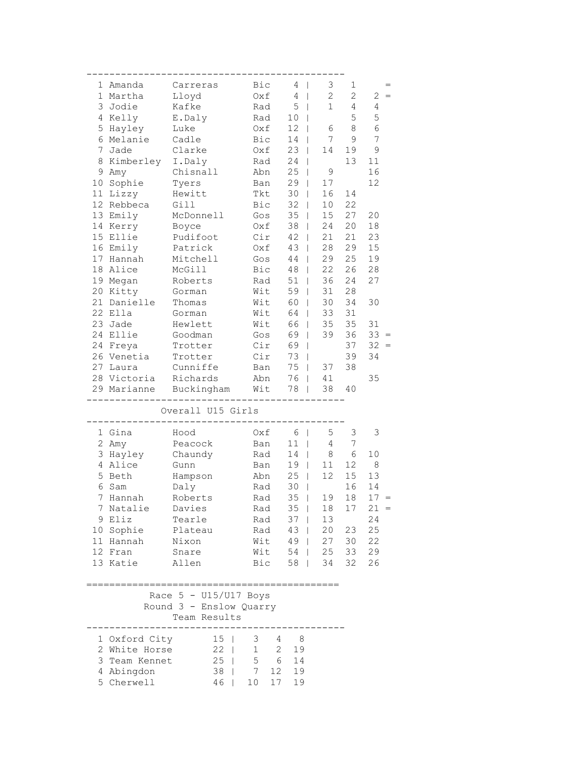| Pos | First | Last | Club | Total | R1 | R2 | R3 | |
|---|---|---|---|---|---|---|---|---|
| 1 | Amanda | Carreras | Bic | 4 | 3 | 1 | | = |
| 1 | Martha | Lloyd | Oxf | 4 | 2 | 2 | 2 | = |
| 3 | Jodie | Kafke | Rad | 5 | 1 | 4 | 4 | |
| 4 | Kelly | E.Daly | Rad | 10 | | 5 | 5 | |
| 5 | Hayley | Luke | Oxf | 12 | 6 | 8 | 6 | |
| 6 | Melanie | Cadle | Bic | 14 | 7 | 9 | 7 | |
| 7 | Jade | Clarke | Oxf | 23 | 14 | 19 | 9 | |
| 8 | Kimberley | I.Daly | Rad | 24 | | 13 | 11 | |
| 9 | Amy | Chisnall | Abn | 25 | 9 | | 16 | |
| 10 | Sophie | Tyers | Ban | 29 | 17 | | 12 | |
| 11 | Lizzy | Hewitt | Tkt | 30 | 16 | 14 | | |
| 12 | Rebbeca | Gill | Bic | 32 | 10 | 22 | | |
| 13 | Emily | McDonnell | Gos | 35 | 15 | 27 | 20 | |
| 14 | Kerry | Boyce | Oxf | 38 | 24 | 20 | 18 | |
| 15 | Ellie | Pudifoot | Cir | 42 | 21 | 21 | 23 | |
| 16 | Emily | Patrick | Oxf | 43 | 28 | 29 | 15 | |
| 17 | Hannah | Mitchell | Gos | 44 | 29 | 25 | 19 | |
| 18 | Alice | McGill | Bic | 48 | 22 | 26 | 28 | |
| 19 | Megan | Roberts | Rad | 51 | 36 | 24 | 27 | |
| 20 | Kitty | Gorman | Wit | 59 | 31 | 28 | | |
| 21 | Danielle | Thomas | Wit | 60 | 30 | 34 | 30 | |
| 22 | Ella | Gorman | Wit | 64 | 33 | 31 | | |
| 23 | Jade | Hewlett | Wit | 66 | 35 | 35 | 31 | |
| 24 | Ellie | Goodman | Gos | 69 | 39 | 36 | 33 | = |
| 24 | Freya | Trotter | Cir | 69 | | 37 | 32 | = |
| 26 | Venetia | Trotter | Cir | 73 | | 39 | 34 | |
| 27 | Laura | Cunniffe | Ban | 75 | 37 | 38 | | |
| 28 | Victoria | Richards | Abn | 76 | 41 | | 35 | |
| 29 | Marianne | Buckingham | Wit | 78 | 38 | 40 | | |

## Overall U15 Girls

| Pos | First | Last | Club | Total | R1 | R2 | R3 | |
|---|---|---|---|---|---|---|---|---|
| 1 | Gina | Hood | Oxf | 6 | 5 | 3 | 3 | |
| 2 | Amy | Peacock | Ban | 11 | 4 | 7 | | |
| 3 | Hayley | Chaundy | Rad | 14 | 8 | 6 | 10 | |
| 4 | Alice | Gunn | Ban | 19 | 11 | 12 | 8 | |
| 5 | Beth | Hampson | Abn | 25 | 12 | 15 | 13 | |
| 6 | Sam | Daly | Rad | 30 | | 16 | 14 | |
| 7 | Hannah | Roberts | Rad | 35 | 19 | 18 | 17 | = |
| 7 | Natalie | Davies | Rad | 35 | 18 | 17 | 21 | = |
| 9 | Eliz | Tearle | Rad | 37 | 13 | | 24 | |
| 10 | Sophie | Plateau | Rad | 43 | 20 | 23 | 25 | |
| 11 | Hannah | Nixon | Wit | 49 | 27 | 30 | 22 | |
| 12 | Fran | Snare | Wit | 54 | 25 | 33 | 29 | |
| 13 | Katie | Allen | Bic | 58 | 34 | 32 | 26 | |

## Race 5 - U15/U17 Boys
### Round 3 - Enslow Quarry
### Team Results

| Pos | Team | Total | | | |
|---|---|---|---|---|---|
| 1 | Oxford City | 15 | 3 | 4 | 8 |
| 2 | White Horse | 22 | 1 | 2 | 19 |
| 3 | Team Kennet | 25 | 5 | 6 | 14 |
| 4 | Abingdon | 38 | 7 | 12 | 19 |
| 5 | Cherwell | 46 | 10 | 17 | 19 |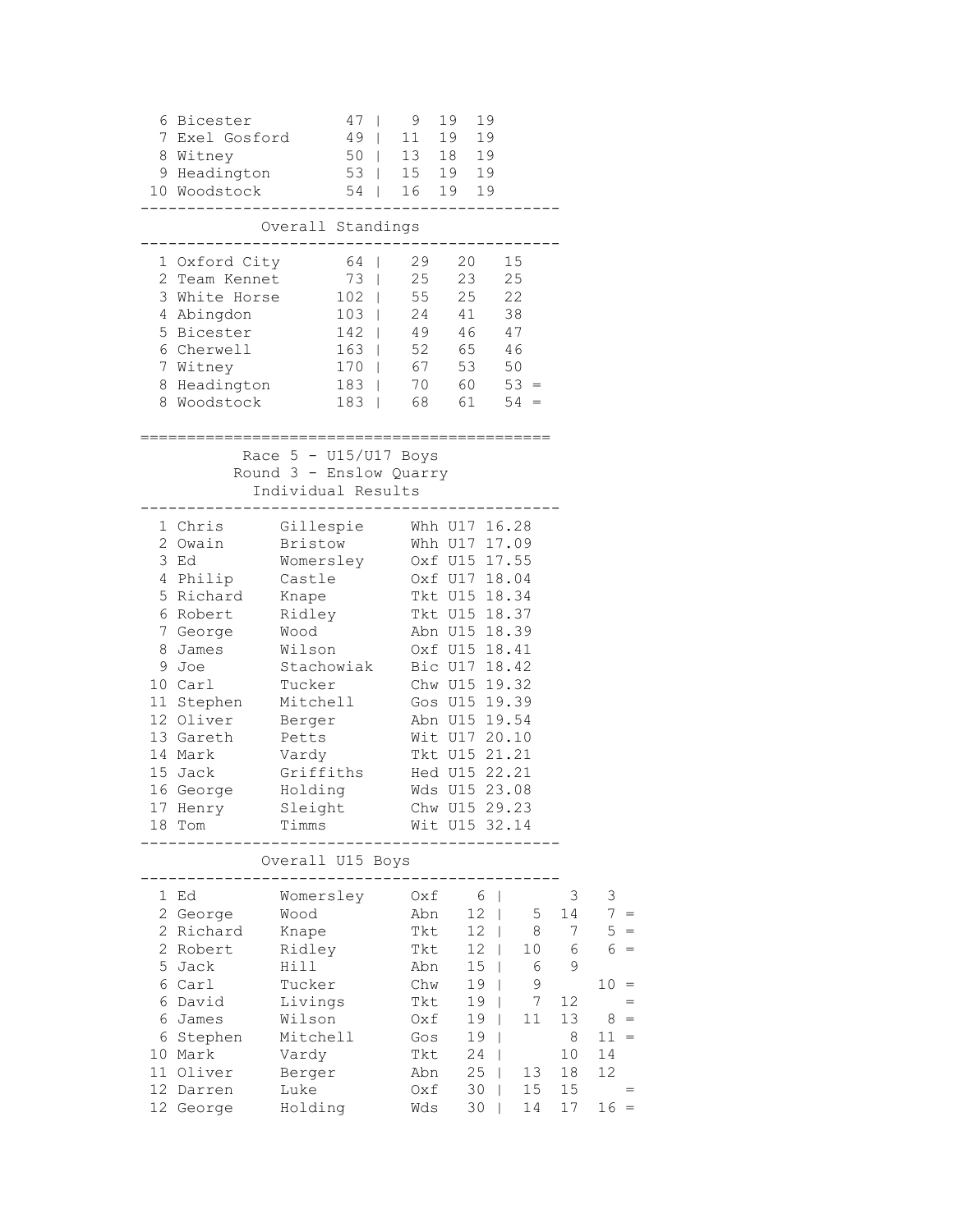| Pos | Team | Points | | | |
|---|---|---|---|---|---|
| 6 | Bicester | 47 | 9 | 19 | 19 |
| 7 | Exel Gosford | 49 | 11 | 19 | 19 |
| 8 | Witney | 50 | 13 | 18 | 19 |
| 9 | Headington | 53 | 15 | 19 | 19 |
| 10 | Woodstock | 54 | 16 | 19 | 19 |

## Overall Standings

| Pos | Team | Total | | | | |
|---|---|---|---|---|---|---|
| 1 | Oxford City | 64 | 29 | 20 | 15 | |
| 2 | Team Kennet | 73 | 25 | 23 | 25 | |
| 3 | White Horse | 102 | 55 | 25 | 22 | |
| 4 | Abingdon | 103 | 24 | 41 | 38 | |
| 5 | Bicester | 142 | 49 | 46 | 47 | |
| 6 | Cherwell | 163 | 52 | 65 | 46 | |
| 7 | Witney | 170 | 67 | 53 | 50 | |
| 8 | Headington | 183 | 70 | 60 | 53 | = |
| 8 | Woodstock | 183 | 68 | 61 | 54 | = |

## Race 5 - U15/U17 Boys

### Round 3 - Enslow Quarry

### Individual Results

| Pos | First Name | Surname | Club | Cat | Time |
|---|---|---|---|---|---|
| 1 | Chris | Gillespie | Whh | U17 | 16.28 |
| 2 | Owain | Bristow | Whh | U17 | 17.09 |
| 3 | Ed | Womersley | Oxf | U15 | 17.55 |
| 4 | Philip | Castle | Oxf | U17 | 18.04 |
| 5 | Richard | Knape | Tkt | U15 | 18.34 |
| 6 | Robert | Ridley | Tkt | U15 | 18.37 |
| 7 | George | Wood | Abn | U15 | 18.39 |
| 8 | James | Wilson | Oxf | U15 | 18.41 |
| 9 | Joe | Stachowiak | Bic | U17 | 18.42 |
| 10 | Carl | Tucker | Chw | U15 | 19.32 |
| 11 | Stephen | Mitchell | Gos | U15 | 19.39 |
| 12 | Oliver | Berger | Abn | U15 | 19.54 |
| 13 | Gareth | Petts | Wit | U17 | 20.10 |
| 14 | Mark | Vardy | Tkt | U15 | 21.21 |
| 15 | Jack | Griffiths | Hed | U15 | 22.21 |
| 16 | George | Holding | Wds | U15 | 23.08 |
| 17 | Henry | Sleight | Chw | U15 | 29.23 |
| 18 | Tom | Timms | Wit | U15 | 32.14 |

## Overall U15 Boys

| Pos | First Name | Surname | Club | Total | R1 | R2 | R3 | |
|---|---|---|---|---|---|---|---|---|
| 1 | Ed | Womersley | Oxf | 6 | | 3 | 3 | |
| 2 | George | Wood | Abn | 12 | 5 | 14 | 7 | = |
| 2 | Richard | Knape | Tkt | 12 | 8 | 7 | 5 | = |
| 2 | Robert | Ridley | Tkt | 12 | 10 | 6 | 6 | = |
| 5 | Jack | Hill | Abn | 15 | 6 | 9 | | |
| 6 | Carl | Tucker | Chw | 19 | 9 | | 10 | = |
| 6 | David | Livings | Tkt | 19 | 7 | 12 | | = |
| 6 | James | Wilson | Oxf | 19 | 11 | 13 | 8 | = |
| 6 | Stephen | Mitchell | Gos | 19 | | 8 | 11 | = |
| 10 | Mark | Vardy | Tkt | 24 | | 10 | 14 | |
| 11 | Oliver | Berger | Abn | 25 | 13 | 18 | 12 | |
| 12 | Darren | Luke | Oxf | 30 | 15 | 15 | | = |
| 12 | George | Holding | Wds | 30 | 14 | 17 | 16 | = |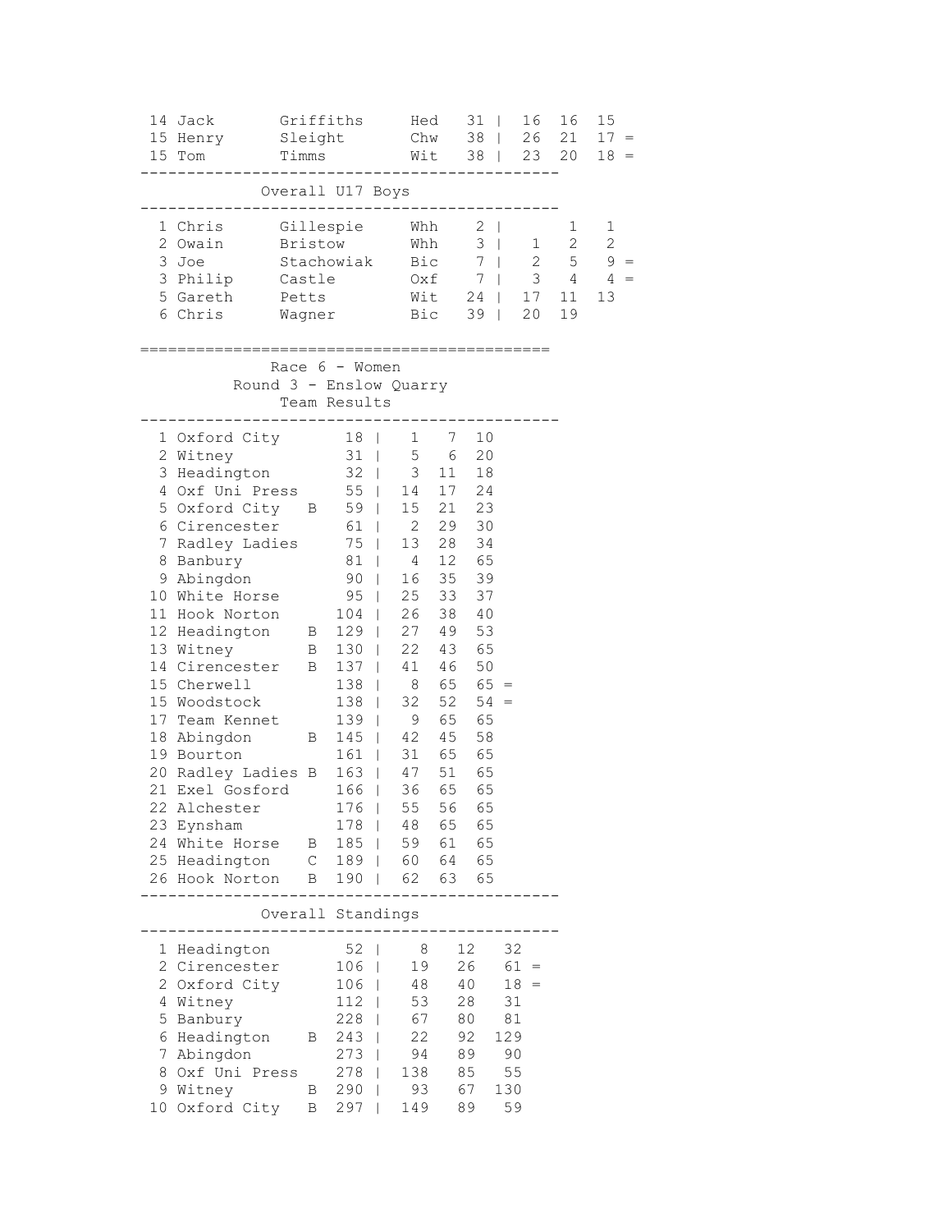| Pos | First | Last | Club | Total | | R1 | R2 | R3 |
|---|---|---|---|---|---|---|---|---|
| 14 | Jack | Griffiths | Hed | 31 | | 16 | 16 | 15 |
| 15 | Henry | Sleight | Chw | 38 | | 26 | 21 | 17 = |
| 15 | Tom | Timms | Wit | 38 | | 23 | 20 | 18 = |

### Overall U17 Boys

| Pos | First | Last | Club | Total | | R1 | R2 | R3 |
|---|---|---|---|---|---|---|---|---|
| 1 | Chris | Gillespie | Whh | 2 | | | 1 | 1 |
| 2 | Owain | Bristow | Whh | 3 | | 1 | 2 | 2 |
| 3 | Joe | Stachowiak | Bic | 7 | | 2 | 5 | 9 = |
| 3 | Philip | Castle | Oxf | 7 | | 3 | 4 | 4 = |
| 5 | Gareth | Petts | Wit | 24 | | 17 | 11 | 13 |
| 6 | Chris | Wagner | Bic | 39 | | 20 | 19 | |

## Race 6 - Women
## Round 3 - Enslow Quarry
### Team Results

| Pos | Team | | Total | | | | |
|---|---|---|---|---|---|---|---|
| 1 | Oxford City | | 18 | | 1 | 7 | 10 |
| 2 | Witney | | 31 | | 5 | 6 | 20 |
| 3 | Headington | | 32 | | 3 | 11 | 18 |
| 4 | Oxf Uni Press | | 55 | | 14 | 17 | 24 |
| 5 | Oxford City | B | 59 | | 15 | 21 | 23 |
| 6 | Cirencester | | 61 | | 2 | 29 | 30 |
| 7 | Radley Ladies | | 75 | | 13 | 28 | 34 |
| 8 | Banbury | | 81 | | 4 | 12 | 65 |
| 9 | Abingdon | | 90 | | 16 | 35 | 39 |
| 10 | White Horse | | 95 | | 25 | 33 | 37 |
| 11 | Hook Norton | | 104 | | 26 | 38 | 40 |
| 12 | Headington | B | 129 | | 27 | 49 | 53 |
| 13 | Witney | B | 130 | | 22 | 43 | 65 |
| 14 | Cirencester | B | 137 | | 41 | 46 | 50 |
| 15 | Cherwell | | 138 | | 8 | 65 | 65 = |
| 15 | Woodstock | | 138 | | 32 | 52 | 54 = |
| 17 | Team Kennet | | 139 | | 9 | 65 | 65 |
| 18 | Abingdon | B | 145 | | 42 | 45 | 58 |
| 19 | Bourton | | 161 | | 31 | 65 | 65 |
| 20 | Radley Ladies | B | 163 | | 47 | 51 | 65 |
| 21 | Exel Gosford | | 166 | | 36 | 65 | 65 |
| 22 | Alchester | | 176 | | 55 | 56 | 65 |
| 23 | Eynsham | | 178 | | 48 | 65 | 65 |
| 24 | White Horse | B | 185 | | 59 | 61 | 65 |
| 25 | Headington | C | 189 | | 60 | 64 | 65 |
| 26 | Hook Norton | B | 190 | | 62 | 63 | 65 |

### Overall Standings

| Pos | Team | | Total | | R1 | R2 | R3 |
|---|---|---|---|---|---|---|---|
| 1 | Headington | | 52 | | 8 | 12 | 32 |
| 2 | Cirencester | | 106 | | 19 | 26 | 61 = |
| 2 | Oxford City | | 106 | | 48 | 40 | 18 = |
| 4 | Witney | | 112 | | 53 | 28 | 31 |
| 5 | Banbury | | 228 | | 67 | 80 | 81 |
| 6 | Headington | B | 243 | | 22 | 92 | 129 |
| 7 | Abingdon | | 273 | | 94 | 89 | 90 |
| 8 | Oxf Uni Press | | 278 | | 138 | 85 | 55 |
| 9 | Witney | B | 290 | | 93 | 67 | 130 |
| 10 | Oxford City | B | 297 | | 149 | 89 | 59 |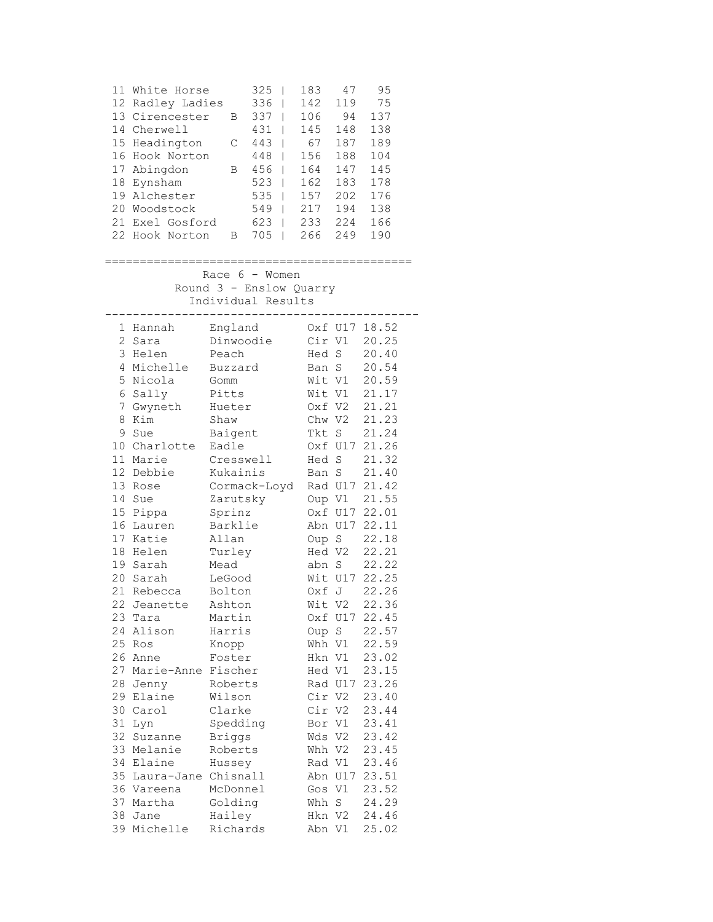| Pos | Team | | Total | | | |
|---|---|---|---|---|---|---|
| 11 | White Horse | | 325 | 183 | 47 | 95 |
| 12 | Radley Ladies | | 336 | 142 | 119 | 75 |
| 13 | Cirencester | B | 337 | 106 | 94 | 137 |
| 14 | Cherwell | | 431 | 145 | 148 | 138 |
| 15 | Headington | C | 443 | 67 | 187 | 189 |
| 16 | Hook Norton | | 448 | 156 | 188 | 104 |
| 17 | Abingdon | B | 456 | 164 | 147 | 145 |
| 18 | Eynsham | | 523 | 162 | 183 | 178 |
| 19 | Alchester | | 535 | 157 | 202 | 176 |
| 20 | Woodstock | | 549 | 217 | 194 | 138 |
| 21 | Exel Gosford | | 623 | 233 | 224 | 166 |
| 22 | Hook Norton | B | 705 | 266 | 249 | 190 |

## Race 6 - Women
### Round 3 - Enslow Quarry
### Individual Results

| Pos | First Name | Surname | Club | Cat | Time |
|---|---|---|---|---|---|
| 1 | Hannah | England | Oxf | U17 | 18.52 |
| 2 | Sara | Dinwoodie | Cir | V1 | 20.25 |
| 3 | Helen | Peach | Hed | S | 20.40 |
| 4 | Michelle | Buzzard | Ban | S | 20.54 |
| 5 | Nicola | Gomm | Wit | V1 | 20.59 |
| 6 | Sally | Pitts | Wit | V1 | 21.17 |
| 7 | Gwyneth | Hueter | Oxf | V2 | 21.21 |
| 8 | Kim | Shaw | Chw | V2 | 21.23 |
| 9 | Sue | Baigent | Tkt | S | 21.24 |
| 10 | Charlotte | Eadle | Oxf | U17 | 21.26 |
| 11 | Marie | Cresswell | Hed | S | 21.32 |
| 12 | Debbie | Kukainis | Ban | S | 21.40 |
| 13 | Rose | Cormack-Loyd | Rad | U17 | 21.42 |
| 14 | Sue | Zarutsky | Oup | V1 | 21.55 |
| 15 | Pippa | Sprinz | Oxf | U17 | 22.01 |
| 16 | Lauren | Barklie | Abn | U17 | 22.11 |
| 17 | Katie | Allan | Oup | S | 22.18 |
| 18 | Helen | Turley | Hed | V2 | 22.21 |
| 19 | Sarah | Mead | abn | S | 22.22 |
| 20 | Sarah | LeGood | Wit | U17 | 22.25 |
| 21 | Rebecca | Bolton | Oxf | J | 22.26 |
| 22 | Jeanette | Ashton | Wit | V2 | 22.36 |
| 23 | Tara | Martin | Oxf | U17 | 22.45 |
| 24 | Alison | Harris | Oup | S | 22.57 |
| 25 | Ros | Knopp | Whh | V1 | 22.59 |
| 26 | Anne | Foster | Hkn | V1 | 23.02 |
| 27 | Marie-Anne | Fischer | Hed | V1 | 23.15 |
| 28 | Jenny | Roberts | Rad | U17 | 23.26 |
| 29 | Elaine | Wilson | Cir | V2 | 23.40 |
| 30 | Carol | Clarke | Cir | V2 | 23.44 |
| 31 | Lyn | Spedding | Bor | V1 | 23.41 |
| 32 | Suzanne | Briggs | Wds | V2 | 23.42 |
| 33 | Melanie | Roberts | Whh | V2 | 23.45 |
| 34 | Elaine | Hussey | Rad | V1 | 23.46 |
| 35 | Laura-Jane | Chisnall | Abn | U17 | 23.51 |
| 36 | Vareena | McDonnel | Gos | V1 | 23.52 |
| 37 | Martha | Golding | Whh | S | 24.29 |
| 38 | Jane | Hailey | Hkn | V2 | 24.46 |
| 39 | Michelle | Richards | Abn | V1 | 25.02 |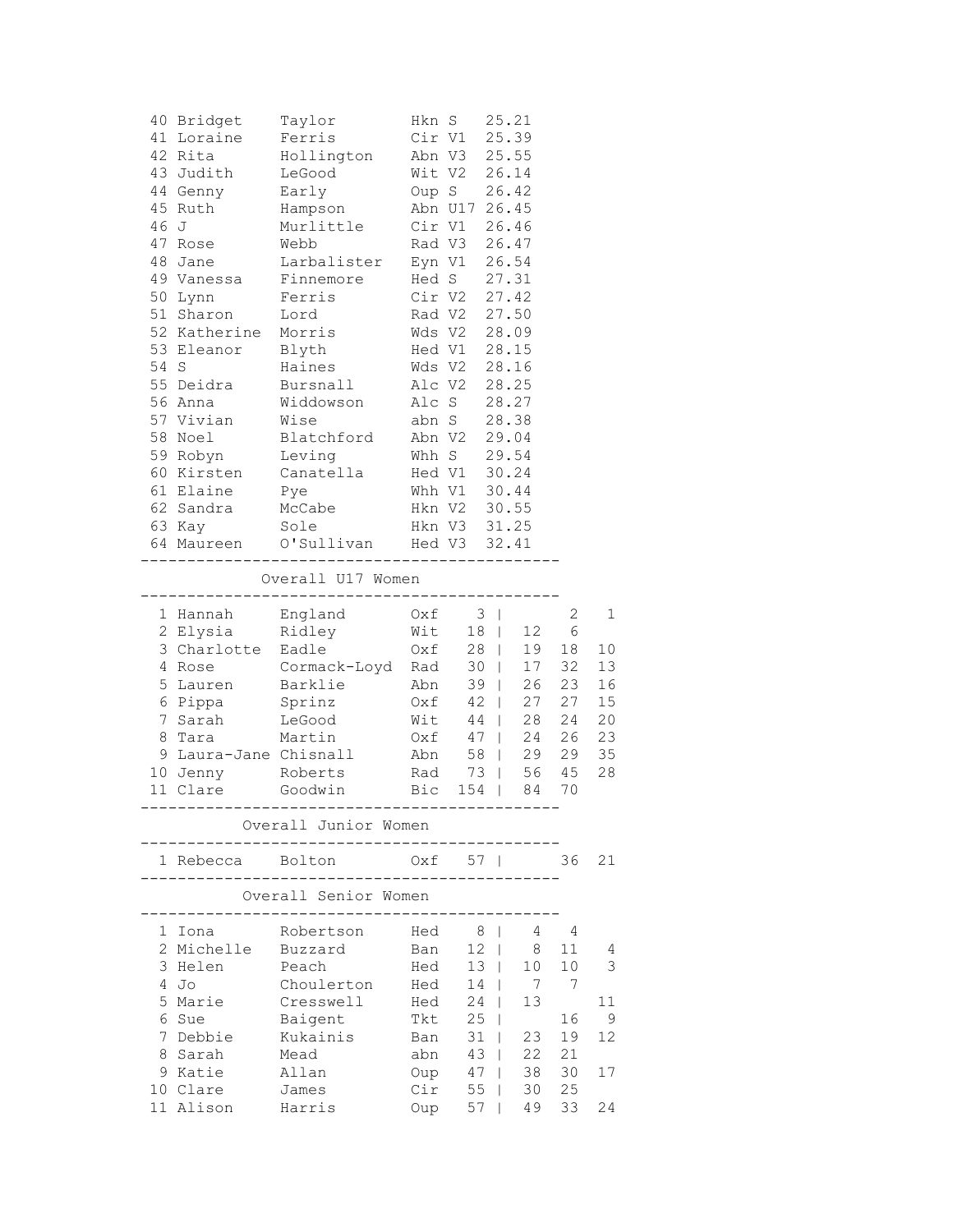| Pos | First | Last | Club | Cat | Time |
|---|---|---|---|---|---|
| 40 | Bridget | Taylor | Hkn | S | 25.21 |
| 41 | Loraine | Ferris | Cir | V1 | 25.39 |
| 42 | Rita | Hollington | Abn | V3 | 25.55 |
| 43 | Judith | LeGood | Wit | V2 | 26.14 |
| 44 | Genny | Early | Oup | S | 26.42 |
| 45 | Ruth | Hampson | Abn | U17 | 26.45 |
| 46 | J | Murlittle | Cir | V1 | 26.46 |
| 47 | Rose | Webb | Rad | V3 | 26.47 |
| 48 | Jane | Larbalister | Eyn | V1 | 26.54 |
| 49 | Vanessa | Finnemore | Hed | S | 27.31 |
| 50 | Lynn | Ferris | Cir | V2 | 27.42 |
| 51 | Sharon | Lord | Rad | V2 | 27.50 |
| 52 | Katherine | Morris | Wds | V2 | 28.09 |
| 53 | Eleanor | Blyth | Hed | V1 | 28.15 |
| 54 | S | Haines | Wds | V2 | 28.16 |
| 55 | Deidra | Bursnall | Alc | V2 | 28.25 |
| 56 | Anna | Widdowson | Alc | S | 28.27 |
| 57 | Vivian | Wise | abn | S | 28.38 |
| 58 | Noel | Blatchford | Abn | V2 | 29.04 |
| 59 | Robyn | Leving | Whh | S | 29.54 |
| 60 | Kirsten | Canatella | Hed | V1 | 30.24 |
| 61 | Elaine | Pye | Whh | V1 | 30.44 |
| 62 | Sandra | McCabe | Hkn | V2 | 30.55 |
| 63 | Kay | Sole | Hkn | V3 | 31.25 |
| 64 | Maureen | O'Sullivan | Hed | V3 | 32.41 |

## Overall U17 Women

| Pos | First | Last | Club | Total | | | |
|---|---|---|---|---|---|---|---|
| 1 | Hannah | England | Oxf | 3 | | 2 | 1 |
| 2 | Elysia | Ridley | Wit | 18 | 12 | 6 | |
| 3 | Charlotte | Eadle | Oxf | 28 | 19 | 18 | 10 |
| 4 | Rose | Cormack-Loyd | Rad | 30 | 17 | 32 | 13 |
| 5 | Lauren | Barklie | Abn | 39 | 26 | 23 | 16 |
| 6 | Pippa | Sprinz | Oxf | 42 | 27 | 27 | 15 |
| 7 | Sarah | LeGood | Wit | 44 | 28 | 24 | 20 |
| 8 | Tara | Martin | Oxf | 47 | 24 | 26 | 23 |
| 9 | Laura-Jane | Chisnall | Abn | 58 | 29 | 29 | 35 |
| 10 | Jenny | Roberts | Rad | 73 | 56 | 45 | 28 |
| 11 | Clare | Goodwin | Bic | 154 | 84 | 70 | |

## Overall Junior Women

| Pos | First | Last | Club | Total | | | |
|---|---|---|---|---|---|---|---|
| 1 | Rebecca | Bolton | Oxf | 57 | | 36 | 21 |

## Overall Senior Women

| Pos | First | Last | Club | Total | | | |
|---|---|---|---|---|---|---|---|
| 1 | Iona | Robertson | Hed | 8 | 4 | 4 | |
| 2 | Michelle | Buzzard | Ban | 12 | 8 | 11 | 4 |
| 3 | Helen | Peach | Hed | 13 | 10 | 10 | 3 |
| 4 | Jo | Choulerton | Hed | 14 | 7 | 7 | |
| 5 | Marie | Cresswell | Hed | 24 | 13 | | 11 |
| 6 | Sue | Baigent | Tkt | 25 | | 16 | 9 |
| 7 | Debbie | Kukainis | Ban | 31 | 23 | 19 | 12 |
| 8 | Sarah | Mead | abn | 43 | 22 | 21 | |
| 9 | Katie | Allan | Oup | 47 | 38 | 30 | 17 |
| 10 | Clare | James | Cir | 55 | 30 | 25 | |
| 11 | Alison | Harris | Oup | 57 | 49 | 33 | 24 |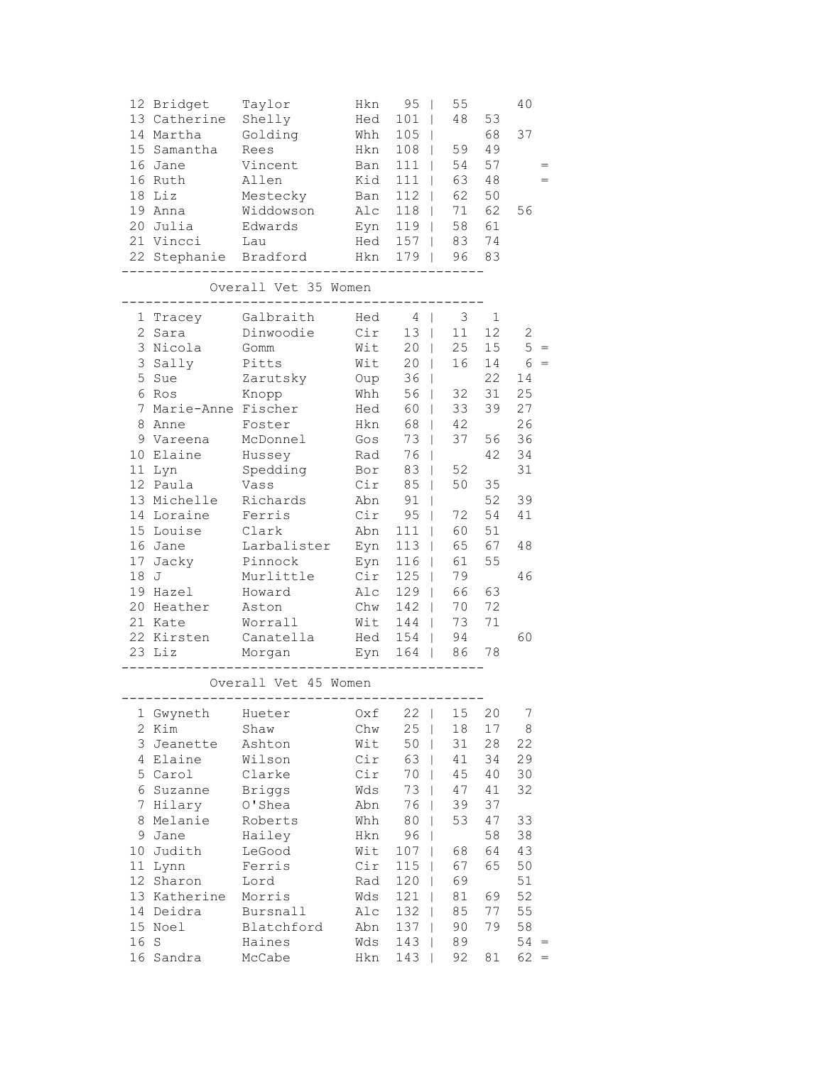|  |  |  |  |  |  |  |  |  |
|---|---|---|---|---|---|---|---|---|
| 12 | Bridget | Taylor | Hkn | 95 | 55 |  | 40 |  |
| 13 | Catherine | Shelly | Hed | 101 | 48 | 53 |  |  |
| 14 | Martha | Golding | Whh | 105 |  | 68 | 37 |  |
| 15 | Samantha | Rees | Hkn | 108 | 59 | 49 |  |  |
| 16 | Jane | Vincent | Ban | 111 | 54 | 57 |  | = |
| 16 | Ruth | Allen | Kid | 111 | 63 | 48 |  | = |
| 18 | Liz | Mestecky | Ban | 112 | 62 | 50 |  |  |
| 19 | Anna | Widdowson | Alc | 118 | 71 | 62 | 56 |  |
| 20 | Julia | Edwards | Eyn | 119 | 58 | 61 |  |  |
| 21 | Vincci | Lau | Hed | 157 | 83 | 74 |  |  |
| 22 | Stephanie | Bradford | Hkn | 179 | 96 | 83 |  |  |

## Overall Vet 35 Women

|  |  |  |  |  |  |  |  |  |
|---|---|---|---|---|---|---|---|---|
| 1 | Tracey | Galbraith | Hed | 4 | 3 | 1 |  |  |
| 2 | Sara | Dinwoodie | Cir | 13 | 11 | 12 | 2 |  |
| 3 | Nicola | Gomm | Wit | 20 | 25 | 15 | 5 | = |
| 3 | Sally | Pitts | Wit | 20 | 16 | 14 | 6 | = |
| 5 | Sue | Zarutsky | Oup | 36 |  | 22 | 14 |  |
| 6 | Ros | Knopp | Whh | 56 | 32 | 31 | 25 |  |
| 7 | Marie-Anne | Fischer | Hed | 60 | 33 | 39 | 27 |  |
| 8 | Anne | Foster | Hkn | 68 | 42 |  | 26 |  |
| 9 | Vareena | McDonnel | Gos | 73 | 37 | 56 | 36 |  |
| 10 | Elaine | Hussey | Rad | 76 |  | 42 | 34 |  |
| 11 | Lyn | Spedding | Bor | 83 | 52 |  | 31 |  |
| 12 | Paula | Vass | Cir | 85 | 50 | 35 |  |  |
| 13 | Michelle | Richards | Abn | 91 |  | 52 | 39 |  |
| 14 | Loraine | Ferris | Cir | 95 | 72 | 54 | 41 |  |
| 15 | Louise | Clark | Abn | 111 | 60 | 51 |  |  |
| 16 | Jane | Larbalister | Eyn | 113 | 65 | 67 | 48 |  |
| 17 | Jacky | Pinnock | Eyn | 116 | 61 | 55 |  |  |
| 18 | J | Murlittle | Cir | 125 | 79 |  | 46 |  |
| 19 | Hazel | Howard | Alc | 129 | 66 | 63 |  |  |
| 20 | Heather | Aston | Chw | 142 | 70 | 72 |  |  |
| 21 | Kate | Worrall | Wit | 144 | 73 | 71 |  |  |
| 22 | Kirsten | Canatella | Hed | 154 | 94 |  | 60 |  |
| 23 | Liz | Morgan | Eyn | 164 | 86 | 78 |  |  |

## Overall Vet 45 Women

|  |  |  |  |  |  |  |  |  |
|---|---|---|---|---|---|---|---|---|
| 1 | Gwyneth | Hueter | Oxf | 22 | 15 | 20 | 7 |  |
| 2 | Kim | Shaw | Chw | 25 | 18 | 17 | 8 |  |
| 3 | Jeanette | Ashton | Wit | 50 | 31 | 28 | 22 |  |
| 4 | Elaine | Wilson | Cir | 63 | 41 | 34 | 29 |  |
| 5 | Carol | Clarke | Cir | 70 | 45 | 40 | 30 |  |
| 6 | Suzanne | Briggs | Wds | 73 | 47 | 41 | 32 |  |
| 7 | Hilary | O'Shea | Abn | 76 | 39 | 37 |  |  |
| 8 | Melanie | Roberts | Whh | 80 | 53 | 47 | 33 |  |
| 9 | Jane | Hailey | Hkn | 96 |  | 58 | 38 |  |
| 10 | Judith | LeGood | Wit | 107 | 68 | 64 | 43 |  |
| 11 | Lynn | Ferris | Cir | 115 | 67 | 65 | 50 |  |
| 12 | Sharon | Lord | Rad | 120 | 69 |  | 51 |  |
| 13 | Katherine | Morris | Wds | 121 | 81 | 69 | 52 |  |
| 14 | Deidra | Bursnall | Alc | 132 | 85 | 77 | 55 |  |
| 15 | Noel | Blatchford | Abn | 137 | 90 | 79 | 58 |  |
| 16 | S | Haines | Wds | 143 | 89 |  | 54 | = |
| 16 | Sandra | McCabe | Hkn | 143 | 92 | 81 | 62 | = |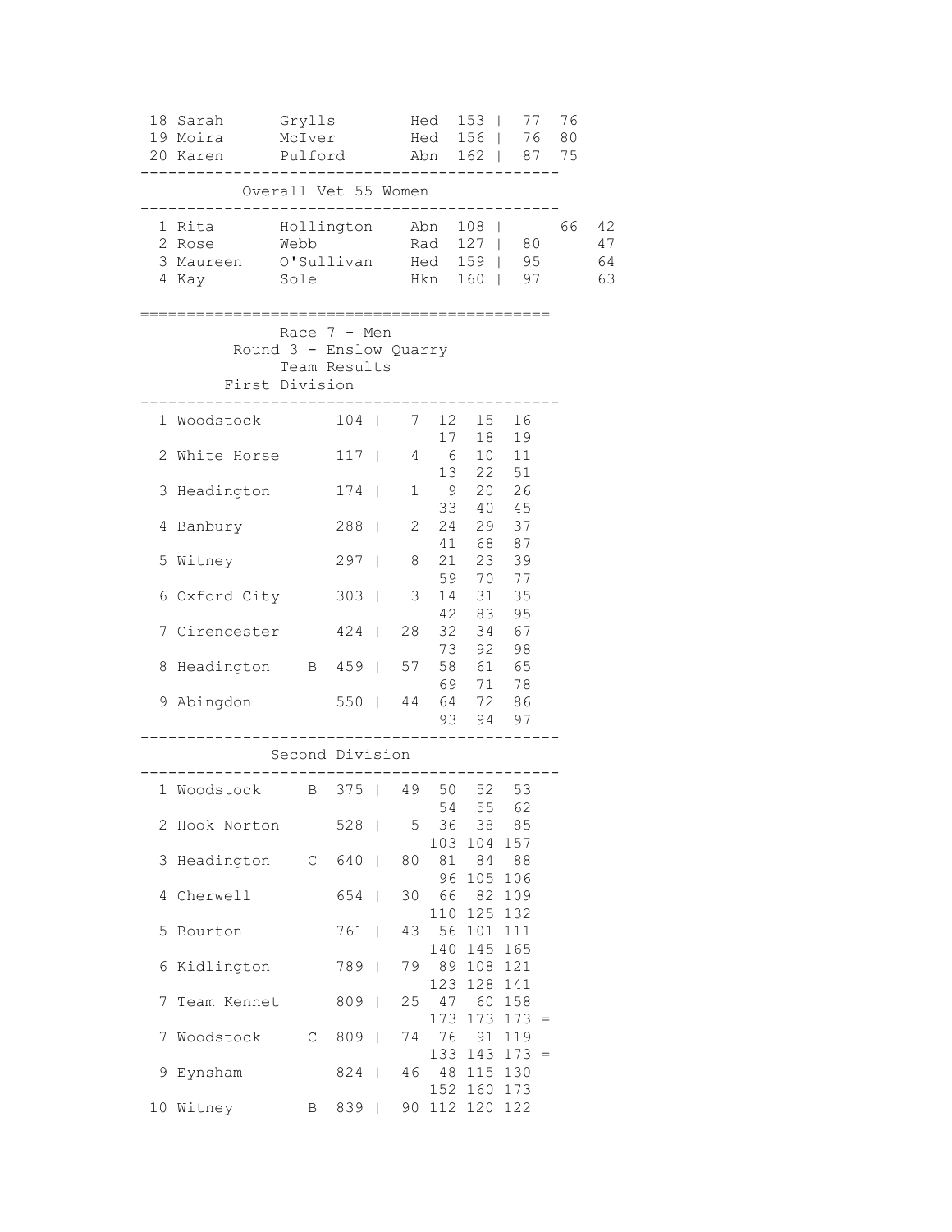| Pos | First Name | Surname | Club | Total | | | |
|---|---|---|---|---|---|---|---|
| 18 | Sarah | Grylls | Hed | 153 | 77 | 76 | |
| 19 | Moira | McIver | Hed | 156 | 76 | 80 | |
| 20 | Karen | Pulford | Abn | 162 | 87 | 75 | |

## Overall Vet 55 Women

| Pos | First Name | Surname | Club | Total | | | |
|---|---|---|---|---|---|---|---|
| 1 | Rita | Hollington | Abn | 108 | | 66 | 42 |
| 2 | Rose | Webb | Rad | 127 | 80 | | 47 |
| 3 | Maureen | O'Sullivan | Hed | 159 | 95 | | 64 |
| 4 | Kay | Sole | Hkn | 160 | 97 | | 63 |

# Race 7 - Men

## Round 3 - Enslow Quarry

## Team Results

### First Division

| Pos | Team | | Total | Positions |
|---|---|---|---|---|
| 1 | Woodstock | | 104 | 7 12 15 16 17 18 19 |
| 2 | White Horse | | 117 | 4 6 10 11 13 22 51 |
| 3 | Headington | | 174 | 1 9 20 26 33 40 45 |
| 4 | Banbury | | 288 | 2 24 29 37 41 68 87 |
| 5 | Witney | | 297 | 8 21 23 39 59 70 77 |
| 6 | Oxford City | | 303 | 3 14 31 35 42 83 95 |
| 7 | Cirencester | | 424 | 28 32 34 67 73 92 98 |
| 8 | Headington | B | 459 | 57 58 61 65 69 71 78 |
| 9 | Abingdon | | 550 | 44 64 72 86 93 94 97 |

### Second Division

| Pos | Team | | Total | Positions |
|---|---|---|---|---|
| 1 | Woodstock | B | 375 | 49 50 52 53 54 55 62 |
| 2 | Hook Norton | | 528 | 5 36 38 85 103 104 157 |
| 3 | Headington | C | 640 | 80 81 84 88 96 105 106 |
| 4 | Cherwell | | 654 | 30 66 82 109 110 125 132 |
| 5 | Bourton | | 761 | 43 56 101 111 140 145 165 |
| 6 | Kidlington | | 789 | 79 89 108 121 123 128 141 |
| 7 | Team Kennet | | 809 | 25 47 60 158 173 173 173 = |
| 7 | Woodstock | C | 809 | 74 76 91 119 133 143 173 = |
| 9 | Eynsham | | 824 | 46 48 115 130 152 160 173 |
| 10 | Witney | B | 839 | 90 112 120 122 |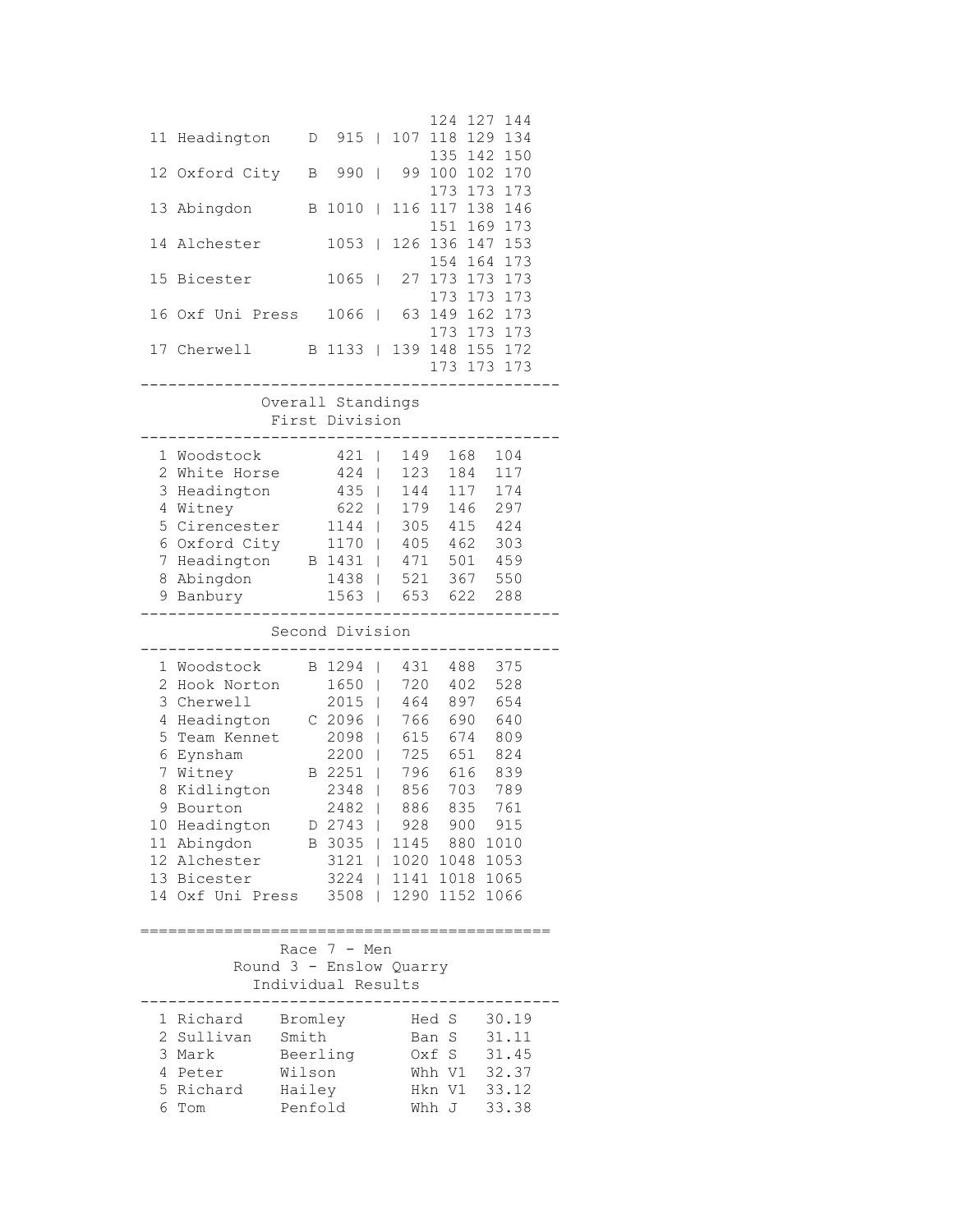| Pos | Team | | Total | Scores |
|---|---|---|---|---|
| | | | | 124 127 144 |
| 11 | Headington | D | 915 | 107 118 129 134 |
| | | | | 135 142 150 |
| 12 | Oxford City | B | 990 | 99 100 102 170 |
| | | | | 173 173 173 |
| 13 | Abingdon | B | 1010 | 116 117 138 146 |
| | | | | 151 169 173 |
| 14 | Alchester | | 1053 | 126 136 147 153 |
| | | | | 154 164 173 |
| 15 | Bicester | | 1065 | 27 173 173 173 |
| | | | | 173 173 173 |
| 16 | Oxf Uni Press | | 1066 | 63 149 162 173 |
| | | | | 173 173 173 |
| 17 | Cherwell | B | 1133 | 139 148 155 172 |
| | | | | 173 173 173 |

## Overall Standings

### First Division

| Pos | Team | | Total | R1 | R2 | R3 |
|---|---|---|---|---|---|---|
| 1 | Woodstock | | 421 | 149 | 168 | 104 |
| 2 | White Horse | | 424 | 123 | 184 | 117 |
| 3 | Headington | | 435 | 144 | 117 | 174 |
| 4 | Witney | | 622 | 179 | 146 | 297 |
| 5 | Cirencester | | 1144 | 305 | 415 | 424 |
| 6 | Oxford City | | 1170 | 405 | 462 | 303 |
| 7 | Headington | B | 1431 | 471 | 501 | 459 |
| 8 | Abingdon | | 1438 | 521 | 367 | 550 |
| 9 | Banbury | | 1563 | 653 | 622 | 288 |

### Second Division

| Pos | Team | | Total | R1 | R2 | R3 |
|---|---|---|---|---|---|---|
| 1 | Woodstock | B | 1294 | 431 | 488 | 375 |
| 2 | Hook Norton | | 1650 | 720 | 402 | 528 |
| 3 | Cherwell | | 2015 | 464 | 897 | 654 |
| 4 | Headington | C | 2096 | 766 | 690 | 640 |
| 5 | Team Kennet | | 2098 | 615 | 674 | 809 |
| 6 | Eynsham | | 2200 | 725 | 651 | 824 |
| 7 | Witney | B | 2251 | 796 | 616 | 839 |
| 8 | Kidlington | | 2348 | 856 | 703 | 789 |
| 9 | Bourton | | 2482 | 886 | 835 | 761 |
| 10 | Headington | D | 2743 | 928 | 900 | 915 |
| 11 | Abingdon | B | 3035 | 1145 | 880 | 1010 |
| 12 | Alchester | | 3121 | 1020 | 1048 | 1053 |
| 13 | Bicester | | 3224 | 1141 | 1018 | 1065 |
| 14 | Oxf Uni Press | | 3508 | 1290 | 1152 | 1066 |

## Race 7 - Men
### Round 3 - Enslow Quarry
### Individual Results

| Pos | First Name | Surname | Club | Cat | Time |
|---|---|---|---|---|---|
| 1 | Richard | Bromley | Hed | S | 30.19 |
| 2 | Sullivan | Smith | Ban | S | 31.11 |
| 3 | Mark | Beerling | Oxf | S | 31.45 |
| 4 | Peter | Wilson | Whh | V1 | 32.37 |
| 5 | Richard | Hailey | Hkn | V1 | 33.12 |
| 6 | Tom | Penfold | Whh | J | 33.38 |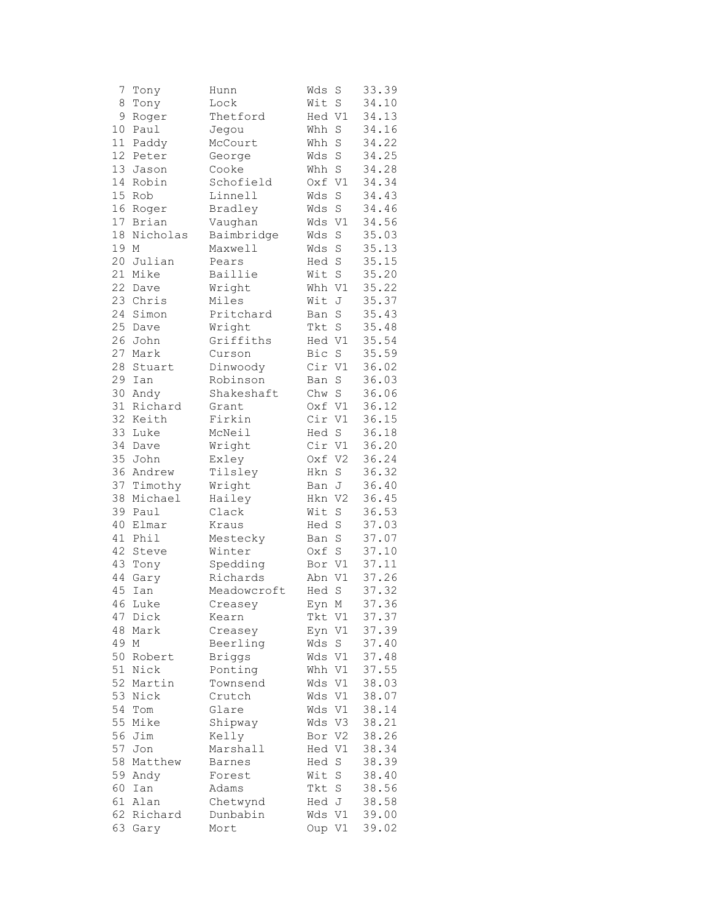| | | | | | |
|---|---|---|---|---|---|
| 7 | Tony | Hunn | Wds | S | 33.39 |
| 8 | Tony | Lock | Wit | S | 34.10 |
| 9 | Roger | Thetford | Hed | V1 | 34.13 |
| 10 | Paul | Jegou | Whh | S | 34.16 |
| 11 | Paddy | McCourt | Whh | S | 34.22 |
| 12 | Peter | George | Wds | S | 34.25 |
| 13 | Jason | Cooke | Whh | S | 34.28 |
| 14 | Robin | Schofield | Oxf | V1 | 34.34 |
| 15 | Rob | Linnell | Wds | S | 34.43 |
| 16 | Roger | Bradley | Wds | S | 34.46 |
| 17 | Brian | Vaughan | Wds | V1 | 34.56 |
| 18 | Nicholas | Baimbridge | Wds | S | 35.03 |
| 19 | M | Maxwell | Wds | S | 35.13 |
| 20 | Julian | Pears | Hed | S | 35.15 |
| 21 | Mike | Baillie | Wit | S | 35.20 |
| 22 | Dave | Wright | Whh | V1 | 35.22 |
| 23 | Chris | Miles | Wit | J | 35.37 |
| 24 | Simon | Pritchard | Ban | S | 35.43 |
| 25 | Dave | Wright | Tkt | S | 35.48 |
| 26 | John | Griffiths | Hed | V1 | 35.54 |
| 27 | Mark | Curson | Bic | S | 35.59 |
| 28 | Stuart | Dinwoody | Cir | V1 | 36.02 |
| 29 | Ian | Robinson | Ban | S | 36.03 |
| 30 | Andy | Shakeshaft | Chw | S | 36.06 |
| 31 | Richard | Grant | Oxf | V1 | 36.12 |
| 32 | Keith | Firkin | Cir | V1 | 36.15 |
| 33 | Luke | McNeil | Hed | S | 36.18 |
| 34 | Dave | Wright | Cir | V1 | 36.20 |
| 35 | John | Exley | Oxf | V2 | 36.24 |
| 36 | Andrew | Tilsley | Hkn | S | 36.32 |
| 37 | Timothy | Wright | Ban | J | 36.40 |
| 38 | Michael | Hailey | Hkn | V2 | 36.45 |
| 39 | Paul | Clack | Wit | S | 36.53 |
| 40 | Elmar | Kraus | Hed | S | 37.03 |
| 41 | Phil | Mestecky | Ban | S | 37.07 |
| 42 | Steve | Winter | Oxf | S | 37.10 |
| 43 | Tony | Spedding | Bor | V1 | 37.11 |
| 44 | Gary | Richards | Abn | V1 | 37.26 |
| 45 | Ian | Meadowcroft | Hed | S | 37.32 |
| 46 | Luke | Creasey | Eyn | M | 37.36 |
| 47 | Dick | Kearn | Tkt | V1 | 37.37 |
| 48 | Mark | Creasey | Eyn | V1 | 37.39 |
| 49 | M | Beerling | Wds | S | 37.40 |
| 50 | Robert | Briggs | Wds | V1 | 37.48 |
| 51 | Nick | Ponting | Whh | V1 | 37.55 |
| 52 | Martin | Townsend | Wds | V1 | 38.03 |
| 53 | Nick | Crutch | Wds | V1 | 38.07 |
| 54 | Tom | Glare | Wds | V1 | 38.14 |
| 55 | Mike | Shipway | Wds | V3 | 38.21 |
| 56 | Jim | Kelly | Bor | V2 | 38.26 |
| 57 | Jon | Marshall | Hed | V1 | 38.34 |
| 58 | Matthew | Barnes | Hed | S | 38.39 |
| 59 | Andy | Forest | Wit | S | 38.40 |
| 60 | Ian | Adams | Tkt | S | 38.56 |
| 61 | Alan | Chetwynd | Hed | J | 38.58 |
| 62 | Richard | Dunbabin | Wds | V1 | 39.00 |
| 63 | Gary | Mort | Oup | V1 | 39.02 |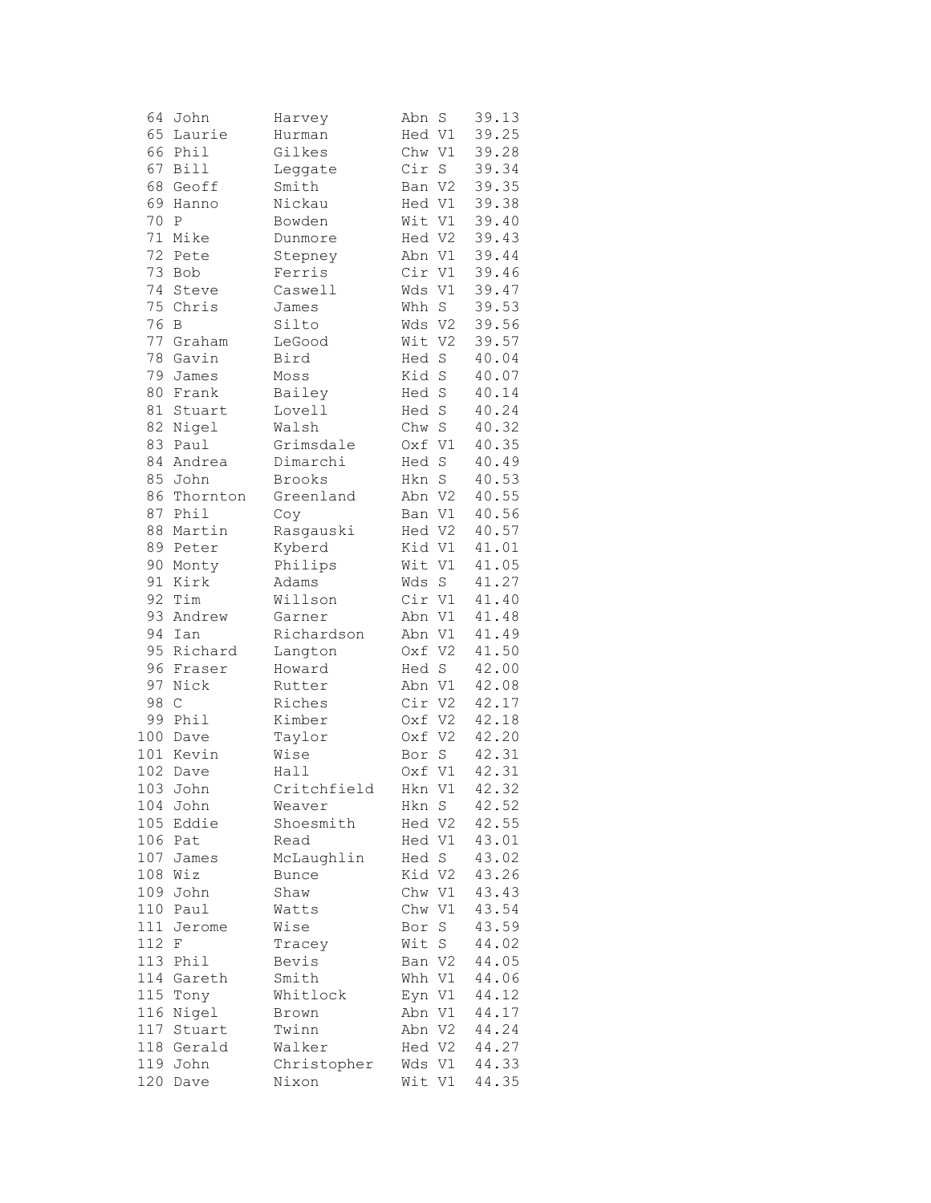| | | | | | |
|---|---|---|---|---|---|
| 64 | John | Harvey | Abn | S | 39.13 |
| 65 | Laurie | Hurman | Hed | V1 | 39.25 |
| 66 | Phil | Gilkes | Chw | V1 | 39.28 |
| 67 | Bill | Leggate | Cir | S | 39.34 |
| 68 | Geoff | Smith | Ban | V2 | 39.35 |
| 69 | Hanno | Nickau | Hed | V1 | 39.38 |
| 70 | P | Bowden | Wit | V1 | 39.40 |
| 71 | Mike | Dunmore | Hed | V2 | 39.43 |
| 72 | Pete | Stepney | Abn | V1 | 39.44 |
| 73 | Bob | Ferris | Cir | V1 | 39.46 |
| 74 | Steve | Caswell | Wds | V1 | 39.47 |
| 75 | Chris | James | Whh | S | 39.53 |
| 76 | B | Silto | Wds | V2 | 39.56 |
| 77 | Graham | LeGood | Wit | V2 | 39.57 |
| 78 | Gavin | Bird | Hed | S | 40.04 |
| 79 | James | Moss | Kid | S | 40.07 |
| 80 | Frank | Bailey | Hed | S | 40.14 |
| 81 | Stuart | Lovell | Hed | S | 40.24 |
| 82 | Nigel | Walsh | Chw | S | 40.32 |
| 83 | Paul | Grimsdale | Oxf | V1 | 40.35 |
| 84 | Andrea | Dimarchi | Hed | S | 40.49 |
| 85 | John | Brooks | Hkn | S | 40.53 |
| 86 | Thornton | Greenland | Abn | V2 | 40.55 |
| 87 | Phil | Coy | Ban | V1 | 40.56 |
| 88 | Martin | Rasgauski | Hed | V2 | 40.57 |
| 89 | Peter | Kyberd | Kid | V1 | 41.01 |
| 90 | Monty | Philips | Wit | V1 | 41.05 |
| 91 | Kirk | Adams | Wds | S | 41.27 |
| 92 | Tim | Willson | Cir | V1 | 41.40 |
| 93 | Andrew | Garner | Abn | V1 | 41.48 |
| 94 | Ian | Richardson | Abn | V1 | 41.49 |
| 95 | Richard | Langton | Oxf | V2 | 41.50 |
| 96 | Fraser | Howard | Hed | S | 42.00 |
| 97 | Nick | Rutter | Abn | V1 | 42.08 |
| 98 | C | Riches | Cir | V2 | 42.17 |
| 99 | Phil | Kimber | Oxf | V2 | 42.18 |
| 100 | Dave | Taylor | Oxf | V2 | 42.20 |
| 101 | Kevin | Wise | Bor | S | 42.31 |
| 102 | Dave | Hall | Oxf | V1 | 42.31 |
| 103 | John | Critchfield | Hkn | V1 | 42.32 |
| 104 | John | Weaver | Hkn | S | 42.52 |
| 105 | Eddie | Shoesmith | Hed | V2 | 42.55 |
| 106 | Pat | Read | Hed | V1 | 43.01 |
| 107 | James | McLaughlin | Hed | S | 43.02 |
| 108 | Wiz | Bunce | Kid | V2 | 43.26 |
| 109 | John | Shaw | Chw | V1 | 43.43 |
| 110 | Paul | Watts | Chw | V1 | 43.54 |
| 111 | Jerome | Wise | Bor | S | 43.59 |
| 112 | F | Tracey | Wit | S | 44.02 |
| 113 | Phil | Bevis | Ban | V2 | 44.05 |
| 114 | Gareth | Smith | Whh | V1 | 44.06 |
| 115 | Tony | Whitlock | Eyn | V1 | 44.12 |
| 116 | Nigel | Brown | Abn | V1 | 44.17 |
| 117 | Stuart | Twinn | Abn | V2 | 44.24 |
| 118 | Gerald | Walker | Hed | V2 | 44.27 |
| 119 | John | Christopher | Wds | V1 | 44.33 |
| 120 | Dave | Nixon | Wit | V1 | 44.35 |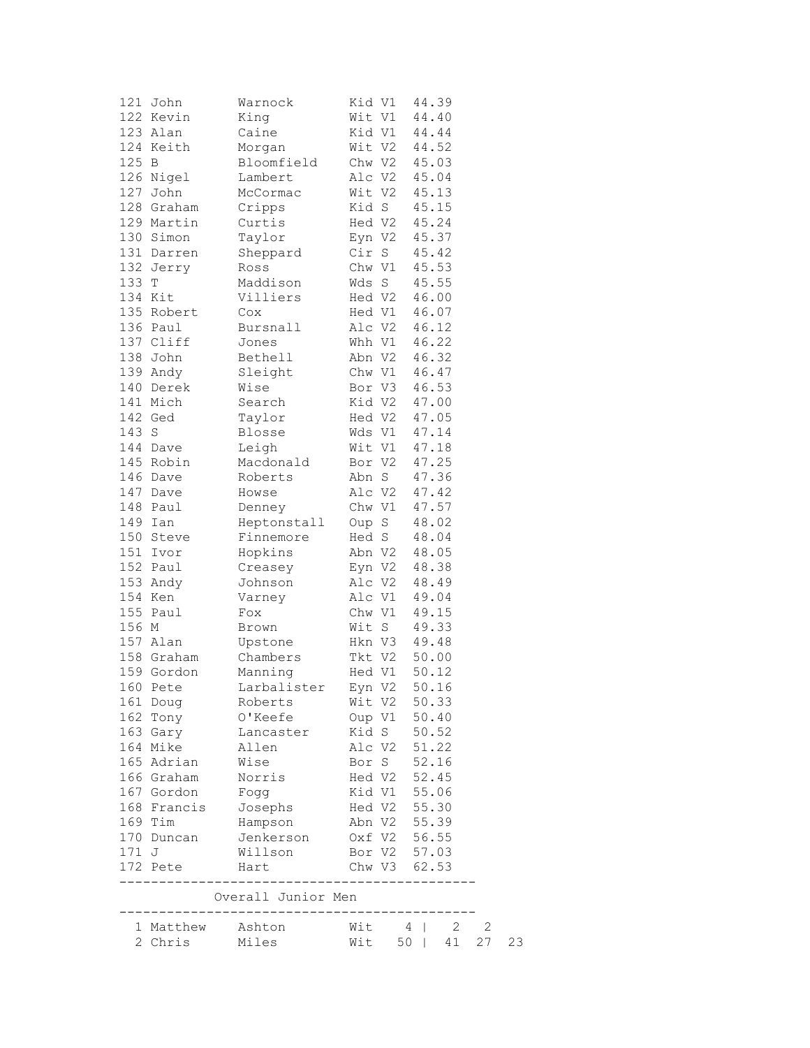| Pos | First | Surname | Club | Cat | Time |
|---|---|---|---|---|---|
| 121 | John | Warnock | Kid | V1 | 44.39 |
| 122 | Kevin | King | Wit | V1 | 44.40 |
| 123 | Alan | Caine | Kid | V1 | 44.44 |
| 124 | Keith | Morgan | Wit | V2 | 44.52 |
| 125 | B | Bloomfield | Chw | V2 | 45.03 |
| 126 | Nigel | Lambert | Alc | V2 | 45.04 |
| 127 | John | McCormac | Wit | V2 | 45.13 |
| 128 | Graham | Cripps | Kid | S | 45.15 |
| 129 | Martin | Curtis | Hed | V2 | 45.24 |
| 130 | Simon | Taylor | Eyn | V2 | 45.37 |
| 131 | Darren | Sheppard | Cir | S | 45.42 |
| 132 | Jerry | Ross | Chw | V1 | 45.53 |
| 133 | T | Maddison | Wds | S | 45.55 |
| 134 | Kit | Villiers | Hed | V2 | 46.00 |
| 135 | Robert | Cox | Hed | V1 | 46.07 |
| 136 | Paul | Bursnall | Alc | V2 | 46.12 |
| 137 | Cliff | Jones | Whh | V1 | 46.22 |
| 138 | John | Bethell | Abn | V2 | 46.32 |
| 139 | Andy | Sleight | Chw | V1 | 46.47 |
| 140 | Derek | Wise | Bor | V3 | 46.53 |
| 141 | Mich | Search | Kid | V2 | 47.00 |
| 142 | Ged | Taylor | Hed | V2 | 47.05 |
| 143 | S | Blosse | Wds | V1 | 47.14 |
| 144 | Dave | Leigh | Wit | V1 | 47.18 |
| 145 | Robin | Macdonald | Bor | V2 | 47.25 |
| 146 | Dave | Roberts | Abn | S | 47.36 |
| 147 | Dave | Howse | Alc | V2 | 47.42 |
| 148 | Paul | Denney | Chw | V1 | 47.57 |
| 149 | Ian | Heptonstall | Oup | S | 48.02 |
| 150 | Steve | Finnemore | Hed | S | 48.04 |
| 151 | Ivor | Hopkins | Abn | V2 | 48.05 |
| 152 | Paul | Creasey | Eyn | V2 | 48.38 |
| 153 | Andy | Johnson | Alc | V2 | 48.49 |
| 154 | Ken | Varney | Alc | V1 | 49.04 |
| 155 | Paul | Fox | Chw | V1 | 49.15 |
| 156 | M | Brown | Wit | S | 49.33 |
| 157 | Alan | Upstone | Hkn | V3 | 49.48 |
| 158 | Graham | Chambers | Tkt | V2 | 50.00 |
| 159 | Gordon | Manning | Hed | V1 | 50.12 |
| 160 | Pete | Larbalister | Eyn | V2 | 50.16 |
| 161 | Doug | Roberts | Wit | V2 | 50.33 |
| 162 | Tony | O'Keefe | Oup | V1 | 50.40 |
| 163 | Gary | Lancaster | Kid | S | 50.52 |
| 164 | Mike | Allen | Alc | V2 | 51.22 |
| 165 | Adrian | Wise | Bor | S | 52.16 |
| 166 | Graham | Norris | Hed | V2 | 52.45 |
| 167 | Gordon | Fogg | Kid | V1 | 55.06 |
| 168 | Francis | Josephs | Hed | V2 | 55.30 |
| 169 | Tim | Hampson | Abn | V2 | 55.39 |
| 170 | Duncan | Jenkerson | Oxf | V2 | 56.55 |
| 171 | J | Willson | Bor | V2 | 57.03 |
| 172 | Pete | Hart | Chw | V3 | 62.53 |

## Overall Junior Men

| Pos | First | Surname | Club | Total | | | | |
|---|---|---|---|---|---|---|---|---|
| 1 | Matthew | Ashton | Wit | 4 | 2 | 2 | | |
| 2 | Chris | Miles | Wit | 50 | 41 | 27 | 23 | |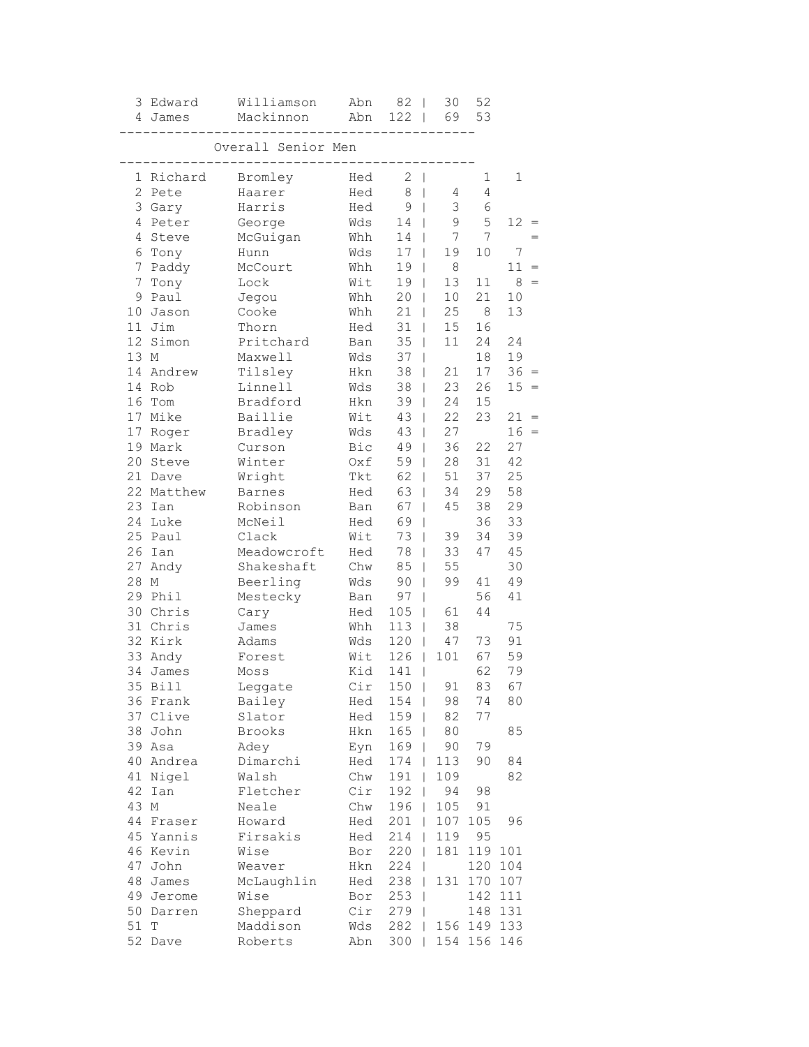| | | | | | | | | | |
|---|---|---|---|---|---|---|---|---|---|
| 3 | Edward | Williamson | Abn | 82 | \| | 30 | 52 | | |
| 4 | James | Mackinnon | Abn | 122 | \| | 69 | 53 | | |

## Overall Senior Men

| | | | | | | | | | |
|---|---|---|---|---|---|---|---|---|---|
| 1 | Richard | Bromley | Hed | 2 | \| | | 1 | 1 | |
| 2 | Pete | Haarer | Hed | 8 | \| | 4 | 4 | | |
| 3 | Gary | Harris | Hed | 9 | \| | 3 | 6 | | |
| 4 | Peter | George | Wds | 14 | \| | 9 | 5 | 12 | = |
| 4 | Steve | McGuigan | Whh | 14 | \| | 7 | 7 | | = |
| 6 | Tony | Hunn | Wds | 17 | \| | 19 | 10 | 7 | |
| 7 | Paddy | McCourt | Whh | 19 | \| | 8 | | 11 | = |
| 7 | Tony | Lock | Wit | 19 | \| | 13 | 11 | 8 | = |
| 9 | Paul | Jegou | Whh | 20 | \| | 10 | 21 | 10 | |
| 10 | Jason | Cooke | Whh | 21 | \| | 25 | 8 | 13 | |
| 11 | Jim | Thorn | Hed | 31 | \| | 15 | 16 | | |
| 12 | Simon | Pritchard | Ban | 35 | \| | 11 | 24 | 24 | |
| 13 | M | Maxwell | Wds | 37 | \| | | 18 | 19 | |
| 14 | Andrew | Tilsley | Hkn | 38 | \| | 21 | 17 | 36 | = |
| 14 | Rob | Linnell | Wds | 38 | \| | 23 | 26 | 15 | = |
| 16 | Tom | Bradford | Hkn | 39 | \| | 24 | 15 | | |
| 17 | Mike | Baillie | Wit | 43 | \| | 22 | 23 | 21 | = |
| 17 | Roger | Bradley | Wds | 43 | \| | 27 | | 16 | = |
| 19 | Mark | Curson | Bic | 49 | \| | 36 | 22 | 27 | |
| 20 | Steve | Winter | Oxf | 59 | \| | 28 | 31 | 42 | |
| 21 | Dave | Wright | Tkt | 62 | \| | 51 | 37 | 25 | |
| 22 | Matthew | Barnes | Hed | 63 | \| | 34 | 29 | 58 | |
| 23 | Ian | Robinson | Ban | 67 | \| | 45 | 38 | 29 | |
| 24 | Luke | McNeil | Hed | 69 | \| | | 36 | 33 | |
| 25 | Paul | Clack | Wit | 73 | \| | 39 | 34 | 39 | |
| 26 | Ian | Meadowcroft | Hed | 78 | \| | 33 | 47 | 45 | |
| 27 | Andy | Shakeshaft | Chw | 85 | \| | 55 | | 30 | |
| 28 | M | Beerling | Wds | 90 | \| | 99 | 41 | 49 | |
| 29 | Phil | Mestecky | Ban | 97 | \| | | 56 | 41 | |
| 30 | Chris | Cary | Hed | 105 | \| | 61 | 44 | | |
| 31 | Chris | James | Whh | 113 | \| | 38 | | 75 | |
| 32 | Kirk | Adams | Wds | 120 | \| | 47 | 73 | 91 | |
| 33 | Andy | Forest | Wit | 126 | \| | 101 | 67 | 59 | |
| 34 | James | Moss | Kid | 141 | \| | | 62 | 79 | |
| 35 | Bill | Leggate | Cir | 150 | \| | 91 | 83 | 67 | |
| 36 | Frank | Bailey | Hed | 154 | \| | 98 | 74 | 80 | |
| 37 | Clive | Slator | Hed | 159 | \| | 82 | 77 | | |
| 38 | John | Brooks | Hkn | 165 | \| | 80 | | 85 | |
| 39 | Asa | Adey | Eyn | 169 | \| | 90 | 79 | | |
| 40 | Andrea | Dimarchi | Hed | 174 | \| | 113 | 90 | 84 | |
| 41 | Nigel | Walsh | Chw | 191 | \| | 109 | | 82 | |
| 42 | Ian | Fletcher | Cir | 192 | \| | 94 | 98 | | |
| 43 | M | Neale | Chw | 196 | \| | 105 | 91 | | |
| 44 | Fraser | Howard | Hed | 201 | \| | 107 | 105 | 96 | |
| 45 | Yannis | Firsakis | Hed | 214 | \| | 119 | 95 | | |
| 46 | Kevin | Wise | Bor | 220 | \| | 181 | 119 | 101 | |
| 47 | John | Weaver | Hkn | 224 | \| | | 120 | 104 | |
| 48 | James | McLaughlin | Hed | 238 | \| | 131 | 170 | 107 | |
| 49 | Jerome | Wise | Bor | 253 | \| | | 142 | 111 | |
| 50 | Darren | Sheppard | Cir | 279 | \| | | 148 | 131 | |
| 51 | T | Maddison | Wds | 282 | \| | 156 | 149 | 133 | |
| 52 | Dave | Roberts | Abn | 300 | \| | 154 | 156 | 146 | |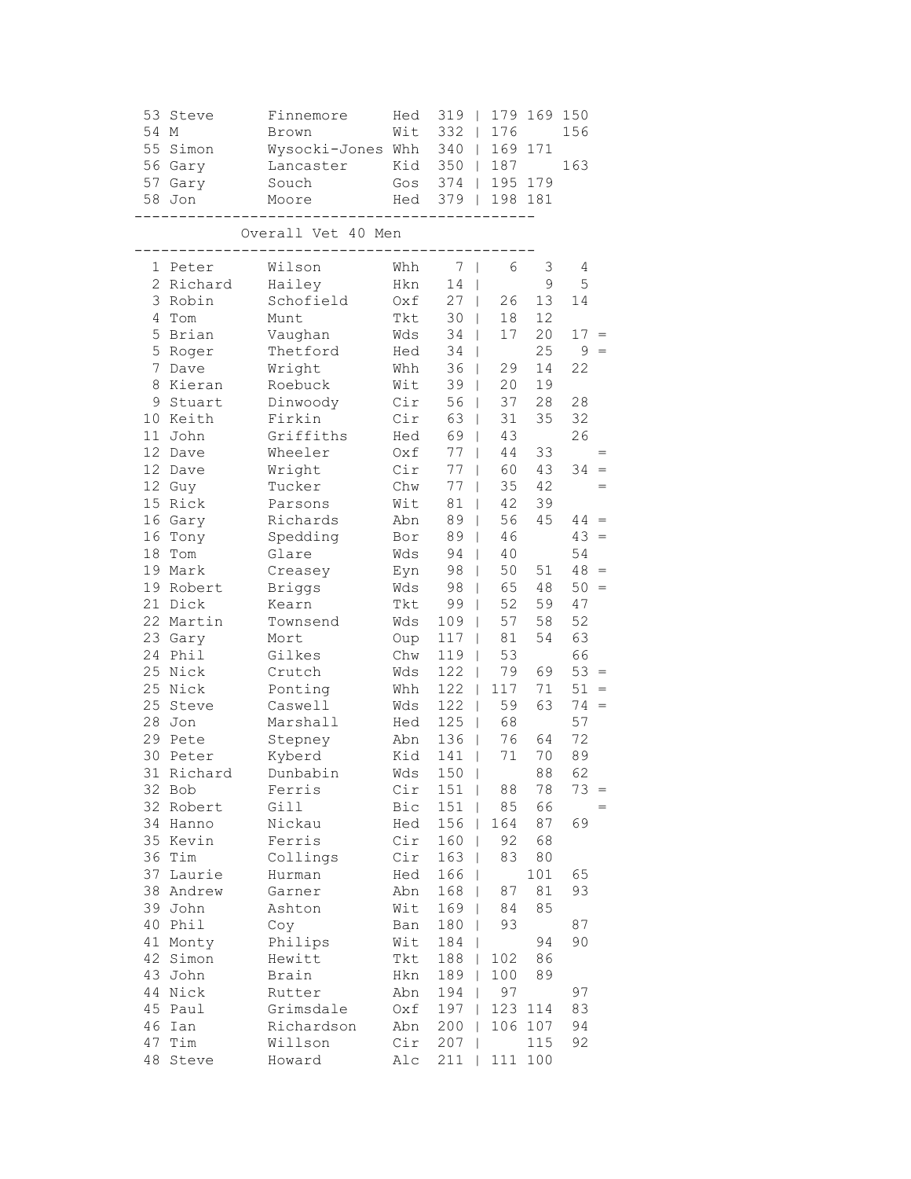| Pos | First | Surname | Club | Total | R1 | R2 | R3 | |
|---|---|---|---|---|---|---|---|---|
| 53 | Steve | Finnemore | Hed | 319 | 179 | 169 | 150 | |
| 54 | M | Brown | Wit | 332 | 176 | | 156 | |
| 55 | Simon | Wysocki-Jones | Whh | 340 | 169 | 171 | | |
| 56 | Gary | Lancaster | Kid | 350 | 187 | | 163 | |
| 57 | Gary | Souch | Gos | 374 | 195 | 179 | | |
| 58 | Jon | Moore | Hed | 379 | 198 | 181 | | |

## Overall Vet 40 Men

| Pos | First | Surname | Club | Total | R1 | R2 | R3 | |
|---|---|---|---|---|---|---|---|---|
| 1 | Peter | Wilson | Whh | 7 | 6 | 3 | 4 | |
| 2 | Richard | Hailey | Hkn | 14 | | 9 | 5 | |
| 3 | Robin | Schofield | Oxf | 27 | 26 | 13 | 14 | |
| 4 | Tom | Munt | Tkt | 30 | 18 | 12 | | |
| 5 | Brian | Vaughan | Wds | 34 | 17 | 20 | 17 | = |
| 5 | Roger | Thetford | Hed | 34 | | 25 | 9 | = |
| 7 | Dave | Wright | Whh | 36 | 29 | 14 | 22 | |
| 8 | Kieran | Roebuck | Wit | 39 | 20 | 19 | | |
| 9 | Stuart | Dinwoody | Cir | 56 | 37 | 28 | 28 | |
| 10 | Keith | Firkin | Cir | 63 | 31 | 35 | 32 | |
| 11 | John | Griffiths | Hed | 69 | 43 | | 26 | |
| 12 | Dave | Wheeler | Oxf | 77 | 44 | 33 | | = |
| 12 | Dave | Wright | Cir | 77 | 60 | 43 | 34 | = |
| 12 | Guy | Tucker | Chw | 77 | 35 | 42 | | = |
| 15 | Rick | Parsons | Wit | 81 | 42 | 39 | | |
| 16 | Gary | Richards | Abn | 89 | 56 | 45 | 44 | = |
| 16 | Tony | Spedding | Bor | 89 | 46 | | 43 | = |
| 18 | Tom | Glare | Wds | 94 | 40 | | 54 | |
| 19 | Mark | Creasey | Eyn | 98 | 50 | 51 | 48 | = |
| 19 | Robert | Briggs | Wds | 98 | 65 | 48 | 50 | = |
| 21 | Dick | Kearn | Tkt | 99 | 52 | 59 | 47 | |
| 22 | Martin | Townsend | Wds | 109 | 57 | 58 | 52 | |
| 23 | Gary | Mort | Oup | 117 | 81 | 54 | 63 | |
| 24 | Phil | Gilkes | Chw | 119 | 53 | | 66 | |
| 25 | Nick | Crutch | Wds | 122 | 79 | 69 | 53 | = |
| 25 | Nick | Ponting | Whh | 122 | 117 | 71 | 51 | = |
| 25 | Steve | Caswell | Wds | 122 | 59 | 63 | 74 | = |
| 28 | Jon | Marshall | Hed | 125 | 68 | | 57 | |
| 29 | Pete | Stepney | Abn | 136 | 76 | 64 | 72 | |
| 30 | Peter | Kyberd | Kid | 141 | 71 | 70 | 89 | |
| 31 | Richard | Dunbabin | Wds | 150 | | 88 | 62 | |
| 32 | Bob | Ferris | Cir | 151 | 88 | 78 | 73 | = |
| 32 | Robert | Gill | Bic | 151 | 85 | 66 | | = |
| 34 | Hanno | Nickau | Hed | 156 | 164 | 87 | 69 | |
| 35 | Kevin | Ferris | Cir | 160 | 92 | 68 | | |
| 36 | Tim | Collings | Cir | 163 | 83 | 80 | | |
| 37 | Laurie | Hurman | Hed | 166 | | 101 | 65 | |
| 38 | Andrew | Garner | Abn | 168 | 87 | 81 | 93 | |
| 39 | John | Ashton | Wit | 169 | 84 | 85 | | |
| 40 | Phil | Coy | Ban | 180 | 93 | | 87 | |
| 41 | Monty | Philips | Wit | 184 | | 94 | 90 | |
| 42 | Simon | Hewitt | Tkt | 188 | 102 | 86 | | |
| 43 | John | Brain | Hkn | 189 | 100 | 89 | | |
| 44 | Nick | Rutter | Abn | 194 | 97 | | 97 | |
| 45 | Paul | Grimsdale | Oxf | 197 | 123 | 114 | 83 | |
| 46 | Ian | Richardson | Abn | 200 | 106 | 107 | 94 | |
| 47 | Tim | Willson | Cir | 207 | | 115 | 92 | |
| 48 | Steve | Howard | Alc | 211 | 111 | 100 | | |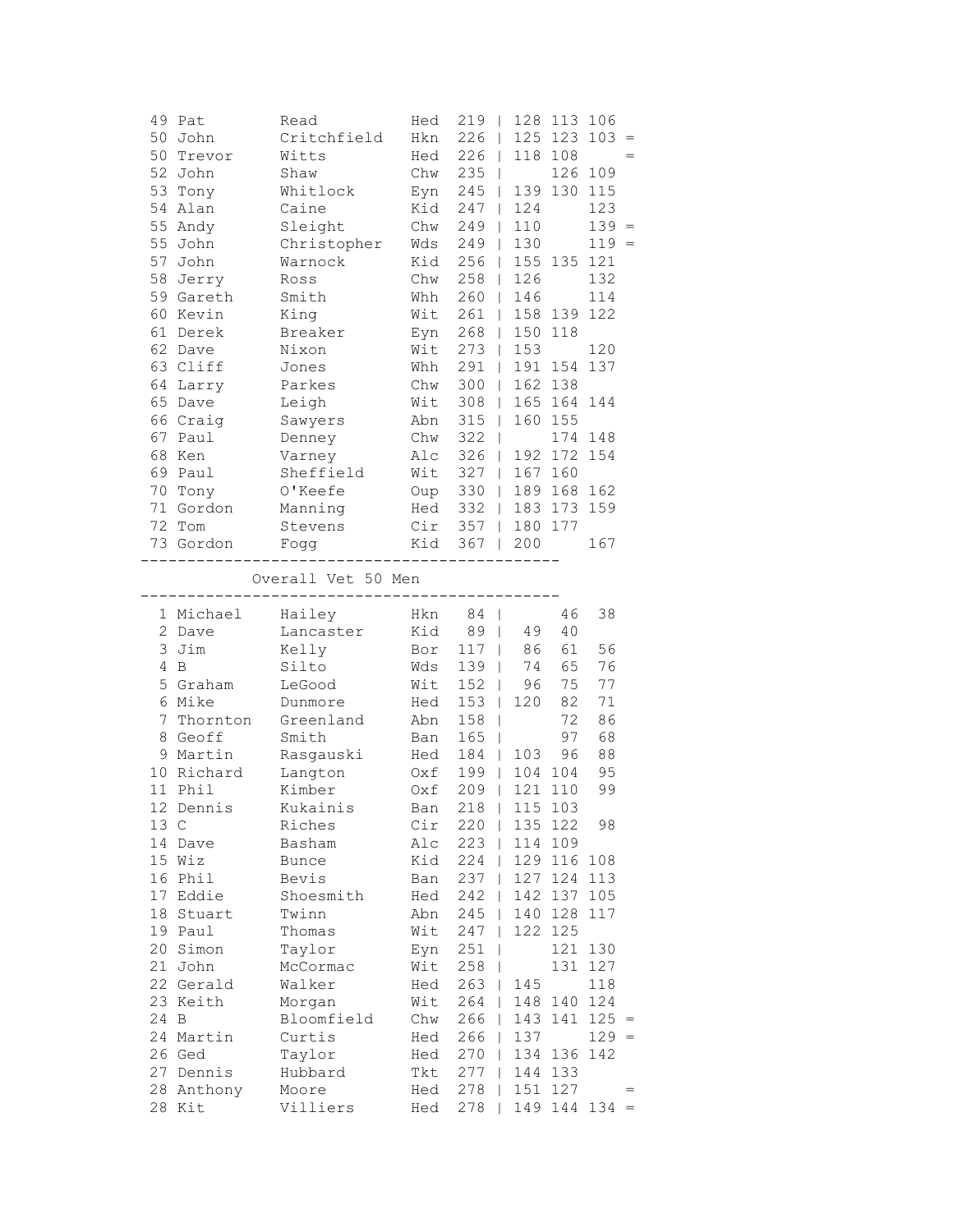| Pos | First | Last | Club | Total | | | | |
|---|---|---|---|---|---|---|---|---|
| 49 | Pat | Read | Hed | 219 | 128 | 113 | 106 | |
| 50 | John | Critchfield | Hkn | 226 | 125 | 123 | 103 | = |
| 50 | Trevor | Witts | Hed | 226 | 118 | 108 | | = |
| 52 | John | Shaw | Chw | 235 | | 126 | 109 | |
| 53 | Tony | Whitlock | Eyn | 245 | 139 | 130 | 115 | |
| 54 | Alan | Caine | Kid | 247 | 124 | | 123 | |
| 55 | Andy | Sleight | Chw | 249 | 110 | | 139 | = |
| 55 | John | Christopher | Wds | 249 | 130 | | 119 | = |
| 57 | John | Warnock | Kid | 256 | 155 | 135 | 121 | |
| 58 | Jerry | Ross | Chw | 258 | 126 | | 132 | |
| 59 | Gareth | Smith | Whh | 260 | 146 | | 114 | |
| 60 | Kevin | King | Wit | 261 | 158 | 139 | 122 | |
| 61 | Derek | Breaker | Eyn | 268 | 150 | 118 | | |
| 62 | Dave | Nixon | Wit | 273 | 153 | | 120 | |
| 63 | Cliff | Jones | Whh | 291 | 191 | 154 | 137 | |
| 64 | Larry | Parkes | Chw | 300 | 162 | 138 | | |
| 65 | Dave | Leigh | Wit | 308 | 165 | 164 | 144 | |
| 66 | Craig | Sawyers | Abn | 315 | 160 | 155 | | |
| 67 | Paul | Denney | Chw | 322 | | 174 | 148 | |
| 68 | Ken | Varney | Alc | 326 | 192 | 172 | 154 | |
| 69 | Paul | Sheffield | Wit | 327 | 167 | 160 | | |
| 70 | Tony | O'Keefe | Oup | 330 | 189 | 168 | 162 | |
| 71 | Gordon | Manning | Hed | 332 | 183 | 173 | 159 | |
| 72 | Tom | Stevens | Cir | 357 | 180 | 177 | | |
| 73 | Gordon | Fogg | Kid | 367 | 200 | | 167 | |

## Overall Vet 50 Men

| Pos | First | Last | Club | Total | | | | |
|---|---|---|---|---|---|---|---|---|
| 1 | Michael | Hailey | Hkn | 84 | | 46 | 38 | |
| 2 | Dave | Lancaster | Kid | 89 | 49 | 40 | | |
| 3 | Jim | Kelly | Bor | 117 | 86 | 61 | 56 | |
| 4 | B | Silto | Wds | 139 | 74 | 65 | 76 | |
| 5 | Graham | LeGood | Wit | 152 | 96 | 75 | 77 | |
| 6 | Mike | Dunmore | Hed | 153 | 120 | 82 | 71 | |
| 7 | Thornton | Greenland | Abn | 158 | | 72 | 86 | |
| 8 | Geoff | Smith | Ban | 165 | | 97 | 68 | |
| 9 | Martin | Rasgauski | Hed | 184 | 103 | 96 | 88 | |
| 10 | Richard | Langton | Oxf | 199 | 104 | 104 | 95 | |
| 11 | Phil | Kimber | Oxf | 209 | 121 | 110 | 99 | |
| 12 | Dennis | Kukainis | Ban | 218 | 115 | 103 | | |
| 13 | C | Riches | Cir | 220 | 135 | 122 | 98 | |
| 14 | Dave | Basham | Alc | 223 | 114 | 109 | | |
| 15 | Wiz | Bunce | Kid | 224 | 129 | 116 | 108 | |
| 16 | Phil | Bevis | Ban | 237 | 127 | 124 | 113 | |
| 17 | Eddie | Shoesmith | Hed | 242 | 142 | 137 | 105 | |
| 18 | Stuart | Twinn | Abn | 245 | 140 | 128 | 117 | |
| 19 | Paul | Thomas | Wit | 247 | 122 | 125 | | |
| 20 | Simon | Taylor | Eyn | 251 | | 121 | 130 | |
| 21 | John | McCormac | Wit | 258 | | 131 | 127 | |
| 22 | Gerald | Walker | Hed | 263 | 145 | | 118 | |
| 23 | Keith | Morgan | Wit | 264 | 148 | 140 | 124 | |
| 24 | B | Bloomfield | Chw | 266 | 143 | 141 | 125 | = |
| 24 | Martin | Curtis | Hed | 266 | 137 | | 129 | = |
| 26 | Ged | Taylor | Hed | 270 | 134 | 136 | 142 | |
| 27 | Dennis | Hubbard | Tkt | 277 | 144 | 133 | | |
| 28 | Anthony | Moore | Hed | 278 | 151 | 127 | | = |
| 28 | Kit | Villiers | Hed | 278 | 149 | 144 | 134 | = |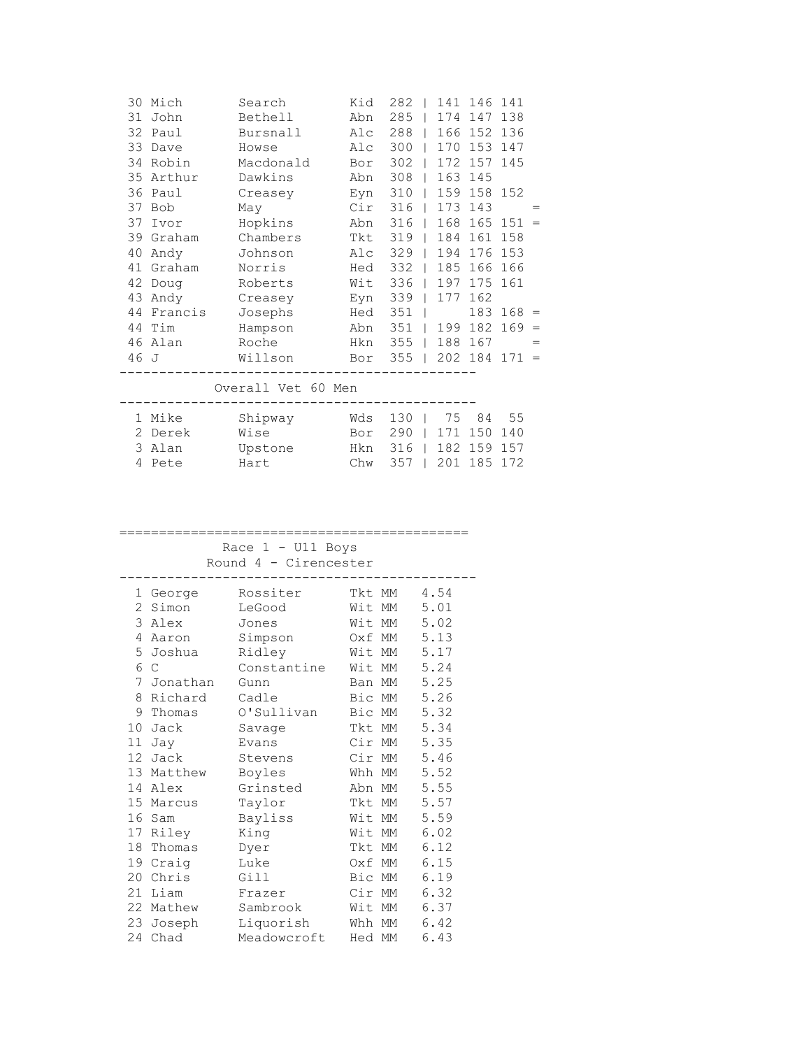| Pos | First | Last | Club | Total | | R1 | R2 | R3 | |
|---|---|---|---|---|---|---|---|---|---|
| 30 | Mich | Search | Kid | 282 | \| | 141 | 146 | 141 | |
| 31 | John | Bethell | Abn | 285 | \| | 174 | 147 | 138 | |
| 32 | Paul | Bursnall | Alc | 288 | \| | 166 | 152 | 136 | |
| 33 | Dave | Howse | Alc | 300 | \| | 170 | 153 | 147 | |
| 34 | Robin | Macdonald | Bor | 302 | \| | 172 | 157 | 145 | |
| 35 | Arthur | Dawkins | Abn | 308 | \| | 163 | 145 | | |
| 36 | Paul | Creasey | Eyn | 310 | \| | 159 | 158 | 152 | |
| 37 | Bob | May | Cir | 316 | \| | 173 | 143 | | = |
| 37 | Ivor | Hopkins | Abn | 316 | \| | 168 | 165 | 151 | = |
| 39 | Graham | Chambers | Tkt | 319 | \| | 184 | 161 | 158 | |
| 40 | Andy | Johnson | Alc | 329 | \| | 194 | 176 | 153 | |
| 41 | Graham | Norris | Hed | 332 | \| | 185 | 166 | 166 | |
| 42 | Doug | Roberts | Wit | 336 | \| | 197 | 175 | 161 | |
| 43 | Andy | Creasey | Eyn | 339 | \| | 177 | 162 | | |
| 44 | Francis | Josephs | Hed | 351 | \| | | 183 | 168 | = |
| 44 | Tim | Hampson | Abn | 351 | \| | 199 | 182 | 169 | = |
| 46 | Alan | Roche | Hkn | 355 | \| | 188 | 167 | | = |
| 46 | J | Willson | Bor | 355 | \| | 202 | 184 | 171 | = |

## Overall Vet 60 Men

| Pos | First | Last | Club | Total | | R1 | R2 | R3 |
|---|---|---|---|---|---|---|---|---|
| 1 | Mike | Shipway | Wds | 130 | \| | 75 | 84 | 55 |
| 2 | Derek | Wise | Bor | 290 | \| | 171 | 150 | 140 |
| 3 | Alan | Upstone | Hkn | 316 | \| | 182 | 159 | 157 |
| 4 | Pete | Hart | Chw | 357 | \| | 201 | 185 | 172 |

## Race 1 - U11 Boys
### Round 4 - Cirencester

| Pos | First | Last | Club | Cat | Time |
|---|---|---|---|---|---|
| 1 | George | Rossiter | Tkt | MM | 4.54 |
| 2 | Simon | LeGood | Wit | MM | 5.01 |
| 3 | Alex | Jones | Wit | MM | 5.02 |
| 4 | Aaron | Simpson | Oxf | MM | 5.13 |
| 5 | Joshua | Ridley | Wit | MM | 5.17 |
| 6 | C | Constantine | Wit | MM | 5.24 |
| 7 | Jonathan | Gunn | Ban | MM | 5.25 |
| 8 | Richard | Cadle | Bic | MM | 5.26 |
| 9 | Thomas | O'Sullivan | Bic | MM | 5.32 |
| 10 | Jack | Savage | Tkt | MM | 5.34 |
| 11 | Jay | Evans | Cir | MM | 5.35 |
| 12 | Jack | Stevens | Cir | MM | 5.46 |
| 13 | Matthew | Boyles | Whh | MM | 5.52 |
| 14 | Alex | Grinsted | Abn | MM | 5.55 |
| 15 | Marcus | Taylor | Tkt | MM | 5.57 |
| 16 | Sam | Bayliss | Wit | MM | 5.59 |
| 17 | Riley | King | Wit | MM | 6.02 |
| 18 | Thomas | Dyer | Tkt | MM | 6.12 |
| 19 | Craig | Luke | Oxf | MM | 6.15 |
| 20 | Chris | Gill | Bic | MM | 6.19 |
| 21 | Liam | Frazer | Cir | MM | 6.32 |
| 22 | Mathew | Sambrook | Wit | MM | 6.37 |
| 23 | Joseph | Liquorish | Whh | MM | 6.42 |
| 24 | Chad | Meadowcroft | Hed | MM | 6.43 |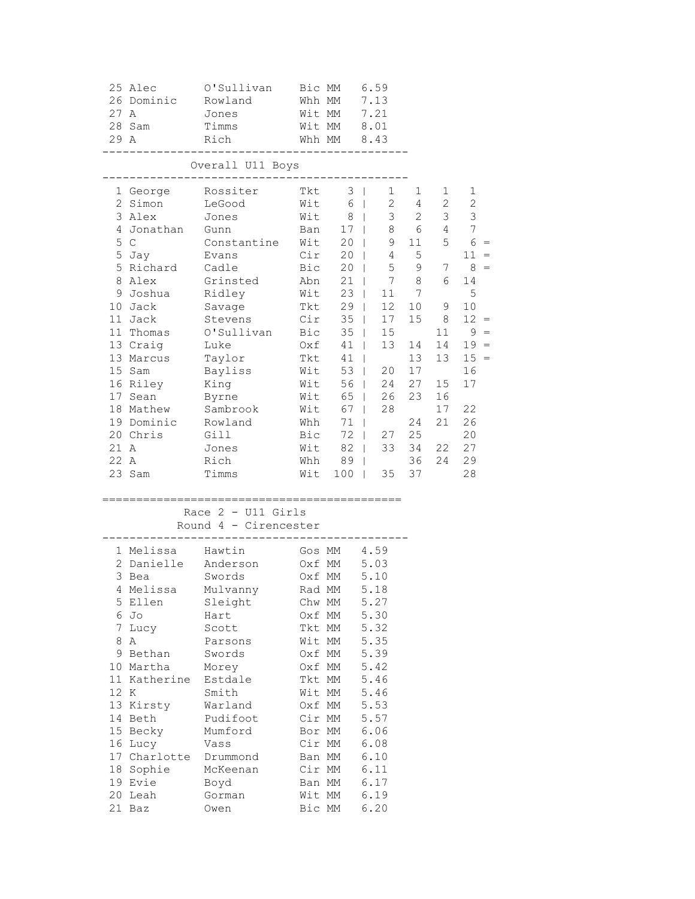| Pos | First Name | Surname | Club | Cat | Time |
|---|---|---|---|---|---|
| 25 | Alec | O'Sullivan | Bic | MM | 6.59 |
| 26 | Dominic | Rowland | Whh | MM | 7.13 |
| 27 | A | Jones | Wit | MM | 7.21 |
| 28 | Sam | Timms | Wit | MM | 8.01 |
| 29 | A | Rich | Whh | MM | 8.43 |

## Overall U11 Boys

| Pos | First Name | Surname | Club | Total | | | | | | |
|---|---|---|---|---|---|---|---|---|---|---|
| 1 | George | Rossiter | Tkt | 3 | \| | 1 | 1 | 1 | 1 | |
| 2 | Simon | LeGood | Wit | 6 | \| | 2 | 4 | 2 | 2 | |
| 3 | Alex | Jones | Wit | 8 | \| | 3 | 2 | 3 | 3 | |
| 4 | Jonathan | Gunn | Ban | 17 | \| | 8 | 6 | 4 | 7 | |
| 5 | C | Constantine | Wit | 20 | \| | 9 | 11 | 5 | 6 | = |
| 5 | Jay | Evans | Cir | 20 | \| | 4 | 5 | | 11 | = |
| 5 | Richard | Cadle | Bic | 20 | \| | 5 | 9 | 7 | 8 | = |
| 8 | Alex | Grinsted | Abn | 21 | \| | 7 | 8 | 6 | 14 | |
| 9 | Joshua | Ridley | Wit | 23 | \| | 11 | 7 | | 5 | |
| 10 | Jack | Savage | Tkt | 29 | \| | 12 | 10 | 9 | 10 | |
| 11 | Jack | Stevens | Cir | 35 | \| | 17 | 15 | 8 | 12 | = |
| 11 | Thomas | O'Sullivan | Bic | 35 | \| | 15 | | 11 | 9 | = |
| 13 | Craig | Luke | Oxf | 41 | \| | 13 | 14 | 14 | 19 | = |
| 13 | Marcus | Taylor | Tkt | 41 | \| | | 13 | 13 | 15 | = |
| 15 | Sam | Bayliss | Wit | 53 | \| | 20 | 17 | | 16 | |
| 16 | Riley | King | Wit | 56 | \| | 24 | 27 | 15 | 17 | |
| 17 | Sean | Byrne | Wit | 65 | \| | 26 | 23 | 16 | | |
| 18 | Mathew | Sambrook | Wit | 67 | \| | 28 | | 17 | 22 | |
| 19 | Dominic | Rowland | Whh | 71 | \| | | 24 | 21 | 26 | |
| 20 | Chris | Gill | Bic | 72 | \| | 27 | 25 | | 20 | |
| 21 | A | Jones | Wit | 82 | \| | 33 | 34 | 22 | 27 | |
| 22 | A | Rich | Whh | 89 | \| | | 36 | 24 | 29 | |
| 23 | Sam | Timms | Wit | 100 | \| | 35 | 37 | | 28 | |

## Race 2 - U11 Girls
### Round 4 - Cirencester

| Pos | First Name | Surname | Club | Cat | Time |
|---|---|---|---|---|---|
| 1 | Melissa | Hawtin | Gos | MM | 4.59 |
| 2 | Danielle | Anderson | Oxf | MM | 5.03 |
| 3 | Bea | Swords | Oxf | MM | 5.10 |
| 4 | Melissa | Mulvanny | Rad | MM | 5.18 |
| 5 | Ellen | Sleight | Chw | MM | 5.27 |
| 6 | Jo | Hart | Oxf | MM | 5.30 |
| 7 | Lucy | Scott | Tkt | MM | 5.32 |
| 8 | A | Parsons | Wit | MM | 5.35 |
| 9 | Bethan | Swords | Oxf | MM | 5.39 |
| 10 | Martha | Morey | Oxf | MM | 5.42 |
| 11 | Katherine | Estdale | Tkt | MM | 5.46 |
| 12 | K | Smith | Wit | MM | 5.46 |
| 13 | Kirsty | Warland | Oxf | MM | 5.53 |
| 14 | Beth | Pudifoot | Cir | MM | 5.57 |
| 15 | Becky | Mumford | Bor | MM | 6.06 |
| 16 | Lucy | Vass | Cir | MM | 6.08 |
| 17 | Charlotte | Drummond | Ban | MM | 6.10 |
| 18 | Sophie | McKeenan | Cir | MM | 6.11 |
| 19 | Evie | Boyd | Ban | MM | 6.17 |
| 20 | Leah | Gorman | Wit | MM | 6.19 |
| 21 | Baz | Owen | Bic | MM | 6.20 |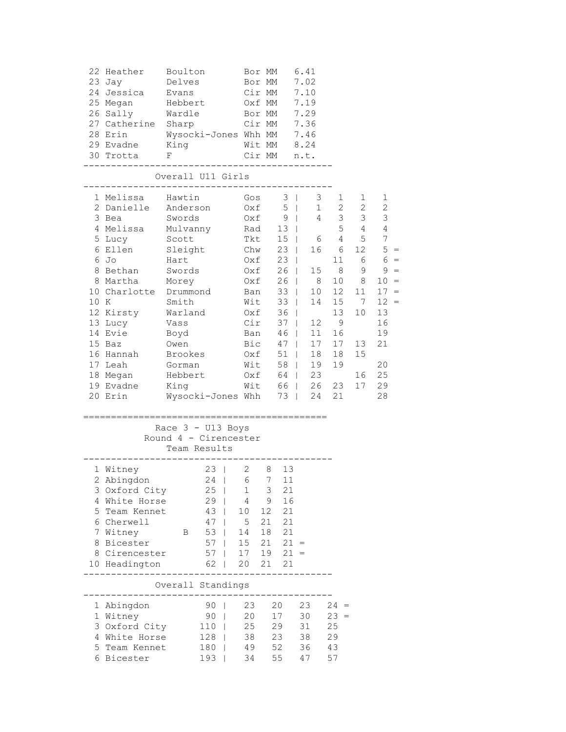| Pos | First Name | Surname | Club | Cat | Time |
|---|---|---|---|---|---|
| 22 | Heather | Boulton | Bor | MM | 6.41 |
| 23 | Jay | Delves | Bor | MM | 7.02 |
| 24 | Jessica | Evans | Cir | MM | 7.10 |
| 25 | Megan | Hebbert | Oxf | MM | 7.19 |
| 26 | Sally | Wardle | Bor | MM | 7.29 |
| 27 | Catherine | Sharp | Cir | MM | 7.36 |
| 28 | Erin | Wysocki-Jones | Whh | MM | 7.46 |
| 29 | Evadne | King | Wit | MM | 8.24 |
| 30 | Trotta | F | Cir | MM | n.t. |

## Overall U11 Girls

| Pos | First Name | Surname | Club | Total | R1 | R2 | R3 | R4 | |
|---|---|---|---|---|---|---|---|---|---|
| 1 | Melissa | Hawtin | Gos | 3 | 3 | 1 | 1 | 1 | |
| 2 | Danielle | Anderson | Oxf | 5 | 1 | 2 | 2 | 2 | |
| 3 | Bea | Swords | Oxf | 9 | 4 | 3 | 3 | 3 | |
| 4 | Melissa | Mulvanny | Rad | 13 | | 5 | 4 | 4 | |
| 5 | Lucy | Scott | Tkt | 15 | 6 | 4 | 5 | 7 | |
| 6 | Ellen | Sleight | Chw | 23 | 16 | 6 | 12 | 5 | = |
| 6 | Jo | Hart | Oxf | 23 | | 11 | 6 | 6 | = |
| 8 | Bethan | Swords | Oxf | 26 | 15 | 8 | 9 | 9 | = |
| 8 | Martha | Morey | Oxf | 26 | 8 | 10 | 8 | 10 | = |
| 10 | Charlotte | Drummond | Ban | 33 | 10 | 12 | 11 | 17 | = |
| 10 | K | Smith | Wit | 33 | 14 | 15 | 7 | 12 | = |
| 12 | Kirsty | Warland | Oxf | 36 | | 13 | 10 | 13 | |
| 13 | Lucy | Vass | Cir | 37 | 12 | 9 | | 16 | |
| 14 | Evie | Boyd | Ban | 46 | 11 | 16 | | 19 | |
| 15 | Baz | Owen | Bic | 47 | 17 | 17 | 13 | 21 | |
| 16 | Hannah | Brookes | Oxf | 51 | 18 | 18 | 15 | | |
| 17 | Leah | Gorman | Wit | 58 | 19 | 19 | | 20 | |
| 18 | Megan | Hebbert | Oxf | 64 | 23 | | 16 | 25 | |
| 19 | Evadne | King | Wit | 66 | 26 | 23 | 17 | 29 | |
| 20 | Erin | Wysocki-Jones | Whh | 73 | 24 | 21 | | 28 | |

## Race 3 - U13 Boys
### Round 4 - Cirencester
### Team Results

| Pos | Team | | Total | 1st | 2nd | 3rd | |
|---|---|---|---|---|---|---|---|
| 1 | Witney | | 23 | 2 | 8 | 13 | |
| 2 | Abingdon | | 24 | 6 | 7 | 11 | |
| 3 | Oxford City | | 25 | 1 | 3 | 21 | |
| 4 | White Horse | | 29 | 4 | 9 | 16 | |
| 5 | Team Kennet | | 43 | 10 | 12 | 21 | |
| 6 | Cherwell | | 47 | 5 | 21 | 21 | |
| 7 | Witney | B | 53 | 14 | 18 | 21 | |
| 8 | Bicester | | 57 | 15 | 21 | 21 | = |
| 8 | Cirencester | | 57 | 17 | 19 | 21 | = |
| 10 | Headington | | 62 | 20 | 21 | 21 | |

### Overall Standings

| Pos | Team | Total | R1 | R2 | R3 | R4 | |
|---|---|---|---|---|---|---|---|
| 1 | Abingdon | 90 | 23 | 20 | 23 | 24 | = |
| 1 | Witney | 90 | 20 | 17 | 30 | 23 | = |
| 3 | Oxford City | 110 | 25 | 29 | 31 | 25 | |
| 4 | White Horse | 128 | 38 | 23 | 38 | 29 | |
| 5 | Team Kennet | 180 | 49 | 52 | 36 | 43 | |
| 6 | Bicester | 193 | 34 | 55 | 47 | 57 | |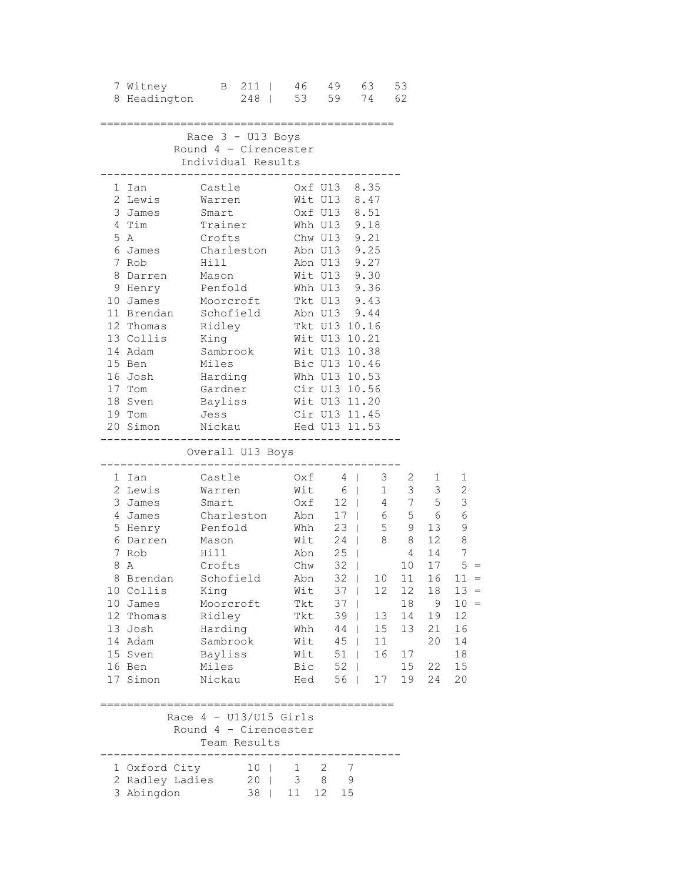| Pos | Team | | Total | | | | |
|---|---|---|---|---|---|---|---|
| 7 | Witney | B | 211 | 46 | 49 | 63 | 53 |
| 8 | Headington | | 248 | 53 | 59 | 74 | 62 |

## Race 3 - U13 Boys
### Round 4 - Cirencester
### Individual Results

| Pos | First Name | Surname | Club | Cat | Time |
|---|---|---|---|---|---|
| 1 | Ian | Castle | Oxf | U13 | 8.35 |
| 2 | Lewis | Warren | Wit | U13 | 8.47 |
| 3 | James | Smart | Oxf | U13 | 8.51 |
| 4 | Tim | Trainer | Whh | U13 | 9.18 |
| 5 | A | Crofts | Chw | U13 | 9.21 |
| 6 | James | Charleston | Abn | U13 | 9.25 |
| 7 | Rob | Hill | Abn | U13 | 9.27 |
| 8 | Darren | Mason | Wit | U13 | 9.30 |
| 9 | Henry | Penfold | Whh | U13 | 9.36 |
| 10 | James | Moorcroft | Tkt | U13 | 9.43 |
| 11 | Brendan | Schofield | Abn | U13 | 9.44 |
| 12 | Thomas | Ridley | Tkt | U13 | 10.16 |
| 13 | Collis | King | Wit | U13 | 10.21 |
| 14 | Adam | Sambrook | Wit | U13 | 10.38 |
| 15 | Ben | Miles | Bic | U13 | 10.46 |
| 16 | Josh | Harding | Whh | U13 | 10.53 |
| 17 | Tom | Gardner | Cir | U13 | 10.56 |
| 18 | Sven | Bayliss | Wit | U13 | 11.20 |
| 19 | Tom | Jess | Cir | U13 | 11.45 |
| 20 | Simon | Nickau | Hed | U13 | 11.53 |

### Overall U13 Boys

| Pos | First Name | Surname | Club | Total | R1 | R2 | R3 | R4 | |
|---|---|---|---|---|---|---|---|---|---|
| 1 | Ian | Castle | Oxf | 4 | 3 | 2 | 1 | 1 | |
| 2 | Lewis | Warren | Wit | 6 | 1 | 3 | 3 | 2 | |
| 3 | James | Smart | Oxf | 12 | 4 | 7 | 5 | 3 | |
| 4 | James | Charleston | Abn | 17 | 6 | 5 | 6 | 6 | |
| 5 | Henry | Penfold | Whh | 23 | 5 | 9 | 13 | 9 | |
| 6 | Darren | Mason | Wit | 24 | 8 | 8 | 12 | 8 | |
| 7 | Rob | Hill | Abn | 25 | | 4 | 14 | 7 | |
| 8 | A | Crofts | Chw | 32 | | 10 | 17 | 5 | = |
| 8 | Brendan | Schofield | Abn | 32 | 10 | 11 | 16 | 11 | = |
| 10 | Collis | King | Wit | 37 | 12 | 12 | 18 | 13 | = |
| 10 | James | Moorcroft | Tkt | 37 | | 18 | 9 | 10 | = |
| 12 | Thomas | Ridley | Tkt | 39 | 13 | 14 | 19 | 12 | |
| 13 | Josh | Harding | Whh | 44 | 15 | 13 | 21 | 16 | |
| 14 | Adam | Sambrook | Wit | 45 | 11 | | 20 | 14 | |
| 15 | Sven | Bayliss | Wit | 51 | 16 | 17 | | 18 | |
| 16 | Ben | Miles | Bic | 52 | | 15 | 22 | 15 | |
| 17 | Simon | Nickau | Hed | 56 | 17 | 19 | 24 | 20 | |

## Race 4 - U13/U15 Girls
### Round 4 - Cirencester
### Team Results

| Pos | Team | Total | | | |
|---|---|---|---|---|---|
| 1 | Oxford City | 10 | 1 | 2 | 7 |
| 2 | Radley Ladies | 20 | 3 | 8 | 9 |
| 3 | Abingdon | 38 | 11 | 12 | 15 |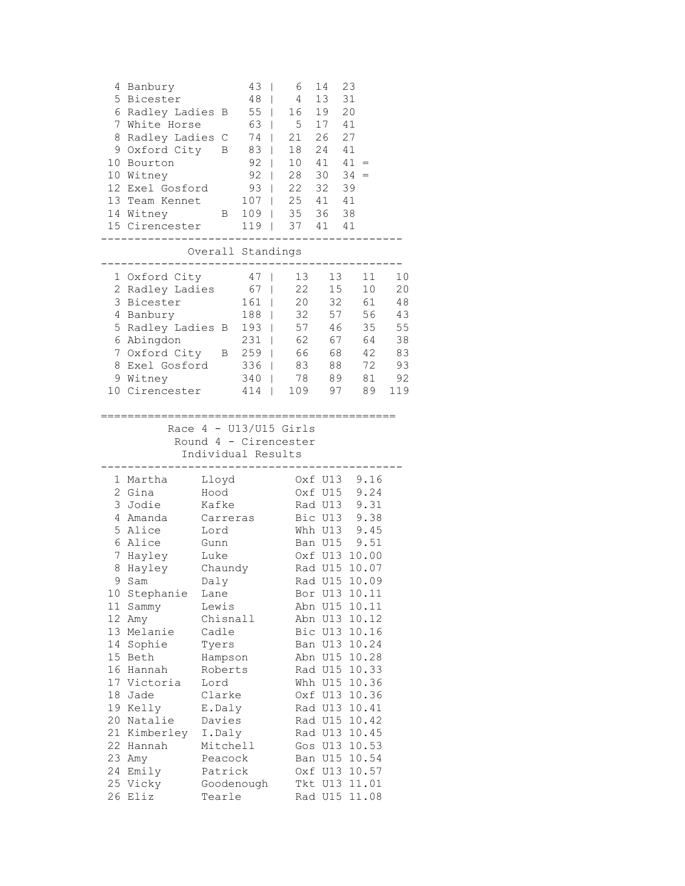| Pos | Team | Total | | | | |
|---|---|---|---|---|---|---|
| 4 | Banbury | 43 | 6 | 14 | 23 | |
| 5 | Bicester | 48 | 4 | 13 | 31 | |
| 6 | Radley Ladies B | 55 | 16 | 19 | 20 | |
| 7 | White Horse | 63 | 5 | 17 | 41 | |
| 8 | Radley Ladies C | 74 | 21 | 26 | 27 | |
| 9 | Oxford City B | 83 | 18 | 24 | 41 | |
| 10 | Bourton | 92 | 10 | 41 | 41 | = |
| 10 | Witney | 92 | 28 | 30 | 34 | = |
| 12 | Exel Gosford | 93 | 22 | 32 | 39 | |
| 13 | Team Kennet | 107 | 25 | 41 | 41 | |
| 14 | Witney B | 109 | 35 | 36 | 38 | |
| 15 | Cirencester | 119 | 37 | 41 | 41 | |

## Overall Standings

| Pos | Team | Total | | | | |
|---|---|---|---|---|---|---|
| 1 | Oxford City | 47 | 13 | 13 | 11 | 10 |
| 2 | Radley Ladies | 67 | 22 | 15 | 10 | 20 |
| 3 | Bicester | 161 | 20 | 32 | 61 | 48 |
| 4 | Banbury | 188 | 32 | 57 | 56 | 43 |
| 5 | Radley Ladies B | 193 | 57 | 46 | 35 | 55 |
| 6 | Abingdon | 231 | 62 | 67 | 64 | 38 |
| 7 | Oxford City B | 259 | 66 | 68 | 42 | 83 |
| 8 | Exel Gosford | 336 | 83 | 88 | 72 | 93 |
| 9 | Witney | 340 | 78 | 89 | 81 | 92 |
| 10 | Cirencester | 414 | 109 | 97 | 89 | 119 |

## Race 4 - U13/U15 Girls
### Round 4 - Cirencester
### Individual Results

| Pos | First Name | Surname | Club | Cat | Time |
|---|---|---|---|---|---|
| 1 | Martha | Lloyd | Oxf | U13 | 9.16 |
| 2 | Gina | Hood | Oxf | U15 | 9.24 |
| 3 | Jodie | Kafke | Rad | U13 | 9.31 |
| 4 | Amanda | Carreras | Bic | U13 | 9.38 |
| 5 | Alice | Lord | Whh | U13 | 9.45 |
| 6 | Alice | Gunn | Ban | U15 | 9.51 |
| 7 | Hayley | Luke | Oxf | U13 | 10.00 |
| 8 | Hayley | Chaundy | Rad | U15 | 10.07 |
| 9 | Sam | Daly | Rad | U15 | 10.09 |
| 10 | Stephanie | Lane | Bor | U13 | 10.11 |
| 11 | Sammy | Lewis | Abn | U15 | 10.11 |
| 12 | Amy | Chisnall | Abn | U13 | 10.12 |
| 13 | Melanie | Cadle | Bic | U13 | 10.16 |
| 14 | Sophie | Tyers | Ban | U13 | 10.24 |
| 15 | Beth | Hampson | Abn | U15 | 10.28 |
| 16 | Hannah | Roberts | Rad | U15 | 10.33 |
| 17 | Victoria | Lord | Whh | U15 | 10.36 |
| 18 | Jade | Clarke | Oxf | U13 | 10.36 |
| 19 | Kelly | E.Daly | Rad | U13 | 10.41 |
| 20 | Natalie | Davies | Rad | U15 | 10.42 |
| 21 | Kimberley | I.Daly | Rad | U13 | 10.45 |
| 22 | Hannah | Mitchell | Gos | U13 | 10.53 |
| 23 | Amy | Peacock | Ban | U15 | 10.54 |
| 24 | Emily | Patrick | Oxf | U13 | 10.57 |
| 25 | Vicky | Goodenough | Tkt | U13 | 11.01 |
| 26 | Eliz | Tearle | Rad | U15 | 11.08 |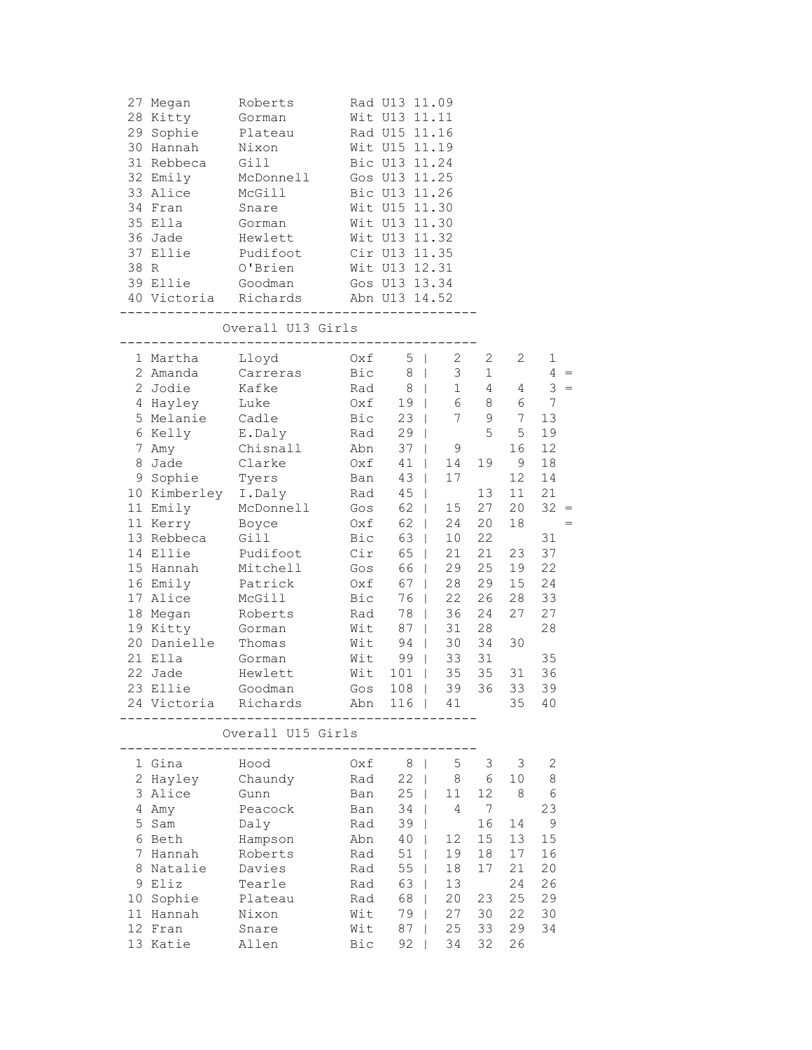| Pos | First | Last | Club | Cat | Time |
|---|---|---|---|---|---|
| 27 | Megan | Roberts | Rad | U13 | 11.09 |
| 28 | Kitty | Gorman | Wit | U13 | 11.11 |
| 29 | Sophie | Plateau | Rad | U15 | 11.16 |
| 30 | Hannah | Nixon | Wit | U15 | 11.19 |
| 31 | Rebbeca | Gill | Bic | U13 | 11.24 |
| 32 | Emily | McDonnell | Gos | U13 | 11.25 |
| 33 | Alice | McGill | Bic | U13 | 11.26 |
| 34 | Fran | Snare | Wit | U15 | 11.30 |
| 35 | Ella | Gorman | Wit | U13 | 11.30 |
| 36 | Jade | Hewlett | Wit | U13 | 11.32 |
| 37 | Ellie | Pudifoot | Cir | U13 | 11.35 |
| 38 | R | O'Brien | Wit | U13 | 12.31 |
| 39 | Ellie | Goodman | Gos | U13 | 13.34 |
| 40 | Victoria | Richards | Abn | U13 | 14.52 |

## Overall U13 Girls

| Pos | First | Last | Club | Total | | | | | |
|---|---|---|---|---|---|---|---|---|---|
| 1 | Martha | Lloyd | Oxf | 5 | 2 | 2 | 2 | 1 | |
| 2 | Amanda | Carreras | Bic | 8 | 3 | 1 | | 4 | = |
| 2 | Jodie | Kafke | Rad | 8 | 1 | 4 | 4 | 3 | = |
| 4 | Hayley | Luke | Oxf | 19 | 6 | 8 | 6 | 7 | |
| 5 | Melanie | Cadle | Bic | 23 | 7 | 9 | 7 | 13 | |
| 6 | Kelly | E.Daly | Rad | 29 | | 5 | 5 | 19 | |
| 7 | Amy | Chisnall | Abn | 37 | 9 | | 16 | 12 | |
| 8 | Jade | Clarke | Oxf | 41 | 14 | 19 | 9 | 18 | |
| 9 | Sophie | Tyers | Ban | 43 | 17 | | 12 | 14 | |
| 10 | Kimberley | I.Daly | Rad | 45 | | 13 | 11 | 21 | |
| 11 | Emily | McDonnell | Gos | 62 | 15 | 27 | 20 | 32 | = |
| 11 | Kerry | Boyce | Oxf | 62 | 24 | 20 | 18 | | = |
| 13 | Rebbeca | Gill | Bic | 63 | 10 | 22 | | 31 | |
| 14 | Ellie | Pudifoot | Cir | 65 | 21 | 21 | 23 | 37 | |
| 15 | Hannah | Mitchell | Gos | 66 | 29 | 25 | 19 | 22 | |
| 16 | Emily | Patrick | Oxf | 67 | 28 | 29 | 15 | 24 | |
| 17 | Alice | McGill | Bic | 76 | 22 | 26 | 28 | 33 | |
| 18 | Megan | Roberts | Rad | 78 | 36 | 24 | 27 | 27 | |
| 19 | Kitty | Gorman | Wit | 87 | 31 | 28 | | 28 | |
| 20 | Danielle | Thomas | Wit | 94 | 30 | 34 | 30 | | |
| 21 | Ella | Gorman | Wit | 99 | 33 | 31 | | 35 | |
| 22 | Jade | Hewlett | Wit | 101 | 35 | 35 | 31 | 36 | |
| 23 | Ellie | Goodman | Gos | 108 | 39 | 36 | 33 | 39 | |
| 24 | Victoria | Richards | Abn | 116 | 41 | | 35 | 40 | |

## Overall U15 Girls

| Pos | First | Last | Club | Total | | | | |
|---|---|---|---|---|---|---|---|---|
| 1 | Gina | Hood | Oxf | 8 | 5 | 3 | 3 | 2 |
| 2 | Hayley | Chaundy | Rad | 22 | 8 | 6 | 10 | 8 |
| 3 | Alice | Gunn | Ban | 25 | 11 | 12 | 8 | 6 |
| 4 | Amy | Peacock | Ban | 34 | 4 | 7 | | 23 |
| 5 | Sam | Daly | Rad | 39 | | 16 | 14 | 9 |
| 6 | Beth | Hampson | Abn | 40 | 12 | 15 | 13 | 15 |
| 7 | Hannah | Roberts | Rad | 51 | 19 | 18 | 17 | 16 |
| 8 | Natalie | Davies | Rad | 55 | 18 | 17 | 21 | 20 |
| 9 | Eliz | Tearle | Rad | 63 | 13 | | 24 | 26 |
| 10 | Sophie | Plateau | Rad | 68 | 20 | 23 | 25 | 29 |
| 11 | Hannah | Nixon | Wit | 79 | 27 | 30 | 22 | 30 |
| 12 | Fran | Snare | Wit | 87 | 25 | 33 | 29 | 34 |
| 13 | Katie | Allen | Bic | 92 | 34 | 32 | 26 | |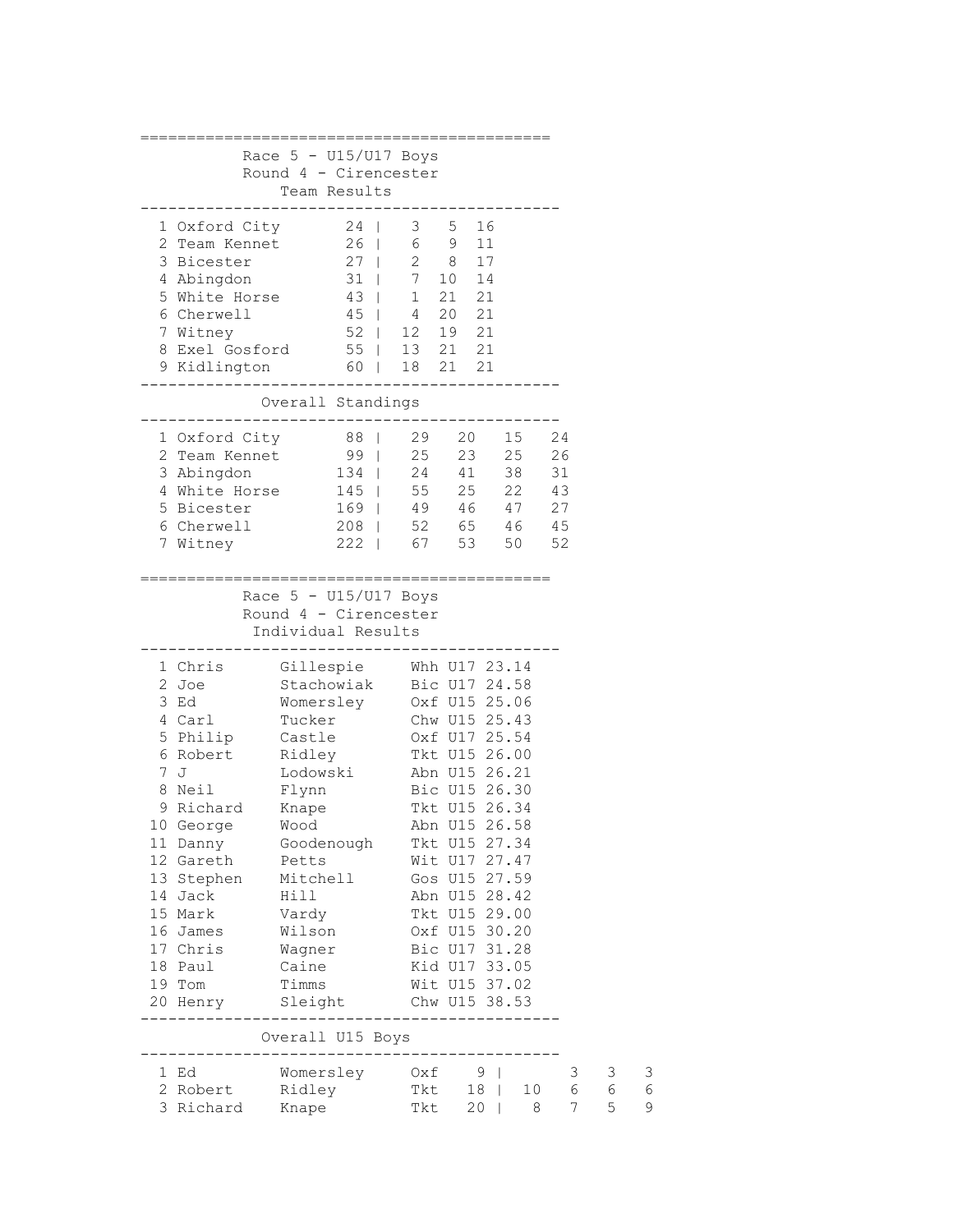## Race 5 - U15/U17 Boys
### Round 4 - Cirencester
#### Team Results

| Pos | Team | Points | | | |
|---|---|---|---|---|---|
| 1 | Oxford City | 24 | 3 | 5 | 16 |
| 2 | Team Kennet | 26 | 6 | 9 | 11 |
| 3 | Bicester | 27 | 2 | 8 | 17 |
| 4 | Abingdon | 31 | 7 | 10 | 14 |
| 5 | White Horse | 43 | 1 | 21 | 21 |
| 6 | Cherwell | 45 | 4 | 20 | 21 |
| 7 | Witney | 52 | 12 | 19 | 21 |
| 8 | Exel Gosford | 55 | 13 | 21 | 21 |
| 9 | Kidlington | 60 | 18 | 21 | 21 |

#### Overall Standings

| Pos | Team | Total | | | | |
|---|---|---|---|---|---|---|
| 1 | Oxford City | 88 | 29 | 20 | 15 | 24 |
| 2 | Team Kennet | 99 | 25 | 23 | 25 | 26 |
| 3 | Abingdon | 134 | 24 | 41 | 38 | 31 |
| 4 | White Horse | 145 | 55 | 25 | 22 | 43 |
| 5 | Bicester | 169 | 49 | 46 | 47 | 27 |
| 6 | Cherwell | 208 | 52 | 65 | 46 | 45 |
| 7 | Witney | 222 | 67 | 53 | 50 | 52 |

## Race 5 - U15/U17 Boys
### Round 4 - Cirencester
#### Individual Results

| Pos | First Name | Surname | Club | Cat | Time |
|---|---|---|---|---|---|
| 1 | Chris | Gillespie | Whh | U17 | 23.14 |
| 2 | Joe | Stachowiak | Bic | U17 | 24.58 |
| 3 | Ed | Womersley | Oxf | U15 | 25.06 |
| 4 | Carl | Tucker | Chw | U15 | 25.43 |
| 5 | Philip | Castle | Oxf | U17 | 25.54 |
| 6 | Robert | Ridley | Tkt | U15 | 26.00 |
| 7 | J | Lodowski | Abn | U15 | 26.21 |
| 8 | Neil | Flynn | Bic | U15 | 26.30 |
| 9 | Richard | Knape | Tkt | U15 | 26.34 |
| 10 | George | Wood | Abn | U15 | 26.58 |
| 11 | Danny | Goodenough | Tkt | U15 | 27.34 |
| 12 | Gareth | Petts | Wit | U17 | 27.47 |
| 13 | Stephen | Mitchell | Gos | U15 | 27.59 |
| 14 | Jack | Hill | Abn | U15 | 28.42 |
| 15 | Mark | Vardy | Tkt | U15 | 29.00 |
| 16 | James | Wilson | Oxf | U15 | 30.20 |
| 17 | Chris | Wagner | Bic | U17 | 31.28 |
| 18 | Paul | Caine | Kid | U17 | 33.05 |
| 19 | Tom | Timms | Wit | U15 | 37.02 |
| 20 | Henry | Sleight | Chw | U15 | 38.53 |

#### Overall U15 Boys

| Pos | First Name | Surname | Club | Total | | | | |
|---|---|---|---|---|---|---|---|---|
| 1 | Ed | Womersley | Oxf | 9 | | 3 | 3 | 3 |
| 2 | Robert | Ridley | Tkt | 18 | 10 | 6 | 6 | 6 |
| 3 | Richard | Knape | Tkt | 20 | 8 | 7 | 5 | 9 |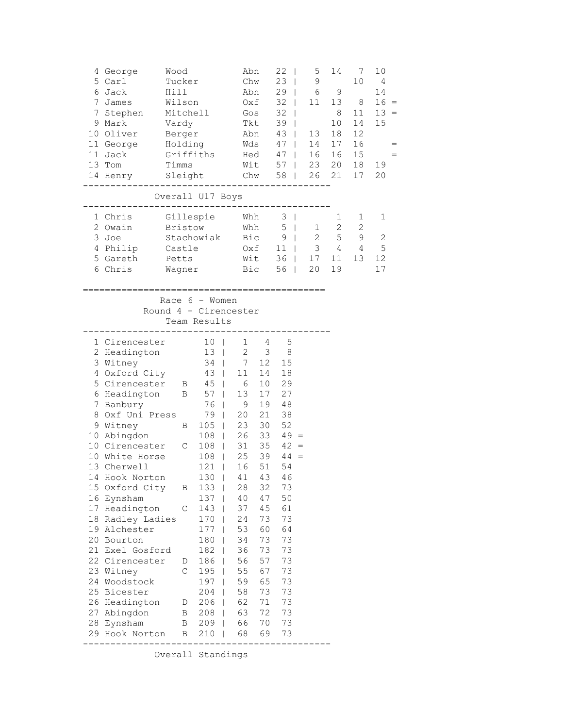| Pos | First | Last | Club | Total | R1 | R2 | R3 | R4 | |
|---|---|---|---|---|---|---|---|---|---|
| 4 | George | Wood | Abn | 22 | 5 | 14 | 7 | 10 | |
| 5 | Carl | Tucker | Chw | 23 | 9 | | 10 | 4 | |
| 6 | Jack | Hill | Abn | 29 | 6 | 9 | | 14 | |
| 7 | James | Wilson | Oxf | 32 | 11 | 13 | 8 | 16 | = |
| 7 | Stephen | Mitchell | Gos | 32 | | 8 | 11 | 13 | = |
| 9 | Mark | Vardy | Tkt | 39 | | 10 | 14 | 15 | |
| 10 | Oliver | Berger | Abn | 43 | 13 | 18 | 12 | | |
| 11 | George | Holding | Wds | 47 | 14 | 17 | 16 | | = |
| 11 | Jack | Griffiths | Hed | 47 | 16 | 16 | 15 | | = |
| 13 | Tom | Timms | Wit | 57 | 23 | 20 | 18 | 19 | |
| 14 | Henry | Sleight | Chw | 58 | 26 | 21 | 17 | 20 | |

### Overall U17 Boys

| Pos | First | Last | Club | Total | R1 | R2 | R3 | R4 |
|---|---|---|---|---|---|---|---|---|
| 1 | Chris | Gillespie | Whh | 3 | | 1 | 1 | 1 |
| 2 | Owain | Bristow | Whh | 5 | 1 | 2 | 2 | |
| 3 | Joe | Stachowiak | Bic | 9 | 2 | 5 | 9 | 2 |
| 4 | Philip | Castle | Oxf | 11 | 3 | 4 | 4 | 5 |
| 5 | Gareth | Petts | Wit | 36 | 17 | 11 | 13 | 12 |
| 6 | Chris | Wagner | Bic | 56 | 20 | 19 | | 17 |

## Race 6 - Women

### Round 4 - Cirencester

### Team Results

| Pos | Team | | Total | | | | |
|---|---|---|---|---|---|---|---|
| 1 | Cirencester | | 10 | 1 | 4 | 5 | |
| 2 | Headington | | 13 | 2 | 3 | 8 | |
| 3 | Witney | | 34 | 7 | 12 | 15 | |
| 4 | Oxford City | | 43 | 11 | 14 | 18 | |
| 5 | Cirencester | B | 45 | 6 | 10 | 29 | |
| 6 | Headington | B | 57 | 13 | 17 | 27 | |
| 7 | Banbury | | 76 | 9 | 19 | 48 | |
| 8 | Oxf Uni Press | | 79 | 20 | 21 | 38 | |
| 9 | Witney | B | 105 | 23 | 30 | 52 | |
| 10 | Abingdon | | 108 | 26 | 33 | 49 | = |
| 10 | Cirencester | C | 108 | 31 | 35 | 42 | = |
| 10 | White Horse | | 108 | 25 | 39 | 44 | = |
| 13 | Cherwell | | 121 | 16 | 51 | 54 | |
| 14 | Hook Norton | | 130 | 41 | 43 | 46 | |
| 15 | Oxford City | B | 133 | 28 | 32 | 73 | |
| 16 | Eynsham | | 137 | 40 | 47 | 50 | |
| 17 | Headington | C | 143 | 37 | 45 | 61 | |
| 18 | Radley Ladies | | 170 | 24 | 73 | 73 | |
| 19 | Alchester | | 177 | 53 | 60 | 64 | |
| 20 | Bourton | | 180 | 34 | 73 | 73 | |
| 21 | Exel Gosford | | 182 | 36 | 73 | 73 | |
| 22 | Cirencester | D | 186 | 56 | 57 | 73 | |
| 23 | Witney | C | 195 | 55 | 67 | 73 | |
| 24 | Woodstock | | 197 | 59 | 65 | 73 | |
| 25 | Bicester | | 204 | 58 | 73 | 73 | |
| 26 | Headington | D | 206 | 62 | 71 | 73 | |
| 27 | Abingdon | B | 208 | 63 | 72 | 73 | |
| 28 | Eynsham | B | 209 | 66 | 70 | 73 | |
| 29 | Hook Norton | B | 210 | 68 | 69 | 73 | |

### Overall Standings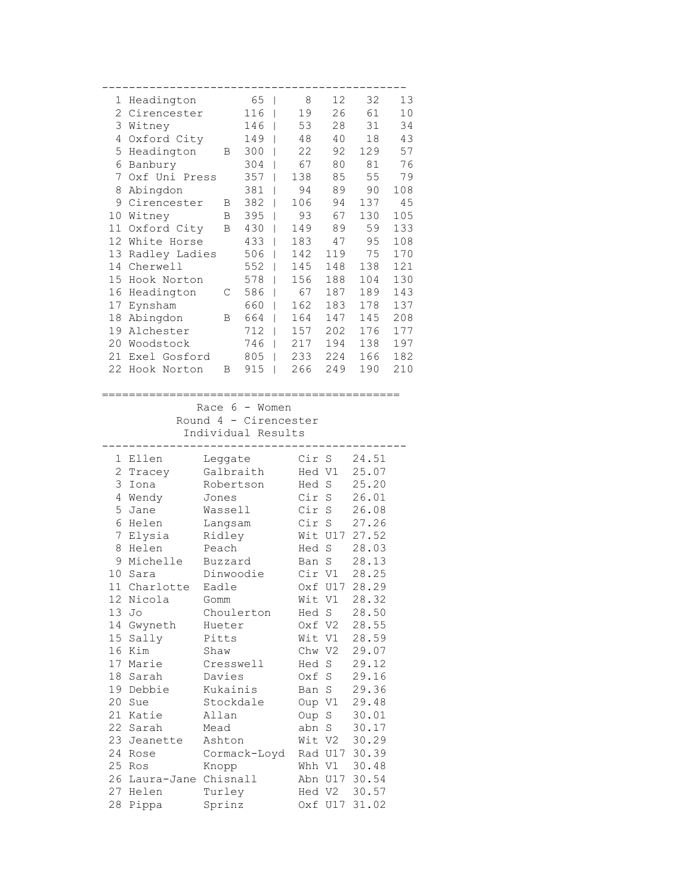| Pos | Team | | Total | | | | | |
|---|---|---|---|---|---|---|---|---|
| 1 | Headington | | 65 | \| | 8 | 12 | 32 | 13 |
| 2 | Cirencester | | 116 | \| | 19 | 26 | 61 | 10 |
| 3 | Witney | | 146 | \| | 53 | 28 | 31 | 34 |
| 4 | Oxford City | | 149 | \| | 48 | 40 | 18 | 43 |
| 5 | Headington | B | 300 | \| | 22 | 92 | 129 | 57 |
| 6 | Banbury | | 304 | \| | 67 | 80 | 81 | 76 |
| 7 | Oxf Uni Press | | 357 | \| | 138 | 85 | 55 | 79 |
| 8 | Abingdon | | 381 | \| | 94 | 89 | 90 | 108 |
| 9 | Cirencester | B | 382 | \| | 106 | 94 | 137 | 45 |
| 10 | Witney | B | 395 | \| | 93 | 67 | 130 | 105 |
| 11 | Oxford City | B | 430 | \| | 149 | 89 | 59 | 133 |
| 12 | White Horse | | 433 | \| | 183 | 47 | 95 | 108 |
| 13 | Radley Ladies | | 506 | \| | 142 | 119 | 75 | 170 |
| 14 | Cherwell | | 552 | \| | 145 | 148 | 138 | 121 |
| 15 | Hook Norton | | 578 | \| | 156 | 188 | 104 | 130 |
| 16 | Headington | C | 586 | \| | 67 | 187 | 189 | 143 |
| 17 | Eynsham | | 660 | \| | 162 | 183 | 178 | 137 |
| 18 | Abingdon | B | 664 | \| | 164 | 147 | 145 | 208 |
| 19 | Alchester | | 712 | \| | 157 | 202 | 176 | 177 |
| 20 | Woodstock | | 746 | \| | 217 | 194 | 138 | 197 |
| 21 | Exel Gosford | | 805 | \| | 233 | 224 | 166 | 182 |
| 22 | Hook Norton | B | 915 | \| | 266 | 249 | 190 | 210 |

Race 6 - Women

Round 4 - Cirencester

Individual Results

| Pos | First name | Surname | Club | Cat | Time |
|---|---|---|---|---|---|
| 1 | Ellen | Leggate | Cir | S | 24.51 |
| 2 | Tracey | Galbraith | Hed | V1 | 25.07 |
| 3 | Iona | Robertson | Hed | S | 25.20 |
| 4 | Wendy | Jones | Cir | S | 26.01 |
| 5 | Jane | Wassell | Cir | S | 26.08 |
| 6 | Helen | Langsam | Cir | S | 27.26 |
| 7 | Elysia | Ridley | Wit | U17 | 27.52 |
| 8 | Helen | Peach | Hed | S | 28.03 |
| 9 | Michelle | Buzzard | Ban | S | 28.13 |
| 10 | Sara | Dinwoodie | Cir | V1 | 28.25 |
| 11 | Charlotte | Eadle | Oxf | U17 | 28.29 |
| 12 | Nicola | Gomm | Wit | V1 | 28.32 |
| 13 | Jo | Choulerton | Hed | S | 28.50 |
| 14 | Gwyneth | Hueter | Oxf | V2 | 28.55 |
| 15 | Sally | Pitts | Wit | V1 | 28.59 |
| 16 | Kim | Shaw | Chw | V2 | 29.07 |
| 17 | Marie | Cresswell | Hed | S | 29.12 |
| 18 | Sarah | Davies | Oxf | S | 29.16 |
| 19 | Debbie | Kukainis | Ban | S | 29.36 |
| 20 | Sue | Stockdale | Oup | V1 | 29.48 |
| 21 | Katie | Allan | Oup | S | 30.01 |
| 22 | Sarah | Mead | abn | S | 30.17 |
| 23 | Jeanette | Ashton | Wit | V2 | 30.29 |
| 24 | Rose | Cormack-Loyd | Rad | U17 | 30.39 |
| 25 | Ros | Knopp | Whh | V1 | 30.48 |
| 26 | Laura-Jane | Chisnall | Abn | U17 | 30.54 |
| 27 | Helen | Turley | Hed | V2 | 30.57 |
| 28 | Pippa | Sprinz | Oxf | U17 | 31.02 |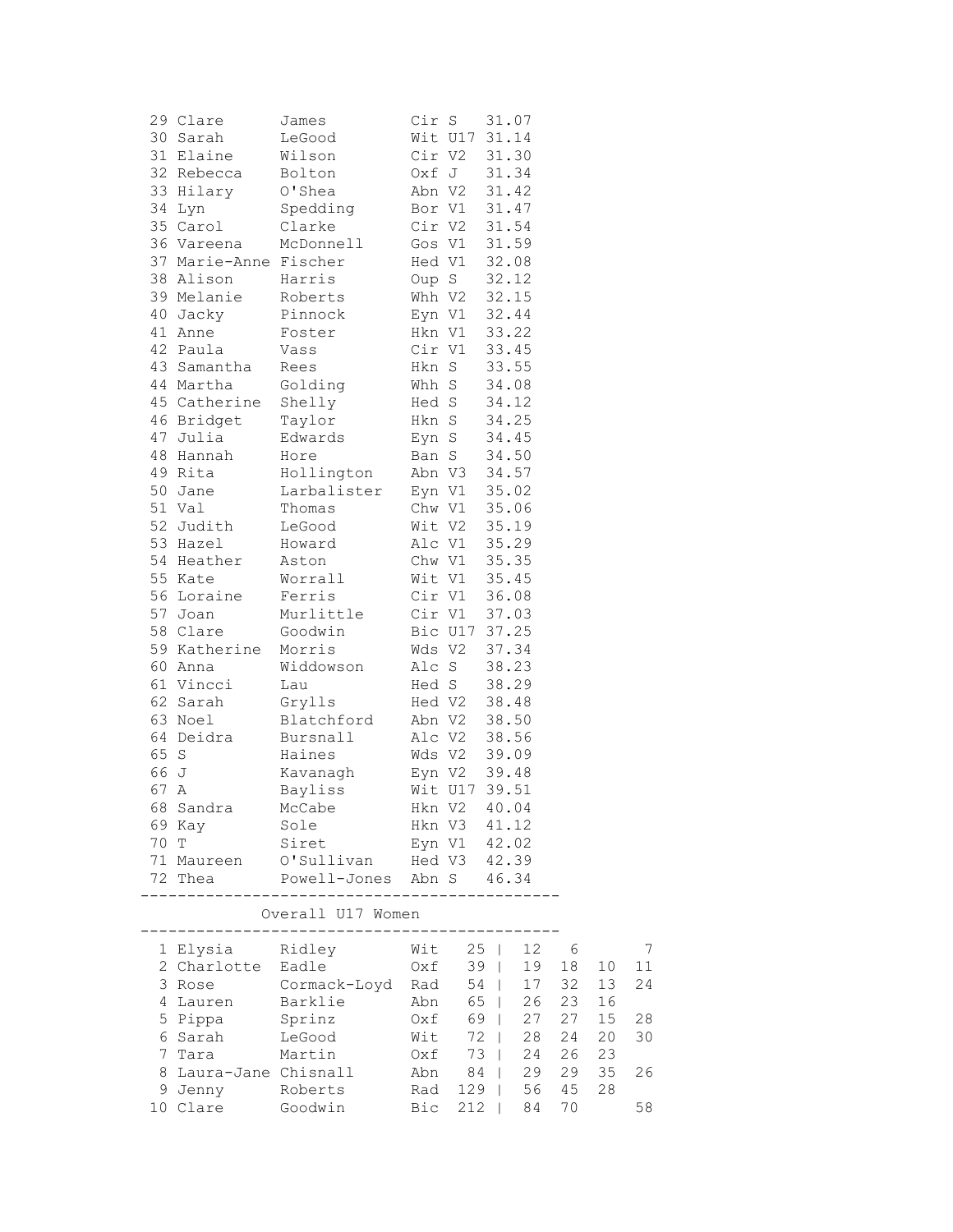| Pos | First Name | Surname | Club | Cat | Time |
|---|---|---|---|---|---|
| 29 | Clare | James | Cir | S | 31.07 |
| 30 | Sarah | LeGood | Wit | U17 | 31.14 |
| 31 | Elaine | Wilson | Cir | V2 | 31.30 |
| 32 | Rebecca | Bolton | Oxf | J | 31.34 |
| 33 | Hilary | O'Shea | Abn | V2 | 31.42 |
| 34 | Lyn | Spedding | Bor | V1 | 31.47 |
| 35 | Carol | Clarke | Cir | V2 | 31.54 |
| 36 | Vareena | McDonnell | Gos | V1 | 31.59 |
| 37 | Marie-Anne | Fischer | Hed | V1 | 32.08 |
| 38 | Alison | Harris | Oup | S | 32.12 |
| 39 | Melanie | Roberts | Whh | V2 | 32.15 |
| 40 | Jacky | Pinnock | Eyn | V1 | 32.44 |
| 41 | Anne | Foster | Hkn | V1 | 33.22 |
| 42 | Paula | Vass | Cir | V1 | 33.45 |
| 43 | Samantha | Rees | Hkn | S | 33.55 |
| 44 | Martha | Golding | Whh | S | 34.08 |
| 45 | Catherine | Shelly | Hed | S | 34.12 |
| 46 | Bridget | Taylor | Hkn | S | 34.25 |
| 47 | Julia | Edwards | Eyn | S | 34.45 |
| 48 | Hannah | Hore | Ban | S | 34.50 |
| 49 | Rita | Hollington | Abn | V3 | 34.57 |
| 50 | Jane | Larbalister | Eyn | V1 | 35.02 |
| 51 | Val | Thomas | Chw | V1 | 35.06 |
| 52 | Judith | LeGood | Wit | V2 | 35.19 |
| 53 | Hazel | Howard | Alc | V1 | 35.29 |
| 54 | Heather | Aston | Chw | V1 | 35.35 |
| 55 | Kate | Worrall | Wit | V1 | 35.45 |
| 56 | Loraine | Ferris | Cir | V1 | 36.08 |
| 57 | Joan | Murlittle | Cir | V1 | 37.03 |
| 58 | Clare | Goodwin | Bic | U17 | 37.25 |
| 59 | Katherine | Morris | Wds | V2 | 37.34 |
| 60 | Anna | Widdowson | Alc | S | 38.23 |
| 61 | Vincci | Lau | Hed | S | 38.29 |
| 62 | Sarah | Grylls | Hed | V2 | 38.48 |
| 63 | Noel | Blatchford | Abn | V2 | 38.50 |
| 64 | Deidra | Bursnall | Alc | V2 | 38.56 |
| 65 | S | Haines | Wds | V2 | 39.09 |
| 66 | J | Kavanagh | Eyn | V2 | 39.48 |
| 67 | A | Bayliss | Wit | U17 | 39.51 |
| 68 | Sandra | McCabe | Hkn | V2 | 40.04 |
| 69 | Kay | Sole | Hkn | V3 | 41.12 |
| 70 | T | Siret | Eyn | V1 | 42.02 |
| 71 | Maureen | O'Sullivan | Hed | V3 | 42.39 |
| 72 | Thea | Powell-Jones | Abn | S | 46.34 |

## Overall U17 Women

| Pos | First Name | Surname | Club | Total | | | | |
|---|---|---|---|---|---|---|---|---|
| 1 | Elysia | Ridley | Wit | 25 | 12 | 6 | | 7 |
| 2 | Charlotte | Eadle | Oxf | 39 | 19 | 18 | 10 | 11 |
| 3 | Rose | Cormack-Loyd | Rad | 54 | 17 | 32 | 13 | 24 |
| 4 | Lauren | Barklie | Abn | 65 | 26 | 23 | 16 | |
| 5 | Pippa | Sprinz | Oxf | 69 | 27 | 27 | 15 | 28 |
| 6 | Sarah | LeGood | Wit | 72 | 28 | 24 | 20 | 30 |
| 7 | Tara | Martin | Oxf | 73 | 24 | 26 | 23 | |
| 8 | Laura-Jane | Chisnall | Abn | 84 | 29 | 29 | 35 | 26 |
| 9 | Jenny | Roberts | Rad | 129 | 56 | 45 | 28 | |
| 10 | Clare | Goodwin | Bic | 212 | 84 | 70 | | 58 |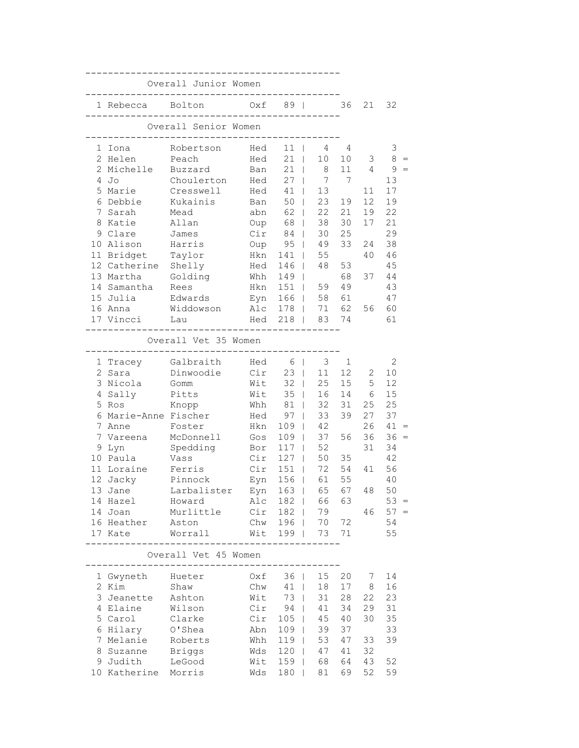## Overall Junior Women

| | | | | | | | | | |
|---|---|---|---|---|---|---|---|---|---|
| 1 | Rebecca | Bolton | Oxf | 89 | | 36 | 21 | 32 | |

## Overall Senior Women

| | | | | | | | | | |
|---|---|---|---|---|---|---|---|---|---|
| 1 | Iona | Robertson | Hed | 11 | 4 | 4 | | 3 | |
| 2 | Helen | Peach | Hed | 21 | 10 | 10 | 3 | 8 | = |
| 2 | Michelle | Buzzard | Ban | 21 | 8 | 11 | 4 | 9 | = |
| 4 | Jo | Choulerton | Hed | 27 | 7 | 7 | | 13 | |
| 5 | Marie | Cresswell | Hed | 41 | 13 | | 11 | 17 | |
| 6 | Debbie | Kukainis | Ban | 50 | 23 | 19 | 12 | 19 | |
| 7 | Sarah | Mead | abn | 62 | 22 | 21 | 19 | 22 | |
| 8 | Katie | Allan | Oup | 68 | 38 | 30 | 17 | 21 | |
| 9 | Clare | James | Cir | 84 | 30 | 25 | | 29 | |
| 10 | Alison | Harris | Oup | 95 | 49 | 33 | 24 | 38 | |
| 11 | Bridget | Taylor | Hkn | 141 | 55 | | 40 | 46 | |
| 12 | Catherine | Shelly | Hed | 146 | 48 | 53 | | 45 | |
| 13 | Martha | Golding | Whh | 149 | | 68 | 37 | 44 | |
| 14 | Samantha | Rees | Hkn | 151 | 59 | 49 | | 43 | |
| 15 | Julia | Edwards | Eyn | 166 | 58 | 61 | | 47 | |
| 16 | Anna | Widdowson | Alc | 178 | 71 | 62 | 56 | 60 | |
| 17 | Vincci | Lau | Hed | 218 | 83 | 74 | | 61 | |

## Overall Vet 35 Women

| | | | | | | | | | |
|---|---|---|---|---|---|---|---|---|---|
| 1 | Tracey | Galbraith | Hed | 6 | 3 | 1 | | 2 | |
| 2 | Sara | Dinwoodie | Cir | 23 | 11 | 12 | 2 | 10 | |
| 3 | Nicola | Gomm | Wit | 32 | 25 | 15 | 5 | 12 | |
| 4 | Sally | Pitts | Wit | 35 | 16 | 14 | 6 | 15 | |
| 5 | Ros | Knopp | Whh | 81 | 32 | 31 | 25 | 25 | |
| 6 | Marie-Anne | Fischer | Hed | 97 | 33 | 39 | 27 | 37 | |
| 7 | Anne | Foster | Hkn | 109 | 42 | | 26 | 41 | = |
| 7 | Vareena | McDonnell | Gos | 109 | 37 | 56 | 36 | 36 | = |
| 9 | Lyn | Spedding | Bor | 117 | 52 | | 31 | 34 | |
| 10 | Paula | Vass | Cir | 127 | 50 | 35 | | 42 | |
| 11 | Loraine | Ferris | Cir | 151 | 72 | 54 | 41 | 56 | |
| 12 | Jacky | Pinnock | Eyn | 156 | 61 | 55 | | 40 | |
| 13 | Jane | Larbalister | Eyn | 163 | 65 | 67 | 48 | 50 | |
| 14 | Hazel | Howard | Alc | 182 | 66 | 63 | | 53 | = |
| 14 | Joan | Murlittle | Cir | 182 | 79 | | 46 | 57 | = |
| 16 | Heather | Aston | Chw | 196 | 70 | 72 | | 54 | |
| 17 | Kate | Worrall | Wit | 199 | 73 | 71 | | 55 | |

## Overall Vet 45 Women

| | | | | | | | | | |
|---|---|---|---|---|---|---|---|---|---|
| 1 | Gwyneth | Hueter | Oxf | 36 | 15 | 20 | 7 | 14 | |
| 2 | Kim | Shaw | Chw | 41 | 18 | 17 | 8 | 16 | |
| 3 | Jeanette | Ashton | Wit | 73 | 31 | 28 | 22 | 23 | |
| 4 | Elaine | Wilson | Cir | 94 | 41 | 34 | 29 | 31 | |
| 5 | Carol | Clarke | Cir | 105 | 45 | 40 | 30 | 35 | |
| 6 | Hilary | O'Shea | Abn | 109 | 39 | 37 | | 33 | |
| 7 | Melanie | Roberts | Whh | 119 | 53 | 47 | 33 | 39 | |
| 8 | Suzanne | Briggs | Wds | 120 | 47 | 41 | 32 | | |
| 9 | Judith | LeGood | Wit | 159 | 68 | 64 | 43 | 52 | |
| 10 | Katherine | Morris | Wds | 180 | 81 | 69 | 52 | 59 | |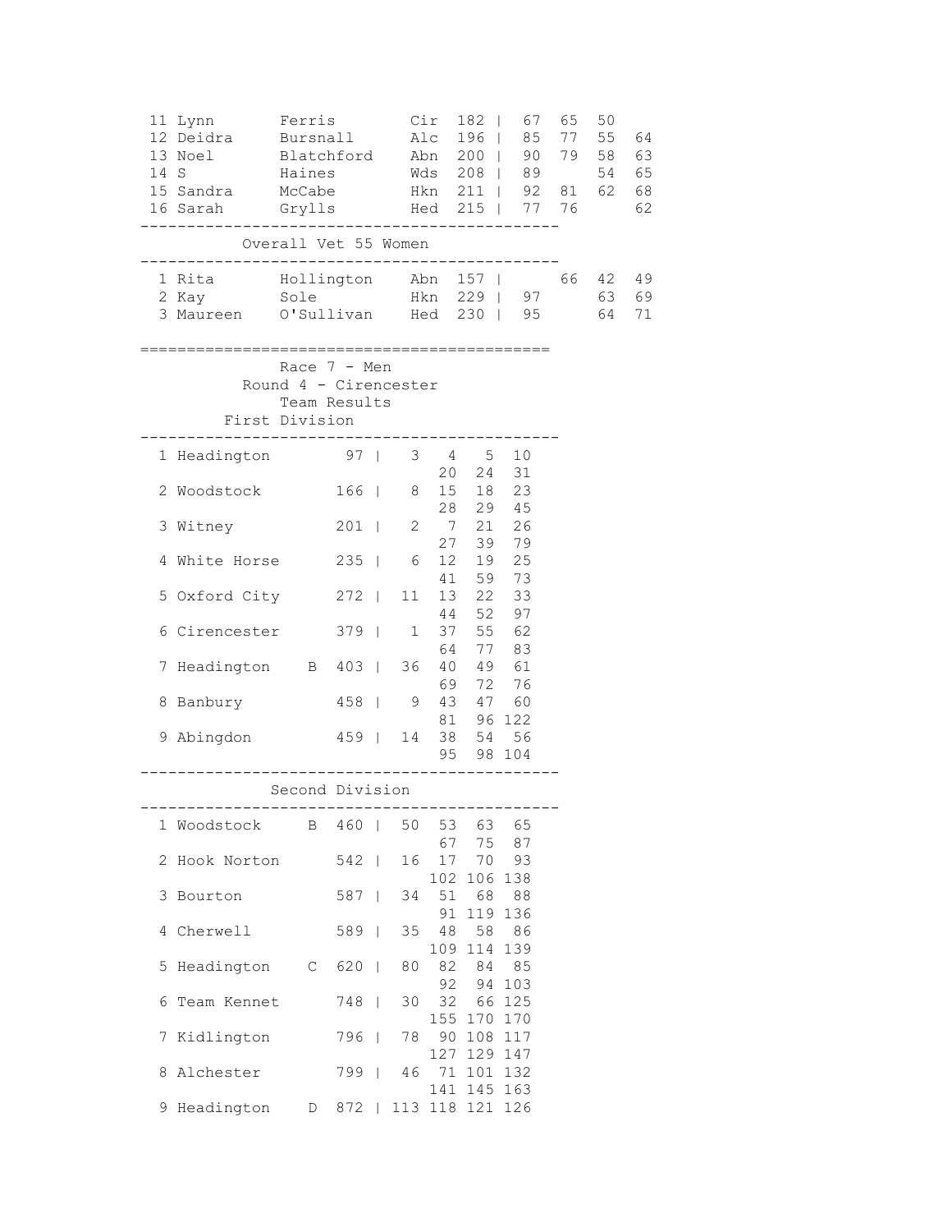| Pos | First Name | Surname | Club | Total | | | | |
|---|---|---|---|---|---|---|---|---|
| 11 | Lynn | Ferris | Cir | 182 | 67 | 65 | 50 | |
| 12 | Deidra | Bursnall | Alc | 196 | 85 | 77 | 55 | 64 |
| 13 | Noel | Blatchford | Abn | 200 | 90 | 79 | 58 | 63 |
| 14 | S | Haines | Wds | 208 | 89 | | 54 | 65 |
| 15 | Sandra | McCabe | Hkn | 211 | 92 | 81 | 62 | 68 |
| 16 | Sarah | Grylls | Hed | 215 | 77 | 76 | | 62 |

## Overall Vet 55 Women

| Pos | First Name | Surname | Club | Total | | | | |
|---|---|---|---|---|---|---|---|---|
| 1 | Rita | Hollington | Abn | 157 | | 66 | 42 | 49 |
| 2 | Kay | Sole | Hkn | 229 | 97 | | 63 | 69 |
| 3 | Maureen | O'Sullivan | Hed | 230 | 95 | | 64 | 71 |

# Race 7 - Men

## Round 4 - Cirencester

### Team Results

### First Division

| Pos | Team | Points | Positions |
|---|---|---|---|
| 1 | Headington | 97 | 3 4 5 10 20 24 31 |
| 2 | Woodstock | 166 | 8 15 18 23 28 29 45 |
| 3 | Witney | 201 | 2 7 21 26 27 39 79 |
| 4 | White Horse | 235 | 6 12 19 25 41 59 73 |
| 5 | Oxford City | 272 | 11 13 22 33 44 52 97 |
| 6 | Cirencester | 379 | 1 37 55 62 64 77 83 |
| 7 | Headington B | 403 | 36 40 49 61 69 72 76 |
| 8 | Banbury | 458 | 9 43 47 60 81 96 122 |
| 9 | Abingdon | 459 | 14 38 54 56 95 98 104 |

### Second Division

| Pos | Team | Points | Positions |
|---|---|---|---|
| 1 | Woodstock B | 460 | 50 53 63 65 67 75 87 |
| 2 | Hook Norton | 542 | 16 17 70 93 102 106 138 |
| 3 | Bourton | 587 | 34 51 68 88 91 119 136 |
| 4 | Cherwell | 589 | 35 48 58 86 109 114 139 |
| 5 | Headington C | 620 | 80 82 84 85 92 94 103 |
| 6 | Team Kennet | 748 | 30 32 66 125 155 170 170 |
| 7 | Kidlington | 796 | 78 90 108 117 127 129 147 |
| 8 | Alchester | 799 | 46 71 101 132 141 145 163 |
| 9 | Headington D | 872 | 113 118 121 126 |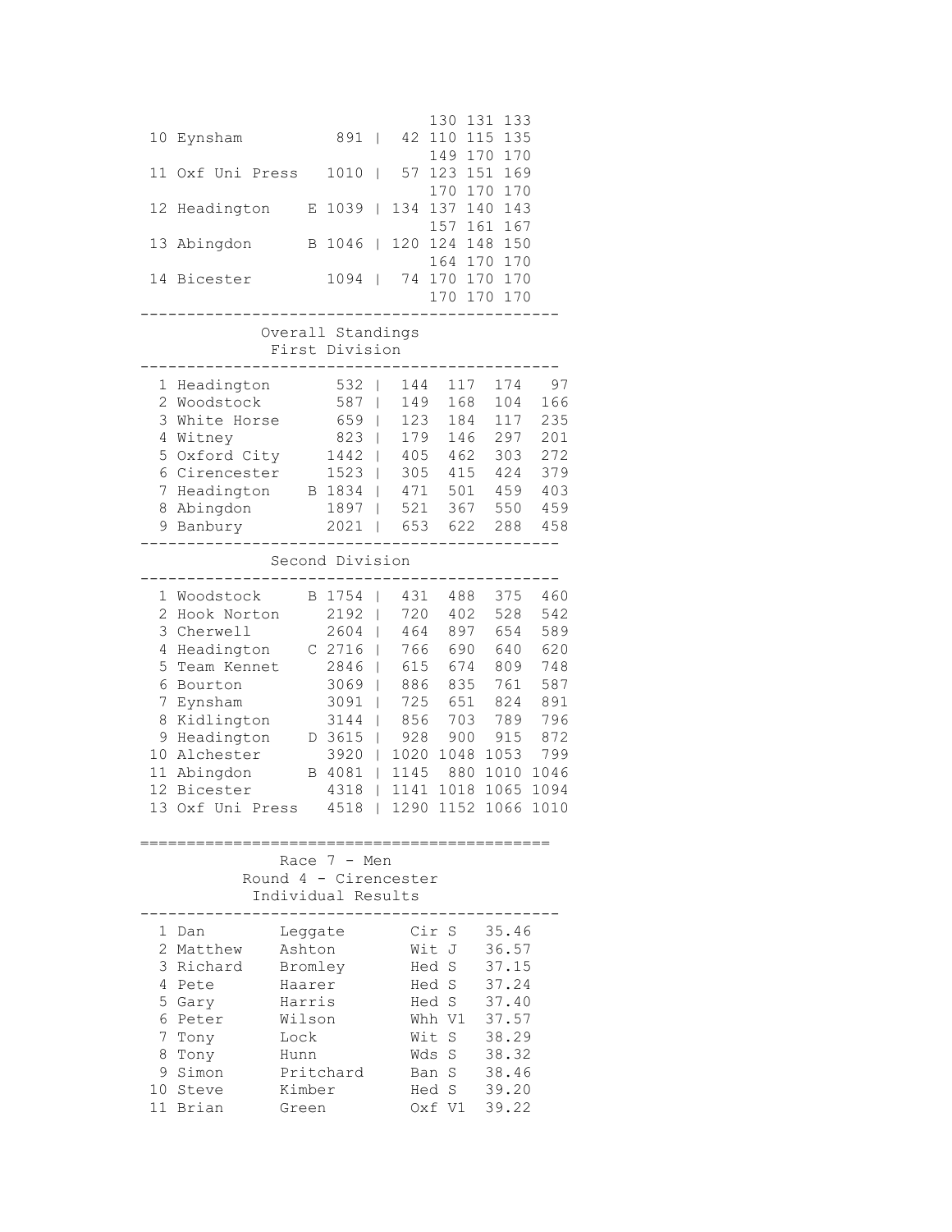| | | | | | | | |
|---|---|---|---|---|---|---|---|
| | | | | | 130 | 131 | 133 |
| 10 | Eynsham | | 891 | 42 | 110 | 115 | 135 |
| | | | | | 149 | 170 | 170 |
| 11 | Oxf Uni Press | | 1010 | 57 | 123 | 151 | 169 |
| | | | | | 170 | 170 | 170 |
| 12 | Headington | E | 1039 | 134 | 137 | 140 | 143 |
| | | | | | 157 | 161 | 167 |
| 13 | Abingdon | B | 1046 | 120 | 124 | 148 | 150 |
| | | | | | 164 | 170 | 170 |
| 14 | Bicester | | 1094 | 74 | 170 | 170 | 170 |
| | | | | | 170 | 170 | 170 |

## Overall Standings

### First Division

| | | | | | | | |
|---|---|---|---|---|---|---|---|
| 1 | Headington | | 532 | 144 | 117 | 174 | 97 |
| 2 | Woodstock | | 587 | 149 | 168 | 104 | 166 |
| 3 | White Horse | | 659 | 123 | 184 | 117 | 235 |
| 4 | Witney | | 823 | 179 | 146 | 297 | 201 |
| 5 | Oxford City | | 1442 | 405 | 462 | 303 | 272 |
| 6 | Cirencester | | 1523 | 305 | 415 | 424 | 379 |
| 7 | Headington | B | 1834 | 471 | 501 | 459 | 403 |
| 8 | Abingdon | | 1897 | 521 | 367 | 550 | 459 |
| 9 | Banbury | | 2021 | 653 | 622 | 288 | 458 |

### Second Division

| | | | | | | | |
|---|---|---|---|---|---|---|---|
| 1 | Woodstock | B | 1754 | 431 | 488 | 375 | 460 |
| 2 | Hook Norton | | 2192 | 720 | 402 | 528 | 542 |
| 3 | Cherwell | | 2604 | 464 | 897 | 654 | 589 |
| 4 | Headington | C | 2716 | 766 | 690 | 640 | 620 |
| 5 | Team Kennet | | 2846 | 615 | 674 | 809 | 748 |
| 6 | Bourton | | 3069 | 886 | 835 | 761 | 587 |
| 7 | Eynsham | | 3091 | 725 | 651 | 824 | 891 |
| 8 | Kidlington | | 3144 | 856 | 703 | 789 | 796 |
| 9 | Headington | D | 3615 | 928 | 900 | 915 | 872 |
| 10 | Alchester | | 3920 | 1020 | 1048 | 1053 | 799 |
| 11 | Abingdon | B | 4081 | 1145 | 880 | 1010 | 1046 |
| 12 | Bicester | | 4318 | 1141 | 1018 | 1065 | 1094 |
| 13 | Oxf Uni Press | | 4518 | 1290 | 1152 | 1066 | 1010 |

## Race 7 - Men
### Round 4 - Cirencester
### Individual Results

| | | | | | |
|---|---|---|---|---|---|
| 1 | Dan | Leggate | Cir | S | 35.46 |
| 2 | Matthew | Ashton | Wit | J | 36.57 |
| 3 | Richard | Bromley | Hed | S | 37.15 |
| 4 | Pete | Haarer | Hed | S | 37.24 |
| 5 | Gary | Harris | Hed | S | 37.40 |
| 6 | Peter | Wilson | Whh | V1 | 37.57 |
| 7 | Tony | Lock | Wit | S | 38.29 |
| 8 | Tony | Hunn | Wds | S | 38.32 |
| 9 | Simon | Pritchard | Ban | S | 38.46 |
| 10 | Steve | Kimber | Hed | S | 39.20 |
| 11 | Brian | Green | Oxf | V1 | 39.22 |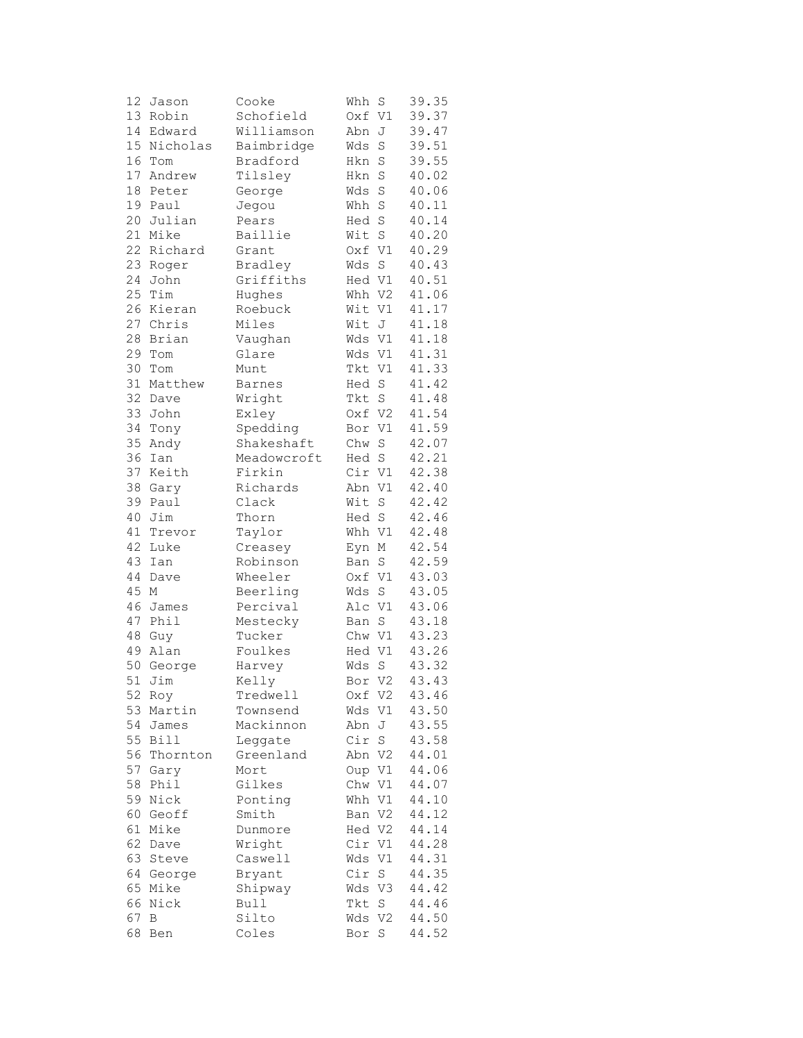| | | | | | |
|---|---|---|---|---|---|
| 12 | Jason | Cooke | Whh | S | 39.35 |
| 13 | Robin | Schofield | Oxf | V1 | 39.37 |
| 14 | Edward | Williamson | Abn | J | 39.47 |
| 15 | Nicholas | Baimbridge | Wds | S | 39.51 |
| 16 | Tom | Bradford | Hkn | S | 39.55 |
| 17 | Andrew | Tilsley | Hkn | S | 40.02 |
| 18 | Peter | George | Wds | S | 40.06 |
| 19 | Paul | Jegou | Whh | S | 40.11 |
| 20 | Julian | Pears | Hed | S | 40.14 |
| 21 | Mike | Baillie | Wit | S | 40.20 |
| 22 | Richard | Grant | Oxf | V1 | 40.29 |
| 23 | Roger | Bradley | Wds | S | 40.43 |
| 24 | John | Griffiths | Hed | V1 | 40.51 |
| 25 | Tim | Hughes | Whh | V2 | 41.06 |
| 26 | Kieran | Roebuck | Wit | V1 | 41.17 |
| 27 | Chris | Miles | Wit | J | 41.18 |
| 28 | Brian | Vaughan | Wds | V1 | 41.18 |
| 29 | Tom | Glare | Wds | V1 | 41.31 |
| 30 | Tom | Munt | Tkt | V1 | 41.33 |
| 31 | Matthew | Barnes | Hed | S | 41.42 |
| 32 | Dave | Wright | Tkt | S | 41.48 |
| 33 | John | Exley | Oxf | V2 | 41.54 |
| 34 | Tony | Spedding | Bor | V1 | 41.59 |
| 35 | Andy | Shakeshaft | Chw | S | 42.07 |
| 36 | Ian | Meadowcroft | Hed | S | 42.21 |
| 37 | Keith | Firkin | Cir | V1 | 42.38 |
| 38 | Gary | Richards | Abn | V1 | 42.40 |
| 39 | Paul | Clack | Wit | S | 42.42 |
| 40 | Jim | Thorn | Hed | S | 42.46 |
| 41 | Trevor | Taylor | Whh | V1 | 42.48 |
| 42 | Luke | Creasey | Eyn | M | 42.54 |
| 43 | Ian | Robinson | Ban | S | 42.59 |
| 44 | Dave | Wheeler | Oxf | V1 | 43.03 |
| 45 | M | Beerling | Wds | S | 43.05 |
| 46 | James | Percival | Alc | V1 | 43.06 |
| 47 | Phil | Mestecky | Ban | S | 43.18 |
| 48 | Guy | Tucker | Chw | V1 | 43.23 |
| 49 | Alan | Foulkes | Hed | V1 | 43.26 |
| 50 | George | Harvey | Wds | S | 43.32 |
| 51 | Jim | Kelly | Bor | V2 | 43.43 |
| 52 | Roy | Tredwell | Oxf | V2 | 43.46 |
| 53 | Martin | Townsend | Wds | V1 | 43.50 |
| 54 | James | Mackinnon | Abn | J | 43.55 |
| 55 | Bill | Leggate | Cir | S | 43.58 |
| 56 | Thornton | Greenland | Abn | V2 | 44.01 |
| 57 | Gary | Mort | Oup | V1 | 44.06 |
| 58 | Phil | Gilkes | Chw | V1 | 44.07 |
| 59 | Nick | Ponting | Whh | V1 | 44.10 |
| 60 | Geoff | Smith | Ban | V2 | 44.12 |
| 61 | Mike | Dunmore | Hed | V2 | 44.14 |
| 62 | Dave | Wright | Cir | V1 | 44.28 |
| 63 | Steve | Caswell | Wds | V1 | 44.31 |
| 64 | George | Bryant | Cir | S | 44.35 |
| 65 | Mike | Shipway | Wds | V3 | 44.42 |
| 66 | Nick | Bull | Tkt | S | 44.46 |
| 67 | B | Silto | Wds | V2 | 44.50 |
| 68 | Ben | Coles | Bor | S | 44.52 |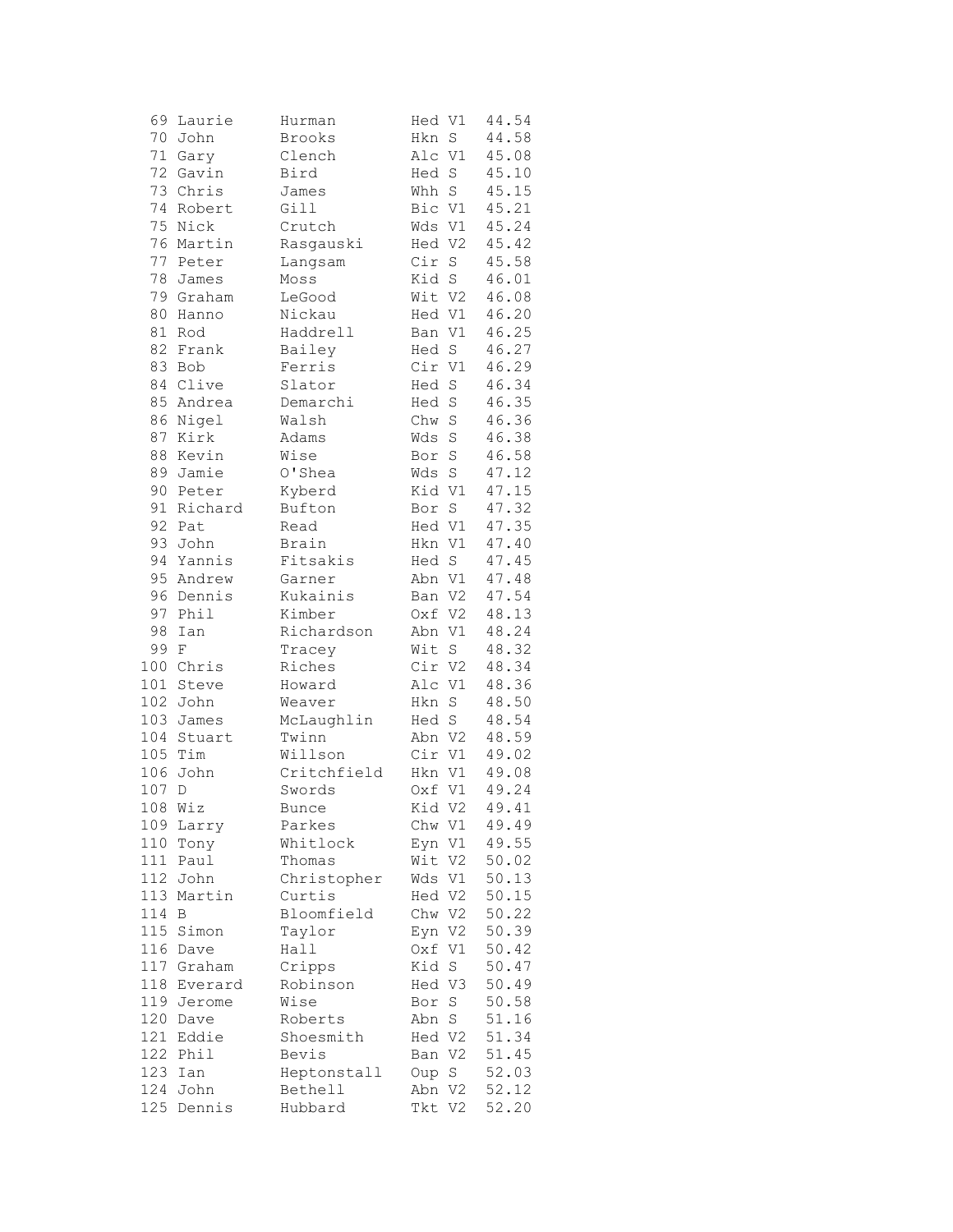| | | | | | |
|---|---|---|---|---|---|
| 69 | Laurie | Hurman | Hed | V1 | 44.54 |
| 70 | John | Brooks | Hkn | S | 44.58 |
| 71 | Gary | Clench | Alc | V1 | 45.08 |
| 72 | Gavin | Bird | Hed | S | 45.10 |
| 73 | Chris | James | Whh | S | 45.15 |
| 74 | Robert | Gill | Bic | V1 | 45.21 |
| 75 | Nick | Crutch | Wds | V1 | 45.24 |
| 76 | Martin | Rasgauski | Hed | V2 | 45.42 |
| 77 | Peter | Langsam | Cir | S | 45.58 |
| 78 | James | Moss | Kid | S | 46.01 |
| 79 | Graham | LeGood | Wit | V2 | 46.08 |
| 80 | Hanno | Nickau | Hed | V1 | 46.20 |
| 81 | Rod | Haddrell | Ban | V1 | 46.25 |
| 82 | Frank | Bailey | Hed | S | 46.27 |
| 83 | Bob | Ferris | Cir | V1 | 46.29 |
| 84 | Clive | Slator | Hed | S | 46.34 |
| 85 | Andrea | Demarchi | Hed | S | 46.35 |
| 86 | Nigel | Walsh | Chw | S | 46.36 |
| 87 | Kirk | Adams | Wds | S | 46.38 |
| 88 | Kevin | Wise | Bor | S | 46.58 |
| 89 | Jamie | O'Shea | Wds | S | 47.12 |
| 90 | Peter | Kyberd | Kid | V1 | 47.15 |
| 91 | Richard | Bufton | Bor | S | 47.32 |
| 92 | Pat | Read | Hed | V1 | 47.35 |
| 93 | John | Brain | Hkn | V1 | 47.40 |
| 94 | Yannis | Fitsakis | Hed | S | 47.45 |
| 95 | Andrew | Garner | Abn | V1 | 47.48 |
| 96 | Dennis | Kukainis | Ban | V2 | 47.54 |
| 97 | Phil | Kimber | Oxf | V2 | 48.13 |
| 98 | Ian | Richardson | Abn | V1 | 48.24 |
| 99 | F | Tracey | Wit | S | 48.32 |
| 100 | Chris | Riches | Cir | V2 | 48.34 |
| 101 | Steve | Howard | Alc | V1 | 48.36 |
| 102 | John | Weaver | Hkn | S | 48.50 |
| 103 | James | McLaughlin | Hed | S | 48.54 |
| 104 | Stuart | Twinn | Abn | V2 | 48.59 |
| 105 | Tim | Willson | Cir | V1 | 49.02 |
| 106 | John | Critchfield | Hkn | V1 | 49.08 |
| 107 | D | Swords | Oxf | V1 | 49.24 |
| 108 | Wiz | Bunce | Kid | V2 | 49.41 |
| 109 | Larry | Parkes | Chw | V1 | 49.49 |
| 110 | Tony | Whitlock | Eyn | V1 | 49.55 |
| 111 | Paul | Thomas | Wit | V2 | 50.02 |
| 112 | John | Christopher | Wds | V1 | 50.13 |
| 113 | Martin | Curtis | Hed | V2 | 50.15 |
| 114 | B | Bloomfield | Chw | V2 | 50.22 |
| 115 | Simon | Taylor | Eyn | V2 | 50.39 |
| 116 | Dave | Hall | Oxf | V1 | 50.42 |
| 117 | Graham | Cripps | Kid | S | 50.47 |
| 118 | Everard | Robinson | Hed | V3 | 50.49 |
| 119 | Jerome | Wise | Bor | S | 50.58 |
| 120 | Dave | Roberts | Abn | S | 51.16 |
| 121 | Eddie | Shoesmith | Hed | V2 | 51.34 |
| 122 | Phil | Bevis | Ban | V2 | 51.45 |
| 123 | Ian | Heptonstall | Oup | S | 52.03 |
| 124 | John | Bethell | Abn | V2 | 52.12 |
| 125 | Dennis | Hubbard | Tkt | V2 | 52.20 |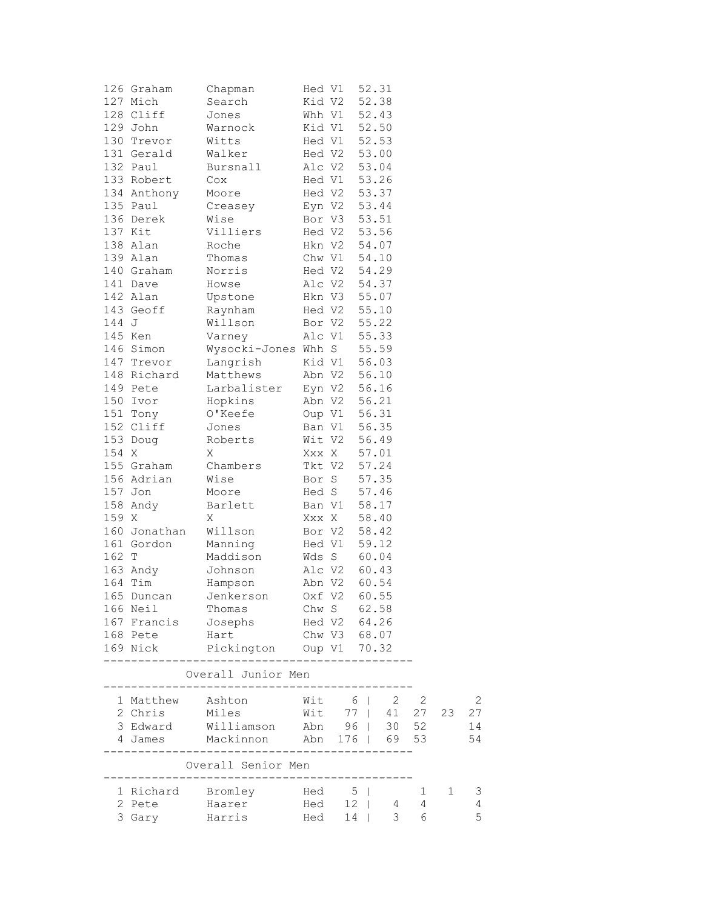| Pos | First | Last | Club | Cat | Time |
|---|---|---|---|---|---|
| 126 | Graham | Chapman | Hed | V1 | 52.31 |
| 127 | Mich | Search | Kid | V2 | 52.38 |
| 128 | Cliff | Jones | Whh | V1 | 52.43 |
| 129 | John | Warnock | Kid | V1 | 52.50 |
| 130 | Trevor | Witts | Hed | V1 | 52.53 |
| 131 | Gerald | Walker | Hed | V2 | 53.00 |
| 132 | Paul | Bursnall | Alc | V2 | 53.04 |
| 133 | Robert | Cox | Hed | V1 | 53.26 |
| 134 | Anthony | Moore | Hed | V2 | 53.37 |
| 135 | Paul | Creasey | Eyn | V2 | 53.44 |
| 136 | Derek | Wise | Bor | V3 | 53.51 |
| 137 | Kit | Villiers | Hed | V2 | 53.56 |
| 138 | Alan | Roche | Hkn | V2 | 54.07 |
| 139 | Alan | Thomas | Chw | V1 | 54.10 |
| 140 | Graham | Norris | Hed | V2 | 54.29 |
| 141 | Dave | Howse | Alc | V2 | 54.37 |
| 142 | Alan | Upstone | Hkn | V3 | 55.07 |
| 143 | Geoff | Raynham | Hed | V2 | 55.10 |
| 144 | J | Willson | Bor | V2 | 55.22 |
| 145 | Ken | Varney | Alc | V1 | 55.33 |
| 146 | Simon | Wysocki-Jones | Whh | S | 55.59 |
| 147 | Trevor | Langrish | Kid | V1 | 56.03 |
| 148 | Richard | Matthews | Abn | V2 | 56.10 |
| 149 | Pete | Larbalister | Eyn | V2 | 56.16 |
| 150 | Ivor | Hopkins | Abn | V2 | 56.21 |
| 151 | Tony | O'Keefe | Oup | V1 | 56.31 |
| 152 | Cliff | Jones | Ban | V1 | 56.35 |
| 153 | Doug | Roberts | Wit | V2 | 56.49 |
| 154 | X | X | Xxx | X | 57.01 |
| 155 | Graham | Chambers | Tkt | V2 | 57.24 |
| 156 | Adrian | Wise | Bor | S | 57.35 |
| 157 | Jon | Moore | Hed | S | 57.46 |
| 158 | Andy | Barlett | Ban | V1 | 58.17 |
| 159 | X | X | Xxx | X | 58.40 |
| 160 | Jonathan | Willson | Bor | V2 | 58.42 |
| 161 | Gordon | Manning | Hed | V1 | 59.12 |
| 162 | T | Maddison | Wds | S | 60.04 |
| 163 | Andy | Johnson | Alc | V2 | 60.43 |
| 164 | Tim | Hampson | Abn | V2 | 60.54 |
| 165 | Duncan | Jenkerson | Oxf | V2 | 60.55 |
| 166 | Neil | Thomas | Chw | S | 62.58 |
| 167 | Francis | Josephs | Hed | V2 | 64.26 |
| 168 | Pete | Hart | Chw | V3 | 68.07 |
| 169 | Nick | Pickington | Oup | V1 | 70.32 |

## Overall Junior Men

| Pos | First | Last | Club | Total | | | | |
|---|---|---|---|---|---|---|---|---|
| 1 | Matthew | Ashton | Wit | 6 | 2 | 2 | | 2 |
| 2 | Chris | Miles | Wit | 77 | 41 | 27 | 23 | 27 |
| 3 | Edward | Williamson | Abn | 96 | 30 | 52 | | 14 |
| 4 | James | Mackinnon | Abn | 176 | 69 | 53 | | 54 |

## Overall Senior Men

| Pos | First | Last | Club | Total | | | | |
|---|---|---|---|---|---|---|---|---|
| 1 | Richard | Bromley | Hed | 5 | | 1 | 1 | 3 |
| 2 | Pete | Haarer | Hed | 12 | 4 | 4 | | 4 |
| 3 | Gary | Harris | Hed | 14 | 3 | 6 | | 5 |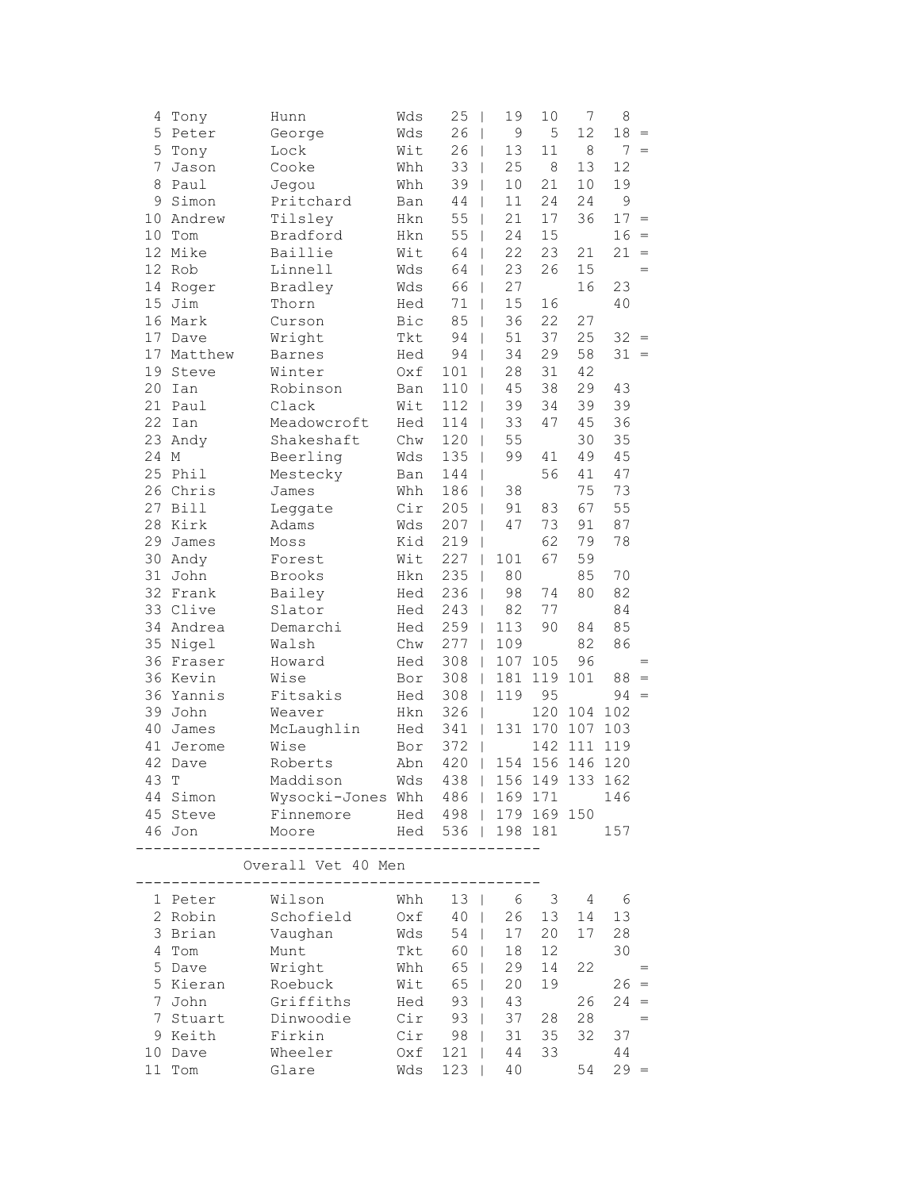| | | | | | | | | | |
|---|---|---|---|---|---|---|---|---|---|
| 4 | Tony | Hunn | Wds | 25 | 19 | 10 | 7 | 8 | |
| 5 | Peter | George | Wds | 26 | 9 | 5 | 12 | 18 | = |
| 5 | Tony | Lock | Wit | 26 | 13 | 11 | 8 | 7 | = |
| 7 | Jason | Cooke | Whh | 33 | 25 | 8 | 13 | 12 | |
| 8 | Paul | Jegou | Whh | 39 | 10 | 21 | 10 | 19 | |
| 9 | Simon | Pritchard | Ban | 44 | 11 | 24 | 24 | 9 | |
| 10 | Andrew | Tilsley | Hkn | 55 | 21 | 17 | 36 | 17 | = |
| 10 | Tom | Bradford | Hkn | 55 | 24 | 15 | | 16 | = |
| 12 | Mike | Baillie | Wit | 64 | 22 | 23 | 21 | 21 | = |
| 12 | Rob | Linnell | Wds | 64 | 23 | 26 | 15 | | = |
| 14 | Roger | Bradley | Wds | 66 | 27 | | 16 | 23 | |
| 15 | Jim | Thorn | Hed | 71 | 15 | 16 | | 40 | |
| 16 | Mark | Curson | Bic | 85 | 36 | 22 | 27 | | |
| 17 | Dave | Wright | Tkt | 94 | 51 | 37 | 25 | 32 | = |
| 17 | Matthew | Barnes | Hed | 94 | 34 | 29 | 58 | 31 | = |
| 19 | Steve | Winter | Oxf | 101 | 28 | 31 | 42 | | |
| 20 | Ian | Robinson | Ban | 110 | 45 | 38 | 29 | 43 | |
| 21 | Paul | Clack | Wit | 112 | 39 | 34 | 39 | 39 | |
| 22 | Ian | Meadowcroft | Hed | 114 | 33 | 47 | 45 | 36 | |
| 23 | Andy | Shakeshaft | Chw | 120 | 55 | | 30 | 35 | |
| 24 | M | Beerling | Wds | 135 | 99 | 41 | 49 | 45 | |
| 25 | Phil | Mestecky | Ban | 144 | | 56 | 41 | 47 | |
| 26 | Chris | James | Whh | 186 | 38 | | 75 | 73 | |
| 27 | Bill | Leggate | Cir | 205 | 91 | 83 | 67 | 55 | |
| 28 | Kirk | Adams | Wds | 207 | 47 | 73 | 91 | 87 | |
| 29 | James | Moss | Kid | 219 | | 62 | 79 | 78 | |
| 30 | Andy | Forest | Wit | 227 | 101 | 67 | 59 | | |
| 31 | John | Brooks | Hkn | 235 | 80 | | 85 | 70 | |
| 32 | Frank | Bailey | Hed | 236 | 98 | 74 | 80 | 82 | |
| 33 | Clive | Slator | Hed | 243 | 82 | 77 | | 84 | |
| 34 | Andrea | Demarchi | Hed | 259 | 113 | 90 | 84 | 85 | |
| 35 | Nigel | Walsh | Chw | 277 | 109 | | 82 | 86 | |
| 36 | Fraser | Howard | Hed | 308 | 107 | 105 | 96 | | = |
| 36 | Kevin | Wise | Bor | 308 | 181 | 119 | 101 | 88 | = |
| 36 | Yannis | Fitsakis | Hed | 308 | 119 | 95 | | 94 | = |
| 39 | John | Weaver | Hkn | 326 | | 120 | 104 | 102 | |
| 40 | James | McLaughlin | Hed | 341 | 131 | 170 | 107 | 103 | |
| 41 | Jerome | Wise | Bor | 372 | | 142 | 111 | 119 | |
| 42 | Dave | Roberts | Abn | 420 | 154 | 156 | 146 | 120 | |
| 43 | T | Maddison | Wds | 438 | 156 | 149 | 133 | 162 | |
| 44 | Simon | Wysocki-Jones | Whh | 486 | 169 | 171 | | 146 | |
| 45 | Steve | Finnemore | Hed | 498 | 179 | 169 | 150 | | |
| 46 | Jon | Moore | Hed | 536 | 198 | 181 | | 157 | |

## Overall Vet 40 Men

| | | | | | | | | | |
|---|---|---|---|---|---|---|---|---|---|
| 1 | Peter | Wilson | Whh | 13 | 6 | 3 | 4 | 6 | |
| 2 | Robin | Schofield | Oxf | 40 | 26 | 13 | 14 | 13 | |
| 3 | Brian | Vaughan | Wds | 54 | 17 | 20 | 17 | 28 | |
| 4 | Tom | Munt | Tkt | 60 | 18 | 12 | | 30 | |
| 5 | Dave | Wright | Whh | 65 | 29 | 14 | 22 | | = |
| 5 | Kieran | Roebuck | Wit | 65 | 20 | 19 | | 26 | = |
| 7 | John | Griffiths | Hed | 93 | 43 | | 26 | 24 | = |
| 7 | Stuart | Dinwoodie | Cir | 93 | 37 | 28 | 28 | | = |
| 9 | Keith | Firkin | Cir | 98 | 31 | 35 | 32 | 37 | |
| 10 | Dave | Wheeler | Oxf | 121 | 44 | 33 | | 44 | |
| 11 | Tom | Glare | Wds | 123 | 40 | | 54 | 29 | = |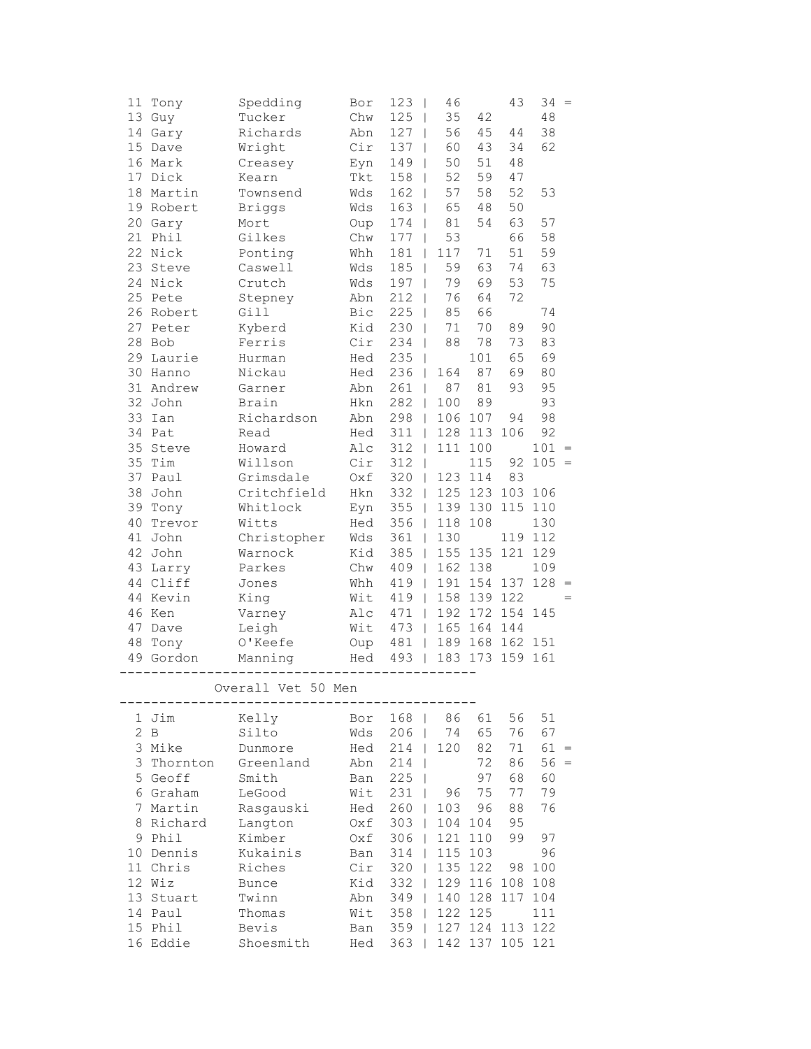| Pos | First | Last | Club | Total | R1 | R2 | R3 | R4 | |
|---|---|---|---|---|---|---|---|---|---|
| 11 | Tony | Spedding | Bor | 123 | 46 | | 43 | 34 | = |
| 13 | Guy | Tucker | Chw | 125 | 35 | 42 | | 48 | |
| 14 | Gary | Richards | Abn | 127 | 56 | 45 | 44 | 38 | |
| 15 | Dave | Wright | Cir | 137 | 60 | 43 | 34 | 62 | |
| 16 | Mark | Creasey | Eyn | 149 | 50 | 51 | 48 | | |
| 17 | Dick | Kearn | Tkt | 158 | 52 | 59 | 47 | | |
| 18 | Martin | Townsend | Wds | 162 | 57 | 58 | 52 | 53 | |
| 19 | Robert | Briggs | Wds | 163 | 65 | 48 | 50 | | |
| 20 | Gary | Mort | Oup | 174 | 81 | 54 | 63 | 57 | |
| 21 | Phil | Gilkes | Chw | 177 | 53 | | 66 | 58 | |
| 22 | Nick | Ponting | Whh | 181 | 117 | 71 | 51 | 59 | |
| 23 | Steve | Caswell | Wds | 185 | 59 | 63 | 74 | 63 | |
| 24 | Nick | Crutch | Wds | 197 | 79 | 69 | 53 | 75 | |
| 25 | Pete | Stepney | Abn | 212 | 76 | 64 | 72 | | |
| 26 | Robert | Gill | Bic | 225 | 85 | 66 | | 74 | |
| 27 | Peter | Kyberd | Kid | 230 | 71 | 70 | 89 | 90 | |
| 28 | Bob | Ferris | Cir | 234 | 88 | 78 | 73 | 83 | |
| 29 | Laurie | Hurman | Hed | 235 | | 101 | 65 | 69 | |
| 30 | Hanno | Nickau | Hed | 236 | 164 | 87 | 69 | 80 | |
| 31 | Andrew | Garner | Abn | 261 | 87 | 81 | 93 | 95 | |
| 32 | John | Brain | Hkn | 282 | 100 | 89 | | 93 | |
| 33 | Ian | Richardson | Abn | 298 | 106 | 107 | 94 | 98 | |
| 34 | Pat | Read | Hed | 311 | 128 | 113 | 106 | 92 | |
| 35 | Steve | Howard | Alc | 312 | 111 | 100 | | 101 | = |
| 35 | Tim | Willson | Cir | 312 | | 115 | 92 | 105 | = |
| 37 | Paul | Grimsdale | Oxf | 320 | 123 | 114 | 83 | | |
| 38 | John | Critchfield | Hkn | 332 | 125 | 123 | 103 | 106 | |
| 39 | Tony | Whitlock | Eyn | 355 | 139 | 130 | 115 | 110 | |
| 40 | Trevor | Witts | Hed | 356 | 118 | 108 | | 130 | |
| 41 | John | Christopher | Wds | 361 | 130 | | 119 | 112 | |
| 42 | John | Warnock | Kid | 385 | 155 | 135 | 121 | 129 | |
| 43 | Larry | Parkes | Chw | 409 | 162 | 138 | | 109 | |
| 44 | Cliff | Jones | Whh | 419 | 191 | 154 | 137 | 128 | = |
| 44 | Kevin | King | Wit | 419 | 158 | 139 | 122 | | = |
| 46 | Ken | Varney | Alc | 471 | 192 | 172 | 154 | 145 | |
| 47 | Dave | Leigh | Wit | 473 | 165 | 164 | 144 | | |
| 48 | Tony | O'Keefe | Oup | 481 | 189 | 168 | 162 | 151 | |
| 49 | Gordon | Manning | Hed | 493 | 183 | 173 | 159 | 161 | |

## Overall Vet 50 Men

| Pos | First | Last | Club | Total | R1 | R2 | R3 | R4 | |
|---|---|---|---|---|---|---|---|---|---|
| 1 | Jim | Kelly | Bor | 168 | 86 | 61 | 56 | 51 | |
| 2 | B | Silto | Wds | 206 | 74 | 65 | 76 | 67 | |
| 3 | Mike | Dunmore | Hed | 214 | 120 | 82 | 71 | 61 | = |
| 3 | Thornton | Greenland | Abn | 214 | | 72 | 86 | 56 | = |
| 5 | Geoff | Smith | Ban | 225 | | 97 | 68 | 60 | |
| 6 | Graham | LeGood | Wit | 231 | 96 | 75 | 77 | 79 | |
| 7 | Martin | Rasgauski | Hed | 260 | 103 | 96 | 88 | 76 | |
| 8 | Richard | Langton | Oxf | 303 | 104 | 104 | 95 | | |
| 9 | Phil | Kimber | Oxf | 306 | 121 | 110 | 99 | 97 | |
| 10 | Dennis | Kukainis | Ban | 314 | 115 | 103 | | 96 | |
| 11 | Chris | Riches | Cir | 320 | 135 | 122 | 98 | 100 | |
| 12 | Wiz | Bunce | Kid | 332 | 129 | 116 | 108 | 108 | |
| 13 | Stuart | Twinn | Abn | 349 | 140 | 128 | 117 | 104 | |
| 14 | Paul | Thomas | Wit | 358 | 122 | 125 | | 111 | |
| 15 | Phil | Bevis | Ban | 359 | 127 | 124 | 113 | 122 | |
| 16 | Eddie | Shoesmith | Hed | 363 | 142 | 137 | 105 | 121 | |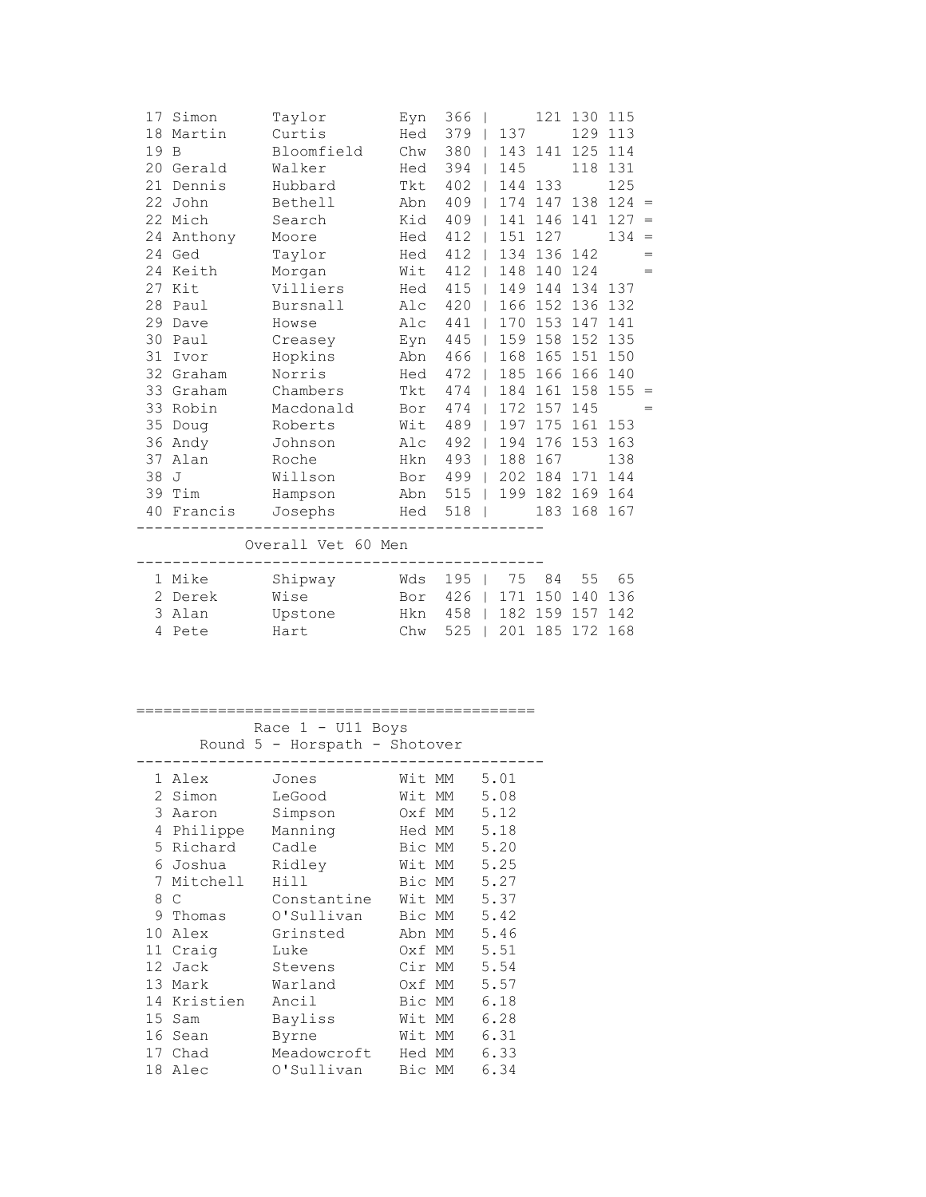| Pos | First Name | Surname | Club | Total | R1 | R2 | R3 | R4 | |
|---|---|---|---|---|---|---|---|---|---|
| 17 | Simon | Taylor | Eyn | 366 | | 121 | 130 | 115 | |
| 18 | Martin | Curtis | Hed | 379 | 137 | | 129 | 113 | |
| 19 | B | Bloomfield | Chw | 380 | 143 | 141 | 125 | 114 | |
| 20 | Gerald | Walker | Hed | 394 | 145 | | 118 | 131 | |
| 21 | Dennis | Hubbard | Tkt | 402 | 144 | 133 | | 125 | |
| 22 | John | Bethell | Abn | 409 | 174 | 147 | 138 | 124 | = |
| 22 | Mich | Search | Kid | 409 | 141 | 146 | 141 | 127 | = |
| 24 | Anthony | Moore | Hed | 412 | 151 | 127 | | 134 | = |
| 24 | Ged | Taylor | Hed | 412 | 134 | 136 | 142 | | = |
| 24 | Keith | Morgan | Wit | 412 | 148 | 140 | 124 | | = |
| 27 | Kit | Villiers | Hed | 415 | 149 | 144 | 134 | 137 | |
| 28 | Paul | Bursnall | Alc | 420 | 166 | 152 | 136 | 132 | |
| 29 | Dave | Howse | Alc | 441 | 170 | 153 | 147 | 141 | |
| 30 | Paul | Creasey | Eyn | 445 | 159 | 158 | 152 | 135 | |
| 31 | Ivor | Hopkins | Abn | 466 | 168 | 165 | 151 | 150 | |
| 32 | Graham | Norris | Hed | 472 | 185 | 166 | 166 | 140 | |
| 33 | Graham | Chambers | Tkt | 474 | 184 | 161 | 158 | 155 | = |
| 33 | Robin | Macdonald | Bor | 474 | 172 | 157 | 145 | | = |
| 35 | Doug | Roberts | Wit | 489 | 197 | 175 | 161 | 153 | |
| 36 | Andy | Johnson | Alc | 492 | 194 | 176 | 153 | 163 | |
| 37 | Alan | Roche | Hkn | 493 | 188 | 167 | | 138 | |
| 38 | J | Willson | Bor | 499 | 202 | 184 | 171 | 144 | |
| 39 | Tim | Hampson | Abn | 515 | 199 | 182 | 169 | 164 | |
| 40 | Francis | Josephs | Hed | 518 | | 183 | 168 | 167 | |

## Overall Vet 60 Men

| Pos | First Name | Surname | Club | Total | R1 | R2 | R3 | R4 |
|---|---|---|---|---|---|---|---|---|
| 1 | Mike | Shipway | Wds | 195 | 75 | 84 | 55 | 65 |
| 2 | Derek | Wise | Bor | 426 | 171 | 150 | 140 | 136 |
| 3 | Alan | Upstone | Hkn | 458 | 182 | 159 | 157 | 142 |
| 4 | Pete | Hart | Chw | 525 | 201 | 185 | 172 | 168 |

## Race 1 - U11 Boys

### Round 5 - Horspath - Shotover

| Pos | First Name | Surname | Club | Cat | Time |
|---|---|---|---|---|---|
| 1 | Alex | Jones | Wit | MM | 5.01 |
| 2 | Simon | LeGood | Wit | MM | 5.08 |
| 3 | Aaron | Simpson | Oxf | MM | 5.12 |
| 4 | Philippe | Manning | Hed | MM | 5.18 |
| 5 | Richard | Cadle | Bic | MM | 5.20 |
| 6 | Joshua | Ridley | Wit | MM | 5.25 |
| 7 | Mitchell | Hill | Bic | MM | 5.27 |
| 8 | C | Constantine | Wit | MM | 5.37 |
| 9 | Thomas | O'Sullivan | Bic | MM | 5.42 |
| 10 | Alex | Grinsted | Abn | MM | 5.46 |
| 11 | Craig | Luke | Oxf | MM | 5.51 |
| 12 | Jack | Stevens | Cir | MM | 5.54 |
| 13 | Mark | Warland | Oxf | MM | 5.57 |
| 14 | Kristien | Ancil | Bic | MM | 6.18 |
| 15 | Sam | Bayliss | Wit | MM | 6.28 |
| 16 | Sean | Byrne | Wit | MM | 6.31 |
| 17 | Chad | Meadowcroft | Hed | MM | 6.33 |
| 18 | Alec | O'Sullivan | Bic | MM | 6.34 |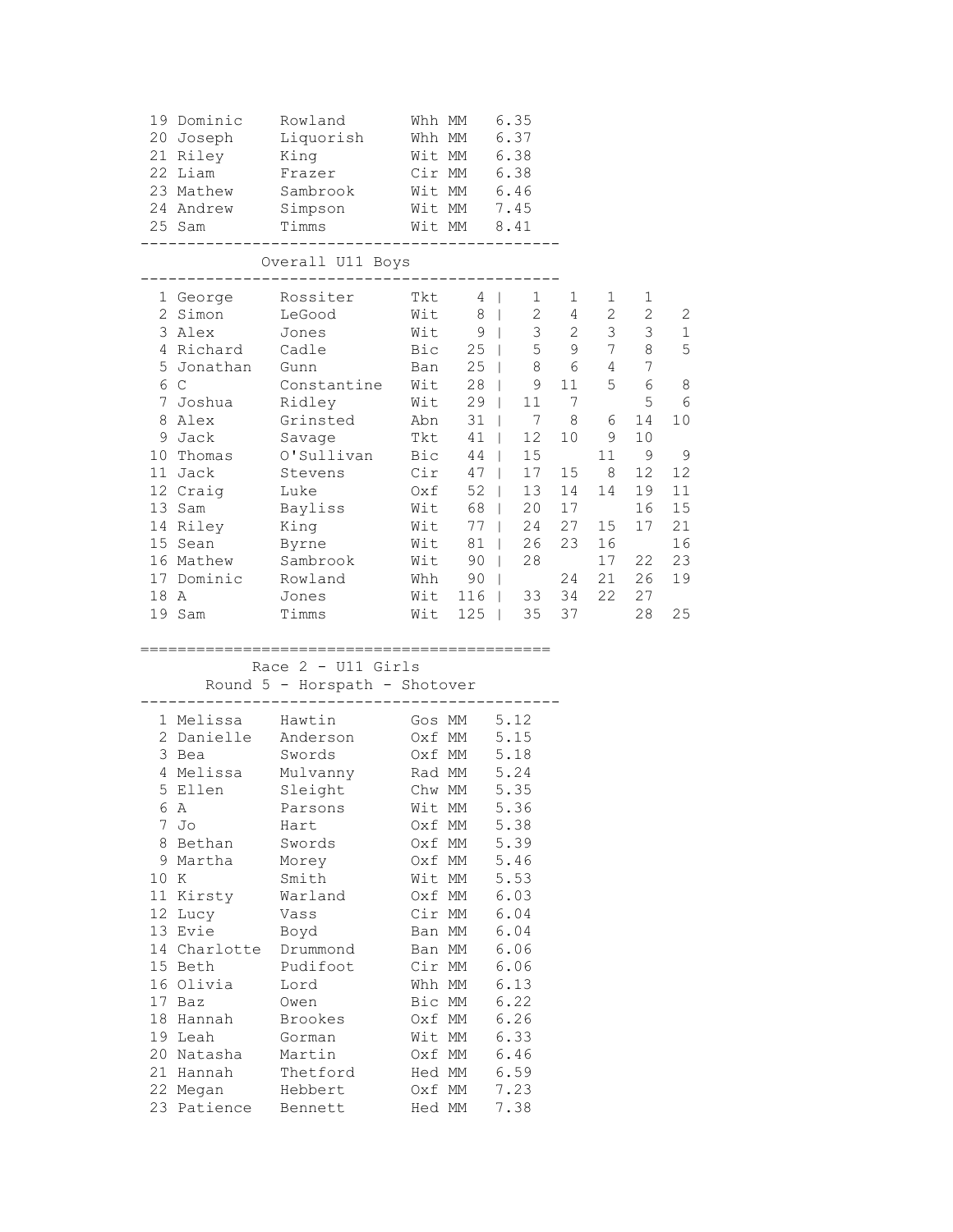| Pos | First | Last | Club | Time |
|---|---|---|---|---|
| 19 | Dominic | Rowland | Whh MM | 6.35 |
| 20 | Joseph | Liquorish | Whh MM | 6.37 |
| 21 | Riley | King | Wit MM | 6.38 |
| 22 | Liam | Frazer | Cir MM | 6.38 |
| 23 | Mathew | Sambrook | Wit MM | 6.46 |
| 24 | Andrew | Simpson | Wit MM | 7.45 |
| 25 | Sam | Timms | Wit MM | 8.41 |

## Overall U11 Boys

| Pos | First | Last | Club | Total | R1 | R2 | R3 | R4 | R5 |
|---|---|---|---|---|---|---|---|---|---|
| 1 | George | Rossiter | Tkt | 4 | 1 | 1 | 1 | 1 | |
| 2 | Simon | LeGood | Wit | 8 | 2 | 4 | 2 | 2 | 2 |
| 3 | Alex | Jones | Wit | 9 | 3 | 2 | 3 | 3 | 1 |
| 4 | Richard | Cadle | Bic | 25 | 5 | 9 | 7 | 8 | 5 |
| 5 | Jonathan | Gunn | Ban | 25 | 8 | 6 | 4 | 7 | |
| 6 | C | Constantine | Wit | 28 | 9 | 11 | 5 | 6 | 8 |
| 7 | Joshua | Ridley | Wit | 29 | 11 | 7 | | 5 | 6 |
| 8 | Alex | Grinsted | Abn | 31 | 7 | 8 | 6 | 14 | 10 |
| 9 | Jack | Savage | Tkt | 41 | 12 | 10 | 9 | 10 | |
| 10 | Thomas | O'Sullivan | Bic | 44 | 15 | | 11 | 9 | 9 |
| 11 | Jack | Stevens | Cir | 47 | 17 | 15 | 8 | 12 | 12 |
| 12 | Craig | Luke | Oxf | 52 | 13 | 14 | 14 | 19 | 11 |
| 13 | Sam | Bayliss | Wit | 68 | 20 | 17 | | 16 | 15 |
| 14 | Riley | King | Wit | 77 | 24 | 27 | 15 | 17 | 21 |
| 15 | Sean | Byrne | Wit | 81 | 26 | 23 | 16 | | 16 |
| 16 | Mathew | Sambrook | Wit | 90 | 28 | | 17 | 22 | 23 |
| 17 | Dominic | Rowland | Whh | 90 | | 24 | 21 | 26 | 19 |
| 18 | A | Jones | Wit | 116 | 33 | 34 | 22 | 27 | |
| 19 | Sam | Timms | Wit | 125 | 35 | 37 | | 28 | 25 |

## Race 2 - U11 Girls
### Round 5 - Horspath - Shotover

| Pos | First | Last | Club | Time |
|---|---|---|---|---|
| 1 | Melissa | Hawtin | Gos MM | 5.12 |
| 2 | Danielle | Anderson | Oxf MM | 5.15 |
| 3 | Bea | Swords | Oxf MM | 5.18 |
| 4 | Melissa | Mulvanny | Rad MM | 5.24 |
| 5 | Ellen | Sleight | Chw MM | 5.35 |
| 6 | A | Parsons | Wit MM | 5.36 |
| 7 | Jo | Hart | Oxf MM | 5.38 |
| 8 | Bethan | Swords | Oxf MM | 5.39 |
| 9 | Martha | Morey | Oxf MM | 5.46 |
| 10 | K | Smith | Wit MM | 5.53 |
| 11 | Kirsty | Warland | Oxf MM | 6.03 |
| 12 | Lucy | Vass | Cir MM | 6.04 |
| 13 | Evie | Boyd | Ban MM | 6.04 |
| 14 | Charlotte | Drummond | Ban MM | 6.06 |
| 15 | Beth | Pudifoot | Cir MM | 6.06 |
| 16 | Olivia | Lord | Whh MM | 6.13 |
| 17 | Baz | Owen | Bic MM | 6.22 |
| 18 | Hannah | Brookes | Oxf MM | 6.26 |
| 19 | Leah | Gorman | Wit MM | 6.33 |
| 20 | Natasha | Martin | Oxf MM | 6.46 |
| 21 | Hannah | Thetford | Hed MM | 6.59 |
| 22 | Megan | Hebbert | Oxf MM | 7.23 |
| 23 | Patience | Bennett | Hed MM | 7.38 |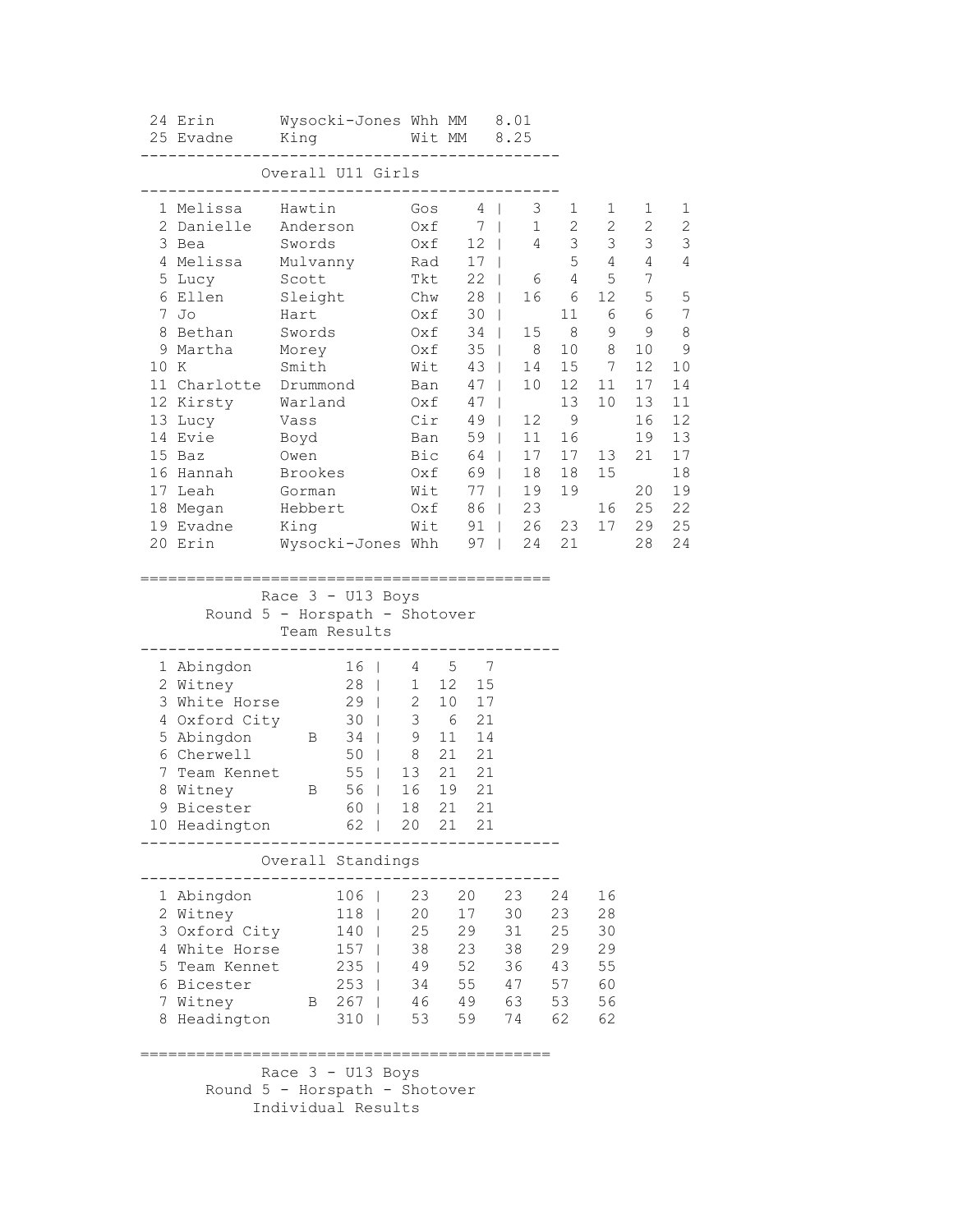| Pos | First | Last | Club | Cat | Time |
|---|---|---|---|---|---|
| 24 | Erin | Wysocki-Jones | Whh | MM | 8.01 |
| 25 | Evadne | King | Wit | MM | 8.25 |

## Overall U11 Girls

| Pos | First | Last | Club | Total | R1 | R2 | R3 | R4 | R5 |
|---|---|---|---|---|---|---|---|---|---|
| 1 | Melissa | Hawtin | Gos | 4 | 3 | 1 | 1 | 1 | 1 |
| 2 | Danielle | Anderson | Oxf | 7 | 1 | 2 | 2 | 2 | 2 |
| 3 | Bea | Swords | Oxf | 12 | 4 | 3 | 3 | 3 | 3 |
| 4 | Melissa | Mulvanny | Rad | 17 | | 5 | 4 | 4 | 4 |
| 5 | Lucy | Scott | Tkt | 22 | 6 | 4 | 5 | 7 | |
| 6 | Ellen | Sleight | Chw | 28 | 16 | 6 | 12 | 5 | 5 |
| 7 | Jo | Hart | Oxf | 30 | | 11 | 6 | 6 | 7 |
| 8 | Bethan | Swords | Oxf | 34 | 15 | 8 | 9 | 9 | 8 |
| 9 | Martha | Morey | Oxf | 35 | 8 | 10 | 8 | 10 | 9 |
| 10 | K | Smith | Wit | 43 | 14 | 15 | 7 | 12 | 10 |
| 11 | Charlotte | Drummond | Ban | 47 | 10 | 12 | 11 | 17 | 14 |
| 12 | Kirsty | Warland | Oxf | 47 | | 13 | 10 | 13 | 11 |
| 13 | Lucy | Vass | Cir | 49 | 12 | 9 | | 16 | 12 |
| 14 | Evie | Boyd | Ban | 59 | 11 | 16 | | 19 | 13 |
| 15 | Baz | Owen | Bic | 64 | 17 | 17 | 13 | 21 | 17 |
| 16 | Hannah | Brookes | Oxf | 69 | 18 | 18 | 15 | | 18 |
| 17 | Leah | Gorman | Wit | 77 | 19 | 19 | | 20 | 19 |
| 18 | Megan | Hebbert | Oxf | 86 | 23 | | 16 | 25 | 22 |
| 19 | Evadne | King | Wit | 91 | 26 | 23 | 17 | 29 | 25 |
| 20 | Erin | Wysocki-Jones | Whh | 97 | 24 | 21 | | 28 | 24 |

## Race 3 - U13 Boys
### Round 5 - Horspath - Shotover
### Team Results

| Pos | Team | | Total | 1 | 2 | 3 |
|---|---|---|---|---|---|---|
| 1 | Abingdon | | 16 | 4 | 5 | 7 |
| 2 | Witney | | 28 | 1 | 12 | 15 |
| 3 | White Horse | | 29 | 2 | 10 | 17 |
| 4 | Oxford City | | 30 | 3 | 6 | 21 |
| 5 | Abingdon | B | 34 | 9 | 11 | 14 |
| 6 | Cherwell | | 50 | 8 | 21 | 21 |
| 7 | Team Kennet | | 55 | 13 | 21 | 21 |
| 8 | Witney | B | 56 | 16 | 19 | 21 |
| 9 | Bicester | | 60 | 18 | 21 | 21 |
| 10 | Headington | | 62 | 20 | 21 | 21 |

### Overall Standings

| Pos | Team | | Total | R1 | R2 | R3 | R4 | R5 |
|---|---|---|---|---|---|---|---|---|
| 1 | Abingdon | | 106 | 23 | 20 | 23 | 24 | 16 |
| 2 | Witney | | 118 | 20 | 17 | 30 | 23 | 28 |
| 3 | Oxford City | | 140 | 25 | 29 | 31 | 25 | 30 |
| 4 | White Horse | | 157 | 38 | 23 | 38 | 29 | 29 |
| 5 | Team Kennet | | 235 | 49 | 52 | 36 | 43 | 55 |
| 6 | Bicester | | 253 | 34 | 55 | 47 | 57 | 60 |
| 7 | Witney | B | 267 | 46 | 49 | 63 | 53 | 56 |
| 8 | Headington | | 310 | 53 | 59 | 74 | 62 | 62 |

## Race 3 - U13 Boys
### Round 5 - Horspath - Shotover
### Individual Results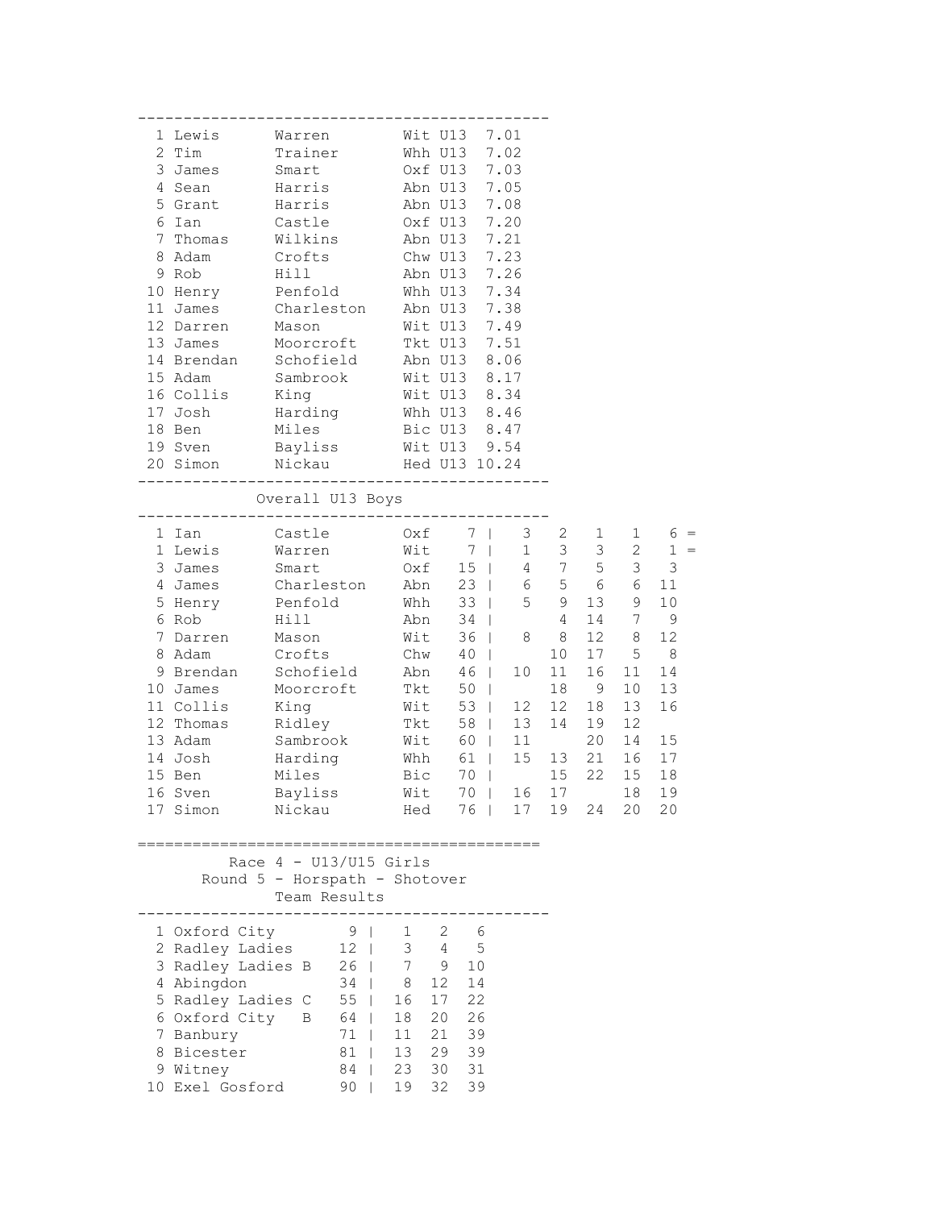| Pos | First | Last | Club | Cat | Time |
|---|---|---|---|---|---|
| 1 | Lewis | Warren | Wit | U13 | 7.01 |
| 2 | Tim | Trainer | Whh | U13 | 7.02 |
| 3 | James | Smart | Oxf | U13 | 7.03 |
| 4 | Sean | Harris | Abn | U13 | 7.05 |
| 5 | Grant | Harris | Abn | U13 | 7.08 |
| 6 | Ian | Castle | Oxf | U13 | 7.20 |
| 7 | Thomas | Wilkins | Abn | U13 | 7.21 |
| 8 | Adam | Crofts | Chw | U13 | 7.23 |
| 9 | Rob | Hill | Abn | U13 | 7.26 |
| 10 | Henry | Penfold | Whh | U13 | 7.34 |
| 11 | James | Charleston | Abn | U13 | 7.38 |
| 12 | Darren | Mason | Wit | U13 | 7.49 |
| 13 | James | Moorcroft | Tkt | U13 | 7.51 |
| 14 | Brendan | Schofield | Abn | U13 | 8.06 |
| 15 | Adam | Sambrook | Wit | U13 | 8.17 |
| 16 | Collis | King | Wit | U13 | 8.34 |
| 17 | Josh | Harding | Whh | U13 | 8.46 |
| 18 | Ben | Miles | Bic | U13 | 8.47 |
| 19 | Sven | Bayliss | Wit | U13 | 9.54 |
| 20 | Simon | Nickau | Hed | U13 | 10.24 |

## Overall U13 Boys

| Pos | First | Last | Club | Total | R1 | R2 | R3 | R4 | R5 | |
|---|---|---|---|---|---|---|---|---|---|---|
| 1 | Ian | Castle | Oxf | 7 | 3 | 2 | 1 | 1 | 6 | = |
| 1 | Lewis | Warren | Wit | 7 | 1 | 3 | 3 | 2 | 1 | = |
| 3 | James | Smart | Oxf | 15 | 4 | 7 | 5 | 3 | 3 | |
| 4 | James | Charleston | Abn | 23 | 6 | 5 | 6 | 6 | 11 | |
| 5 | Henry | Penfold | Whh | 33 | 5 | 9 | 13 | 9 | 10 | |
| 6 | Rob | Hill | Abn | 34 | | 4 | 14 | 7 | 9 | |
| 7 | Darren | Mason | Wit | 36 | 8 | 8 | 12 | 8 | 12 | |
| 8 | Adam | Crofts | Chw | 40 | | 10 | 17 | 5 | 8 | |
| 9 | Brendan | Schofield | Abn | 46 | 10 | 11 | 16 | 11 | 14 | |
| 10 | James | Moorcroft | Tkt | 50 | | 18 | 9 | 10 | 13 | |
| 11 | Collis | King | Wit | 53 | 12 | 12 | 18 | 13 | 16 | |
| 12 | Thomas | Ridley | Tkt | 58 | 13 | 14 | 19 | 12 | | |
| 13 | Adam | Sambrook | Wit | 60 | 11 | | 20 | 14 | 15 | |
| 14 | Josh | Harding | Whh | 61 | 15 | 13 | 21 | 16 | 17 | |
| 15 | Ben | Miles | Bic | 70 | | 15 | 22 | 15 | 18 | |
| 16 | Sven | Bayliss | Wit | 70 | 16 | 17 | | 18 | 19 | |
| 17 | Simon | Nickau | Hed | 76 | 17 | 19 | 24 | 20 | 20 | |

## Race 4 - U13/U15 Girls
### Round 5 - Horspath - Shotover
### Team Results

| Pos | Team | Total | | | |
|---|---|---|---|---|---|
| 1 | Oxford City | 9 | 1 | 2 | 6 |
| 2 | Radley Ladies | 12 | 3 | 4 | 5 |
| 3 | Radley Ladies B | 26 | 7 | 9 | 10 |
| 4 | Abingdon | 34 | 8 | 12 | 14 |
| 5 | Radley Ladies C | 55 | 16 | 17 | 22 |
| 6 | Oxford City B | 64 | 18 | 20 | 26 |
| 7 | Banbury | 71 | 11 | 21 | 39 |
| 8 | Bicester | 81 | 13 | 29 | 39 |
| 9 | Witney | 84 | 23 | 30 | 31 |
| 10 | Exel Gosford | 90 | 19 | 32 | 39 |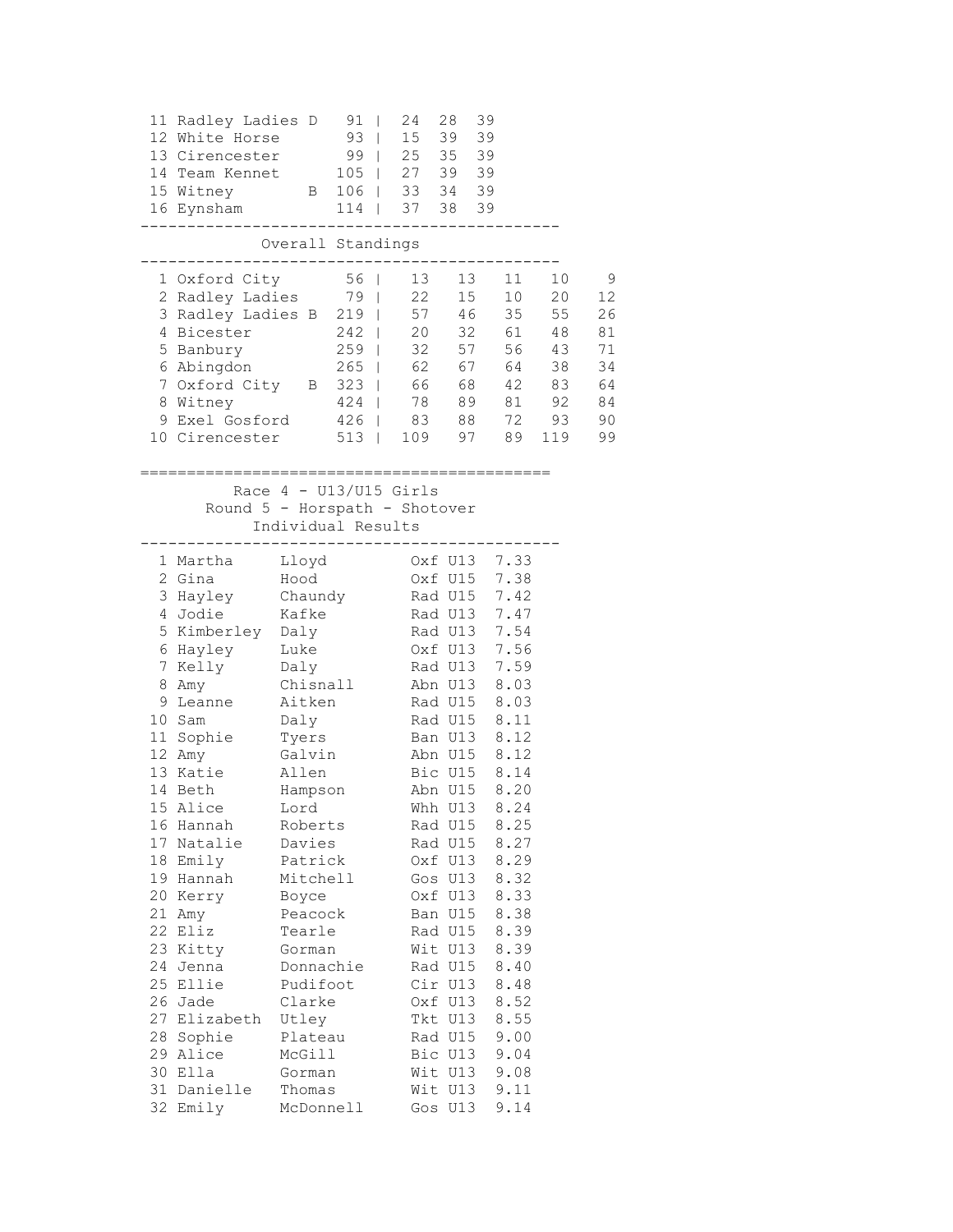| Pos | Team | Total | | | |
|---|---|---|---|---|---|
| 11 | Radley Ladies D | 91 | 24 | 28 | 39 |
| 12 | White Horse | 93 | 15 | 39 | 39 |
| 13 | Cirencester | 99 | 25 | 35 | 39 |
| 14 | Team Kennet | 105 | 27 | 39 | 39 |
| 15 | Witney B | 106 | 33 | 34 | 39 |
| 16 | Eynsham | 114 | 37 | 38 | 39 |

## Overall Standings

| Pos | Team | Total | | | | | |
|---|---|---|---|---|---|---|---|
| 1 | Oxford City | 56 | 13 | 13 | 11 | 10 | 9 |
| 2 | Radley Ladies | 79 | 22 | 15 | 10 | 20 | 12 |
| 3 | Radley Ladies B | 219 | 57 | 46 | 35 | 55 | 26 |
| 4 | Bicester | 242 | 20 | 32 | 61 | 48 | 81 |
| 5 | Banbury | 259 | 32 | 57 | 56 | 43 | 71 |
| 6 | Abingdon | 265 | 62 | 67 | 64 | 38 | 34 |
| 7 | Oxford City B | 323 | 66 | 68 | 42 | 83 | 64 |
| 8 | Witney | 424 | 78 | 89 | 81 | 92 | 84 |
| 9 | Exel Gosford | 426 | 83 | 88 | 72 | 93 | 90 |
| 10 | Cirencester | 513 | 109 | 97 | 89 | 119 | 99 |

## Race 4 - U13/U15 Girls
### Round 5 - Horspath - Shotover
### Individual Results

| Pos | First Name | Surname | Club | Cat | Time |
|---|---|---|---|---|---|
| 1 | Martha | Lloyd | Oxf | U13 | 7.33 |
| 2 | Gina | Hood | Oxf | U15 | 7.38 |
| 3 | Hayley | Chaundy | Rad | U15 | 7.42 |
| 4 | Jodie | Kafke | Rad | U13 | 7.47 |
| 5 | Kimberley | Daly | Rad | U13 | 7.54 |
| 6 | Hayley | Luke | Oxf | U13 | 7.56 |
| 7 | Kelly | Daly | Rad | U13 | 7.59 |
| 8 | Amy | Chisnall | Abn | U13 | 8.03 |
| 9 | Leanne | Aitken | Rad | U15 | 8.03 |
| 10 | Sam | Daly | Rad | U15 | 8.11 |
| 11 | Sophie | Tyers | Ban | U13 | 8.12 |
| 12 | Amy | Galvin | Abn | U15 | 8.12 |
| 13 | Katie | Allen | Bic | U15 | 8.14 |
| 14 | Beth | Hampson | Abn | U15 | 8.20 |
| 15 | Alice | Lord | Whh | U13 | 8.24 |
| 16 | Hannah | Roberts | Rad | U15 | 8.25 |
| 17 | Natalie | Davies | Rad | U15 | 8.27 |
| 18 | Emily | Patrick | Oxf | U13 | 8.29 |
| 19 | Hannah | Mitchell | Gos | U13 | 8.32 |
| 20 | Kerry | Boyce | Oxf | U13 | 8.33 |
| 21 | Amy | Peacock | Ban | U15 | 8.38 |
| 22 | Eliz | Tearle | Rad | U15 | 8.39 |
| 23 | Kitty | Gorman | Wit | U13 | 8.39 |
| 24 | Jenna | Donnachie | Rad | U15 | 8.40 |
| 25 | Ellie | Pudifoot | Cir | U13 | 8.48 |
| 26 | Jade | Clarke | Oxf | U13 | 8.52 |
| 27 | Elizabeth | Utley | Tkt | U13 | 8.55 |
| 28 | Sophie | Plateau | Rad | U15 | 9.00 |
| 29 | Alice | McGill | Bic | U13 | 9.04 |
| 30 | Ella | Gorman | Wit | U13 | 9.08 |
| 31 | Danielle | Thomas | Wit | U13 | 9.11 |
| 32 | Emily | McDonnell | Gos | U13 | 9.14 |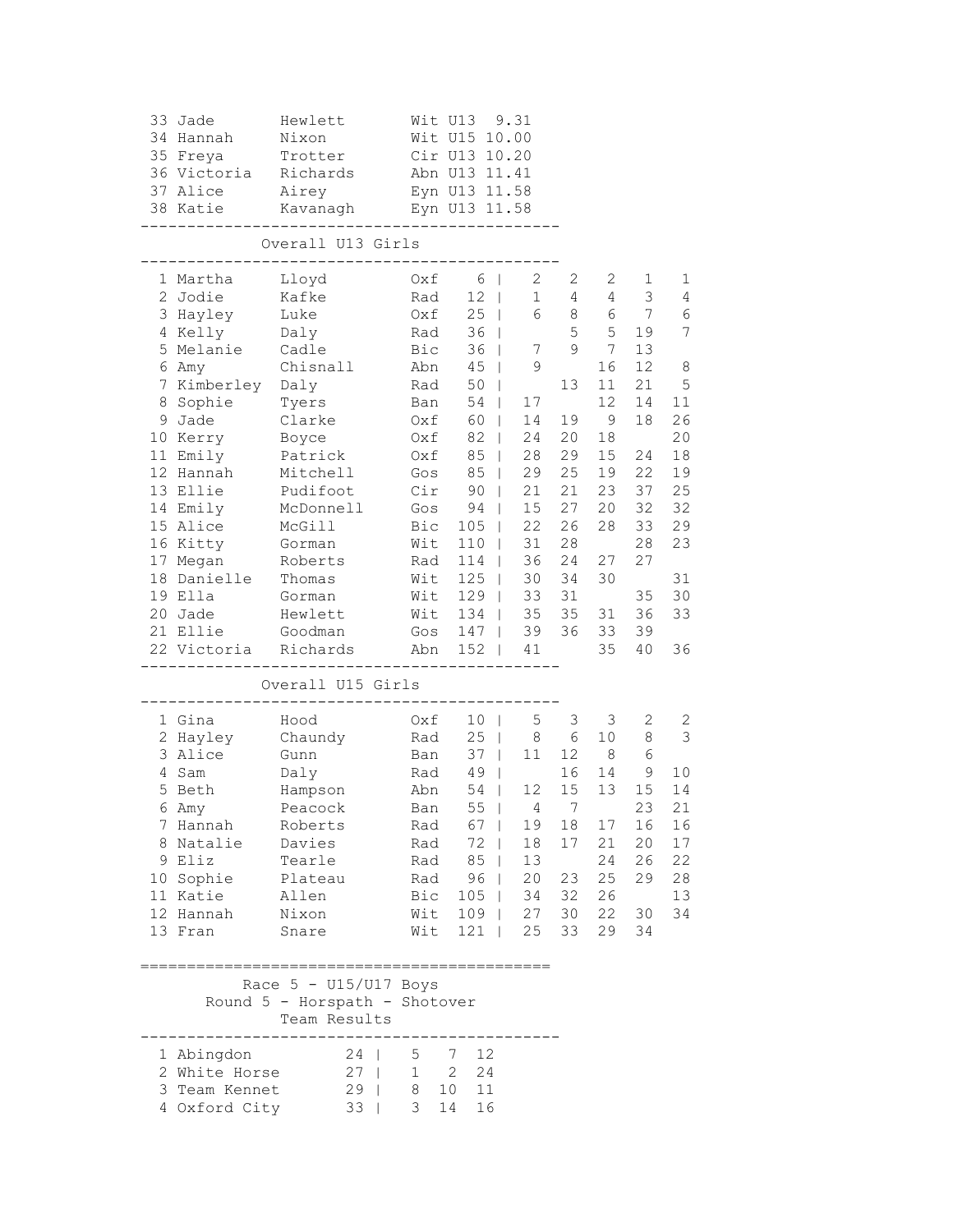| Pos | First Name | Surname | Club | Cat | Time |
|---|---|---|---|---|---|
| 33 | Jade | Hewlett | Wit | U13 | 9.31 |
| 34 | Hannah | Nixon | Wit | U15 | 10.00 |
| 35 | Freya | Trotter | Cir | U13 | 10.20 |
| 36 | Victoria | Richards | Abn | U13 | 11.41 |
| 37 | Alice | Airey | Eyn | U13 | 11.58 |
| 38 | Katie | Kavanagh | Eyn | U13 | 11.58 |

## Overall U13 Girls

| Pos | First Name | Surname | Club | Total | R1 | R2 | R3 | R4 | R5 |
|---|---|---|---|---|---|---|---|---|---|
| 1 | Martha | Lloyd | Oxf | 6 | 2 | 2 | 2 | 1 | 1 |
| 2 | Jodie | Kafke | Rad | 12 | 1 | 4 | 4 | 3 | 4 |
| 3 | Hayley | Luke | Oxf | 25 | 6 | 8 | 6 | 7 | 6 |
| 4 | Kelly | Daly | Rad | 36 | | 5 | 5 | 19 | 7 |
| 5 | Melanie | Cadle | Bic | 36 | 7 | 9 | 7 | 13 | |
| 6 | Amy | Chisnall | Abn | 45 | 9 | | 16 | 12 | 8 |
| 7 | Kimberley | Daly | Rad | 50 | | 13 | 11 | 21 | 5 |
| 8 | Sophie | Tyers | Ban | 54 | 17 | | 12 | 14 | 11 |
| 9 | Jade | Clarke | Oxf | 60 | 14 | 19 | 9 | 18 | 26 |
| 10 | Kerry | Boyce | Oxf | 82 | 24 | 20 | 18 | | 20 |
| 11 | Emily | Patrick | Oxf | 85 | 28 | 29 | 15 | 24 | 18 |
| 12 | Hannah | Mitchell | Gos | 85 | 29 | 25 | 19 | 22 | 19 |
| 13 | Ellie | Pudifoot | Cir | 90 | 21 | 21 | 23 | 37 | 25 |
| 14 | Emily | McDonnell | Gos | 94 | 15 | 27 | 20 | 32 | 32 |
| 15 | Alice | McGill | Bic | 105 | 22 | 26 | 28 | 33 | 29 |
| 16 | Kitty | Gorman | Wit | 110 | 31 | 28 | | 28 | 23 |
| 17 | Megan | Roberts | Rad | 114 | 36 | 24 | 27 | 27 | |
| 18 | Danielle | Thomas | Wit | 125 | 30 | 34 | 30 | | 31 |
| 19 | Ella | Gorman | Wit | 129 | 33 | 31 | | 35 | 30 |
| 20 | Jade | Hewlett | Wit | 134 | 35 | 35 | 31 | 36 | 33 |
| 21 | Ellie | Goodman | Gos | 147 | 39 | 36 | 33 | 39 | |
| 22 | Victoria | Richards | Abn | 152 | 41 | | 35 | 40 | 36 |

## Overall U15 Girls

| Pos | First Name | Surname | Club | Total | R1 | R2 | R3 | R4 | R5 |
|---|---|---|---|---|---|---|---|---|---|
| 1 | Gina | Hood | Oxf | 10 | 5 | 3 | 3 | 2 | 2 |
| 2 | Hayley | Chaundy | Rad | 25 | 8 | 6 | 10 | 8 | 3 |
| 3 | Alice | Gunn | Ban | 37 | 11 | 12 | 8 | 6 | |
| 4 | Sam | Daly | Rad | 49 | | 16 | 14 | 9 | 10 |
| 5 | Beth | Hampson | Abn | 54 | 12 | 15 | 13 | 15 | 14 |
| 6 | Amy | Peacock | Ban | 55 | 4 | 7 | | 23 | 21 |
| 7 | Hannah | Roberts | Rad | 67 | 19 | 18 | 17 | 16 | 16 |
| 8 | Natalie | Davies | Rad | 72 | 18 | 17 | 21 | 20 | 17 |
| 9 | Eliz | Tearle | Rad | 85 | 13 | | 24 | 26 | 22 |
| 10 | Sophie | Plateau | Rad | 96 | 20 | 23 | 25 | 29 | 28 |
| 11 | Katie | Allen | Bic | 105 | 34 | 32 | 26 | | 13 |
| 12 | Hannah | Nixon | Wit | 109 | 27 | 30 | 22 | 30 | 34 |
| 13 | Fran | Snare | Wit | 121 | 25 | 33 | 29 | 34 | |

---

## Race 5 - U15/U17 Boys

### Round 5 - Horspath - Shotover

### Team Results

| Pos | Team | Total | 1st | 2nd | 3rd |
|---|---|---|---|---|---|
| 1 | Abingdon | 24 | 5 | 7 | 12 |
| 2 | White Horse | 27 | 1 | 2 | 24 |
| 3 | Team Kennet | 29 | 8 | 10 | 11 |
| 4 | Oxford City | 33 | 3 | 14 | 16 |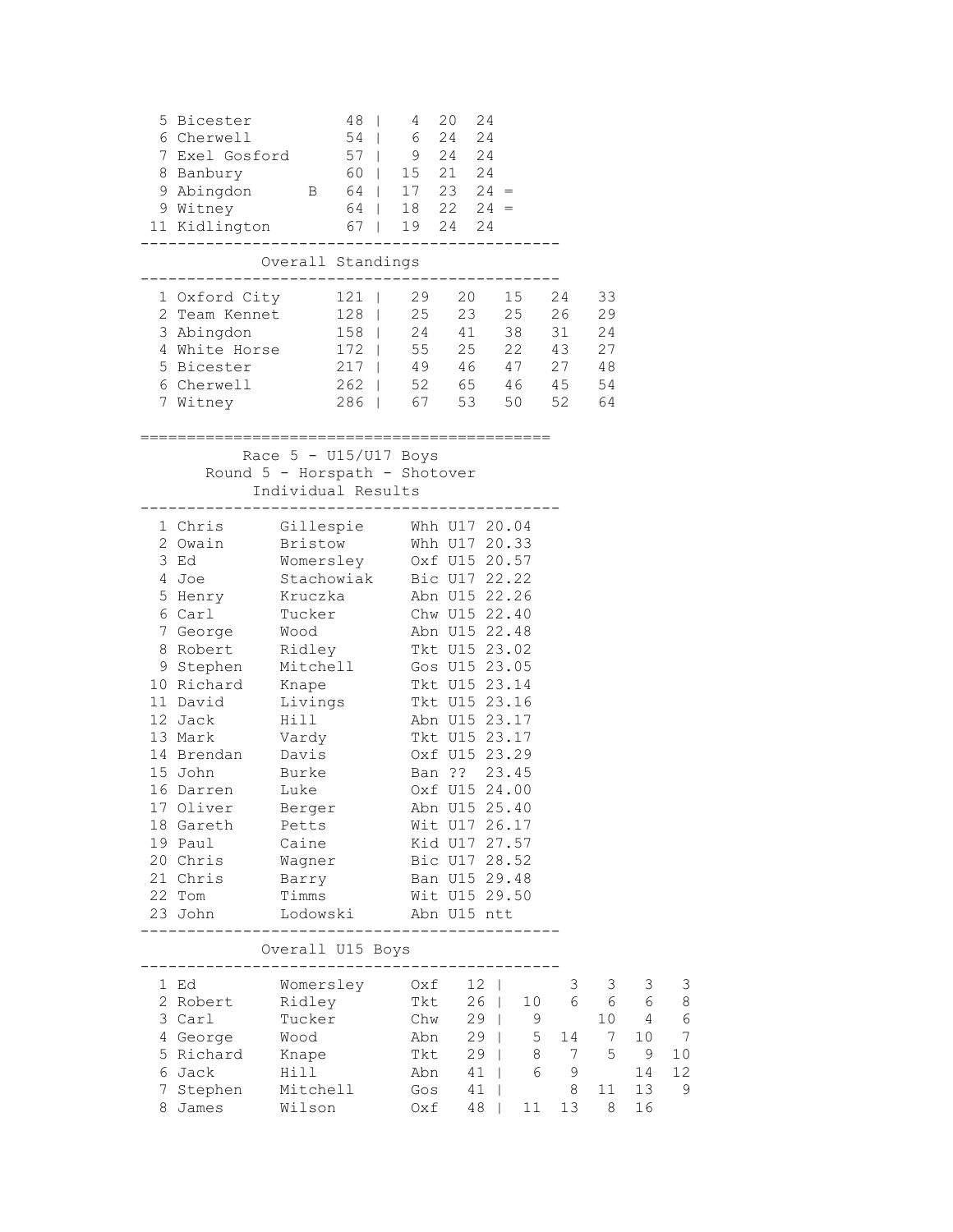| | Team | | Total | | | | |
|---|---|---|---|---|---|---|---|
| 5 | Bicester | | 48 | 4 | 20 | 24 | |
| 6 | Cherwell | | 54 | 6 | 24 | 24 | |
| 7 | Exel Gosford | | 57 | 9 | 24 | 24 | |
| 8 | Banbury | | 60 | 15 | 21 | 24 | |
| 9 | Abingdon | B | 64 | 17 | 23 | 24 | = |
| 9 | Witney | | 64 | 18 | 22 | 24 | = |
| 11 | Kidlington | | 67 | 19 | 24 | 24 | |

### Overall Standings

| | Team | Total | | | | | |
|---|---|---|---|---|---|---|---|
| 1 | Oxford City | 121 | 29 | 20 | 15 | 24 | 33 |
| 2 | Team Kennet | 128 | 25 | 23 | 25 | 26 | 29 |
| 3 | Abingdon | 158 | 24 | 41 | 38 | 31 | 24 |
| 4 | White Horse | 172 | 55 | 25 | 22 | 43 | 27 |
| 5 | Bicester | 217 | 49 | 46 | 47 | 27 | 48 |
| 6 | Cherwell | 262 | 52 | 65 | 46 | 45 | 54 |
| 7 | Witney | 286 | 67 | 53 | 50 | 52 | 64 |

## Race 5 - U15/U17 Boys

### Round 5 - Horspath - Shotover

### Individual Results

| | First Name | Surname | Club | Cat | Time |
|---|---|---|---|---|---|
| 1 | Chris | Gillespie | Whh | U17 | 20.04 |
| 2 | Owain | Bristow | Whh | U17 | 20.33 |
| 3 | Ed | Womersley | Oxf | U15 | 20.57 |
| 4 | Joe | Stachowiak | Bic | U17 | 22.22 |
| 5 | Henry | Kruczka | Abn | U15 | 22.26 |
| 6 | Carl | Tucker | Chw | U15 | 22.40 |
| 7 | George | Wood | Abn | U15 | 22.48 |
| 8 | Robert | Ridley | Tkt | U15 | 23.02 |
| 9 | Stephen | Mitchell | Gos | U15 | 23.05 |
| 10 | Richard | Knape | Tkt | U15 | 23.14 |
| 11 | David | Livings | Tkt | U15 | 23.16 |
| 12 | Jack | Hill | Abn | U15 | 23.17 |
| 13 | Mark | Vardy | Tkt | U15 | 23.17 |
| 14 | Brendan | Davis | Oxf | U15 | 23.29 |
| 15 | John | Burke | Ban | ?? | 23.45 |
| 16 | Darren | Luke | Oxf | U15 | 24.00 |
| 17 | Oliver | Berger | Abn | U15 | 25.40 |
| 18 | Gareth | Petts | Wit | U17 | 26.17 |
| 19 | Paul | Caine | Kid | U17 | 27.57 |
| 20 | Chris | Wagner | Bic | U17 | 28.52 |
| 21 | Chris | Barry | Ban | U15 | 29.48 |
| 22 | Tom | Timms | Wit | U15 | 29.50 |
| 23 | John | Lodowski | Abn | U15 | ntt |

### Overall U15 Boys

| | First Name | Surname | Club | Total | | | | | |
|---|---|---|---|---|---|---|---|---|---|
| 1 | Ed | Womersley | Oxf | 12 | | 3 | 3 | 3 | 3 |
| 2 | Robert | Ridley | Tkt | 26 | 10 | 6 | 6 | 6 | 8 |
| 3 | Carl | Tucker | Chw | 29 | 9 | | 10 | 4 | 6 |
| 4 | George | Wood | Abn | 29 | 5 | 14 | 7 | 10 | 7 |
| 5 | Richard | Knape | Tkt | 29 | 8 | 7 | 5 | 9 | 10 |
| 6 | Jack | Hill | Abn | 41 | 6 | 9 | | 14 | 12 |
| 7 | Stephen | Mitchell | Gos | 41 | | 8 | 11 | 13 | 9 |
| 8 | James | Wilson | Oxf | 48 | 11 | 13 | 8 | 16 | |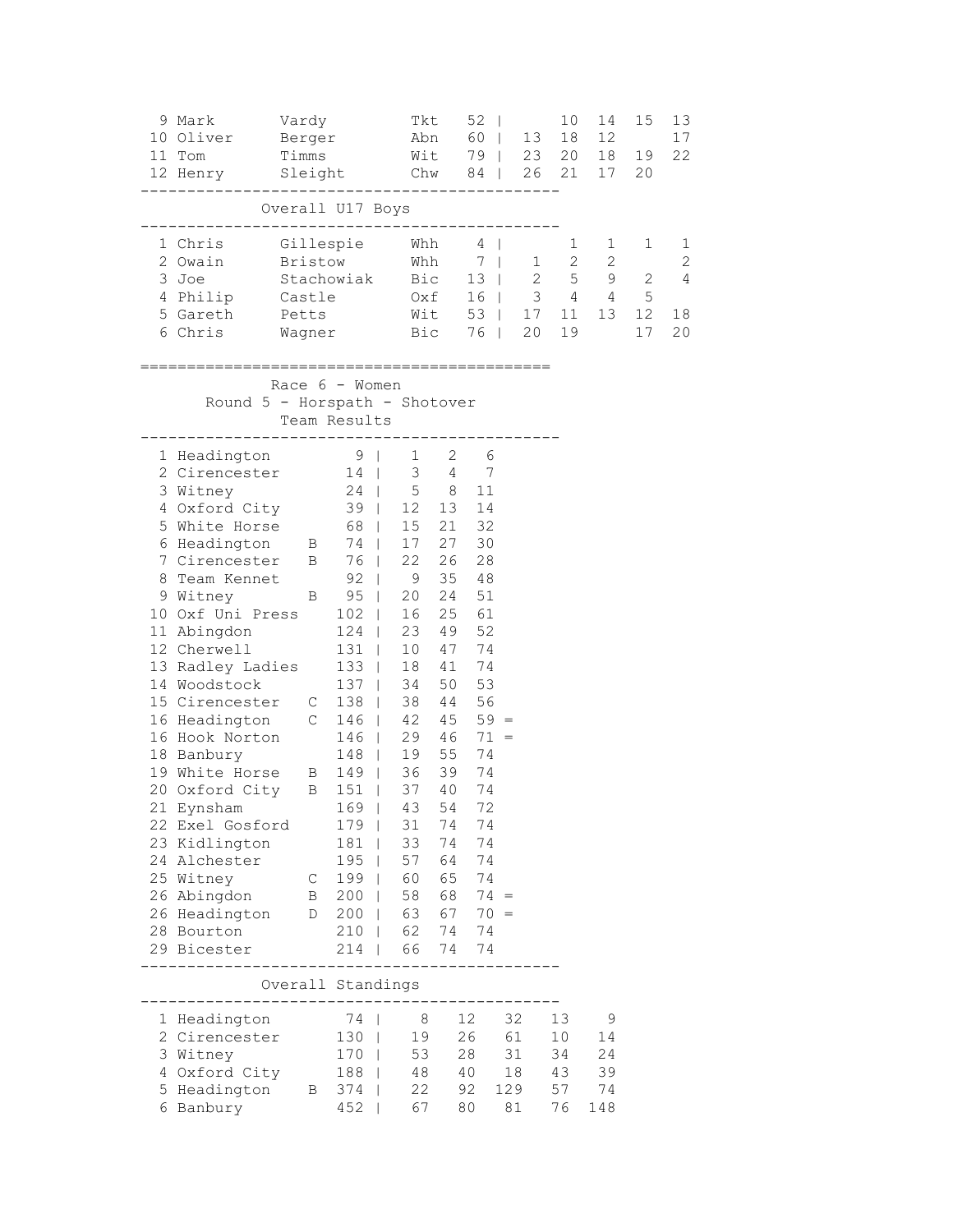| Pos | First | Last | Club | Total | R1 | R2 | R3 | R4 | R5 |
|---|---|---|---|---|---|---|---|---|---|
| 9 | Mark | Vardy | Tkt | 52 | | 10 | 14 | 15 | 13 |
| 10 | Oliver | Berger | Abn | 60 | 13 | 18 | 12 | | 17 |
| 11 | Tom | Timms | Wit | 79 | 23 | 20 | 18 | 19 | 22 |
| 12 | Henry | Sleight | Chw | 84 | 26 | 21 | 17 | 20 | |

## Overall U17 Boys

| Pos | First | Last | Club | Total | R1 | R2 | R3 | R4 | R5 |
|---|---|---|---|---|---|---|---|---|---|
| 1 | Chris | Gillespie | Whh | 4 | | 1 | 1 | 1 | 1 |
| 2 | Owain | Bristow | Whh | 7 | 1 | 2 | 2 | | 2 |
| 3 | Joe | Stachowiak | Bic | 13 | 2 | 5 | 9 | 2 | 4 |
| 4 | Philip | Castle | Oxf | 16 | 3 | 4 | 4 | 5 | |
| 5 | Gareth | Petts | Wit | 53 | 17 | 11 | 13 | 12 | 18 |
| 6 | Chris | Wagner | Bic | 76 | 20 | 19 | | 17 | 20 |

## Race 6 - Women

### Round 5 - Horspath - Shotover

### Team Results

| Pos | Team | | Total | 1st | 2nd | 3rd | |
|---|---|---|---|---|---|---|---|
| 1 | Headington | | 9 | 1 | 2 | 6 | |
| 2 | Cirencester | | 14 | 3 | 4 | 7 | |
| 3 | Witney | | 24 | 5 | 8 | 11 | |
| 4 | Oxford City | | 39 | 12 | 13 | 14 | |
| 5 | White Horse | | 68 | 15 | 21 | 32 | |
| 6 | Headington | B | 74 | 17 | 27 | 30 | |
| 7 | Cirencester | B | 76 | 22 | 26 | 28 | |
| 8 | Team Kennet | | 92 | 9 | 35 | 48 | |
| 9 | Witney | B | 95 | 20 | 24 | 51 | |
| 10 | Oxf Uni Press | | 102 | 16 | 25 | 61 | |
| 11 | Abingdon | | 124 | 23 | 49 | 52 | |
| 12 | Cherwell | | 131 | 10 | 47 | 74 | |
| 13 | Radley Ladies | | 133 | 18 | 41 | 74 | |
| 14 | Woodstock | | 137 | 34 | 50 | 53 | |
| 15 | Cirencester | C | 138 | 38 | 44 | 56 | |
| 16 | Headington | C | 146 | 42 | 45 | 59 | = |
| 16 | Hook Norton | | 146 | 29 | 46 | 71 | = |
| 18 | Banbury | | 148 | 19 | 55 | 74 | |
| 19 | White Horse | B | 149 | 36 | 39 | 74 | |
| 20 | Oxford City | B | 151 | 37 | 40 | 74 | |
| 21 | Eynsham | | 169 | 43 | 54 | 72 | |
| 22 | Exel Gosford | | 179 | 31 | 74 | 74 | |
| 23 | Kidlington | | 181 | 33 | 74 | 74 | |
| 24 | Alchester | | 195 | 57 | 64 | 74 | |
| 25 | Witney | C | 199 | 60 | 65 | 74 | |
| 26 | Abingdon | B | 200 | 58 | 68 | 74 | = |
| 26 | Headington | D | 200 | 63 | 67 | 70 | = |
| 28 | Bourton | | 210 | 62 | 74 | 74 | |
| 29 | Bicester | | 214 | 66 | 74 | 74 | |

## Overall Standings

| Pos | Team | | Total | R1 | R2 | R3 | R4 | R5 |
|---|---|---|---|---|---|---|---|---|
| 1 | Headington | | 74 | 8 | 12 | 32 | 13 | 9 |
| 2 | Cirencester | | 130 | 19 | 26 | 61 | 10 | 14 |
| 3 | Witney | | 170 | 53 | 28 | 31 | 34 | 24 |
| 4 | Oxford City | | 188 | 48 | 40 | 18 | 43 | 39 |
| 5 | Headington | B | 374 | 22 | 92 | 129 | 57 | 74 |
| 6 | Banbury | | 452 | 67 | 80 | 81 | 76 | 148 |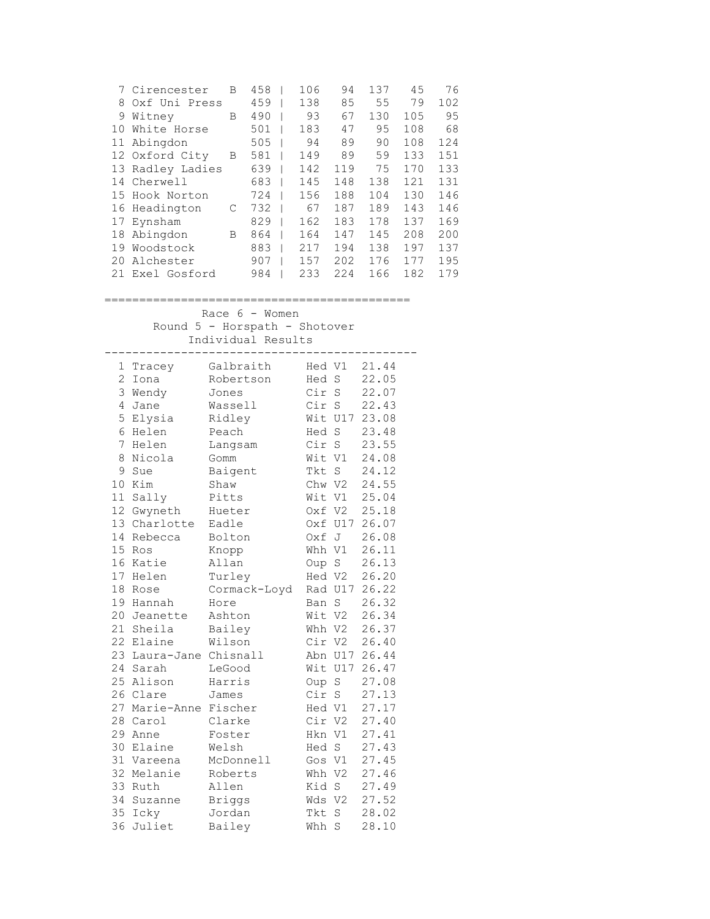| Pos | Team | | Total | | | | | |
|---|---|---|---|---|---|---|---|---|
| 7 | Cirencester | B | 458 | 106 | 94 | 137 | 45 | 76 |
| 8 | Oxf Uni Press | | 459 | 138 | 85 | 55 | 79 | 102 |
| 9 | Witney | B | 490 | 93 | 67 | 130 | 105 | 95 |
| 10 | White Horse | | 501 | 183 | 47 | 95 | 108 | 68 |
| 11 | Abingdon | | 505 | 94 | 89 | 90 | 108 | 124 |
| 12 | Oxford City | B | 581 | 149 | 89 | 59 | 133 | 151 |
| 13 | Radley Ladies | | 639 | 142 | 119 | 75 | 170 | 133 |
| 14 | Cherwell | | 683 | 145 | 148 | 138 | 121 | 131 |
| 15 | Hook Norton | | 724 | 156 | 188 | 104 | 130 | 146 |
| 16 | Headington | C | 732 | 67 | 187 | 189 | 143 | 146 |
| 17 | Eynsham | | 829 | 162 | 183 | 178 | 137 | 169 |
| 18 | Abingdon | B | 864 | 164 | 147 | 145 | 208 | 200 |
| 19 | Woodstock | | 883 | 217 | 194 | 138 | 197 | 137 |
| 20 | Alchester | | 907 | 157 | 202 | 176 | 177 | 195 |
| 21 | Exel Gosford | | 984 | 233 | 224 | 166 | 182 | 179 |

===========================================

## Race 6 - Women
### Round 5 - Horspath - Shotover
### Individual Results

---

| Pos | First Name | Surname | Club | Cat | Time |
|---|---|---|---|---|---|
| 1 | Tracey | Galbraith | Hed | V1 | 21.44 |
| 2 | Iona | Robertson | Hed | S | 22.05 |
| 3 | Wendy | Jones | Cir | S | 22.07 |
| 4 | Jane | Wassell | Cir | S | 22.43 |
| 5 | Elysia | Ridley | Wit | U17 | 23.08 |
| 6 | Helen | Peach | Hed | S | 23.48 |
| 7 | Helen | Langsam | Cir | S | 23.55 |
| 8 | Nicola | Gomm | Wit | V1 | 24.08 |
| 9 | Sue | Baigent | Tkt | S | 24.12 |
| 10 | Kim | Shaw | Chw | V2 | 24.55 |
| 11 | Sally | Pitts | Wit | V1 | 25.04 |
| 12 | Gwyneth | Hueter | Oxf | V2 | 25.18 |
| 13 | Charlotte | Eadle | Oxf | U17 | 26.07 |
| 14 | Rebecca | Bolton | Oxf | J | 26.08 |
| 15 | Ros | Knopp | Whh | V1 | 26.11 |
| 16 | Katie | Allan | Oup | S | 26.13 |
| 17 | Helen | Turley | Hed | V2 | 26.20 |
| 18 | Rose | Cormack-Loyd | Rad | U17 | 26.22 |
| 19 | Hannah | Hore | Ban | S | 26.32 |
| 20 | Jeanette | Ashton | Wit | V2 | 26.34 |
| 21 | Sheila | Bailey | Whh | V2 | 26.37 |
| 22 | Elaine | Wilson | Cir | V2 | 26.40 |
| 23 | Laura-Jane | Chisnall | Abn | U17 | 26.44 |
| 24 | Sarah | LeGood | Wit | U17 | 26.47 |
| 25 | Alison | Harris | Oup | S | 27.08 |
| 26 | Clare | James | Cir | S | 27.13 |
| 27 | Marie-Anne | Fischer | Hed | V1 | 27.17 |
| 28 | Carol | Clarke | Cir | V2 | 27.40 |
| 29 | Anne | Foster | Hkn | V1 | 27.41 |
| 30 | Elaine | Welsh | Hed | S | 27.43 |
| 31 | Vareena | McDonnell | Gos | V1 | 27.45 |
| 32 | Melanie | Roberts | Whh | V2 | 27.46 |
| 33 | Ruth | Allen | Kid | S | 27.49 |
| 34 | Suzanne | Briggs | Wds | V2 | 27.52 |
| 35 | Icky | Jordan | Tkt | S | 28.02 |
| 36 | Juliet | Bailey | Whh | S | 28.10 |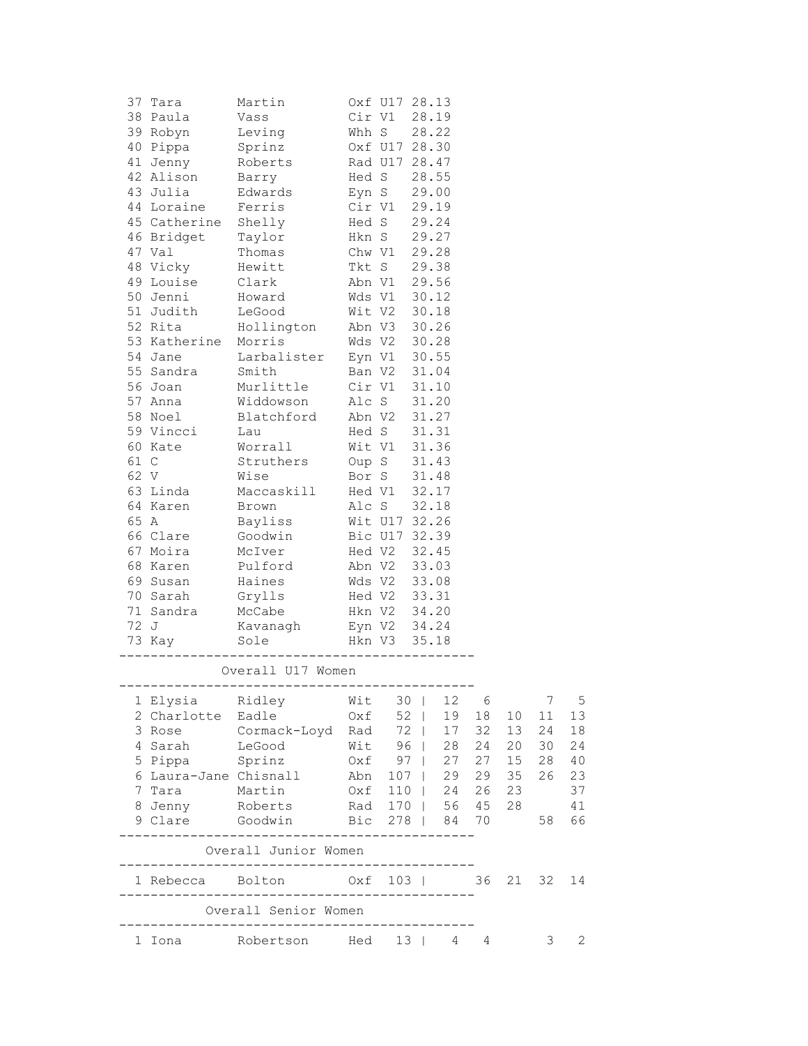| Pos | First | Last | Club | Cat | Time |
|---|---|---|---|---|---|
| 37 | Tara | Martin | Oxf | U17 | 28.13 |
| 38 | Paula | Vass | Cir | V1 | 28.19 |
| 39 | Robyn | Leving | Whh | S | 28.22 |
| 40 | Pippa | Sprinz | Oxf | U17 | 28.30 |
| 41 | Jenny | Roberts | Rad | U17 | 28.47 |
| 42 | Alison | Barry | Hed | S | 28.55 |
| 43 | Julia | Edwards | Eyn | S | 29.00 |
| 44 | Loraine | Ferris | Cir | V1 | 29.19 |
| 45 | Catherine | Shelly | Hed | S | 29.24 |
| 46 | Bridget | Taylor | Hkn | S | 29.27 |
| 47 | Val | Thomas | Chw | V1 | 29.28 |
| 48 | Vicky | Hewitt | Tkt | S | 29.38 |
| 49 | Louise | Clark | Abn | V1 | 29.56 |
| 50 | Jenni | Howard | Wds | V1 | 30.12 |
| 51 | Judith | LeGood | Wit | V2 | 30.18 |
| 52 | Rita | Hollington | Abn | V3 | 30.26 |
| 53 | Katherine | Morris | Wds | V2 | 30.28 |
| 54 | Jane | Larbalister | Eyn | V1 | 30.55 |
| 55 | Sandra | Smith | Ban | V2 | 31.04 |
| 56 | Joan | Murlittle | Cir | V1 | 31.10 |
| 57 | Anna | Widdowson | Alc | S | 31.20 |
| 58 | Noel | Blatchford | Abn | V2 | 31.27 |
| 59 | Vincci | Lau | Hed | S | 31.31 |
| 60 | Kate | Worrall | Wit | V1 | 31.36 |
| 61 | C | Struthers | Oup | S | 31.43 |
| 62 | V | Wise | Bor | S | 31.48 |
| 63 | Linda | Maccaskill | Hed | V1 | 32.17 |
| 64 | Karen | Brown | Alc | S | 32.18 |
| 65 | A | Bayliss | Wit | U17 | 32.26 |
| 66 | Clare | Goodwin | Bic | U17 | 32.39 |
| 67 | Moira | McIver | Hed | V2 | 32.45 |
| 68 | Karen | Pulford | Abn | V2 | 33.03 |
| 69 | Susan | Haines | Wds | V2 | 33.08 |
| 70 | Sarah | Grylls | Hed | V2 | 33.31 |
| 71 | Sandra | McCabe | Hkn | V2 | 34.20 |
| 72 | J | Kavanagh | Eyn | V2 | 34.24 |
| 73 | Kay | Sole | Hkn | V3 | 35.18 |

### Overall U17 Women

| Pos | First | Last | Club | Total | | | | | |
|---|---|---|---|---|---|---|---|---|---|
| 1 | Elysia | Ridley | Wit | 30 | 12 | 6 | | 7 | 5 |
| 2 | Charlotte | Eadle | Oxf | 52 | 19 | 18 | 10 | 11 | 13 |
| 3 | Rose | Cormack-Loyd | Rad | 72 | 17 | 32 | 13 | 24 | 18 |
| 4 | Sarah | LeGood | Wit | 96 | 28 | 24 | 20 | 30 | 24 |
| 5 | Pippa | Sprinz | Oxf | 97 | 27 | 27 | 15 | 28 | 40 |
| 6 | Laura-Jane | Chisnall | Abn | 107 | 29 | 29 | 35 | 26 | 23 |
| 7 | Tara | Martin | Oxf | 110 | 24 | 26 | 23 | | 37 |
| 8 | Jenny | Roberts | Rad | 170 | 56 | 45 | 28 | | 41 |
| 9 | Clare | Goodwin | Bic | 278 | 84 | 70 | | 58 | 66 |

### Overall Junior Women

| Pos | First | Last | Club | Total | | | | | |
|---|---|---|---|---|---|---|---|---|---|
| 1 | Rebecca | Bolton | Oxf | 103 | | 36 | 21 | 32 | 14 |

### Overall Senior Women

| Pos | First | Last | Club | Total | | | | | |
|---|---|---|---|---|---|---|---|---|---|
| 1 | Iona | Robertson | Hed | 13 | 4 | 4 | | 3 | 2 |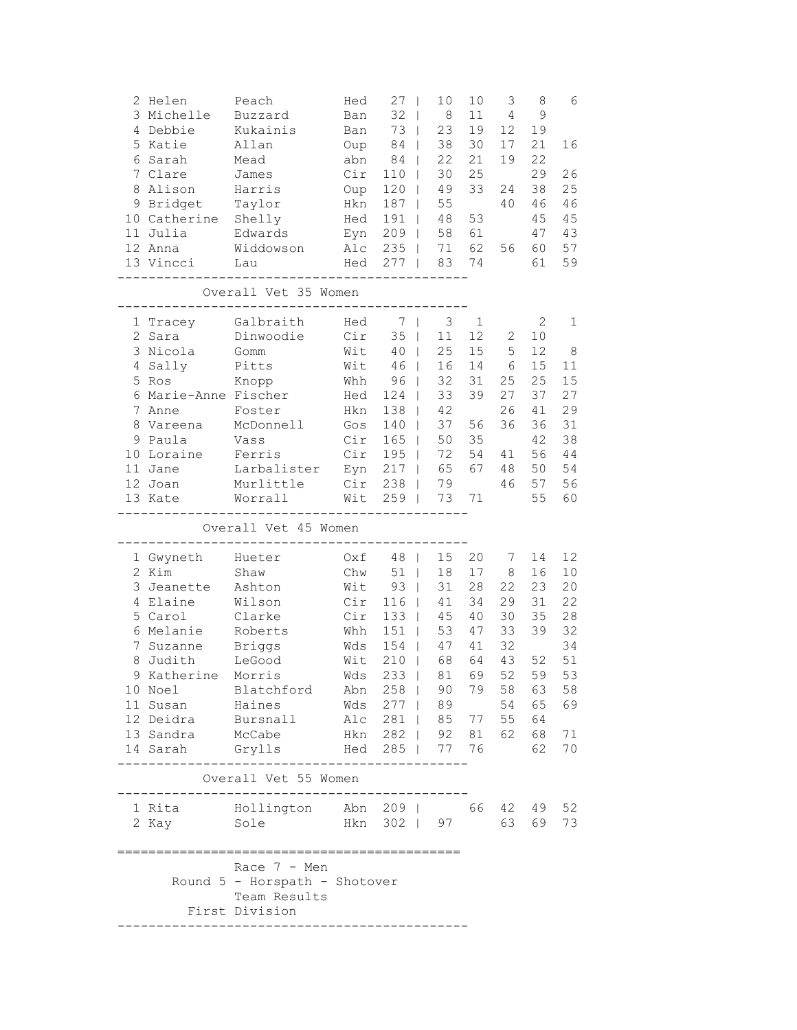| Pos | First Name | Surname | Club | Total | R1 | R2 | R3 | R4 | R5 |
|---|---|---|---|---|---|---|---|---|---|
| 2 | Helen | Peach | Hed | 27 | 10 | 10 | 3 | 8 | 6 |
| 3 | Michelle | Buzzard | Ban | 32 | 8 | 11 | 4 | 9 | |
| 4 | Debbie | Kukainis | Ban | 73 | 23 | 19 | 12 | 19 | |
| 5 | Katie | Allan | Oup | 84 | 38 | 30 | 17 | 21 | 16 |
| 6 | Sarah | Mead | abn | 84 | 22 | 21 | 19 | 22 | |
| 7 | Clare | James | Cir | 110 | 30 | 25 | | 29 | 26 |
| 8 | Alison | Harris | Oup | 120 | 49 | 33 | 24 | 38 | 25 |
| 9 | Bridget | Taylor | Hkn | 187 | 55 | | 40 | 46 | 46 |
| 10 | Catherine | Shelly | Hed | 191 | 48 | 53 | | 45 | 45 |
| 11 | Julia | Edwards | Eyn | 209 | 58 | 61 | | 47 | 43 |
| 12 | Anna | Widdowson | Alc | 235 | 71 | 62 | 56 | 60 | 57 |
| 13 | Vincci | Lau | Hed | 277 | 83 | 74 | | 61 | 59 |

## Overall Vet 35 Women

| Pos | First Name | Surname | Club | Total | R1 | R2 | R3 | R4 | R5 |
|---|---|---|---|---|---|---|---|---|---|
| 1 | Tracey | Galbraith | Hed | 7 | 3 | 1 | | 2 | 1 |
| 2 | Sara | Dinwoodie | Cir | 35 | 11 | 12 | 2 | 10 | |
| 3 | Nicola | Gomm | Wit | 40 | 25 | 15 | 5 | 12 | 8 |
| 4 | Sally | Pitts | Wit | 46 | 16 | 14 | 6 | 15 | 11 |
| 5 | Ros | Knopp | Whh | 96 | 32 | 31 | 25 | 25 | 15 |
| 6 | Marie-Anne | Fischer | Hed | 124 | 33 | 39 | 27 | 37 | 27 |
| 7 | Anne | Foster | Hkn | 138 | 42 | | 26 | 41 | 29 |
| 8 | Vareena | McDonnell | Gos | 140 | 37 | 56 | 36 | 36 | 31 |
| 9 | Paula | Vass | Cir | 165 | 50 | 35 | | 42 | 38 |
| 10 | Loraine | Ferris | Cir | 195 | 72 | 54 | 41 | 56 | 44 |
| 11 | Jane | Larbalister | Eyn | 217 | 65 | 67 | 48 | 50 | 54 |
| 12 | Joan | Murlittle | Cir | 238 | 79 | | 46 | 57 | 56 |
| 13 | Kate | Worrall | Wit | 259 | 73 | 71 | | 55 | 60 |

## Overall Vet 45 Women

| Pos | First Name | Surname | Club | Total | R1 | R2 | R3 | R4 | R5 |
|---|---|---|---|---|---|---|---|---|---|
| 1 | Gwyneth | Hueter | Oxf | 48 | 15 | 20 | 7 | 14 | 12 |
| 2 | Kim | Shaw | Chw | 51 | 18 | 17 | 8 | 16 | 10 |
| 3 | Jeanette | Ashton | Wit | 93 | 31 | 28 | 22 | 23 | 20 |
| 4 | Elaine | Wilson | Cir | 116 | 41 | 34 | 29 | 31 | 22 |
| 5 | Carol | Clarke | Cir | 133 | 45 | 40 | 30 | 35 | 28 |
| 6 | Melanie | Roberts | Whh | 151 | 53 | 47 | 33 | 39 | 32 |
| 7 | Suzanne | Briggs | Wds | 154 | 47 | 41 | 32 | | 34 |
| 8 | Judith | LeGood | Wit | 210 | 68 | 64 | 43 | 52 | 51 |
| 9 | Katherine | Morris | Wds | 233 | 81 | 69 | 52 | 59 | 53 |
| 10 | Noel | Blatchford | Abn | 258 | 90 | 79 | 58 | 63 | 58 |
| 11 | Susan | Haines | Wds | 277 | 89 | | 54 | 65 | 69 |
| 12 | Deidra | Bursnall | Alc | 281 | 85 | 77 | 55 | 64 | |
| 13 | Sandra | McCabe | Hkn | 282 | 92 | 81 | 62 | 68 | 71 |
| 14 | Sarah | Grylls | Hed | 285 | 77 | 76 | | 62 | 70 |

## Overall Vet 55 Women

| Pos | First Name | Surname | Club | Total | R1 | R2 | R3 | R4 | R5 |
|---|---|---|---|---|---|---|---|---|---|
| 1 | Rita | Hollington | Abn | 209 | | 66 | 42 | 49 | 52 |
| 2 | Kay | Sole | Hkn | 302 | 97 | | 63 | 69 | 73 |

# Race 7 - Men
## Round 5 - Horspath - Shotover
### Team Results
### First Division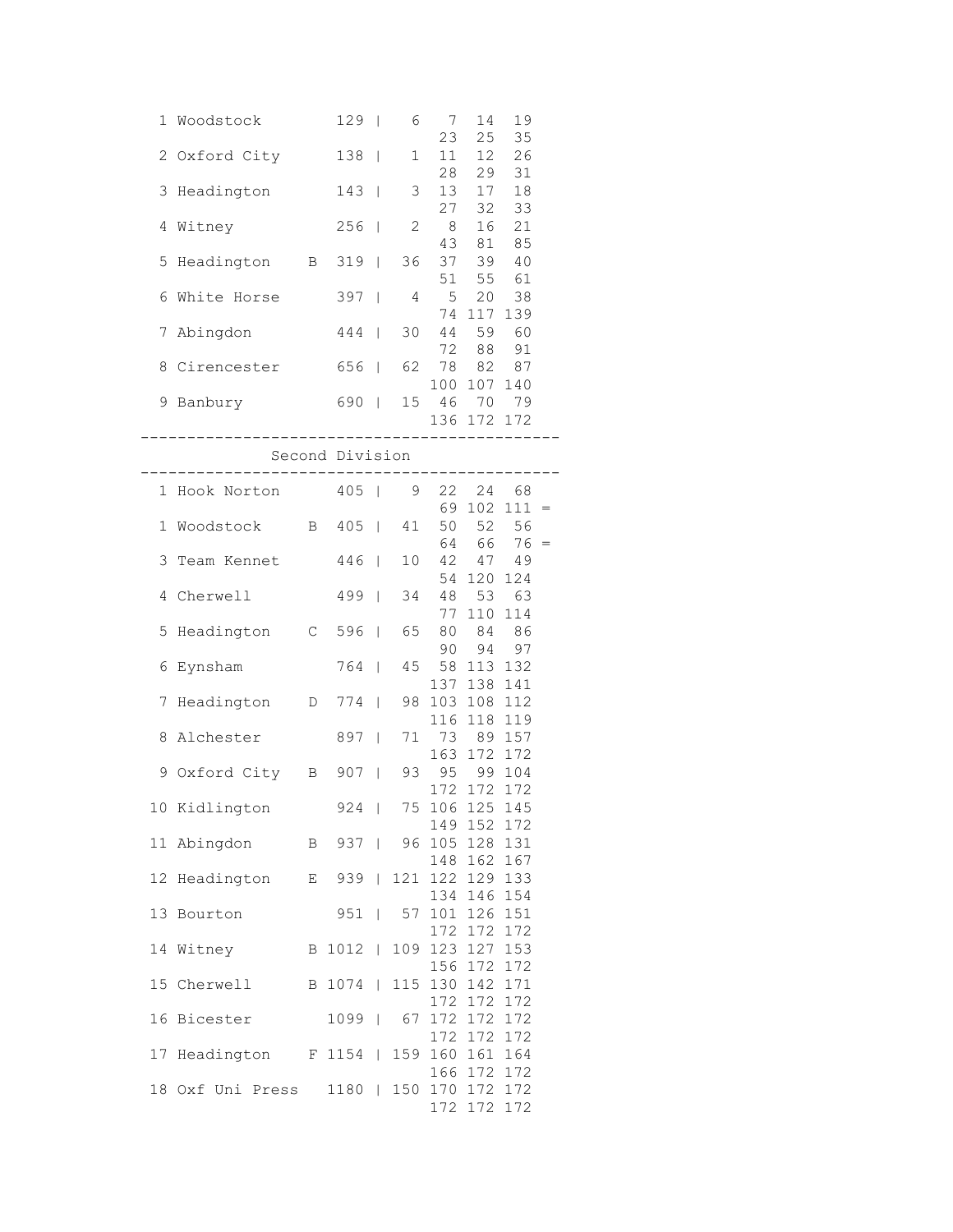```
  1 Woodstock        129 |   6   7  14  19
                                23  25  35
  2 Oxford City      138 |   1  11  12  26
                                28  29  31
  3 Headington       143 |   3  13  17  18
                                27  32  33
  4 Witney           256 |   2   8  16  21
                                43  81  85
  5 Headington    B  319 |  36  37  39  40
                                51  55  61
  6 White Horse      397 |   4   5  20  38
                                74 117 139
  7 Abingdon         444 |  30  44  59  60
                                72  88  91
  8 Cirencester      656 |  62  78  82  87
                               100 107 140
  9 Banbury          690 |  15  46  70  79
                               136 172 172
--------------------------------------------
              Second Division
--------------------------------------------
  1 Hook Norton      405 |   9  22  24  68
                                69 102 111 =
  1 Woodstock     B  405 |  41  50  52  56
                                64  66  76 =
  3 Team Kennet      446 |  10  42  47  49
                                54 120 124
  4 Cherwell         499 |  34  48  53  63
                                77 110 114
  5 Headington    C  596 |  65  80  84  86
                                90  94  97
  6 Eynsham          764 |  45  58 113 132
                               137 138 141
  7 Headington    D  774 |  98 103 108 112
                               116 118 119
  8 Alchester        897 |  71  73  89 157
                               163 172 172
  9 Oxford City   B  907 |  93  95  99 104
                               172 172 172
 10 Kidlington       924 |  75 106 125 145
                               149 152 172
 11 Abingdon      B  937 |  96 105 128 131
                               148 162 167
 12 Headington    E  939 | 121 122 129 133
                               134 146 154
 13 Bourton          951 |  57 101 126 151
                               172 172 172
 14 Witney        B 1012 | 109 123 127 153
                               156 172 172
 15 Cherwell      B 1074 | 115 130 142 171
                               172 172 172
 16 Bicester        1099 |  67 172 172 172
                               172 172 172
 17 Headington    F 1154 | 159 160 161 164
                               166 172 172
 18 Oxf Uni Press   1180 | 150 170 172 172
                               172 172 172
```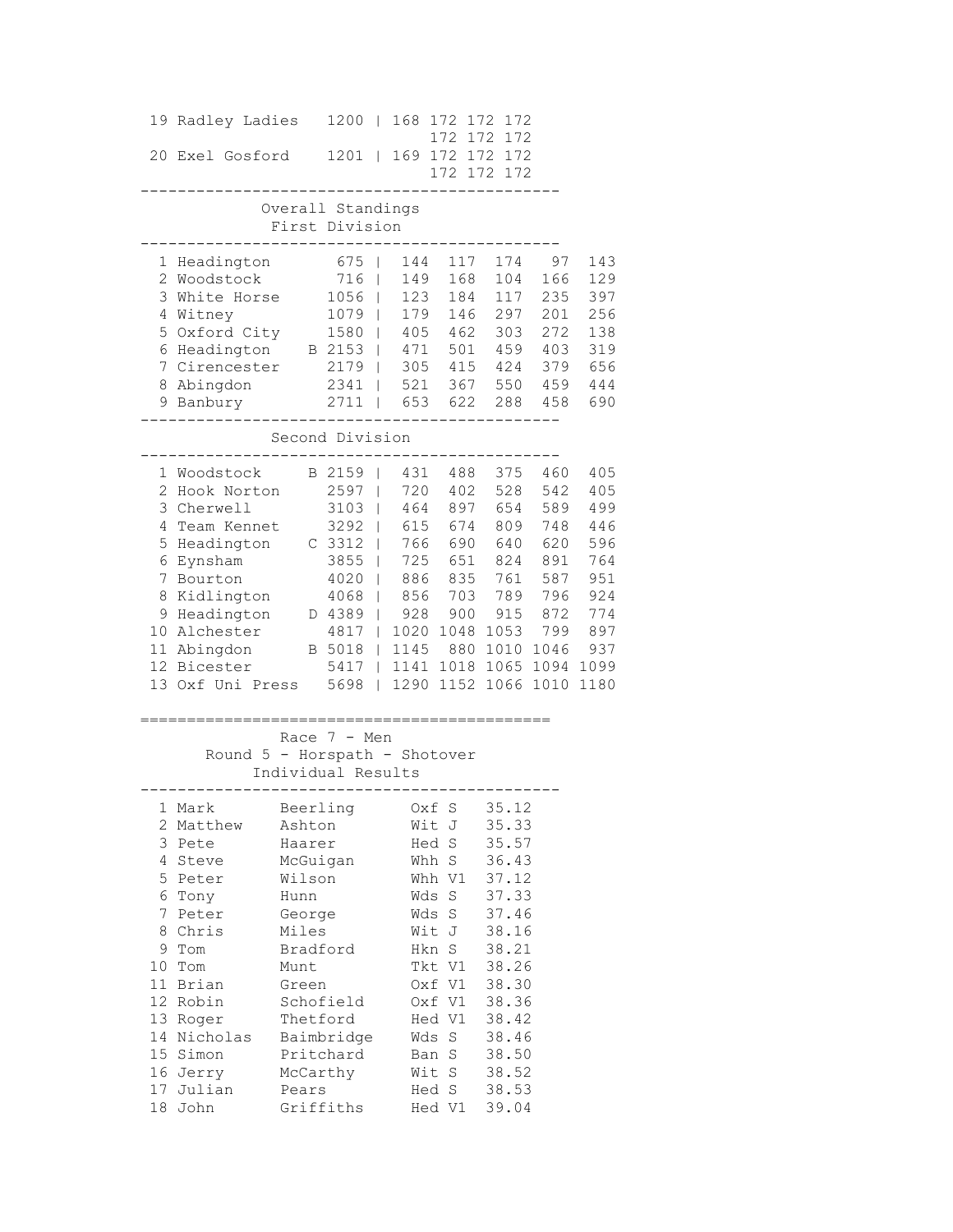| Pos | Team | Total | Scores |
|---|---|---|---|
| 19 | Radley Ladies | 1200 | 168 172 172 172 172 172 172 |
| 20 | Exel Gosford | 1201 | 169 172 172 172 172 172 172 |

## Overall Standings

### First Division

| Pos | Team | | Total | R1 | R2 | R3 | R4 | R5 |
|---|---|---|---|---|---|---|---|---|
| 1 | Headington | | 675 | 144 | 117 | 174 | 97 | 143 |
| 2 | Woodstock | | 716 | 149 | 168 | 104 | 166 | 129 |
| 3 | White Horse | | 1056 | 123 | 184 | 117 | 235 | 397 |
| 4 | Witney | | 1079 | 179 | 146 | 297 | 201 | 256 |
| 5 | Oxford City | | 1580 | 405 | 462 | 303 | 272 | 138 |
| 6 | Headington | B | 2153 | 471 | 501 | 459 | 403 | 319 |
| 7 | Cirencester | | 2179 | 305 | 415 | 424 | 379 | 656 |
| 8 | Abingdon | | 2341 | 521 | 367 | 550 | 459 | 444 |
| 9 | Banbury | | 2711 | 653 | 622 | 288 | 458 | 690 |

### Second Division

| Pos | Team | | Total | R1 | R2 | R3 | R4 | R5 |
|---|---|---|---|---|---|---|---|---|
| 1 | Woodstock | B | 2159 | 431 | 488 | 375 | 460 | 405 |
| 2 | Hook Norton | | 2597 | 720 | 402 | 528 | 542 | 405 |
| 3 | Cherwell | | 3103 | 464 | 897 | 654 | 589 | 499 |
| 4 | Team Kennet | | 3292 | 615 | 674 | 809 | 748 | 446 |
| 5 | Headington | C | 3312 | 766 | 690 | 640 | 620 | 596 |
| 6 | Eynsham | | 3855 | 725 | 651 | 824 | 891 | 764 |
| 7 | Bourton | | 4020 | 886 | 835 | 761 | 587 | 951 |
| 8 | Kidlington | | 4068 | 856 | 703 | 789 | 796 | 924 |
| 9 | Headington | D | 4389 | 928 | 900 | 915 | 872 | 774 |
| 10 | Alchester | | 4817 | 1020 | 1048 | 1053 | 799 | 897 |
| 11 | Abingdon | B | 5018 | 1145 | 880 | 1010 | 1046 | 937 |
| 12 | Bicester | | 5417 | 1141 | 1018 | 1065 | 1094 | 1099 |
| 13 | Oxf Uni Press | | 5698 | 1290 | 1152 | 1066 | 1010 | 1180 |

## Race 7 - Men

### Round 5 - Horspath - Shotover

### Individual Results

| Pos | First Name | Surname | Club | Cat | Time |
|---|---|---|---|---|---|
| 1 | Mark | Beerling | Oxf | S | 35.12 |
| 2 | Matthew | Ashton | Wit | J | 35.33 |
| 3 | Pete | Haarer | Hed | S | 35.57 |
| 4 | Steve | McGuigan | Whh | S | 36.43 |
| 5 | Peter | Wilson | Whh | V1 | 37.12 |
| 6 | Tony | Hunn | Wds | S | 37.33 |
| 7 | Peter | George | Wds | S | 37.46 |
| 8 | Chris | Miles | Wit | J | 38.16 |
| 9 | Tom | Bradford | Hkn | S | 38.21 |
| 10 | Tom | Munt | Tkt | V1 | 38.26 |
| 11 | Brian | Green | Oxf | V1 | 38.30 |
| 12 | Robin | Schofield | Oxf | V1 | 38.36 |
| 13 | Roger | Thetford | Hed | V1 | 38.42 |
| 14 | Nicholas | Baimbridge | Wds | S | 38.46 |
| 15 | Simon | Pritchard | Ban | S | 38.50 |
| 16 | Jerry | McCarthy | Wit | S | 38.52 |
| 17 | Julian | Pears | Hed | S | 38.53 |
| 18 | John | Griffiths | Hed | V1 | 39.04 |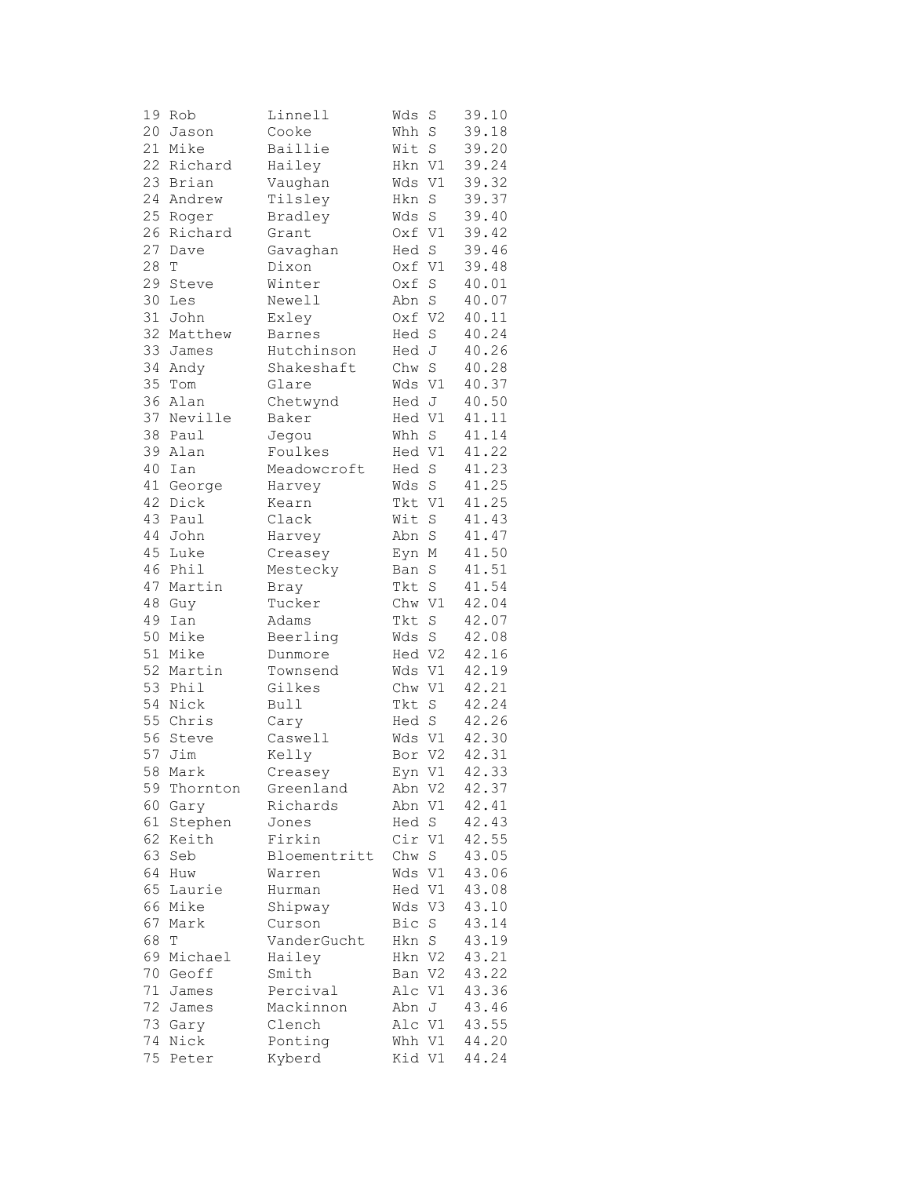| | | | | | |
|---|---|---|---|---|---|
| 19 | Rob | Linnell | Wds | S | 39.10 |
| 20 | Jason | Cooke | Whh | S | 39.18 |
| 21 | Mike | Baillie | Wit | S | 39.20 |
| 22 | Richard | Hailey | Hkn | V1 | 39.24 |
| 23 | Brian | Vaughan | Wds | V1 | 39.32 |
| 24 | Andrew | Tilsley | Hkn | S | 39.37 |
| 25 | Roger | Bradley | Wds | S | 39.40 |
| 26 | Richard | Grant | Oxf | V1 | 39.42 |
| 27 | Dave | Gavaghan | Hed | S | 39.46 |
| 28 | T | Dixon | Oxf | V1 | 39.48 |
| 29 | Steve | Winter | Oxf | S | 40.01 |
| 30 | Les | Newell | Abn | S | 40.07 |
| 31 | John | Exley | Oxf | V2 | 40.11 |
| 32 | Matthew | Barnes | Hed | S | 40.24 |
| 33 | James | Hutchinson | Hed | J | 40.26 |
| 34 | Andy | Shakeshaft | Chw | S | 40.28 |
| 35 | Tom | Glare | Wds | V1 | 40.37 |
| 36 | Alan | Chetwynd | Hed | J | 40.50 |
| 37 | Neville | Baker | Hed | V1 | 41.11 |
| 38 | Paul | Jegou | Whh | S | 41.14 |
| 39 | Alan | Foulkes | Hed | V1 | 41.22 |
| 40 | Ian | Meadowcroft | Hed | S | 41.23 |
| 41 | George | Harvey | Wds | S | 41.25 |
| 42 | Dick | Kearn | Tkt | V1 | 41.25 |
| 43 | Paul | Clack | Wit | S | 41.43 |
| 44 | John | Harvey | Abn | S | 41.47 |
| 45 | Luke | Creasey | Eyn | M | 41.50 |
| 46 | Phil | Mestecky | Ban | S | 41.51 |
| 47 | Martin | Bray | Tkt | S | 41.54 |
| 48 | Guy | Tucker | Chw | V1 | 42.04 |
| 49 | Ian | Adams | Tkt | S | 42.07 |
| 50 | Mike | Beerling | Wds | S | 42.08 |
| 51 | Mike | Dunmore | Hed | V2 | 42.16 |
| 52 | Martin | Townsend | Wds | V1 | 42.19 |
| 53 | Phil | Gilkes | Chw | V1 | 42.21 |
| 54 | Nick | Bull | Tkt | S | 42.24 |
| 55 | Chris | Cary | Hed | S | 42.26 |
| 56 | Steve | Caswell | Wds | V1 | 42.30 |
| 57 | Jim | Kelly | Bor | V2 | 42.31 |
| 58 | Mark | Creasey | Eyn | V1 | 42.33 |
| 59 | Thornton | Greenland | Abn | V2 | 42.37 |
| 60 | Gary | Richards | Abn | V1 | 42.41 |
| 61 | Stephen | Jones | Hed | S | 42.43 |
| 62 | Keith | Firkin | Cir | V1 | 42.55 |
| 63 | Seb | Bloementritt | Chw | S | 43.05 |
| 64 | Huw | Warren | Wds | V1 | 43.06 |
| 65 | Laurie | Hurman | Hed | V1 | 43.08 |
| 66 | Mike | Shipway | Wds | V3 | 43.10 |
| 67 | Mark | Curson | Bic | S | 43.14 |
| 68 | T | VanderGucht | Hkn | S | 43.19 |
| 69 | Michael | Hailey | Hkn | V2 | 43.21 |
| 70 | Geoff | Smith | Ban | V2 | 43.22 |
| 71 | James | Percival | Alc | V1 | 43.36 |
| 72 | James | Mackinnon | Abn | J | 43.46 |
| 73 | Gary | Clench | Alc | V1 | 43.55 |
| 74 | Nick | Ponting | Whh | V1 | 44.20 |
| 75 | Peter | Kyberd | Kid | V1 | 44.24 |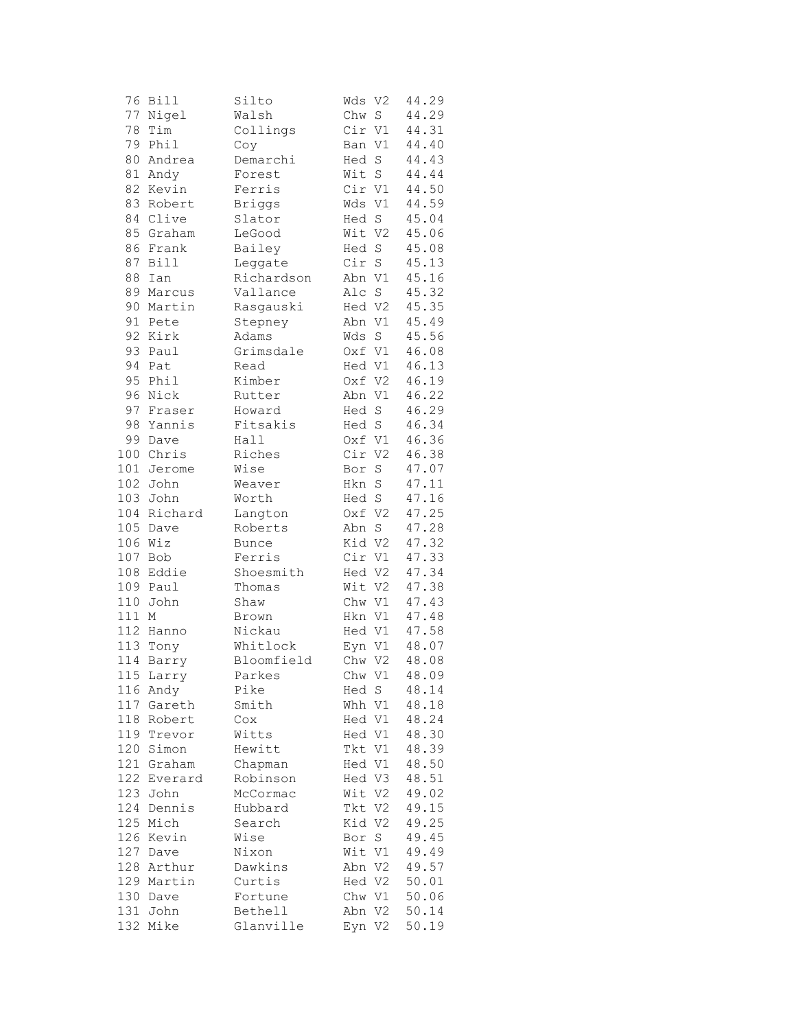```
 76 Bill        Silto         Wds V2  44.29
 77 Nigel       Walsh         Chw S   44.29
 78 Tim         Collings      Cir V1  44.31
 79 Phil        Coy           Ban V1  44.40
 80 Andrea      Demarchi      Hed S   44.43
 81 Andy        Forest        Wit S   44.44
 82 Kevin       Ferris        Cir V1  44.50
 83 Robert      Briggs        Wds V1  44.59
 84 Clive       Slator        Hed S   45.04
 85 Graham      LeGood        Wit V2  45.06
 86 Frank       Bailey        Hed S   45.08
 87 Bill        Leggate       Cir S   45.13
 88 Ian         Richardson    Abn V1  45.16
 89 Marcus      Vallance      Alc S   45.32
 90 Martin      Rasgauski     Hed V2  45.35
 91 Pete        Stepney       Abn V1  45.49
 92 Kirk        Adams         Wds S   45.56
 93 Paul        Grimsdale     Oxf V1  46.08
 94 Pat         Read          Hed V1  46.13
 95 Phil        Kimber        Oxf V2  46.19
 96 Nick        Rutter        Abn V1  46.22
 97 Fraser      Howard        Hed S   46.29
 98 Yannis      Fitsakis      Hed S   46.34
 99 Dave        Hall          Oxf V1  46.36
100 Chris       Riches        Cir V2  46.38
101 Jerome      Wise          Bor S   47.07
102 John        Weaver        Hkn S   47.11
103 John        Worth         Hed S   47.16
104 Richard     Langton       Oxf V2  47.25
105 Dave        Roberts       Abn S   47.28
106 Wiz         Bunce         Kid V2  47.32
107 Bob         Ferris        Cir V1  47.33
108 Eddie       Shoesmith     Hed V2  47.34
109 Paul        Thomas        Wit V2  47.38
110 John        Shaw          Chw V1  47.43
111 M           Brown         Hkn V1  47.48
112 Hanno       Nickau        Hed V1  47.58
113 Tony        Whitlock      Eyn V1  48.07
114 Barry       Bloomfield    Chw V2  48.08
115 Larry       Parkes        Chw V1  48.09
116 Andy        Pike          Hed S   48.14
117 Gareth      Smith         Whh V1  48.18
118 Robert      Cox           Hed V1  48.24
119 Trevor      Witts         Hed V1  48.30
120 Simon       Hewitt        Tkt V1  48.39
121 Graham      Chapman       Hed V1  48.50
122 Everard     Robinson      Hed V3  48.51
123 John        McCormac      Wit V2  49.02
124 Dennis      Hubbard       Tkt V2  49.15
125 Mich        Search        Kid V2  49.25
126 Kevin       Wise          Bor S   49.45
127 Dave        Nixon         Wit V1  49.49
128 Arthur      Dawkins       Abn V2  49.57
129 Martin      Curtis        Hed V2  50.01
130 Dave        Fortune       Chw V1  50.06
131 John        Bethell       Abn V2  50.14
132 Mike        Glanville     Eyn V2  50.19
```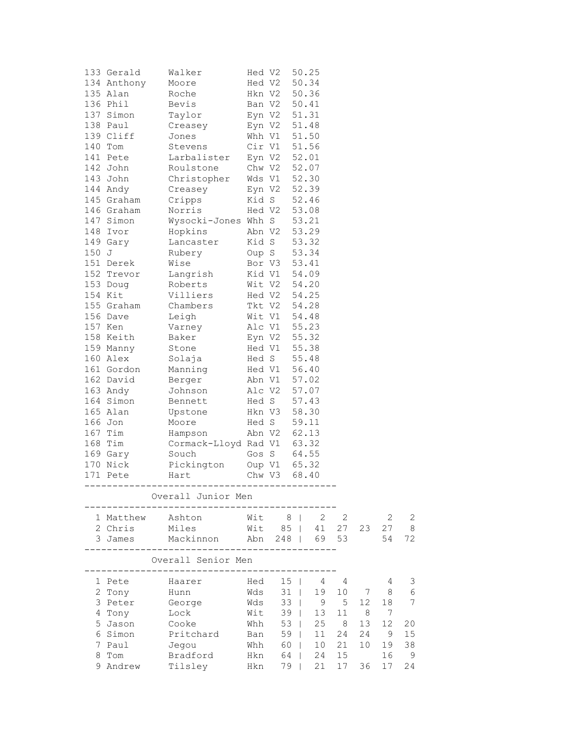| Pos | First | Last | Club | Cat | Time |
|---|---|---|---|---|---|
| 133 | Gerald | Walker | Hed | V2 | 50.25 |
| 134 | Anthony | Moore | Hed | V2 | 50.34 |
| 135 | Alan | Roche | Hkn | V2 | 50.36 |
| 136 | Phil | Bevis | Ban | V2 | 50.41 |
| 137 | Simon | Taylor | Eyn | V2 | 51.31 |
| 138 | Paul | Creasey | Eyn | V2 | 51.48 |
| 139 | Cliff | Jones | Whh | V1 | 51.50 |
| 140 | Tom | Stevens | Cir | V1 | 51.56 |
| 141 | Pete | Larbalister | Eyn | V2 | 52.01 |
| 142 | John | Roulstone | Chw | V2 | 52.07 |
| 143 | John | Christopher | Wds | V1 | 52.30 |
| 144 | Andy | Creasey | Eyn | V2 | 52.39 |
| 145 | Graham | Cripps | Kid | S | 52.46 |
| 146 | Graham | Norris | Hed | V2 | 53.08 |
| 147 | Simon | Wysocki-Jones | Whh | S | 53.21 |
| 148 | Ivor | Hopkins | Abn | V2 | 53.29 |
| 149 | Gary | Lancaster | Kid | S | 53.32 |
| 150 | J | Rubery | Oup | S | 53.34 |
| 151 | Derek | Wise | Bor | V3 | 53.41 |
| 152 | Trevor | Langrish | Kid | V1 | 54.09 |
| 153 | Doug | Roberts | Wit | V2 | 54.20 |
| 154 | Kit | Villiers | Hed | V2 | 54.25 |
| 155 | Graham | Chambers | Tkt | V2 | 54.28 |
| 156 | Dave | Leigh | Wit | V1 | 54.48 |
| 157 | Ken | Varney | Alc | V1 | 55.23 |
| 158 | Keith | Baker | Eyn | V2 | 55.32 |
| 159 | Manny | Stone | Hed | V1 | 55.38 |
| 160 | Alex | Solaja | Hed | S | 55.48 |
| 161 | Gordon | Manning | Hed | V1 | 56.40 |
| 162 | David | Berger | Abn | V1 | 57.02 |
| 163 | Andy | Johnson | Alc | V2 | 57.07 |
| 164 | Simon | Bennett | Hed | S | 57.43 |
| 165 | Alan | Upstone | Hkn | V3 | 58.30 |
| 166 | Jon | Moore | Hed | S | 59.11 |
| 167 | Tim | Hampson | Abn | V2 | 62.13 |
| 168 | Tim | Cormack-Lloyd | Rad | V1 | 63.32 |
| 169 | Gary | Souch | Gos | S | 64.55 |
| 170 | Nick | Pickington | Oup | V1 | 65.32 |
| 171 | Pete | Hart | Chw | V3 | 68.40 |

## Overall Junior Men

| Pos | First | Last | Club | Total | | | | | |
|---|---|---|---|---|---|---|---|---|---|
| 1 | Matthew | Ashton | Wit | 8 | 2 | 2 | | 2 | 2 |
| 2 | Chris | Miles | Wit | 85 | 41 | 27 | 23 | 27 | 8 |
| 3 | James | Mackinnon | Abn | 248 | 69 | 53 | | 54 | 72 |

## Overall Senior Men

| Pos | First | Last | Club | Total | | | | | |
|---|---|---|---|---|---|---|---|---|---|
| 1 | Pete | Haarer | Hed | 15 | 4 | 4 | | 4 | 3 |
| 2 | Tony | Hunn | Wds | 31 | 19 | 10 | 7 | 8 | 6 |
| 3 | Peter | George | Wds | 33 | 9 | 5 | 12 | 18 | 7 |
| 4 | Tony | Lock | Wit | 39 | 13 | 11 | 8 | 7 | |
| 5 | Jason | Cooke | Whh | 53 | 25 | 8 | 13 | 12 | 20 |
| 6 | Simon | Pritchard | Ban | 59 | 11 | 24 | 24 | 9 | 15 |
| 7 | Paul | Jegou | Whh | 60 | 10 | 21 | 10 | 19 | 38 |
| 8 | Tom | Bradford | Hkn | 64 | 24 | 15 | | 16 | 9 |
| 9 | Andrew | Tilsley | Hkn | 79 | 21 | 17 | 36 | 17 | 24 |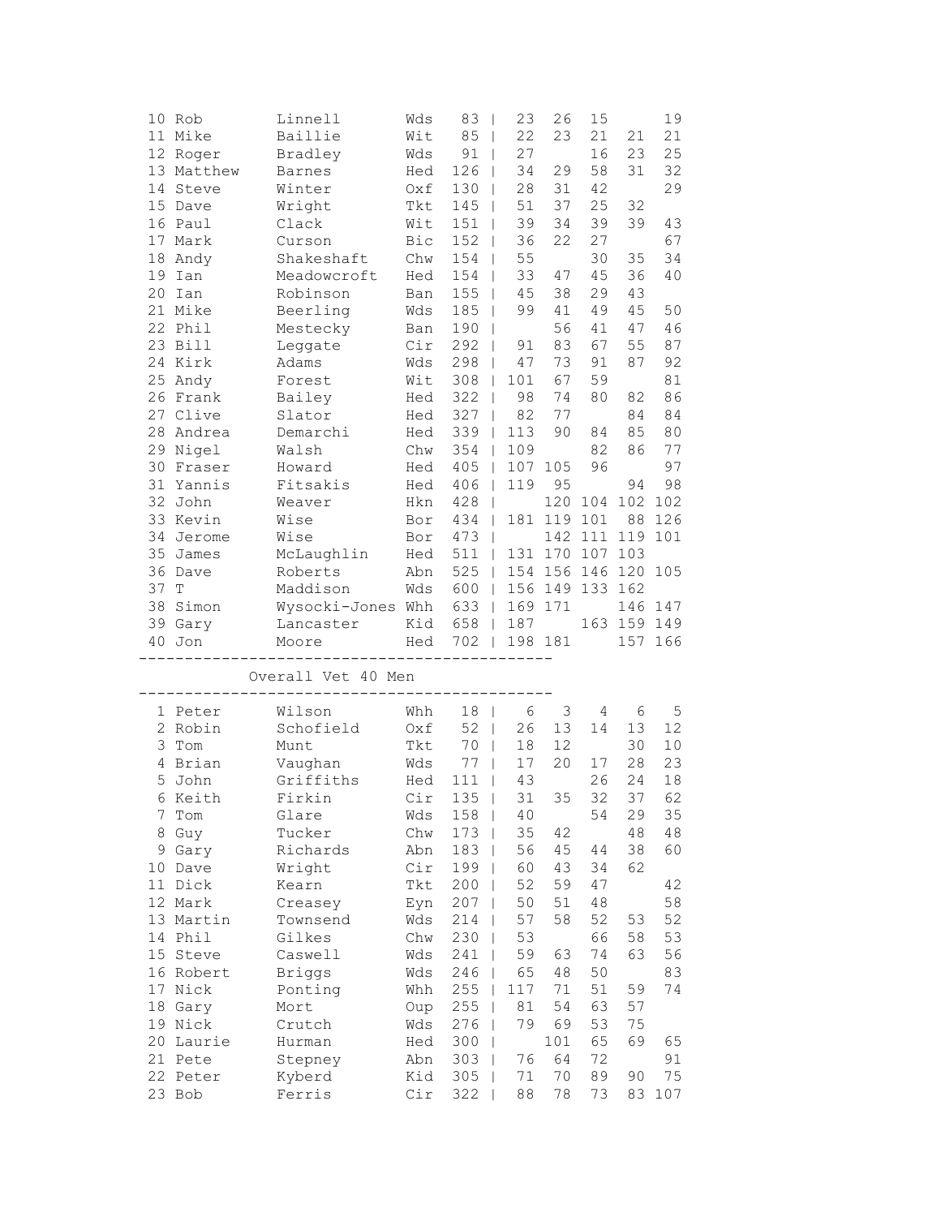| | | | | | | | | | | |
|---|---|---|---|---|---|---|---|---|---|---|
| 10 | Rob | Linnell | Wds | 83 | \| | 23 | 26 | 15 | | 19 |
| 11 | Mike | Baillie | Wit | 85 | \| | 22 | 23 | 21 | 21 | 21 |
| 12 | Roger | Bradley | Wds | 91 | \| | 27 | | 16 | 23 | 25 |
| 13 | Matthew | Barnes | Hed | 126 | \| | 34 | 29 | 58 | 31 | 32 |
| 14 | Steve | Winter | Oxf | 130 | \| | 28 | 31 | 42 | | 29 |
| 15 | Dave | Wright | Tkt | 145 | \| | 51 | 37 | 25 | 32 | |
| 16 | Paul | Clack | Wit | 151 | \| | 39 | 34 | 39 | 39 | 43 |
| 17 | Mark | Curson | Bic | 152 | \| | 36 | 22 | 27 | | 67 |
| 18 | Andy | Shakeshaft | Chw | 154 | \| | 55 | | 30 | 35 | 34 |
| 19 | Ian | Meadowcroft | Hed | 154 | \| | 33 | 47 | 45 | 36 | 40 |
| 20 | Ian | Robinson | Ban | 155 | \| | 45 | 38 | 29 | 43 | |
| 21 | Mike | Beerling | Wds | 185 | \| | 99 | 41 | 49 | 45 | 50 |
| 22 | Phil | Mestecky | Ban | 190 | \| | | 56 | 41 | 47 | 46 |
| 23 | Bill | Leggate | Cir | 292 | \| | 91 | 83 | 67 | 55 | 87 |
| 24 | Kirk | Adams | Wds | 298 | \| | 47 | 73 | 91 | 87 | 92 |
| 25 | Andy | Forest | Wit | 308 | \| | 101 | 67 | 59 | | 81 |
| 26 | Frank | Bailey | Hed | 322 | \| | 98 | 74 | 80 | 82 | 86 |
| 27 | Clive | Slator | Hed | 327 | \| | 82 | 77 | | 84 | 84 |
| 28 | Andrea | Demarchi | Hed | 339 | \| | 113 | 90 | 84 | 85 | 80 |
| 29 | Nigel | Walsh | Chw | 354 | \| | 109 | | 82 | 86 | 77 |
| 30 | Fraser | Howard | Hed | 405 | \| | 107 | 105 | 96 | | 97 |
| 31 | Yannis | Fitsakis | Hed | 406 | \| | 119 | 95 | | 94 | 98 |
| 32 | John | Weaver | Hkn | 428 | \| | | 120 | 104 | 102 | 102 |
| 33 | Kevin | Wise | Bor | 434 | \| | 181 | 119 | 101 | 88 | 126 |
| 34 | Jerome | Wise | Bor | 473 | \| | | 142 | 111 | 119 | 101 |
| 35 | James | McLaughlin | Hed | 511 | \| | 131 | 170 | 107 | 103 | |
| 36 | Dave | Roberts | Abn | 525 | \| | 154 | 156 | 146 | 120 | 105 |
| 37 | T | Maddison | Wds | 600 | \| | 156 | 149 | 133 | 162 | |
| 38 | Simon | Wysocki-Jones | Whh | 633 | \| | 169 | 171 | | 146 | 147 |
| 39 | Gary | Lancaster | Kid | 658 | \| | 187 | | 163 | 159 | 149 |
| 40 | Jon | Moore | Hed | 702 | \| | 198 | 181 | | 157 | 166 |

---

## Overall Vet 40 Men

---

| | | | | | | | | | | |
|---|---|---|---|---|---|---|---|---|---|---|
| 1 | Peter | Wilson | Whh | 18 | \| | 6 | 3 | 4 | 6 | 5 |
| 2 | Robin | Schofield | Oxf | 52 | \| | 26 | 13 | 14 | 13 | 12 |
| 3 | Tom | Munt | Tkt | 70 | \| | 18 | 12 | | 30 | 10 |
| 4 | Brian | Vaughan | Wds | 77 | \| | 17 | 20 | 17 | 28 | 23 |
| 5 | John | Griffiths | Hed | 111 | \| | 43 | | 26 | 24 | 18 |
| 6 | Keith | Firkin | Cir | 135 | \| | 31 | 35 | 32 | 37 | 62 |
| 7 | Tom | Glare | Wds | 158 | \| | 40 | | 54 | 29 | 35 |
| 8 | Guy | Tucker | Chw | 173 | \| | 35 | 42 | | 48 | 48 |
| 9 | Gary | Richards | Abn | 183 | \| | 56 | 45 | 44 | 38 | 60 |
| 10 | Dave | Wright | Cir | 199 | \| | 60 | 43 | 34 | 62 | |
| 11 | Dick | Kearn | Tkt | 200 | \| | 52 | 59 | 47 | | 42 |
| 12 | Mark | Creasey | Eyn | 207 | \| | 50 | 51 | 48 | | 58 |
| 13 | Martin | Townsend | Wds | 214 | \| | 57 | 58 | 52 | 53 | 52 |
| 14 | Phil | Gilkes | Chw | 230 | \| | 53 | | 66 | 58 | 53 |
| 15 | Steve | Caswell | Wds | 241 | \| | 59 | 63 | 74 | 63 | 56 |
| 16 | Robert | Briggs | Wds | 246 | \| | 65 | 48 | 50 | | 83 |
| 17 | Nick | Ponting | Whh | 255 | \| | 117 | 71 | 51 | 59 | 74 |
| 18 | Gary | Mort | Oup | 255 | \| | 81 | 54 | 63 | 57 | |
| 19 | Nick | Crutch | Wds | 276 | \| | 79 | 69 | 53 | 75 | |
| 20 | Laurie | Hurman | Hed | 300 | \| | | 101 | 65 | 69 | 65 |
| 21 | Pete | Stepney | Abn | 303 | \| | 76 | 64 | 72 | | 91 |
| 22 | Peter | Kyberd | Kid | 305 | \| | 71 | 70 | 89 | 90 | 75 |
| 23 | Bob | Ferris | Cir | 322 | \| | 88 | 78 | 73 | 83 | 107 |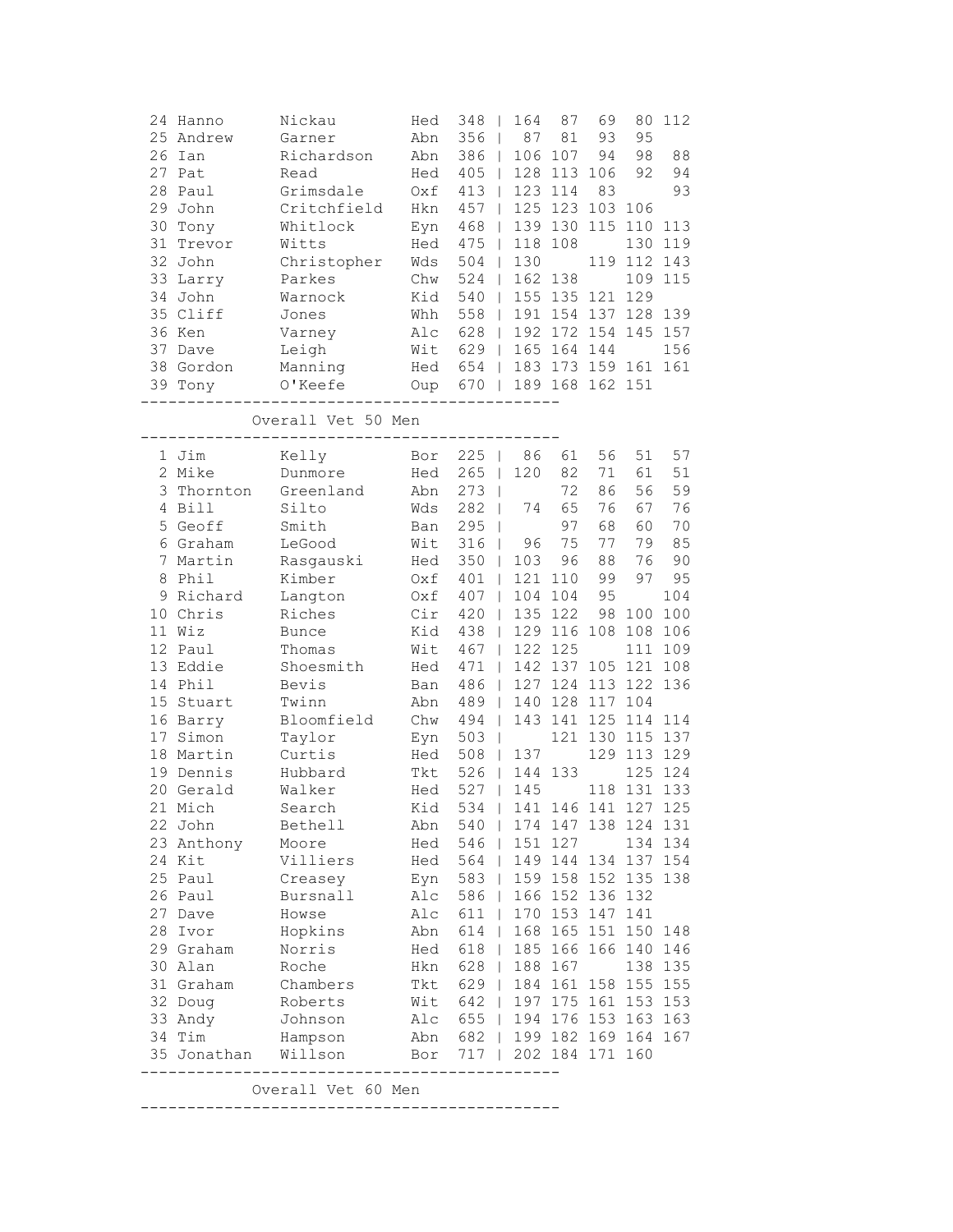| | | | | | | | | | |
|---|---|---|---|---|---|---|---|---|---|
| 24 | Hanno | Nickau | Hed | 348 | 164 | 87 | 69 | 80 | 112 |
| 25 | Andrew | Garner | Abn | 356 | 87 | 81 | 93 | 95 | |
| 26 | Ian | Richardson | Abn | 386 | 106 | 107 | 94 | 98 | 88 |
| 27 | Pat | Read | Hed | 405 | 128 | 113 | 106 | 92 | 94 |
| 28 | Paul | Grimsdale | Oxf | 413 | 123 | 114 | 83 | | 93 |
| 29 | John | Critchfield | Hkn | 457 | 125 | 123 | 103 | 106 | |
| 30 | Tony | Whitlock | Eyn | 468 | 139 | 130 | 115 | 110 | 113 |
| 31 | Trevor | Witts | Hed | 475 | 118 | 108 | | 130 | 119 |
| 32 | John | Christopher | Wds | 504 | 130 | | 119 | 112 | 143 |
| 33 | Larry | Parkes | Chw | 524 | 162 | 138 | | 109 | 115 |
| 34 | John | Warnock | Kid | 540 | 155 | 135 | 121 | 129 | |
| 35 | Cliff | Jones | Whh | 558 | 191 | 154 | 137 | 128 | 139 |
| 36 | Ken | Varney | Alc | 628 | 192 | 172 | 154 | 145 | 157 |
| 37 | Dave | Leigh | Wit | 629 | 165 | 164 | 144 | | 156 |
| 38 | Gordon | Manning | Hed | 654 | 183 | 173 | 159 | 161 | 161 |
| 39 | Tony | O'Keefe | Oup | 670 | 189 | 168 | 162 | 151 | |

## Overall Vet 50 Men

| | | | | | | | | | |
|---|---|---|---|---|---|---|---|---|---|
| 1 | Jim | Kelly | Bor | 225 | 86 | 61 | 56 | 51 | 57 |
| 2 | Mike | Dunmore | Hed | 265 | 120 | 82 | 71 | 61 | 51 |
| 3 | Thornton | Greenland | Abn | 273 | | 72 | 86 | 56 | 59 |
| 4 | Bill | Silto | Wds | 282 | 74 | 65 | 76 | 67 | 76 |
| 5 | Geoff | Smith | Ban | 295 | | 97 | 68 | 60 | 70 |
| 6 | Graham | LeGood | Wit | 316 | 96 | 75 | 77 | 79 | 85 |
| 7 | Martin | Rasgauski | Hed | 350 | 103 | 96 | 88 | 76 | 90 |
| 8 | Phil | Kimber | Oxf | 401 | 121 | 110 | 99 | 97 | 95 |
| 9 | Richard | Langton | Oxf | 407 | 104 | 104 | 95 | | 104 |
| 10 | Chris | Riches | Cir | 420 | 135 | 122 | 98 | 100 | 100 |
| 11 | Wiz | Bunce | Kid | 438 | 129 | 116 | 108 | 108 | 106 |
| 12 | Paul | Thomas | Wit | 467 | 122 | 125 | | 111 | 109 |
| 13 | Eddie | Shoesmith | Hed | 471 | 142 | 137 | 105 | 121 | 108 |
| 14 | Phil | Bevis | Ban | 486 | 127 | 124 | 113 | 122 | 136 |
| 15 | Stuart | Twinn | Abn | 489 | 140 | 128 | 117 | 104 | |
| 16 | Barry | Bloomfield | Chw | 494 | 143 | 141 | 125 | 114 | 114 |
| 17 | Simon | Taylor | Eyn | 503 | | 121 | 130 | 115 | 137 |
| 18 | Martin | Curtis | Hed | 508 | 137 | | 129 | 113 | 129 |
| 19 | Dennis | Hubbard | Tkt | 526 | 144 | 133 | | 125 | 124 |
| 20 | Gerald | Walker | Hed | 527 | 145 | | 118 | 131 | 133 |
| 21 | Mich | Search | Kid | 534 | 141 | 146 | 141 | 127 | 125 |
| 22 | John | Bethell | Abn | 540 | 174 | 147 | 138 | 124 | 131 |
| 23 | Anthony | Moore | Hed | 546 | 151 | 127 | | 134 | 134 |
| 24 | Kit | Villiers | Hed | 564 | 149 | 144 | 134 | 137 | 154 |
| 25 | Paul | Creasey | Eyn | 583 | 159 | 158 | 152 | 135 | 138 |
| 26 | Paul | Bursnall | Alc | 586 | 166 | 152 | 136 | 132 | |
| 27 | Dave | Howse | Alc | 611 | 170 | 153 | 147 | 141 | |
| 28 | Ivor | Hopkins | Abn | 614 | 168 | 165 | 151 | 150 | 148 |
| 29 | Graham | Norris | Hed | 618 | 185 | 166 | 166 | 140 | 146 |
| 30 | Alan | Roche | Hkn | 628 | 188 | 167 | | 138 | 135 |
| 31 | Graham | Chambers | Tkt | 629 | 184 | 161 | 158 | 155 | 155 |
| 32 | Doug | Roberts | Wit | 642 | 197 | 175 | 161 | 153 | 153 |
| 33 | Andy | Johnson | Alc | 655 | 194 | 176 | 153 | 163 | 163 |
| 34 | Tim | Hampson | Abn | 682 | 199 | 182 | 169 | 164 | 167 |
| 35 | Jonathan | Willson | Bor | 717 | 202 | 184 | 171 | 160 | |

## Overall Vet 60 Men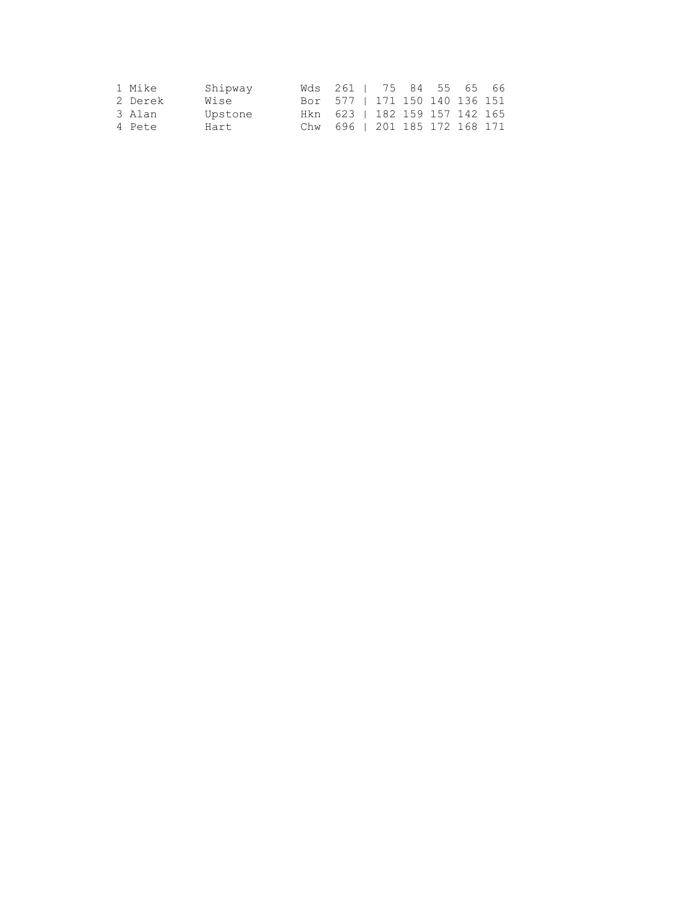| | | | | | | | | | | |
|---|---|---|---|---|---|---|---|---|---|---|
| 1 | Mike | Shipway | Wds | 261 | \| | 75 | 84 | 55 | 65 | 66 |
| 2 | Derek | Wise | Bor | 577 | \| | 171 | 150 | 140 | 136 | 151 |
| 3 | Alan | Upstone | Hkn | 623 | \| | 182 | 159 | 157 | 142 | 165 |
| 4 | Pete | Hart | Chw | 696 | \| | 201 | 185 | 172 | 168 | 171 |